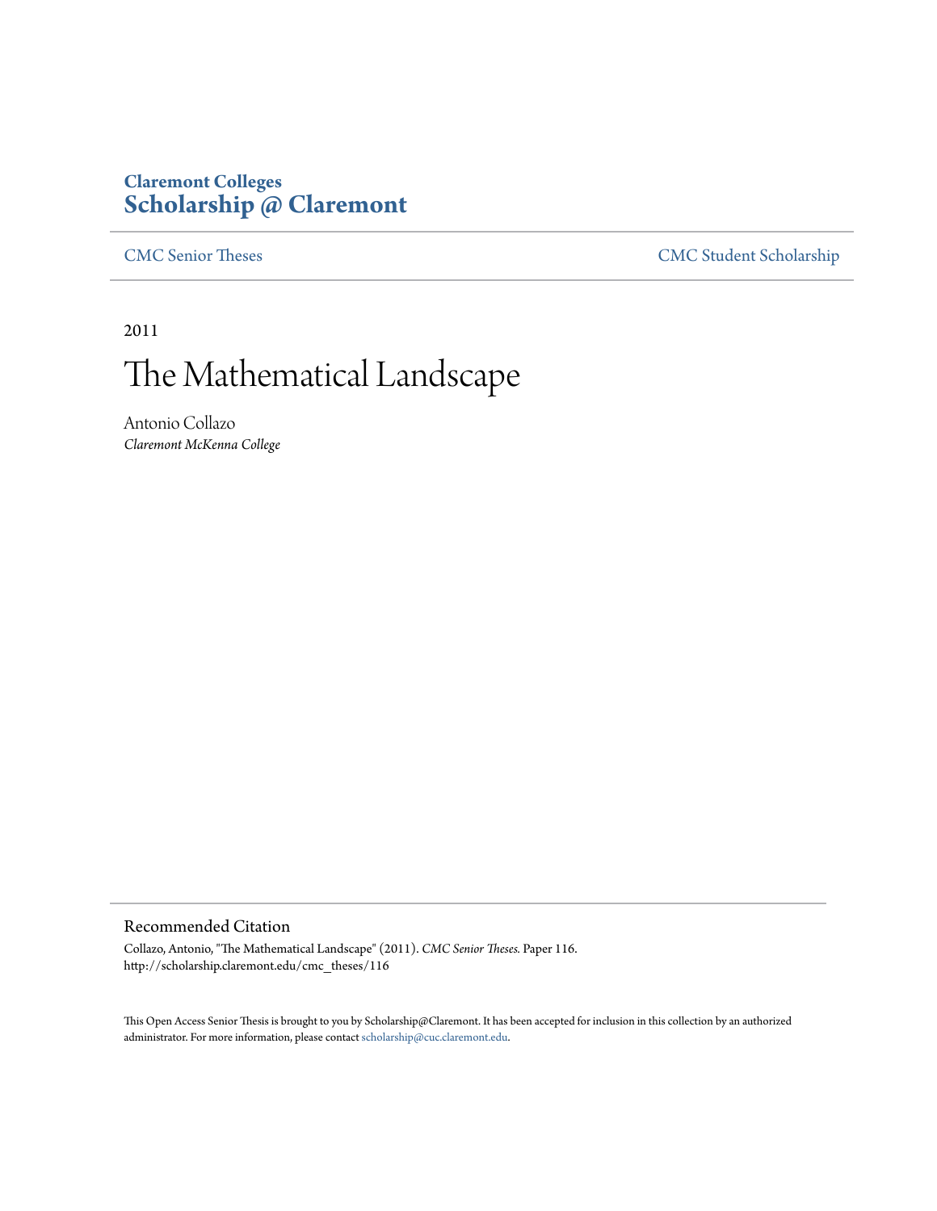Claremont Colleges
**Scholarship @ Claremont**

CMC Senior Theses | CMC Student Scholarship

2011

# The Mathematical Landscape

Antonio Collazo
*Claremont McKenna College*

## Recommended Citation

Collazo, Antonio, "The Mathematical Landscape" (2011). *CMC Senior Theses.* Paper 116.
http://scholarship.claremont.edu/cmc_theses/116

This Open Access Senior Thesis is brought to you by Scholarship@Claremont. It has been accepted for inclusion in this collection by an authorized administrator. For more information, please contact scholarship@cuc.claremont.edu.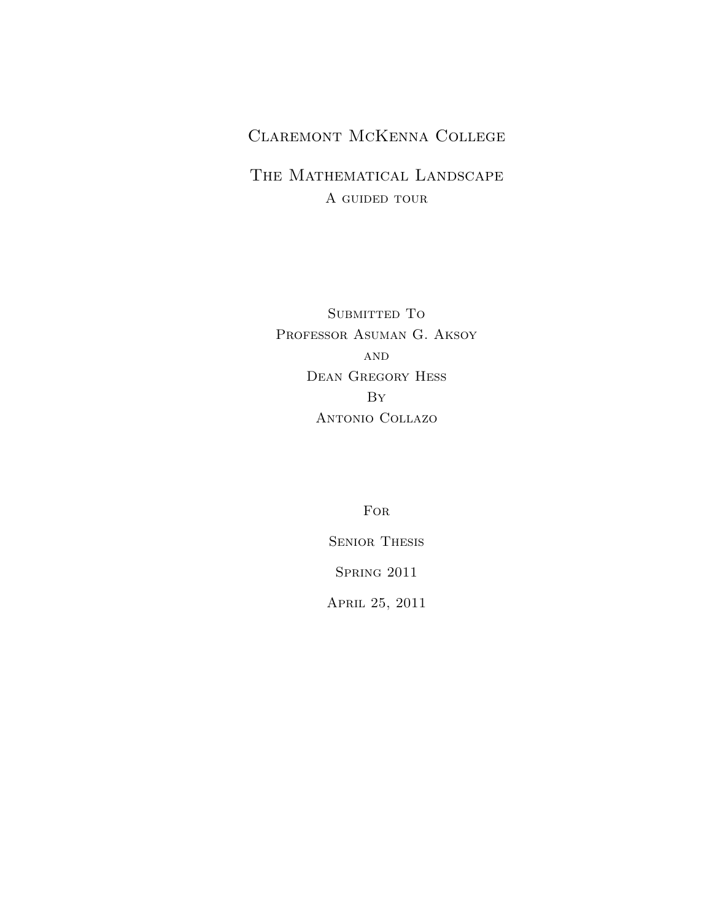Claremont McKenna College

# The Mathematical Landscape

A guided tour

Submitted To
Professor Asuman G. Aksoy
and
Dean Gregory Hess
By
Antonio Collazo

For

Senior Thesis

Spring 2011

April 25, 2011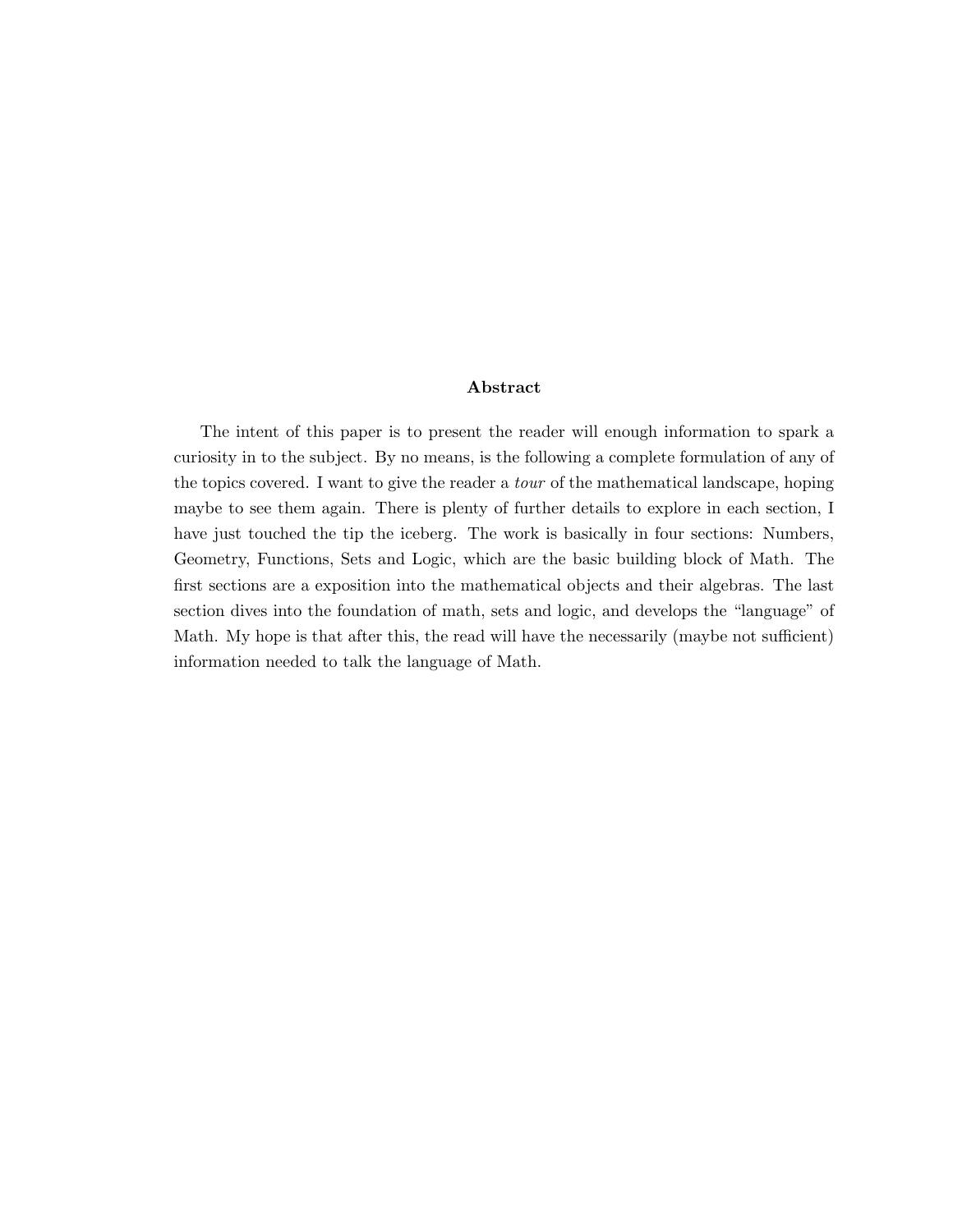### Abstract

The intent of this paper is to present the reader will enough information to spark a curiosity in to the subject. By no means, is the following a complete formulation of any of the topics covered. I want to give the reader a *tour* of the mathematical landscape, hoping maybe to see them again. There is plenty of further details to explore in each section, I have just touched the tip the iceberg. The work is basically in four sections: Numbers, Geometry, Functions, Sets and Logic, which are the basic building block of Math. The first sections are a exposition into the mathematical objects and their algebras. The last section dives into the foundation of math, sets and logic, and develops the "language" of Math. My hope is that after this, the read will have the necessarily (maybe not sufficient) information needed to talk the language of Math.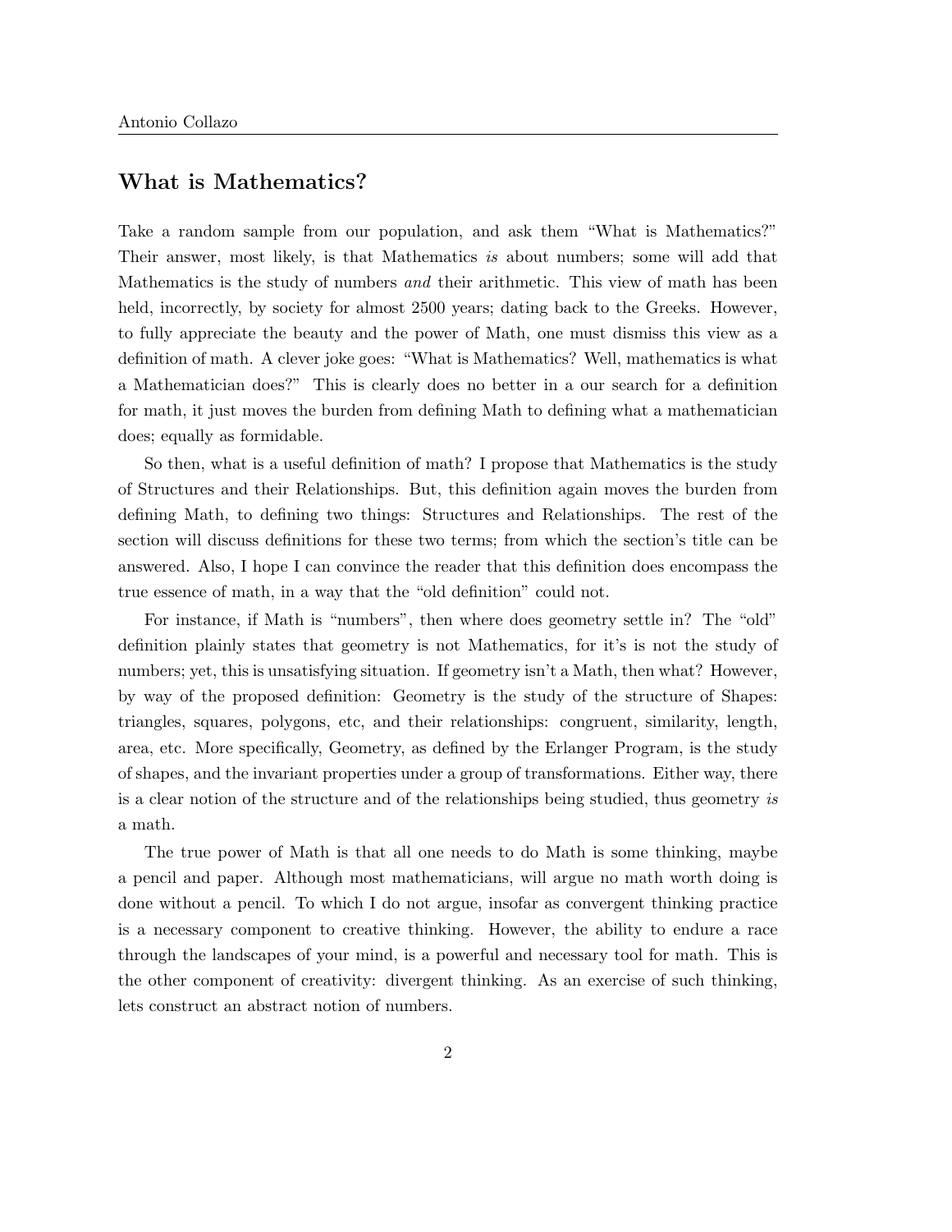## What is Mathematics?

Take a random sample from our population, and ask them "What is Mathematics?" Their answer, most likely, is that Mathematics *is* about numbers; some will add that Mathematics is the study of numbers *and* their arithmetic. This view of math has been held, incorrectly, by society for almost 2500 years; dating back to the Greeks. However, to fully appreciate the beauty and the power of Math, one must dismiss this view as a definition of math. A clever joke goes: "What is Mathematics? Well, mathematics is what a Mathematician does?" This is clearly does no better in a our search for a definition for math, it just moves the burden from defining Math to defining what a mathematician does; equally as formidable.

So then, what is a useful definition of math? I propose that Mathematics is the study of Structures and their Relationships. But, this definition again moves the burden from defining Math, to defining two things: Structures and Relationships. The rest of the section will discuss definitions for these two terms; from which the section's title can be answered. Also, I hope I can convince the reader that this definition does encompass the true essence of math, in a way that the "old definition" could not.

For instance, if Math is "numbers", then where does geometry settle in? The "old" definition plainly states that geometry is not Mathematics, for it's is not the study of numbers; yet, this is unsatisfying situation. If geometry isn't a Math, then what? However, by way of the proposed definition: Geometry is the study of the structure of Shapes: triangles, squares, polygons, etc, and their relationships: congruent, similarity, length, area, etc. More specifically, Geometry, as defined by the Erlanger Program, is the study of shapes, and the invariant properties under a group of transformations. Either way, there is a clear notion of the structure and of the relationships being studied, thus geometry *is* a math.

The true power of Math is that all one needs to do Math is some thinking, maybe a pencil and paper. Although most mathematicians, will argue no math worth doing is done without a pencil. To which I do not argue, insofar as convergent thinking practice is a necessary component to creative thinking. However, the ability to endure a race through the landscapes of your mind, is a powerful and necessary tool for math. This is the other component of creativity: divergent thinking. As an exercise of such thinking, lets construct an abstract notion of numbers.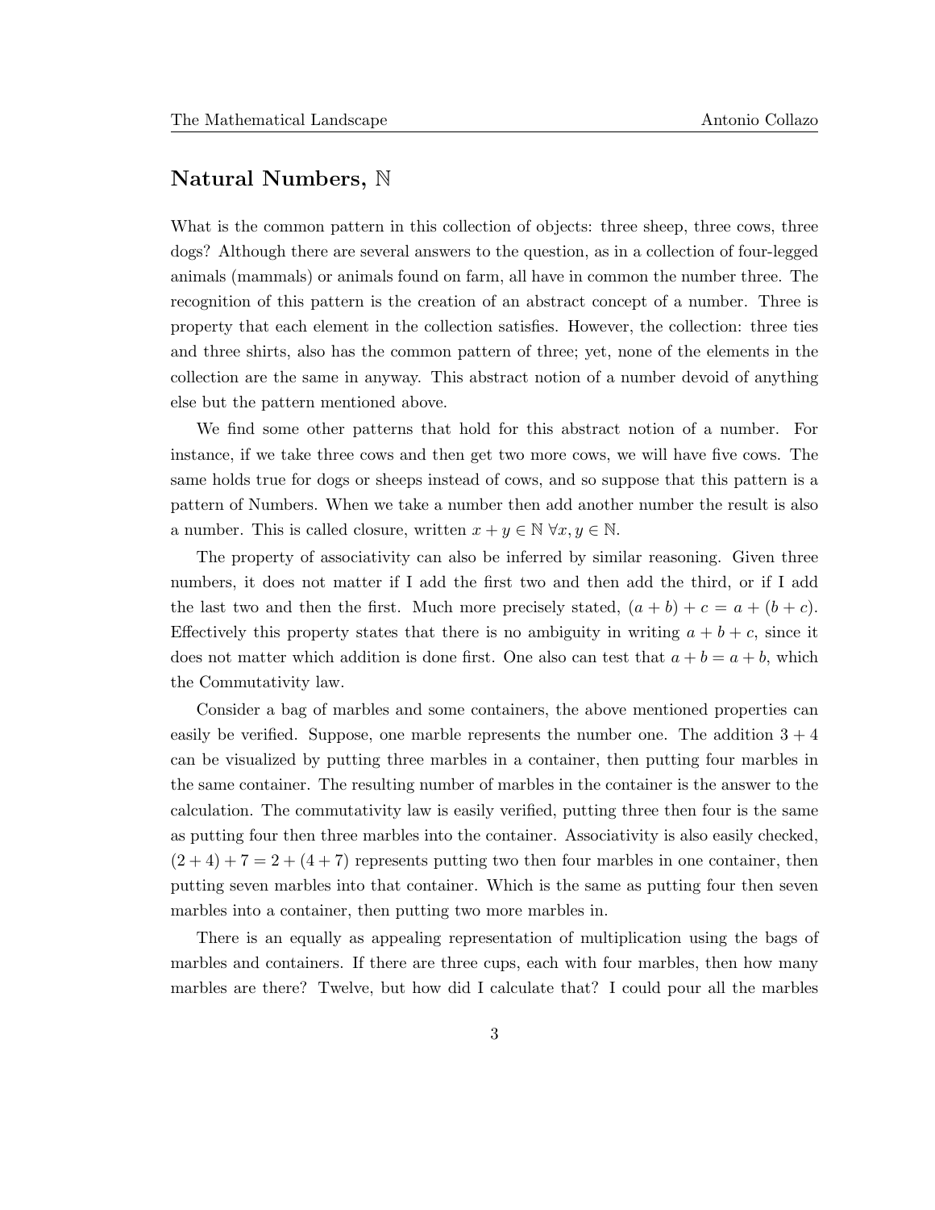## Natural Numbers, $\mathbb{N}$

What is the common pattern in this collection of objects: three sheep, three cows, three dogs? Although there are several answers to the question, as in a collection of four-legged animals (mammals) or animals found on farm, all have in common the number three. The recognition of this pattern is the creation of an abstract concept of a number. Three is property that each element in the collection satisfies. However, the collection: three ties and three shirts, also has the common pattern of three; yet, none of the elements in the collection are the same in anyway. This abstract notion of a number devoid of anything else but the pattern mentioned above.

We find some other patterns that hold for this abstract notion of a number. For instance, if we take three cows and then get two more cows, we will have five cows. The same holds true for dogs or sheeps instead of cows, and so suppose that this pattern is a pattern of Numbers. When we take a number then add another number the result is also a number. This is called closure, written $x + y \in \mathbb{N}\ \forall x, y \in \mathbb{N}$.

The property of associativity can also be inferred by similar reasoning. Given three numbers, it does not matter if I add the first two and then add the third, or if I add the last two and then the first. Much more precisely stated, $(a + b) + c = a + (b + c)$. Effectively this property states that there is no ambiguity in writing $a + b + c$, since it does not matter which addition is done first. One also can test that $a + b = a + b$, which the Commutativity law.

Consider a bag of marbles and some containers, the above mentioned properties can easily be verified. Suppose, one marble represents the number one. The addition $3 + 4$ can be visualized by putting three marbles in a container, then putting four marbles in the same container. The resulting number of marbles in the container is the answer to the calculation. The commutativity law is easily verified, putting three then four is the same as putting four then three marbles into the container. Associativity is also easily checked, $(2 + 4) + 7 = 2 + (4 + 7)$ represents putting two then four marbles in one container, then putting seven marbles into that container. Which is the same as putting four then seven marbles into a container, then putting two more marbles in.

There is an equally as appealing representation of multiplication using the bags of marbles and containers. If there are three cups, each with four marbles, then how many marbles are there? Twelve, but how did I calculate that? I could pour all the marbles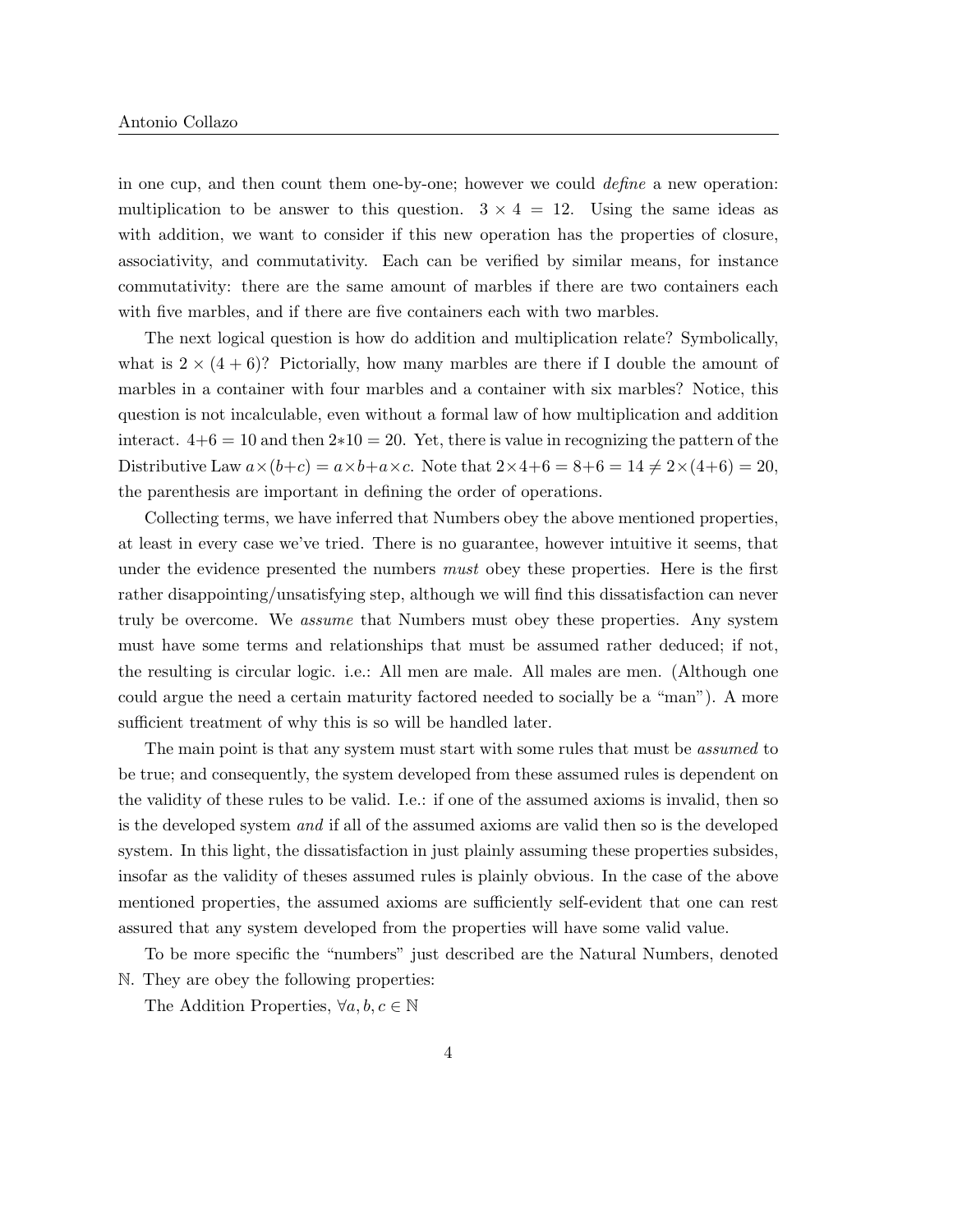in one cup, and then count them one-by-one; however we could *define* a new operation: multiplication to be answer to this question. $3 \times 4 = 12$. Using the same ideas as with addition, we want to consider if this new operation has the properties of closure, associativity, and commutativity. Each can be verified by similar means, for instance commutativity: there are the same amount of marbles if there are two containers each with five marbles, and if there are five containers each with two marbles.

The next logical question is how do addition and multiplication relate? Symbolically, what is $2 \times (4 + 6)$? Pictorially, how many marbles are there if I double the amount of marbles in a container with four marbles and a container with six marbles? Notice, this question is not incalculable, even without a formal law of how multiplication and addition interact. $4+6 = 10$ and then $2*10 = 20$. Yet, there is value in recognizing the pattern of the Distributive Law $a \times (b+c) = a \times b + a \times c$. Note that $2 \times 4 + 6 = 8 + 6 = 14 \neq 2 \times (4+6) = 20$, the parenthesis are important in defining the order of operations.

Collecting terms, we have inferred that Numbers obey the above mentioned properties, at least in every case we've tried. There is no guarantee, however intuitive it seems, that under the evidence presented the numbers *must* obey these properties. Here is the first rather disappointing/unsatisfying step, although we will find this dissatisfaction can never truly be overcome. We *assume* that Numbers must obey these properties. Any system must have some terms and relationships that must be assumed rather deduced; if not, the resulting is circular logic. i.e.: All men are male. All males are men. (Although one could argue the need a certain maturity factored needed to socially be a "man"). A more sufficient treatment of why this is so will be handled later.

The main point is that any system must start with some rules that must be *assumed* to be true; and consequently, the system developed from these assumed rules is dependent on the validity of these rules to be valid. I.e.: if one of the assumed axioms is invalid, then so is the developed system *and* if all of the assumed axioms are valid then so is the developed system. In this light, the dissatisfaction in just plainly assuming these properties subsides, insofar as the validity of theses assumed rules is plainly obvious. In the case of the above mentioned properties, the assumed axioms are sufficiently self-evident that one can rest assured that any system developed from the properties will have some valid value.

To be more specific the "numbers" just described are the Natural Numbers, denoted $\mathbb{N}$. They are obey the following properties:

The Addition Properties, $\forall a, b, c \in \mathbb{N}$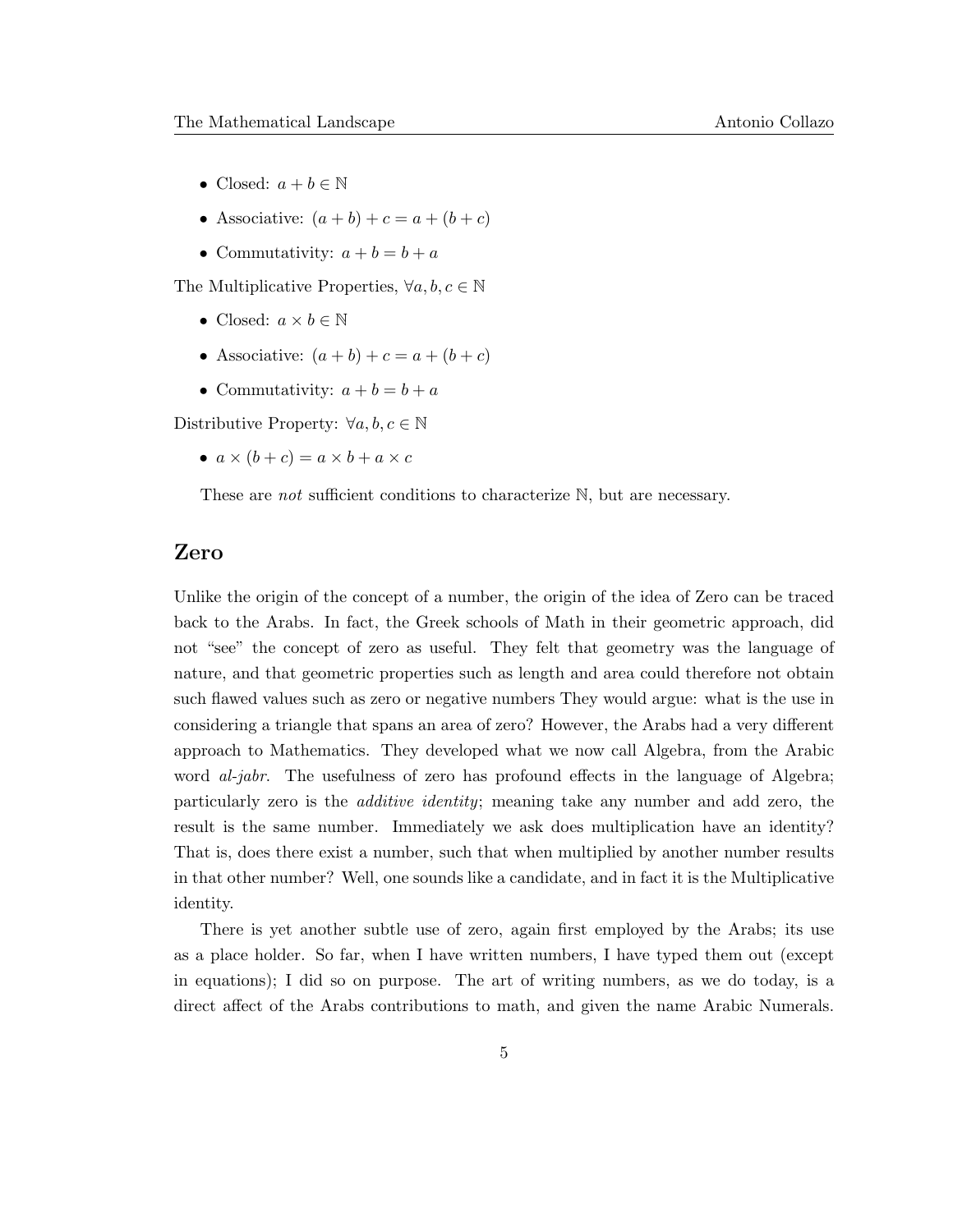- Closed: $a + b \in \mathbb{N}$
- Associative: $(a + b) + c = a + (b + c)$
- Commutativity: $a + b = b + a$

The Multiplicative Properties, $\forall a, b, c \in \mathbb{N}$

- Closed: $a \times b \in \mathbb{N}$
- Associative: $(a + b) + c = a + (b + c)$
- Commutativity: $a + b = b + a$

Distributive Property: $\forall a, b, c \in \mathbb{N}$

- $a \times (b + c) = a \times b + a \times c$

These are *not* sufficient conditions to characterize $\mathbb{N}$, but are necessary.

## Zero

Unlike the origin of the concept of a number, the origin of the idea of Zero can be traced back to the Arabs. In fact, the Greek schools of Math in their geometric approach, did not "see" the concept of zero as useful. They felt that geometry was the language of nature, and that geometric properties such as length and area could therefore not obtain such flawed values such as zero or negative numbers They would argue: what is the use in considering a triangle that spans an area of zero? However, the Arabs had a very different approach to Mathematics. They developed what we now call Algebra, from the Arabic word *al-jabr*. The usefulness of zero has profound effects in the language of Algebra; particularly zero is the *additive identity*; meaning take any number and add zero, the result is the same number. Immediately we ask does multiplication have an identity? That is, does there exist a number, such that when multiplied by another number results in that other number? Well, one sounds like a candidate, and in fact it is the Multiplicative identity.

There is yet another subtle use of zero, again first employed by the Arabs; its use as a place holder. So far, when I have written numbers, I have typed them out (except in equations); I did so on purpose. The art of writing numbers, as we do today, is a direct affect of the Arabs contributions to math, and given the name Arabic Numerals.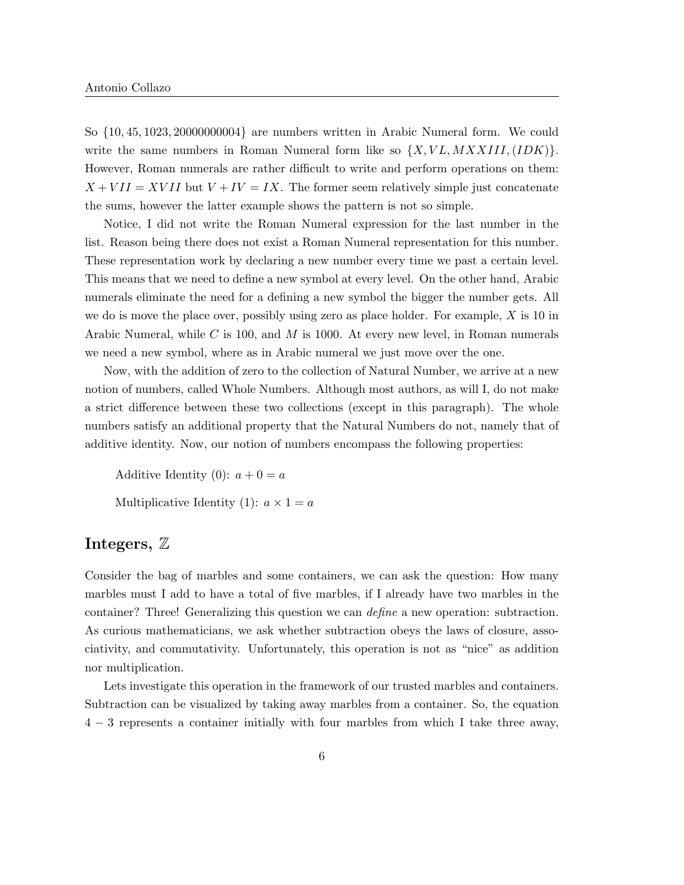So $\{10, 45, 1023, 20000000004\}$ are numbers written in Arabic Numeral form. We could write the same numbers in Roman Numeral form like so $\{X, VL, MXXIII, (IDK)\}$. However, Roman numerals are rather difficult to write and perform operations on them: $X + VII = XVII$ but $V + IV = IX$. The former seem relatively simple just concatenate the sums, however the latter example shows the pattern is not so simple.

Notice, I did not write the Roman Numeral expression for the last number in the list. Reason being there does not exist a Roman Numeral representation for this number. These representation work by declaring a new number every time we past a certain level. This means that we need to define a new symbol at every level. On the other hand, Arabic numerals eliminate the need for a defining a new symbol the bigger the number gets. All we do is move the place over, possibly using zero as place holder. For example, $X$ is 10 in Arabic Numeral, while $C$ is 100, and $M$ is 1000. At every new level, in Roman numerals we need a new symbol, where as in Arabic numeral we just move over the one.

Now, with the addition of zero to the collection of Natural Number, we arrive at a new notion of numbers, called Whole Numbers. Although most authors, as will I, do not make a strict difference between these two collections (except in this paragraph). The whole numbers satisfy an additional property that the Natural Numbers do not, namely that of additive identity. Now, our notion of numbers encompass the following properties:

Additive Identity (0): $a + 0 = a$

Multiplicative Identity (1): $a \times 1 = a$

## Integers, $\mathbb{Z}$

Consider the bag of marbles and some containers, we can ask the question: How many marbles must I add to have a total of five marbles, if I already have two marbles in the container? Three! Generalizing this question we can *define* a new operation: subtraction. As curious mathematicians, we ask whether subtraction obeys the laws of closure, associativity, and commutativity. Unfortunately, this operation is not as "nice" as addition nor multiplication.

Lets investigate this operation in the framework of our trusted marbles and containers. Subtraction can be visualized by taking away marbles from a container. So, the equation $4 - 3$ represents a container initially with four marbles from which I take three away,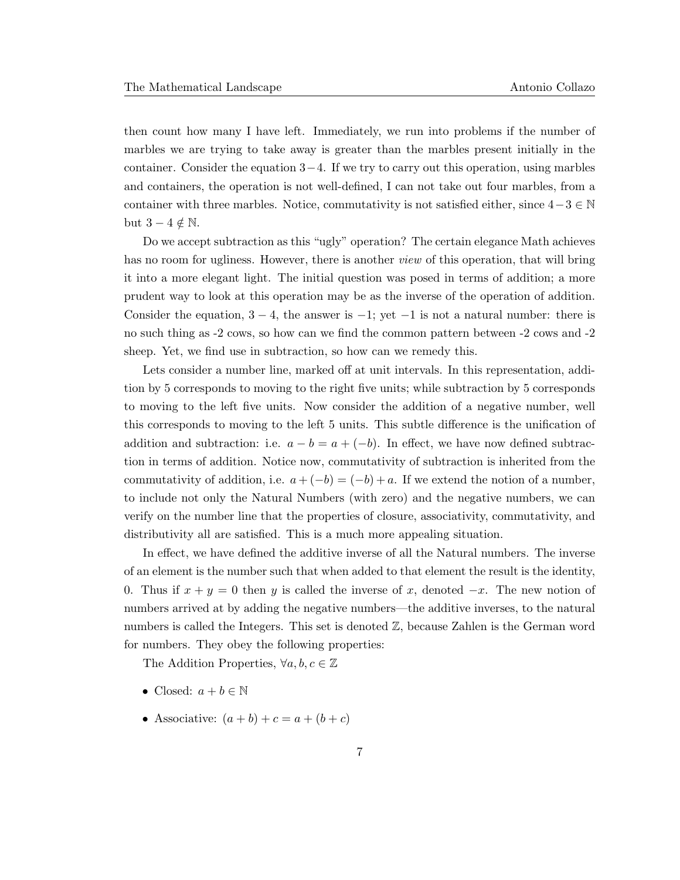then count how many I have left. Immediately, we run into problems if the number of marbles we are trying to take away is greater than the marbles present initially in the container. Consider the equation $3-4$. If we try to carry out this operation, using marbles and containers, the operation is not well-defined, I can not take out four marbles, from a container with three marbles. Notice, commutativity is not satisfied either, since $4-3 \in \mathbb{N}$ but $3-4 \notin \mathbb{N}$.

Do we accept subtraction as this "ugly" operation? The certain elegance Math achieves has no room for ugliness. However, there is another *view* of this operation, that will bring it into a more elegant light. The initial question was posed in terms of addition; a more prudent way to look at this operation may be as the inverse of the operation of addition. Consider the equation, $3-4$, the answer is $-1$; yet $-1$ is not a natural number: there is no such thing as -2 cows, so how can we find the common pattern between -2 cows and -2 sheep. Yet, we find use in subtraction, so how can we remedy this.

Lets consider a number line, marked off at unit intervals. In this representation, addition by 5 corresponds to moving to the right five units; while subtraction by 5 corresponds to moving to the left five units. Now consider the addition of a negative number, well this corresponds to moving to the left 5 units. This subtle difference is the unification of addition and subtraction: i.e. $a - b = a + (-b)$. In effect, we have now defined subtraction in terms of addition. Notice now, commutativity of subtraction is inherited from the commutativity of addition, i.e. $a + (-b) = (-b) + a$. If we extend the notion of a number, to include not only the Natural Numbers (with zero) and the negative numbers, we can verify on the number line that the properties of closure, associativity, commutativity, and distributivity all are satisfied. This is a much more appealing situation.

In effect, we have defined the additive inverse of all the Natural numbers. The inverse of an element is the number such that when added to that element the result is the identity, 0. Thus if $x + y = 0$ then $y$ is called the inverse of $x$, denoted $-x$. The new notion of numbers arrived at by adding the negative numbers—the additive inverses, to the natural numbers is called the Integers. This set is denoted $\mathbb{Z}$, because Zahlen is the German word for numbers. They obey the following properties:

The Addition Properties, $\forall a, b, c \in \mathbb{Z}$

- Closed: $a + b \in \mathbb{N}$
- Associative: $(a + b) + c = a + (b + c)$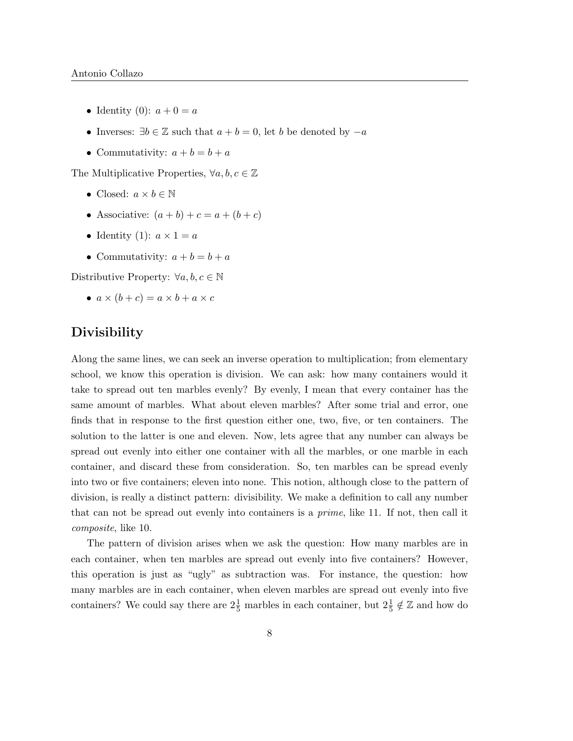- Identity (0): $a + 0 = a$
- Inverses: $\exists b \in \mathbb{Z}$ such that $a + b = 0$, let $b$ be denoted by $-a$
- Commutativity: $a + b = b + a$

The Multiplicative Properties, $\forall a, b, c \in \mathbb{Z}$

- Closed: $a \times b \in \mathbb{N}$
- Associative: $(a + b) + c = a + (b + c)$
- Identity (1): $a \times 1 = a$
- Commutativity: $a + b = b + a$

Distributive Property: $\forall a, b, c \in \mathbb{N}$

- $a \times (b + c) = a \times b + a \times c$

## Divisibility

Along the same lines, we can seek an inverse operation to multiplication; from elementary school, we know this operation is division. We can ask: how many containers would it take to spread out ten marbles evenly? By evenly, I mean that every container has the same amount of marbles. What about eleven marbles? After some trial and error, one finds that in response to the first question either one, two, five, or ten containers. The solution to the latter is one and eleven. Now, lets agree that any number can always be spread out evenly into either one container with all the marbles, or one marble in each container, and discard these from consideration. So, ten marbles can be spread evenly into two or five containers; eleven into none. This notion, although close to the pattern of division, is really a distinct pattern: divisibility. We make a definition to call any number that can not be spread out evenly into containers is a *prime*, like 11. If not, then call it *composite*, like 10.

The pattern of division arises when we ask the question: How many marbles are in each container, when ten marbles are spread out evenly into five containers? However, this operation is just as "ugly" as subtraction was. For instance, the question: how many marbles are in each container, when eleven marbles are spread out evenly into five containers? We could say there are $2\frac{1}{5}$ marbles in each container, but $2\frac{1}{5} \notin \mathbb{Z}$ and how do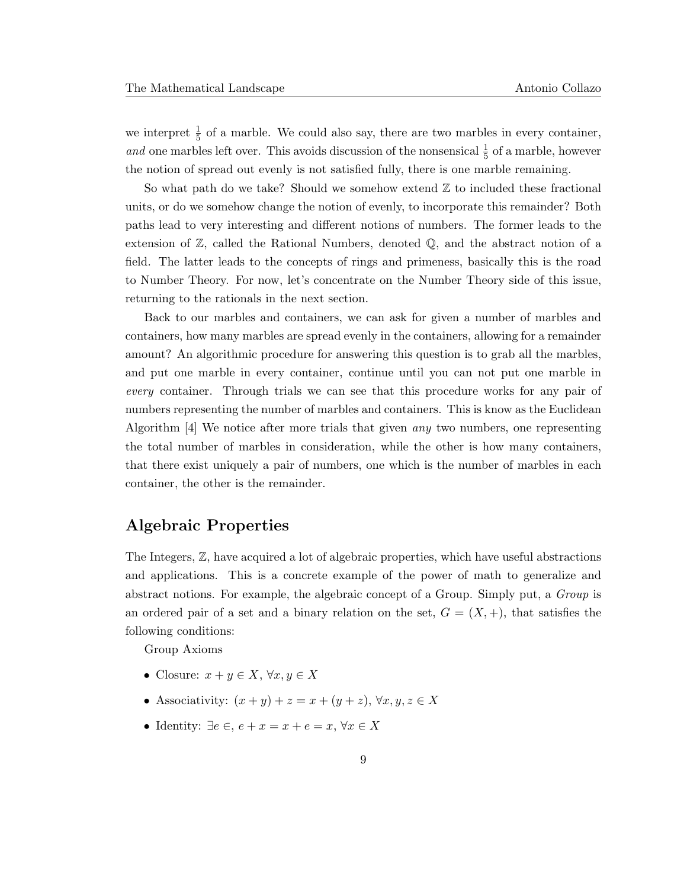we interpret $\frac{1}{5}$ of a marble. We could also say, there are two marbles in every container, *and* one marbles left over. This avoids discussion of the nonsensical $\frac{1}{5}$ of a marble, however the notion of spread out evenly is not satisfied fully, there is one marble remaining.

So what path do we take? Should we somehow extend $\mathbb{Z}$ to included these fractional units, or do we somehow change the notion of evenly, to incorporate this remainder? Both paths lead to very interesting and different notions of numbers. The former leads to the extension of $\mathbb{Z}$, called the Rational Numbers, denoted $\mathbb{Q}$, and the abstract notion of a field. The latter leads to the concepts of rings and primeness, basically this is the road to Number Theory. For now, let's concentrate on the Number Theory side of this issue, returning to the rationals in the next section.

Back to our marbles and containers, we can ask for given a number of marbles and containers, how many marbles are spread evenly in the containers, allowing for a remainder amount? An algorithmic procedure for answering this question is to grab all the marbles, and put one marble in every container, continue until you can not put one marble in *every* container. Through trials we can see that this procedure works for any pair of numbers representing the number of marbles and containers. This is know as the Euclidean Algorithm [4] We notice after more trials that given *any* two numbers, one representing the total number of marbles in consideration, while the other is how many containers, that there exist uniquely a pair of numbers, one which is the number of marbles in each container, the other is the remainder.

## Algebraic Properties

The Integers, $\mathbb{Z}$, have acquired a lot of algebraic properties, which have useful abstractions and applications. This is a concrete example of the power of math to generalize and abstract notions. For example, the algebraic concept of a Group. Simply put, a *Group* is an ordered pair of a set and a binary relation on the set, $G = (X, +)$, that satisfies the following conditions:

Group Axioms

- Closure: $x + y \in X$, $\forall x, y \in X$
- Associativity: $(x + y) + z = x + (y + z)$, $\forall x, y, z \in X$
- Identity: $\exists e \in$, $e + x = x + e = x$, $\forall x \in X$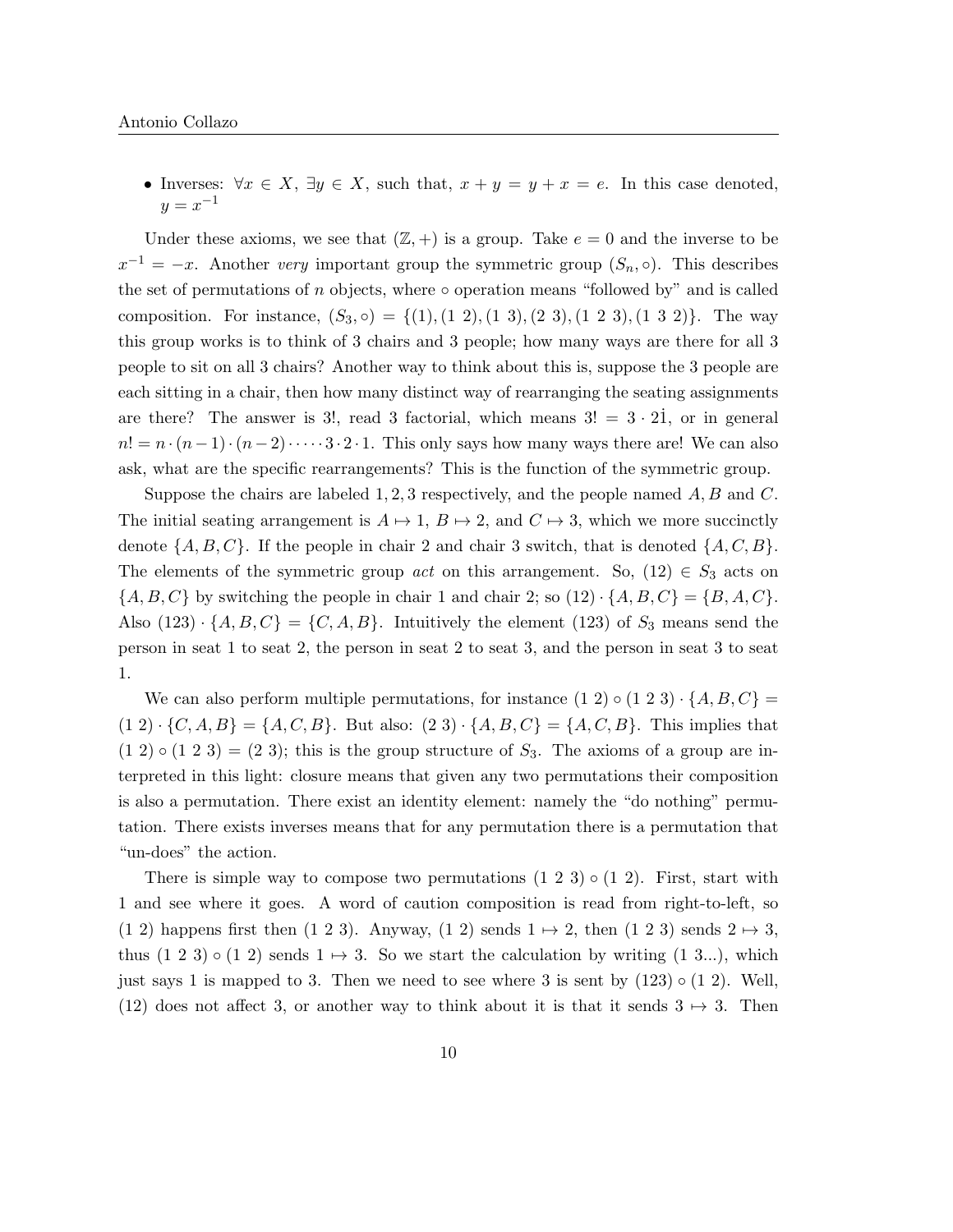- Inverses: $\forall x \in X$, $\exists y \in X$, such that, $x + y = y + x = e$. In this case denoted, $y = x^{-1}$

Under these axioms, we see that $(\mathbb{Z}, +)$ is a group. Take $e = 0$ and the inverse to be $x^{-1} = -x$. Another *very* important group the symmetric group $(S_n, \circ)$. This describes the set of permutations of $n$ objects, where $\circ$ operation means "followed by" and is called composition. For instance, $(S_3, \circ) = \{(1), (1\ 2), (1\ 3), (2\ 3), (1\ 2\ 3), (1\ 3\ 2)\}$. The way this group works is to think of 3 chairs and 3 people; how many ways are there for all 3 people to sit on all 3 chairs? Another way to think about this is, suppose the 3 people are each sitting in a chair, then how many distinct way of rearranging the seating assignments are there? The answer is 3!, read 3 factorial, which means $3! = 3 \cdot 2\dot{1}$, or in general $n! = n \cdot (n-1) \cdot (n-2) \cdot \cdots \cdot 3 \cdot 2 \cdot 1$. This only says how many ways there are! We can also ask, what are the specific rearrangements? This is the function of the symmetric group.

Suppose the chairs are labeled $1, 2, 3$ respectively, and the people named $A, B$ and $C$. The initial seating arrangement is $A \mapsto 1$, $B \mapsto 2$, and $C \mapsto 3$, which we more succinctly denote $\{A, B, C\}$. If the people in chair 2 and chair 3 switch, that is denoted $\{A, C, B\}$. The elements of the symmetric group *act* on this arrangement. So, $(12) \in S_3$ acts on $\{A, B, C\}$ by switching the people in chair 1 and chair 2; so $(12) \cdot \{A, B, C\} = \{B, A, C\}$. Also $(123) \cdot \{A, B, C\} = \{C, A, B\}$. Intuitively the element $(123)$ of $S_3$ means send the person in seat 1 to seat 2, the person in seat 2 to seat 3, and the person in seat 3 to seat 1.

We can also perform multiple permutations, for instance $(1\ 2) \circ (1\ 2\ 3) \cdot \{A, B, C\} = (1\ 2) \cdot \{C, A, B\} = \{A, C, B\}$. But also: $(2\ 3) \cdot \{A, B, C\} = \{A, C, B\}$. This implies that $(1\ 2) \circ (1\ 2\ 3) = (2\ 3)$; this is the group structure of $S_3$. The axioms of a group are interpreted in this light: closure means that given any two permutations their composition is also a permutation. There exist an identity element: namely the "do nothing" permutation. There exists inverses means that for any permutation there is a permutation that "un-does" the action.

There is simple way to compose two permutations $(1\ 2\ 3) \circ (1\ 2)$. First, start with 1 and see where it goes. A word of caution composition is read from right-to-left, so $(1\ 2)$ happens first then $(1\ 2\ 3)$. Anyway, $(1\ 2)$ sends $1 \mapsto 2$, then $(1\ 2\ 3)$ sends $2 \mapsto 3$, thus $(1\ 2\ 3) \circ (1\ 2)$ sends $1 \mapsto 3$. So we start the calculation by writing $(1\ 3 ...)$, which just says 1 is mapped to 3. Then we need to see where 3 is sent by $(123) \circ (1\ 2)$. Well, $(12)$ does not affect 3, or another way to think about it is that it sends $3 \mapsto 3$. Then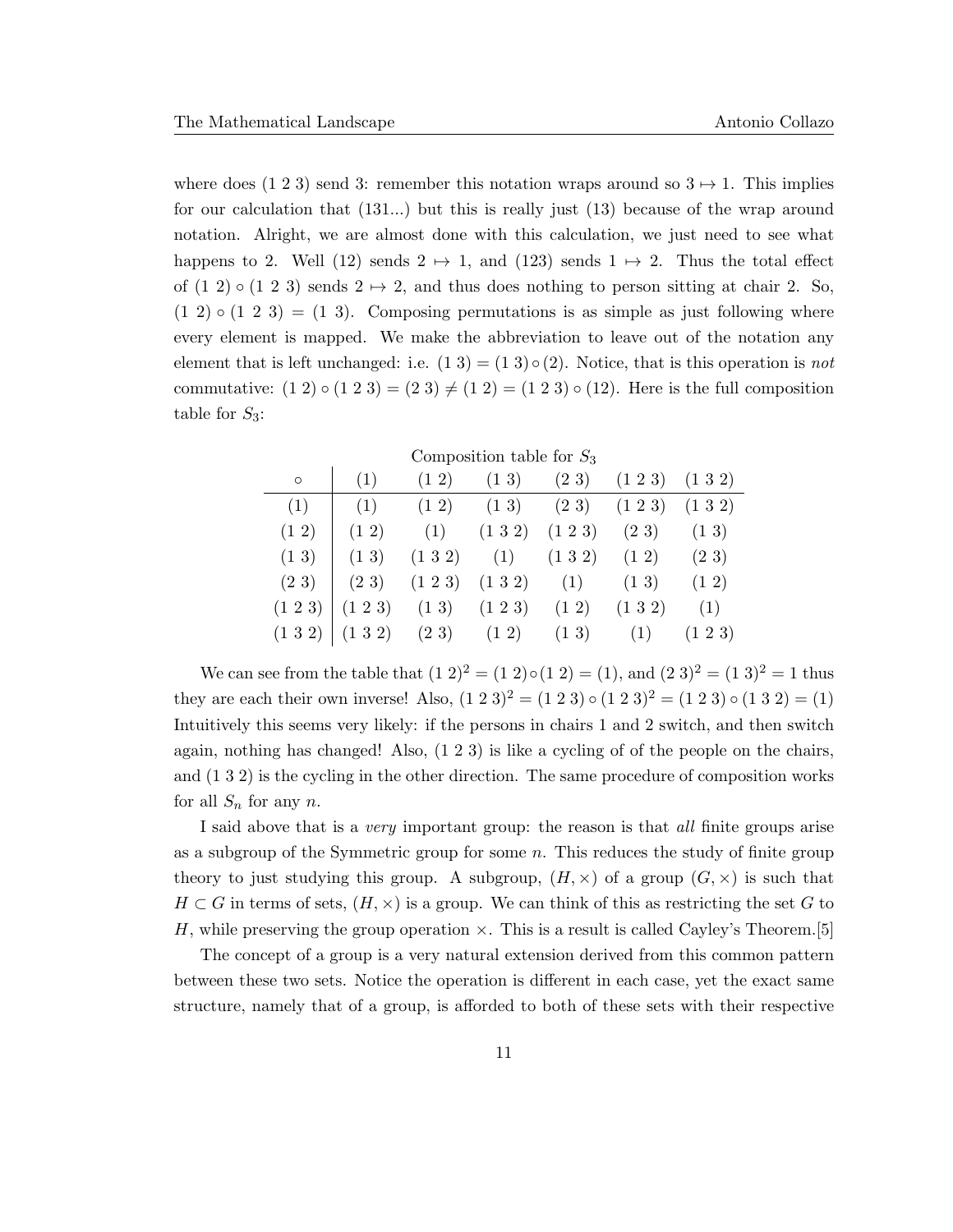where does (1 2 3) send 3: remember this notation wraps around so $3 \mapsto 1$. This implies for our calculation that (131...) but this is really just (13) because of the wrap around notation. Alright, we are almost done with this calculation, we just need to see what happens to 2. Well (12) sends $2 \mapsto 1$, and (123) sends $1 \mapsto 2$. Thus the total effect of $(1\ 2) \circ (1\ 2\ 3)$ sends $2 \mapsto 2$, and thus does nothing to person sitting at chair 2. So, $(1\ 2) \circ (1\ 2\ 3) = (1\ 3)$. Composing permutations is as simple as just following where every element is mapped. We make the abbreviation to leave out of the notation any element that is left unchanged: i.e. $(1\ 3) = (1\ 3) \circ (2)$. Notice, that is this operation is *not* commutative: $(1\ 2) \circ (1\ 2\ 3) = (2\ 3) \neq (1\ 2) = (1\ 2\ 3) \circ (12)$. Here is the full composition table for $S_3$:

Composition table for $S_3$

| $\circ$ | (1) | (1 2) | (1 3) | (2 3) | (1 2 3) | (1 3 2) |
|---|---|---|---|---|---|---|
| (1) | (1) | (1 2) | (1 3) | (2 3) | (1 2 3) | (1 3 2) |
| (1 2) | (1 2) | (1) | (1 3 2) | (1 2 3) | (2 3) | (1 3) |
| (1 3) | (1 3) | (1 3 2) | (1) | (1 3 2) | (1 2) | (2 3) |
| (2 3) | (2 3) | (1 2 3) | (1 3 2) | (1) | (1 3) | (1 2) |
| (1 2 3) | (1 2 3) | (1 3) | (1 2 3) | (1 2) | (1 3 2) | (1) |
| (1 3 2) | (1 3 2) | (2 3) | (1 2) | (1 3) | (1) | (1 2 3) |

We can see from the table that $(1\ 2)^2 = (1\ 2) \circ (1\ 2) = (1)$, and $(2\ 3)^2 = (1\ 3)^2 = 1$ thus they are each their own inverse! Also, $(1\ 2\ 3)^2 = (1\ 2\ 3) \circ (1\ 2\ 3)^2 = (1\ 2\ 3) \circ (1\ 3\ 2) = (1)$ Intuitively this seems very likely: if the persons in chairs 1 and 2 switch, and then switch again, nothing has changed! Also, (1 2 3) is like a cycling of of the people on the chairs, and (1 3 2) is the cycling in the other direction. The same procedure of composition works for all $S_n$ for any $n$.

I said above that is a *very* important group: the reason is that *all* finite groups arise as a subgroup of the Symmetric group for some $n$. This reduces the study of finite group theory to just studying this group. A subgroup, $(H, \times)$ of a group $(G, \times)$ is such that $H \subset G$ in terms of sets, $(H, \times)$ is a group. We can think of this as restricting the set $G$ to $H$, while preserving the group operation $\times$. This is a result is called Cayley's Theorem.[5]

The concept of a group is a very natural extension derived from this common pattern between these two sets. Notice the operation is different in each case, yet the exact same structure, namely that of a group, is afforded to both of these sets with their respective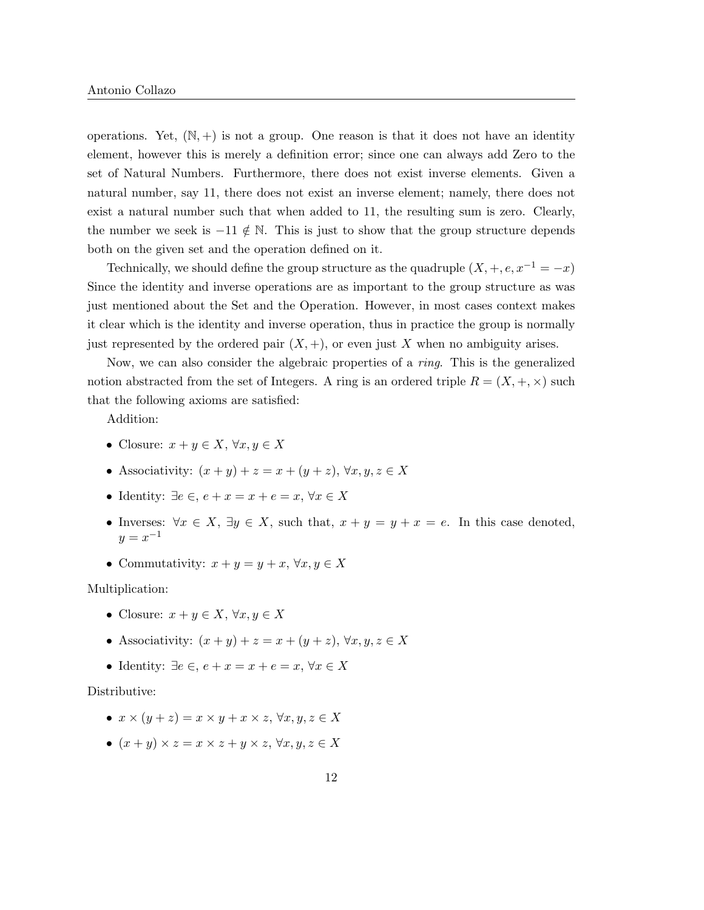operations. Yet, $(\mathbb{N}, +)$ is not a group. One reason is that it does not have an identity element, however this is merely a definition error; since one can always add Zero to the set of Natural Numbers. Furthermore, there does not exist inverse elements. Given a natural number, say 11, there does not exist an inverse element; namely, there does not exist a natural number such that when added to 11, the resulting sum is zero. Clearly, the number we seek is $-11 \notin \mathbb{N}$. This is just to show that the group structure depends both on the given set and the operation defined on it.

Technically, we should define the group structure as the quadruple $(X, +, e, x^{-1} = -x)$ Since the identity and inverse operations are as important to the group structure as was just mentioned about the Set and the Operation. However, in most cases context makes it clear which is the identity and inverse operation, thus in practice the group is normally just represented by the ordered pair $(X, +)$, or even just $X$ when no ambiguity arises.

Now, we can also consider the algebraic properties of a *ring*. This is the generalized notion abstracted from the set of Integers. A ring is an ordered triple $R = (X, +, \times)$ such that the following axioms are satisfied:

Addition:

- Closure: $x + y \in X$, $\forall x, y \in X$
- Associativity: $(x + y) + z = x + (y + z)$, $\forall x, y, z \in X$
- Identity: $\exists e \in$, $e + x = x + e = x$, $\forall x \in X$
- Inverses: $\forall x \in X$, $\exists y \in X$, such that, $x + y = y + x = e$. In this case denoted, $y = x^{-1}$
- Commutativity: $x + y = y + x$, $\forall x, y \in X$

Multiplication:

- Closure: $x + y \in X$, $\forall x, y \in X$
- Associativity: $(x + y) + z = x + (y + z)$, $\forall x, y, z \in X$
- Identity: $\exists e \in$, $e + x = x + e = x$, $\forall x \in X$

Distributive:

- $x \times (y + z) = x \times y + x \times z$, $\forall x, y, z \in X$
- $(x + y) \times z = x \times z + y \times z$, $\forall x, y, z \in X$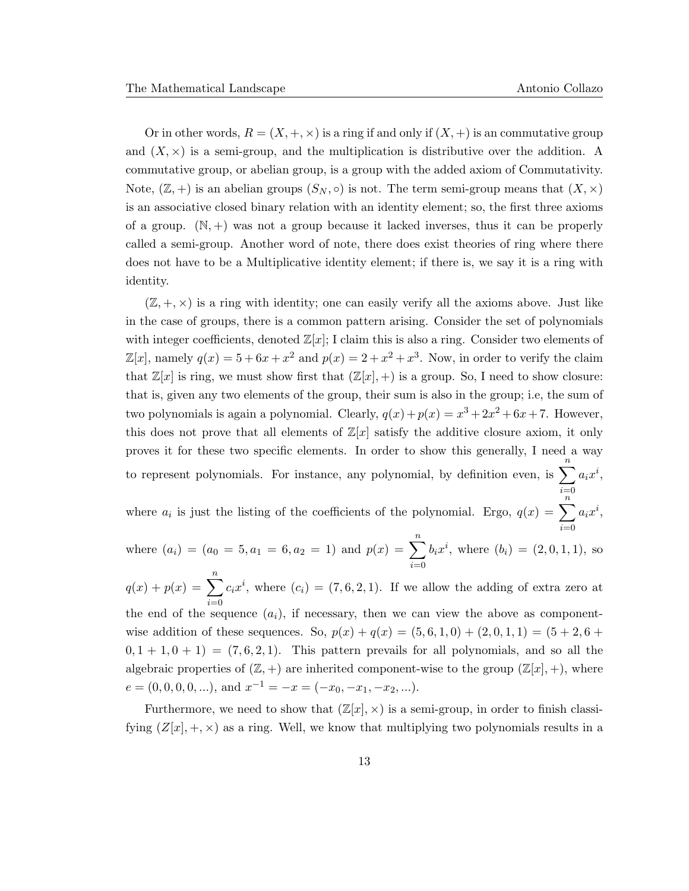Or in other words, $R = (X, +, \times)$ is a ring if and only if $(X, +)$ is an commutative group and $(X, \times)$ is a semi-group, and the multiplication is distributive over the addition. A commutative group, or abelian group, is a group with the added axiom of Commutativity. Note, $(\mathbb{Z}, +)$ is an abelian groups $(S_N, \circ)$ is not. The term semi-group means that $(X, \times)$ is an associative closed binary relation with an identity element; so, the first three axioms of a group. $(\mathbb{N}, +)$ was not a group because it lacked inverses, thus it can be properly called a semi-group. Another word of note, there does exist theories of ring where there does not have to be a Multiplicative identity element; if there is, we say it is a ring with identity.

$(\mathbb{Z}, +, \times)$ is a ring with identity; one can easily verify all the axioms above. Just like in the case of groups, there is a common pattern arising. Consider the set of polynomials with integer coefficients, denoted $\mathbb{Z}[x]$; I claim this is also a ring. Consider two elements of $\mathbb{Z}[x]$, namely $q(x) = 5 + 6x + x^2$ and $p(x) = 2 + x^2 + x^3$. Now, in order to verify the claim that $\mathbb{Z}[x]$ is ring, we must show first that $(\mathbb{Z}[x], +)$ is a group. So, I need to show closure: that is, given any two elements of the group, their sum is also in the group; i.e, the sum of two polynomials is again a polynomial. Clearly, $q(x) + p(x) = x^3 + 2x^2 + 6x + 7$. However, this does not prove that all elements of $\mathbb{Z}[x]$ satisfy the additive closure axiom, it only proves it for these two specific elements. In order to show this generally, I need a way to represent polynomials. For instance, any polynomial, by definition even, is $\sum_{i=0}^{n} a_i x^i$, where $a_i$ is just the listing of the coefficients of the polynomial. Ergo, $q(x) = \sum_{i=0}^{n} a_i x^i$, where $(a_i) = (a_0 = 5, a_1 = 6, a_2 = 1)$ and $p(x) = \sum_{i=0}^{n} b_i x^i$, where $(b_i) = (2, 0, 1, 1)$, so $q(x) + p(x) = \sum_{i=0}^{n} c_i x^i$, where $(c_i) = (7, 6, 2, 1)$. If we allow the adding of extra zero at the end of the sequence $(a_i)$, if necessary, then we can view the above as component-wise addition of these sequences. So, $p(x) + q(x) = (5, 6, 1, 0) + (2, 0, 1, 1) = (5 + 2, 6 + 0, 1 + 1, 0 + 1) = (7, 6, 2, 1)$. This pattern prevails for all polynomials, and so all the algebraic properties of $(\mathbb{Z}, +)$ are inherited component-wise to the group $(\mathbb{Z}[x], +)$, where $e = (0, 0, 0, 0, ...)$, and $x^{-1} = -x = (-x_0, -x_1, -x_2, ...)$.

Furthermore, we need to show that $(\mathbb{Z}[x], \times)$ is a semi-group, in order to finish classifying $(Z[x], +, \times)$ as a ring. Well, we know that multiplying two polynomials results in a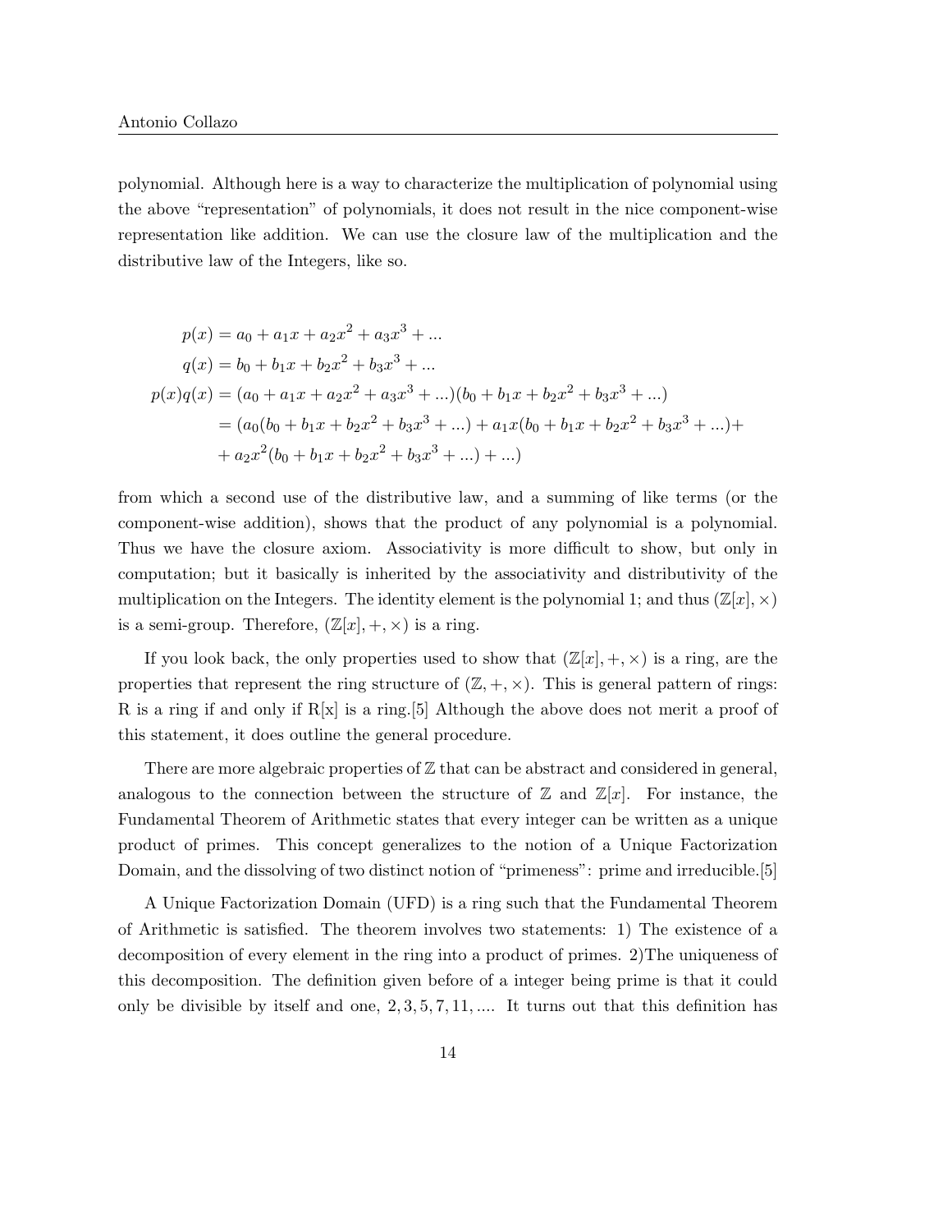polynomial. Although here is a way to characterize the multiplication of polynomial using the above "representation" of polynomials, it does not result in the nice component-wise representation like addition. We can use the closure law of the multiplication and the distributive law of the Integers, like so.

$$
\begin{aligned}
p(x) &= a_0 + a_1 x + a_2 x^2 + a_3 x^3 + ... \\
q(x) &= b_0 + b_1 x + b_2 x^2 + b_3 x^3 + ... \\
p(x)q(x) &= (a_0 + a_1 x + a_2 x^2 + a_3 x^3 + ...)(b_0 + b_1 x + b_2 x^2 + b_3 x^3 + ...) \\
&= (a_0(b_0 + b_1 x + b_2 x^2 + b_3 x^3 + ...) + a_1 x(b_0 + b_1 x + b_2 x^2 + b_3 x^3 + ...) + \\
&+ a_2 x^2(b_0 + b_1 x + b_2 x^2 + b_3 x^3 + ...) + ...)
\end{aligned}
$$

from which a second use of the distributive law, and a summing of like terms (or the component-wise addition), shows that the product of any polynomial is a polynomial. Thus we have the closure axiom. Associativity is more difficult to show, but only in computation; but it basically is inherited by the associativity and distributivity of the multiplication on the Integers. The identity element is the polynomial 1; and thus $(\mathbb{Z}[x], \times)$ is a semi-group. Therefore, $(\mathbb{Z}[x], +, \times)$ is a ring.

If you look back, the only properties used to show that $(\mathbb{Z}[x], +, \times)$ is a ring, are the properties that represent the ring structure of $(\mathbb{Z}, +, \times)$. This is general pattern of rings: R is a ring if and only if R[x] is a ring.[5] Although the above does not merit a proof of this statement, it does outline the general procedure.

There are more algebraic properties of $\mathbb{Z}$ that can be abstract and considered in general, analogous to the connection between the structure of $\mathbb{Z}$ and $\mathbb{Z}[x]$. For instance, the Fundamental Theorem of Arithmetic states that every integer can be written as a unique product of primes. This concept generalizes to the notion of a Unique Factorization Domain, and the dissolving of two distinct notion of "primeness": prime and irreducible.[5]

A Unique Factorization Domain (UFD) is a ring such that the Fundamental Theorem of Arithmetic is satisfied. The theorem involves two statements: 1) The existence of a decomposition of every element in the ring into a product of primes. 2)The uniqueness of this decomposition. The definition given before of a integer being prime is that it could only be divisible by itself and one, $2, 3, 5, 7, 11, ...$. It turns out that this definition has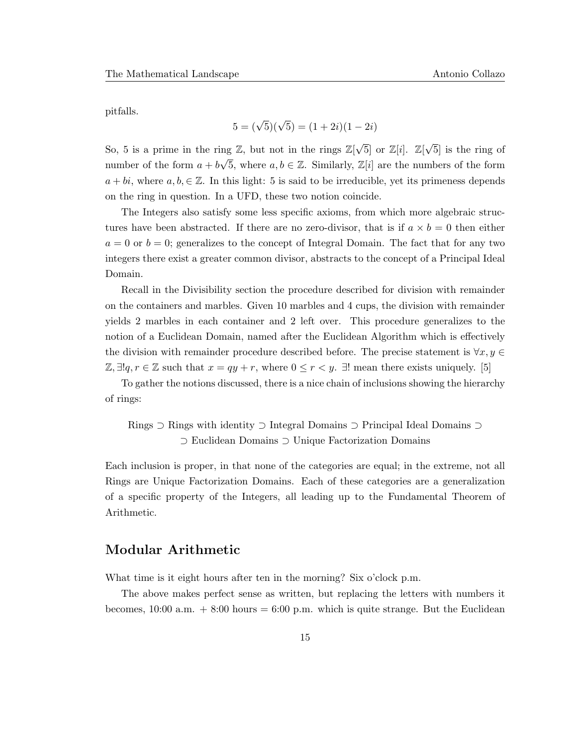pitfalls.

$$5 = (\sqrt{5})(\sqrt{5}) = (1 + 2i)(1 - 2i)$$

So, 5 is a prime in the ring $\mathbb{Z}$, but not in the rings $\mathbb{Z}[\sqrt{5}]$ or $\mathbb{Z}[i]$. $\mathbb{Z}[\sqrt{5}]$ is the ring of number of the form $a + b\sqrt{5}$, where $a, b \in \mathbb{Z}$. Similarly, $\mathbb{Z}[i]$ are the numbers of the form $a + bi$, where $a, b, \in \mathbb{Z}$. In this light: 5 is said to be irreducible, yet its primeness depends on the ring in question. In a UFD, these two notion coincide.

The Integers also satisfy some less specific axioms, from which more algebraic structures have been abstracted. If there are no zero-divisor, that is if $a \times b = 0$ then either $a = 0$ or $b = 0$; generalizes to the concept of Integral Domain. The fact that for any two integers there exist a greater common divisor, abstracts to the concept of a Principal Ideal Domain.

Recall in the Divisibility section the procedure described for division with remainder on the containers and marbles. Given 10 marbles and 4 cups, the division with remainder yields 2 marbles in each container and 2 left over. This procedure generalizes to the notion of a Euclidean Domain, named after the Euclidean Algorithm which is effectively the division with remainder procedure described before. The precise statement is $\forall x, y \in \mathbb{Z}, \exists! q, r \in \mathbb{Z}$ such that $x = qy + r$, where $0 \leq r < y$. $\exists!$ mean there exists uniquely. [5]

To gather the notions discussed, there is a nice chain of inclusions showing the hierarchy of rings:

$$\text{Rings} \supset \text{Rings with identity} \supset \text{Integral Domains} \supset \text{Principal Ideal Domains} \supset$$
$$\supset \text{Euclidean Domains} \supset \text{Unique Factorization Domains}$$

Each inclusion is proper, in that none of the categories are equal; in the extreme, not all Rings are Unique Factorization Domains. Each of these categories are a generalization of a specific property of the Integers, all leading up to the Fundamental Theorem of Arithmetic.

## Modular Arithmetic

What time is it eight hours after ten in the morning? Six o'clock p.m.

The above makes perfect sense as written, but replacing the letters with numbers it becomes, 10:00 a.m. + 8:00 hours = 6:00 p.m. which is quite strange. But the Euclidean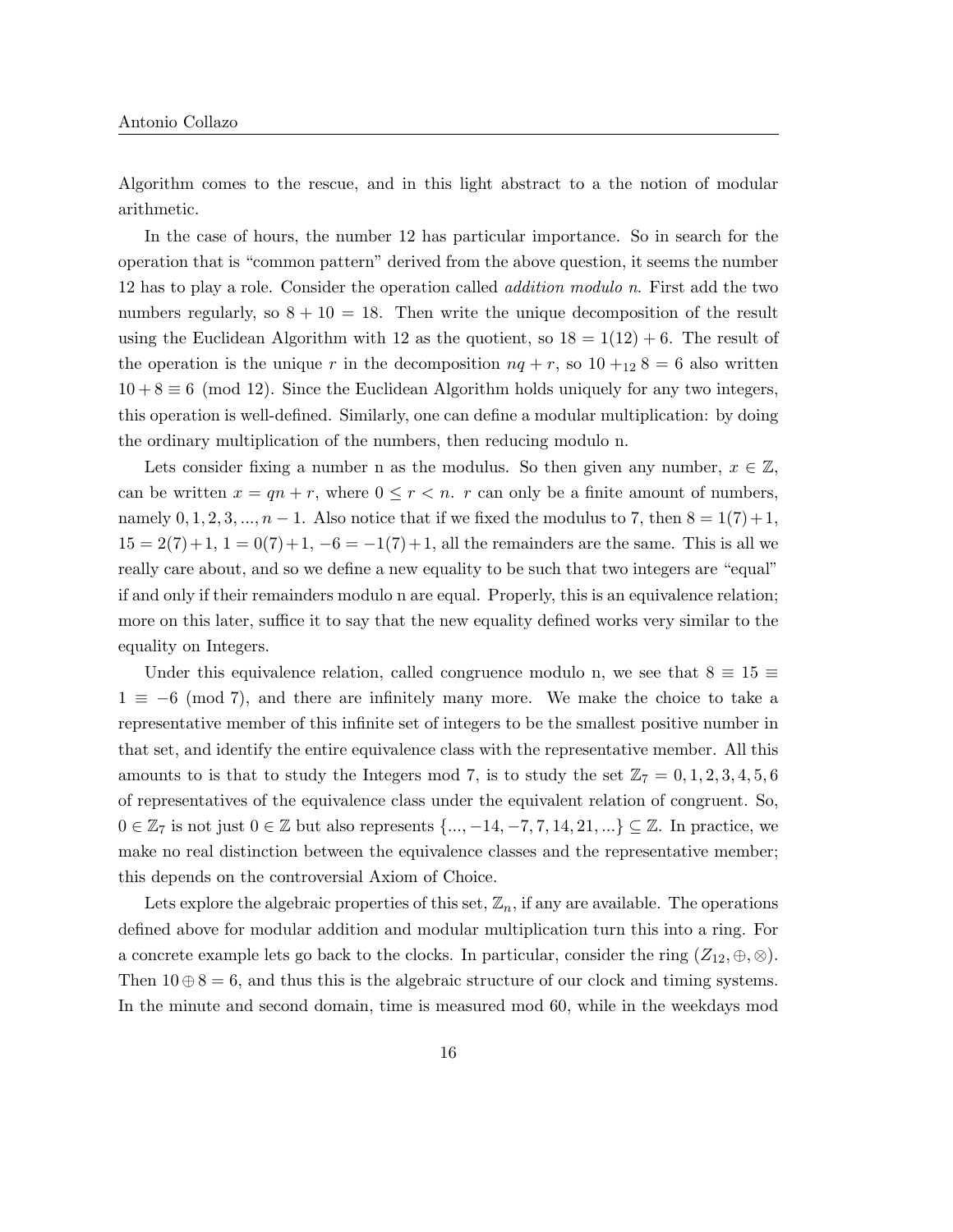Algorithm comes to the rescue, and in this light abstract to a the notion of modular arithmetic.

In the case of hours, the number 12 has particular importance. So in search for the operation that is "common pattern" derived from the above question, it seems the number 12 has to play a role. Consider the operation called *addition modulo n*. First add the two numbers regularly, so $8 + 10 = 18$. Then write the unique decomposition of the result using the Euclidean Algorithm with 12 as the quotient, so $18 = 1(12) + 6$. The result of the operation is the unique $r$ in the decomposition $nq + r$, so $10 +_{12} 8 = 6$ also written $10 + 8 \equiv 6 \pmod{12}$. Since the Euclidean Algorithm holds uniquely for any two integers, this operation is well-defined. Similarly, one can define a modular multiplication: by doing the ordinary multiplication of the numbers, then reducing modulo n.

Lets consider fixing a number n as the modulus. So then given any number, $x \in \mathbb{Z}$, can be written $x = qn + r$, where $0 \leq r < n$. $r$ can only be a finite amount of numbers, namely $0, 1, 2, 3, ..., n - 1$. Also notice that if we fixed the modulus to 7, then $8 = 1(7)+1$, $15 = 2(7)+1$, $1 = 0(7)+1$, $-6 = -1(7)+1$, all the remainders are the same. This is all we really care about, and so we define a new equality to be such that two integers are "equal" if and only if their remainders modulo n are equal. Properly, this is an equivalence relation; more on this later, suffice it to say that the new equality defined works very similar to the equality on Integers.

Under this equivalence relation, called congruence modulo n, we see that $8 \equiv 15 \equiv 1 \equiv -6 \pmod 7$, and there are infinitely many more. We make the choice to take a representative member of this infinite set of integers to be the smallest positive number in that set, and identify the entire equivalence class with the representative member. All this amounts to is that to study the Integers mod 7, is to study the set $\mathbb{Z}_7 = 0, 1, 2, 3, 4, 5, 6$ of representatives of the equivalence class under the equivalent relation of congruent. So, $0 \in \mathbb{Z}_7$ is not just $0 \in \mathbb{Z}$ but also represents $\{..., -14, -7, 7, 14, 21, ...\} \subseteq \mathbb{Z}$. In practice, we make no real distinction between the equivalence classes and the representative member; this depends on the controversial Axiom of Choice.

Lets explore the algebraic properties of this set, $\mathbb{Z}_n$, if any are available. The operations defined above for modular addition and modular multiplication turn this into a ring. For a concrete example lets go back to the clocks. In particular, consider the ring $(Z_{12}, \oplus, \otimes)$. Then $10 \oplus 8 = 6$, and thus this is the algebraic structure of our clock and timing systems. In the minute and second domain, time is measured mod 60, while in the weekdays mod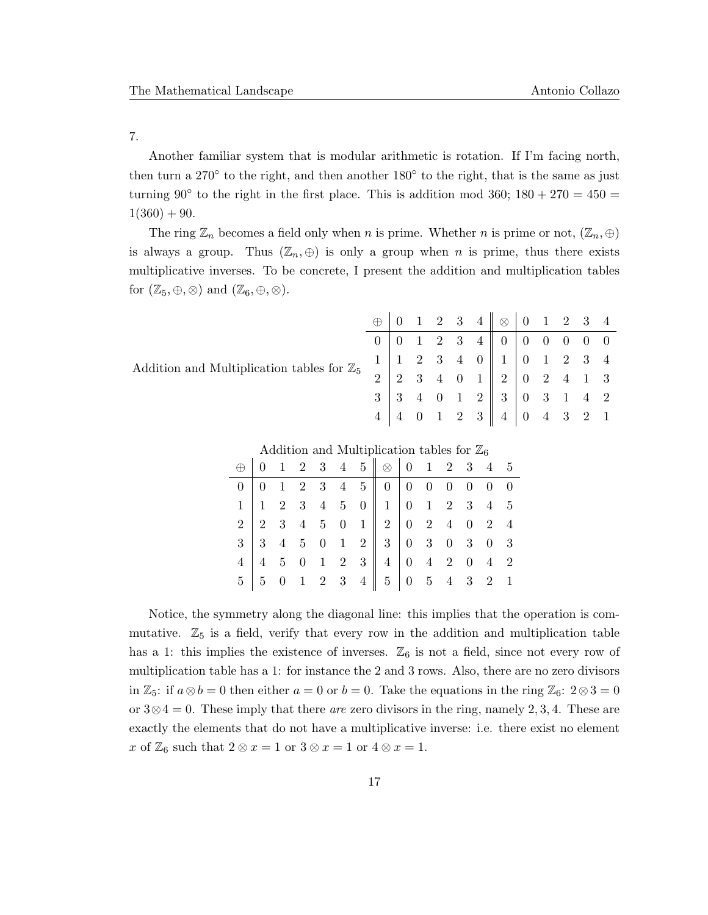7.

Another familiar system that is modular arithmetic is rotation. If I'm facing north, then turn a $270^\circ$ to the right, and then another $180^\circ$ to the right, that is the same as just turning $90^\circ$ to the right in the first place. This is addition mod 360; $180 + 270 = 450 = 1(360) + 90$.

The ring $\mathbb{Z}_n$ becomes a field only when $n$ is prime. Whether $n$ is prime or not, $(\mathbb{Z}_n, \oplus)$ is always a group. Thus $(\mathbb{Z}_n, \oplus)$ is only a group when $n$ is prime, thus there exists multiplicative inverses. To be concrete, I present the addition and multiplication tables for $(\mathbb{Z}_5, \oplus, \otimes)$ and $(\mathbb{Z}_6, \oplus, \otimes)$.

Addition and Multiplication tables for $\mathbb{Z}_5$

| $\oplus$ | 0 | 1 | 2 | 3 | 4 | $\otimes$ | 0 | 1 | 2 | 3 | 4 |
|---|---|---|---|---|---|---|---|---|---|---|---|
| 0 | 0 | 1 | 2 | 3 | 4 | 0 | 0 | 0 | 0 | 0 | 0 |
| 1 | 1 | 2 | 3 | 4 | 0 | 1 | 0 | 1 | 2 | 3 | 4 |
| 2 | 2 | 3 | 4 | 0 | 1 | 2 | 0 | 2 | 4 | 1 | 3 |
| 3 | 3 | 4 | 0 | 1 | 2 | 3 | 0 | 3 | 1 | 4 | 2 |
| 4 | 4 | 0 | 1 | 2 | 3 | 4 | 0 | 4 | 3 | 2 | 1 |

Addition and Multiplication tables for $\mathbb{Z}_6$

| $\oplus$ | 0 | 1 | 2 | 3 | 4 | 5 | $\otimes$ | 0 | 1 | 2 | 3 | 4 | 5 |
|---|---|---|---|---|---|---|---|---|---|---|---|---|---|
| 0 | 0 | 1 | 2 | 3 | 4 | 5 | 0 | 0 | 0 | 0 | 0 | 0 | 0 |
| 1 | 1 | 2 | 3 | 4 | 5 | 0 | 1 | 0 | 1 | 2 | 3 | 4 | 5 |
| 2 | 2 | 3 | 4 | 5 | 0 | 1 | 2 | 0 | 2 | 4 | 0 | 2 | 4 |
| 3 | 3 | 4 | 5 | 0 | 1 | 2 | 3 | 0 | 3 | 0 | 3 | 0 | 3 |
| 4 | 4 | 5 | 0 | 1 | 2 | 3 | 4 | 0 | 4 | 2 | 0 | 4 | 2 |
| 5 | 5 | 0 | 1 | 2 | 3 | 4 | 5 | 0 | 5 | 4 | 3 | 2 | 1 |

Notice, the symmetry along the diagonal line: this implies that the operation is commutative. $\mathbb{Z}_5$ is a field, verify that every row in the addition and multiplication table has a 1: this implies the existence of inverses. $\mathbb{Z}_6$ is not a field, since not every row of multiplication table has a 1: for instance the 2 and 3 rows. Also, there are no zero divisors in $\mathbb{Z}_5$: if $a \otimes b = 0$ then either $a = 0$ or $b = 0$. Take the equations in the ring $\mathbb{Z}_6$: $2 \otimes 3 = 0$ or $3 \otimes 4 = 0$. These imply that there *are* zero divisors in the ring, namely $2, 3, 4$. These are exactly the elements that do not have a multiplicative inverse: i.e. there exist no element $x$ of $\mathbb{Z}_6$ such that $2 \otimes x = 1$ or $3 \otimes x = 1$ or $4 \otimes x = 1$.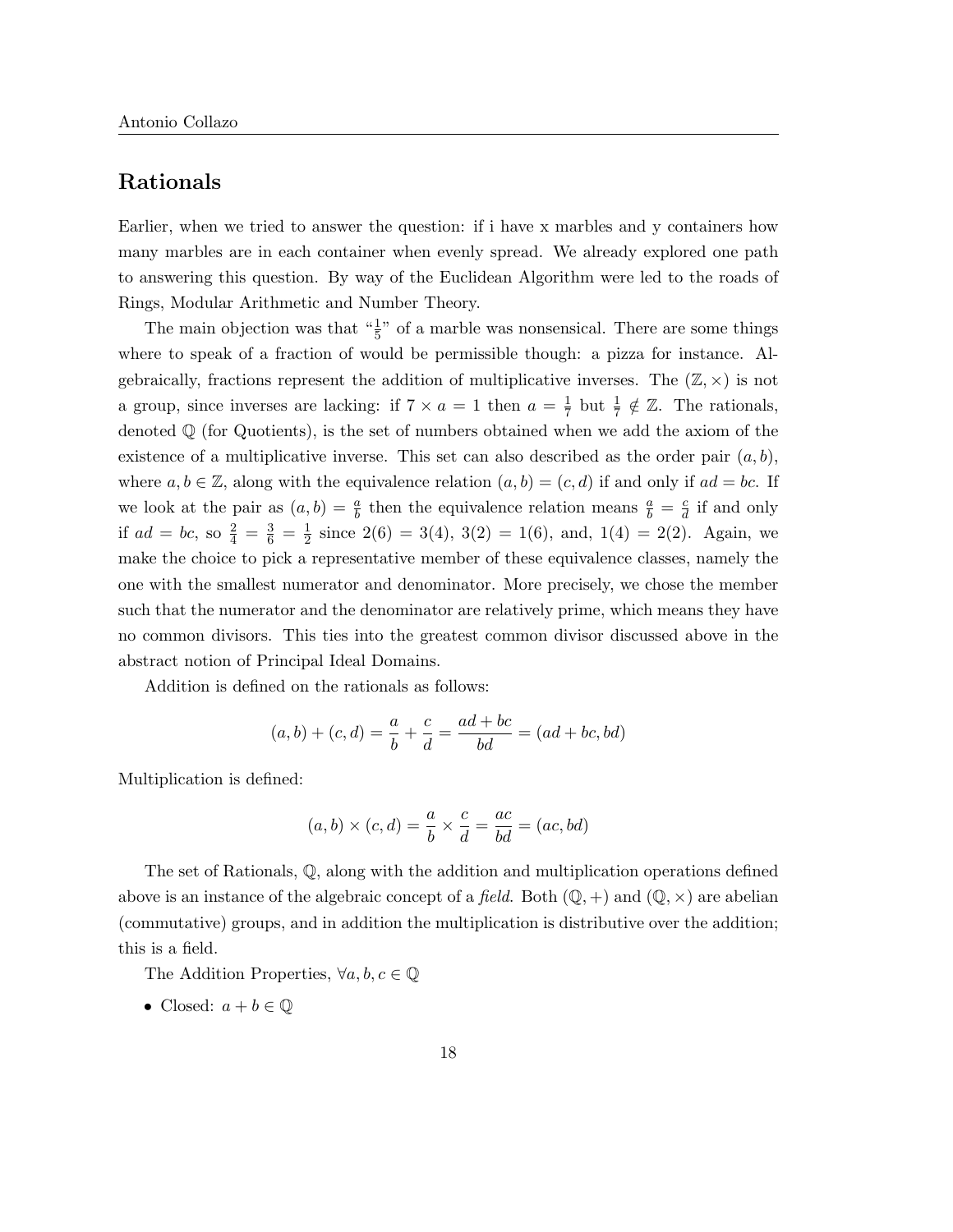## Rationals

Earlier, when we tried to answer the question: if i have x marbles and y containers how many marbles are in each container when evenly spread. We already explored one path to answering this question. By way of the Euclidean Algorithm were led to the roads of Rings, Modular Arithmetic and Number Theory.

The main objection was that "$\frac{1}{5}$" of a marble was nonsensical. There are some things where to speak of a fraction of would be permissible though: a pizza for instance. Algebraically, fractions represent the addition of multiplicative inverses. The $(\mathbb{Z}, \times)$ is not a group, since inverses are lacking: if $7 \times a = 1$ then $a = \frac{1}{7}$ but $\frac{1}{7} \notin \mathbb{Z}$. The rationals, denoted $\mathbb{Q}$ (for Quotients), is the set of numbers obtained when we add the axiom of the existence of a multiplicative inverse. This set can also described as the order pair $(a, b)$, where $a, b \in \mathbb{Z}$, along with the equivalence relation $(a, b) = (c, d)$ if and only if $ad = bc$. If we look at the pair as $(a, b) = \frac{a}{b}$ then the equivalence relation means $\frac{a}{b} = \frac{c}{d}$ if and only if $ad = bc$, so $\frac{2}{4} = \frac{3}{6} = \frac{1}{2}$ since $2(6) = 3(4)$, $3(2) = 1(6)$, and, $1(4) = 2(2)$. Again, we make the choice to pick a representative member of these equivalence classes, namely the one with the smallest numerator and denominator. More precisely, we chose the member such that the numerator and the denominator are relatively prime, which means they have no common divisors. This ties into the greatest common divisor discussed above in the abstract notion of Principal Ideal Domains.

Addition is defined on the rationals as follows:

$$(a, b) + (c, d) = \frac{a}{b} + \frac{c}{d} = \frac{ad + bc}{bd} = (ad + bc, bd)$$

Multiplication is defined:

$$(a, b) \times (c, d) = \frac{a}{b} \times \frac{c}{d} = \frac{ac}{bd} = (ac, bd)$$

The set of Rationals, $\mathbb{Q}$, along with the addition and multiplication operations defined above is an instance of the algebraic concept of a *field*. Both $(\mathbb{Q}, +)$ and $(\mathbb{Q}, \times)$ are abelian (commutative) groups, and in addition the multiplication is distributive over the addition; this is a field.

The Addition Properties, $\forall a, b, c \in \mathbb{Q}$

- Closed: $a + b \in \mathbb{Q}$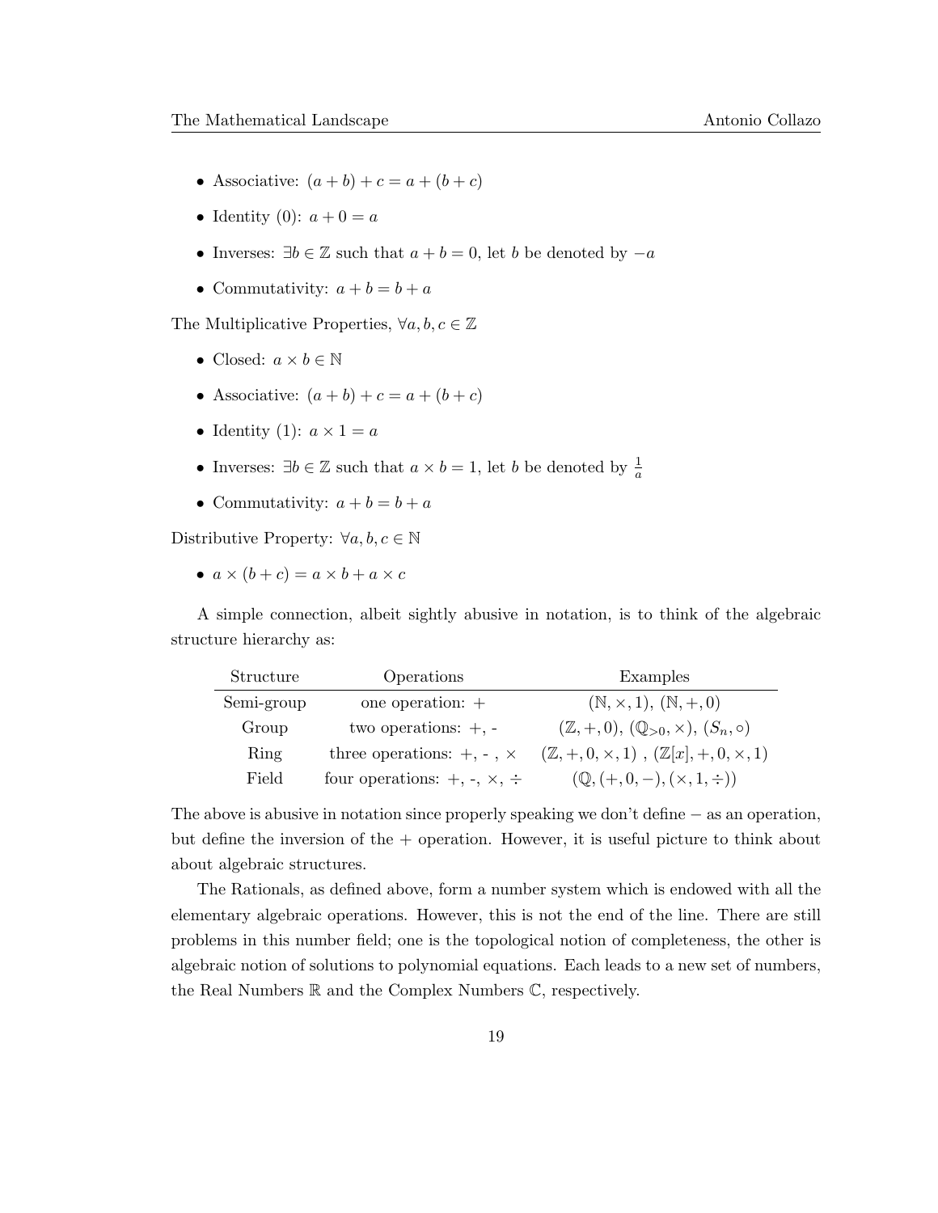- Associative: $(a + b) + c = a + (b + c)$
- Identity (0): $a + 0 = a$
- Inverses: $\exists b \in \mathbb{Z}$ such that $a + b = 0$, let $b$ be denoted by $-a$
- Commutativity: $a + b = b + a$

The Multiplicative Properties, $\forall a, b, c \in \mathbb{Z}$

- Closed: $a \times b \in \mathbb{N}$
- Associative: $(a + b) + c = a + (b + c)$
- Identity (1): $a \times 1 = a$
- Inverses: $\exists b \in \mathbb{Z}$ such that $a \times b = 1$, let $b$ be denoted by $\frac{1}{a}$
- Commutativity: $a + b = b + a$

Distributive Property: $\forall a, b, c \in \mathbb{N}$

- $a \times (b + c) = a \times b + a \times c$

A simple connection, albeit sightly abusive in notation, is to think of the algebraic structure hierarchy as:

| Structure | Operations | Examples |
|---|---|---|
| Semi-group | one operation: $+$ | $(\mathbb{N}, \times, 1)$, $(\mathbb{N}, +, 0)$ |
| Group | two operations: $+$, $-$ | $(\mathbb{Z}, +, 0)$, $(\mathbb{Q}_{>0}, \times)$, $(S_n, \circ)$ |
| Ring | three operations: $+$, $-$ , $\times$ | $(\mathbb{Z}, +, 0, \times, 1)$ , $(\mathbb{Z}[x], +, 0, \times, 1)$ |
| Field | four operations: $+$, $-$, $\times$, $\div$ | $(\mathbb{Q}, (+, 0, -), (\times, 1, \div))$ |

The above is abusive in notation since properly speaking we don't define $-$ as an operation, but define the inversion of the $+$ operation. However, it is useful picture to think about about algebraic structures.

The Rationals, as defined above, form a number system which is endowed with all the elementary algebraic operations. However, this is not the end of the line. There are still problems in this number field; one is the topological notion of completeness, the other is algebraic notion of solutions to polynomial equations. Each leads to a new set of numbers, the Real Numbers $\mathbb{R}$ and the Complex Numbers $\mathbb{C}$, respectively.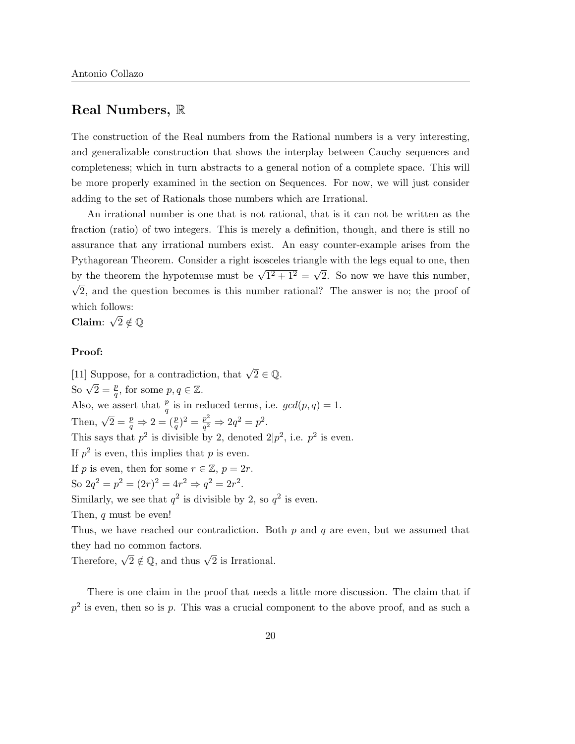## Real Numbers, $\mathbb{R}$

The construction of the Real numbers from the Rational numbers is a very interesting, and generalizable construction that shows the interplay between Cauchy sequences and completeness; which in turn abstracts to a general notion of a complete space. This will be more properly examined in the section on Sequences. For now, we will just consider adding to the set of Rationals those numbers which are Irrational.

An irrational number is one that is not rational, that is it can not be written as the fraction (ratio) of two integers. This is merely a definition, though, and there is still no assurance that any irrational numbers exist. An easy counter-example arises from the Pythagorean Theorem. Consider a right isosceles triangle with the legs equal to one, then by the theorem the hypotenuse must be $\sqrt{1^2 + 1^2} = \sqrt{2}$. So now we have this number, $\sqrt{2}$, and the question becomes is this number rational? The answer is no; the proof of which follows:

**Claim**: $\sqrt{2} \notin \mathbb{Q}$

**Proof:**

[11] Suppose, for a contradiction, that $\sqrt{2} \in \mathbb{Q}$.
So $\sqrt{2} = \frac{p}{q}$, for some $p, q \in \mathbb{Z}$.
Also, we assert that $\frac{p}{q}$ is in reduced terms, i.e. $gcd(p, q) = 1$.
Then, $\sqrt{2} = \frac{p}{q} \Rightarrow 2 = (\frac{p}{q})^2 = \frac{p^2}{q^2} \Rightarrow 2q^2 = p^2$.
This says that $p^2$ is divisible by 2, denoted $2|p^2$, i.e. $p^2$ is even.
If $p^2$ is even, this implies that $p$ is even.
If $p$ is even, then for some $r \in \mathbb{Z}$, $p = 2r$.
So $2q^2 = p^2 = (2r)^2 = 4r^2 \Rightarrow q^2 = 2r^2$.
Similarly, we see that $q^2$ is divisible by 2, so $q^2$ is even.
Then, $q$ must be even!
Thus, we have reached our contradiction. Both $p$ and $q$ are even, but we assumed that they had no common factors.
Therefore, $\sqrt{2} \notin \mathbb{Q}$, and thus $\sqrt{2}$ is Irrational.

There is one claim in the proof that needs a little more discussion. The claim that if $p^2$ is even, then so is $p$. This was a crucial component to the above proof, and as such a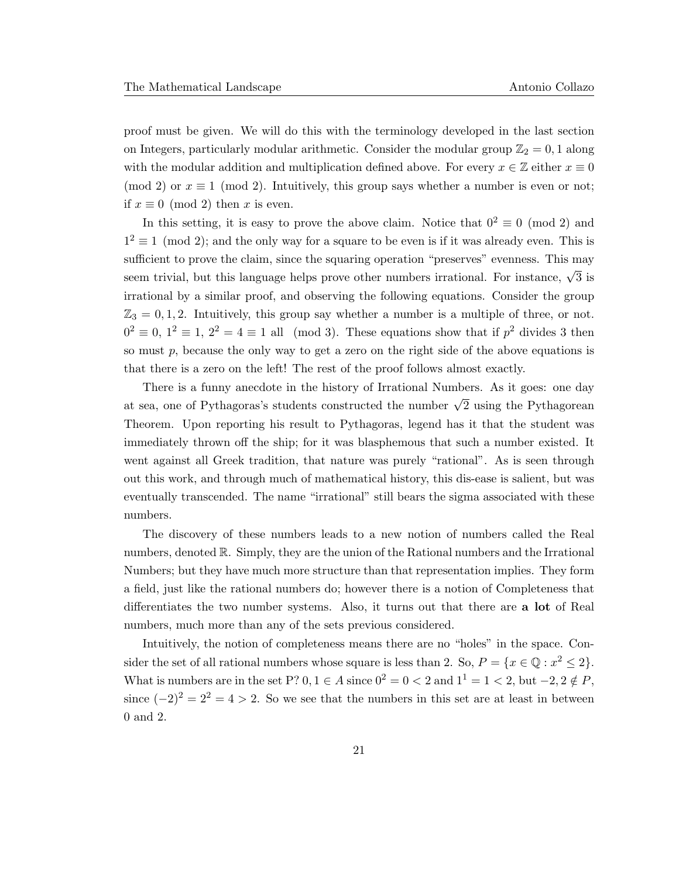proof must be given. We will do this with the terminology developed in the last section on Integers, particularly modular arithmetic. Consider the modular group $\mathbb{Z}_2 = 0, 1$ along with the modular addition and multiplication defined above. For every $x \in \mathbb{Z}$ either $x \equiv 0 \pmod 2$ or $x \equiv 1 \pmod 2$. Intuitively, this group says whether a number is even or not; if $x \equiv 0 \pmod 2$ then $x$ is even.

In this setting, it is easy to prove the above claim. Notice that $0^2 \equiv 0 \pmod 2$ and $1^2 \equiv 1 \pmod 2$; and the only way for a square to be even is if it was already even. This is sufficient to prove the claim, since the squaring operation "preserves" evenness. This may seem trivial, but this language helps prove other numbers irrational. For instance, $\sqrt{3}$ is irrational by a similar proof, and observing the following equations. Consider the group $\mathbb{Z}_3 = 0, 1, 2$. Intuitively, this group say whether a number is a multiple of three, or not. $0^2 \equiv 0$, $1^2 \equiv 1$, $2^2 = 4 \equiv 1$ all $\pmod 3$. These equations show that if $p^2$ divides 3 then so must $p$, because the only way to get a zero on the right side of the above equations is that there is a zero on the left! The rest of the proof follows almost exactly.

There is a funny anecdote in the history of Irrational Numbers. As it goes: one day at sea, one of Pythagoras's students constructed the number $\sqrt{2}$ using the Pythagorean Theorem. Upon reporting his result to Pythagoras, legend has it that the student was immediately thrown off the ship; for it was blasphemous that such a number existed. It went against all Greek tradition, that nature was purely "rational". As is seen through out this work, and through much of mathematical history, this dis-ease is salient, but was eventually transcended. The name "irrational" still bears the sigma associated with these numbers.

The discovery of these numbers leads to a new notion of numbers called the Real numbers, denoted $\mathbb{R}$. Simply, they are the union of the Rational numbers and the Irrational Numbers; but they have much more structure than that representation implies. They form a field, just like the rational numbers do; however there is a notion of Completeness that differentiates the two number systems. Also, it turns out that there are **a lot** of Real numbers, much more than any of the sets previous considered.

Intuitively, the notion of completeness means there are no "holes" in the space. Consider the set of all rational numbers whose square is less than 2. So, $P = \{x \in \mathbb{Q} : x^2 \leq 2\}$. What is numbers are in the set P? $0, 1 \in A$ since $0^2 = 0 < 2$ and $1^1 = 1 < 2$, but $-2, 2 \notin P$, since $(-2)^2 = 2^2 = 4 > 2$. So we see that the numbers in this set are at least in between 0 and 2.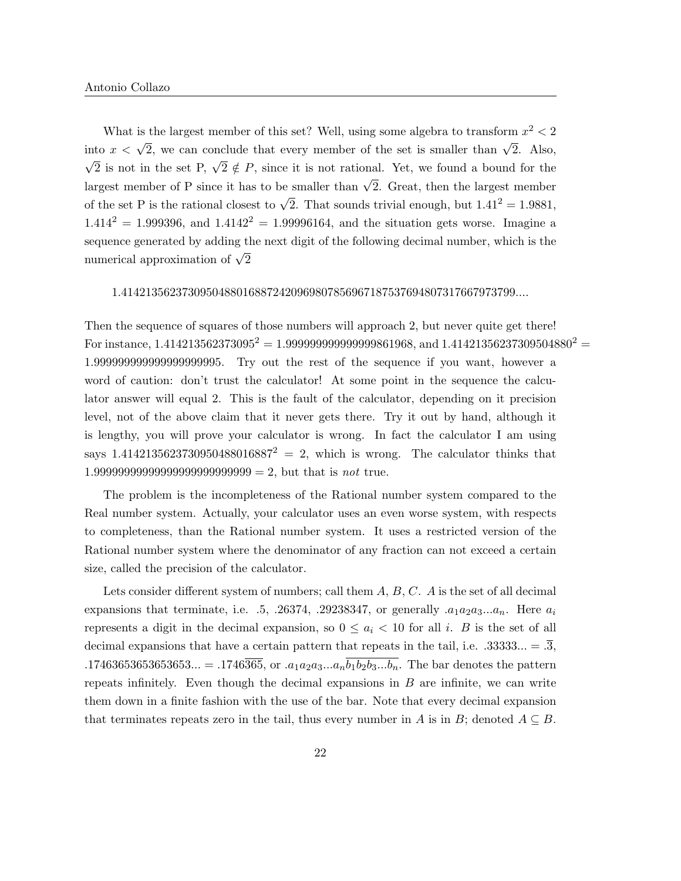What is the largest member of this set? Well, using some algebra to transform $x^2 < 2$ into $x < \sqrt{2}$, we can conclude that every member of the set is smaller than $\sqrt{2}$. Also, $\sqrt{2}$ is not in the set P, $\sqrt{2} \notin P$, since it is not rational. Yet, we found a bound for the largest member of P since it has to be smaller than $\sqrt{2}$. Great, then the largest member of the set P is the rational closest to $\sqrt{2}$. That sounds trivial enough, but $1.41^2 = 1.9881$, $1.414^2 = 1.999396$, and $1.4142^2 = 1.99996164$, and the situation gets worse. Imagine a sequence generated by adding the next digit of the following decimal number, which is the numerical approximation of $\sqrt{2}$

1.41421356237309504880168872420969807856967187537694807317667973799....

Then the sequence of squares of those numbers will approach 2, but never quite get there! For instance, $1.414213562373095^2 = 1.999999999999999861968$, and $1.41421356237309504880^2 = 1.99999999999999999995$. Try out the rest of the sequence if you want, however a word of caution: don't trust the calculator! At some point in the sequence the calculator answer will equal 2. This is the fault of the calculator, depending on it precision level, not of the above claim that it never gets there. Try it out by hand, although it is lengthy, you will prove your calculator is wrong. In fact the calculator I am using says $1.4142135623730950488016887^2 = 2$, which is wrong. The calculator thinks that $1.99999999999999999999999999 = 2$, but that is *not* true.

The problem is the incompleteness of the Rational number system compared to the Real number system. Actually, your calculator uses an even worse system, with respects to completeness, than the Rational number system. It uses a restricted version of the Rational number system where the denominator of any fraction can not exceed a certain size, called the precision of the calculator.

Lets consider different system of numbers; call them $A$, $B$, $C$. $A$ is the set of all decimal expansions that terminate, i.e. .5, .26374, .29238347, or generally $.a_1a_2a_3...a_n$. Here $a_i$ represents a digit in the decimal expansion, so $0 \leq a_i < 10$ for all $i$. $B$ is the set of all decimal expansions that have a certain pattern that repeats in the tail, i.e. $.33333... = .\overline{3}$, $.17463653653653653... = .1746\overline{365}$, or $.a_1a_2a_3...a_n\overline{b_1b_2b_3...b_n}$. The bar denotes the pattern repeats infinitely. Even though the decimal expansions in $B$ are infinite, we can write them down in a finite fashion with the use of the bar. Note that every decimal expansion that terminates repeats zero in the tail, thus every number in $A$ is in $B$; denoted $A \subseteq B$.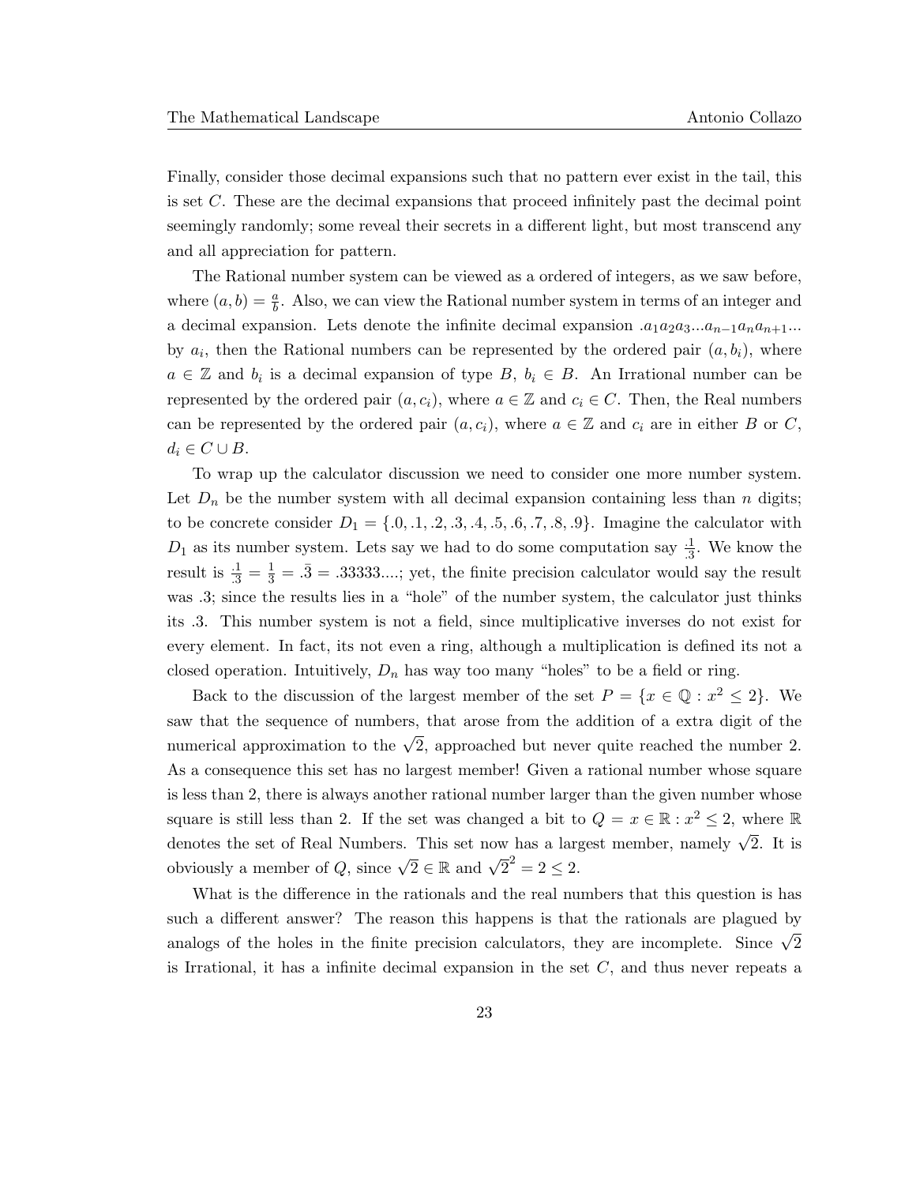Finally, consider those decimal expansions such that no pattern ever exist in the tail, this is set $C$. These are the decimal expansions that proceed infinitely past the decimal point seemingly randomly; some reveal their secrets in a different light, but most transcend any and all appreciation for pattern.

The Rational number system can be viewed as a ordered of integers, as we saw before, where $(a, b) = \frac{a}{b}$. Also, we can view the Rational number system in terms of an integer and a decimal expansion. Lets denote the infinite decimal expansion $.a_1a_2a_3...a_{n-1}a_na_{n+1}...$ by $a_i$, then the Rational numbers can be represented by the ordered pair $(a, b_i)$, where $a \in \mathbb{Z}$ and $b_i$ is a decimal expansion of type $B$, $b_i \in B$. An Irrational number can be represented by the ordered pair $(a, c_i)$, where $a \in \mathbb{Z}$ and $c_i \in C$. Then, the Real numbers can be represented by the ordered pair $(a, c_i)$, where $a \in \mathbb{Z}$ and $c_i$ are in either $B$ or $C$, $d_i \in C \cup B$.

To wrap up the calculator discussion we need to consider one more number system. Let $D_n$ be the number system with all decimal expansion containing less than $n$ digits; to be concrete consider $D_1 = \{.0, .1, .2, .3, .4, .5, .6, .7, .8, .9\}$. Imagine the calculator with $D_1$ as its number system. Lets say we had to do some computation say $\frac{.1}{.3}$. We know the result is $\frac{.1}{.3} = \frac{1}{3} = .\bar{3} = .33333....$; yet, the finite precision calculator would say the result was .3; since the results lies in a "hole" of the number system, the calculator just thinks its .3. This number system is not a field, since multiplicative inverses do not exist for every element. In fact, its not even a ring, although a multiplication is defined its not a closed operation. Intuitively, $D_n$ has way too many "holes" to be a field or ring.

Back to the discussion of the largest member of the set $P = \{x \in \mathbb{Q} : x^2 \leq 2\}$. We saw that the sequence of numbers, that arose from the addition of a extra digit of the numerical approximation to the $\sqrt{2}$, approached but never quite reached the number 2. As a consequence this set has no largest member! Given a rational number whose square is less than 2, there is always another rational number larger than the given number whose square is still less than 2. If the set was changed a bit to $Q = x \in \mathbb{R} : x^2 \leq 2$, where $\mathbb{R}$ denotes the set of Real Numbers. This set now has a largest member, namely $\sqrt{2}$. It is obviously a member of $Q$, since $\sqrt{2} \in \mathbb{R}$ and $\sqrt{2}^2 = 2 \leq 2$.

What is the difference in the rationals and the real numbers that this question is has such a different answer? The reason this happens is that the rationals are plagued by analogs of the holes in the finite precision calculators, they are incomplete. Since $\sqrt{2}$ is Irrational, it has a infinite decimal expansion in the set $C$, and thus never repeats a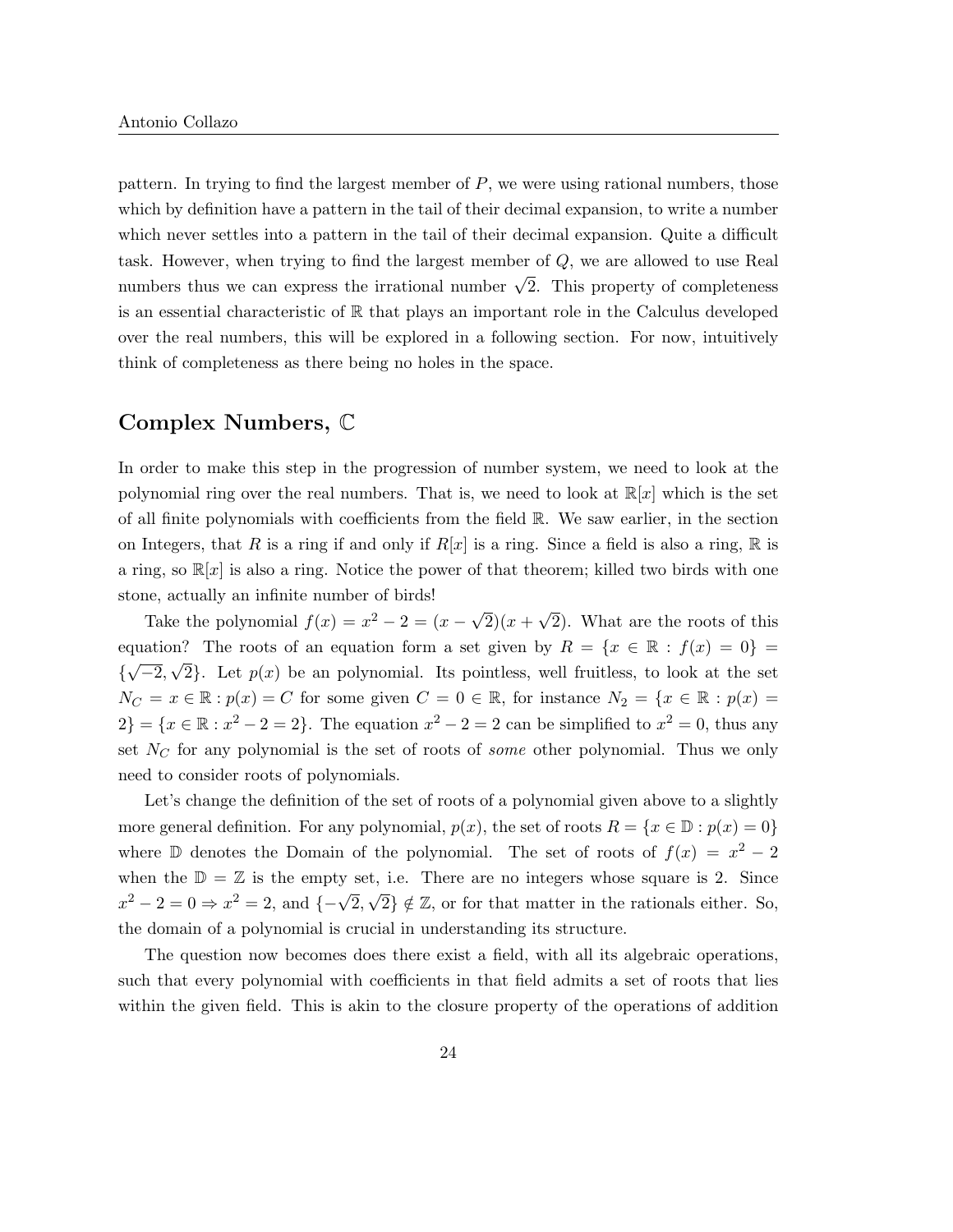pattern. In trying to find the largest member of $P$, we were using rational numbers, those which by definition have a pattern in the tail of their decimal expansion, to write a number which never settles into a pattern in the tail of their decimal expansion. Quite a difficult task. However, when trying to find the largest member of $Q$, we are allowed to use Real numbers thus we can express the irrational number $\sqrt{2}$. This property of completeness is an essential characteristic of $\mathbb{R}$ that plays an important role in the Calculus developed over the real numbers, this will be explored in a following section. For now, intuitively think of completeness as there being no holes in the space.

## Complex Numbers, $\mathbb{C}$

In order to make this step in the progression of number system, we need to look at the polynomial ring over the real numbers. That is, we need to look at $\mathbb{R}[x]$ which is the set of all finite polynomials with coefficients from the field $\mathbb{R}$. We saw earlier, in the section on Integers, that $R$ is a ring if and only if $R[x]$ is a ring. Since a field is also a ring, $\mathbb{R}$ is a ring, so $\mathbb{R}[x]$ is also a ring. Notice the power of that theorem; killed two birds with one stone, actually an infinite number of birds!

Take the polynomial $f(x) = x^2 - 2 = (x - \sqrt{2})(x + \sqrt{2})$. What are the roots of this equation? The roots of an equation form a set given by $R = \{x \in \mathbb{R} : f(x) = 0\} = \{\sqrt{-2}, \sqrt{2}\}$. Let $p(x)$ be an polynomial. Its pointless, well fruitless, to look at the set $N_C = x \in \mathbb{R} : p(x) = C$ for some given $C = 0 \in \mathbb{R}$, for instance $N_2 = \{x \in \mathbb{R} : p(x) = 2\} = \{x \in \mathbb{R} : x^2 - 2 = 2\}$. The equation $x^2 - 2 = 2$ can be simplified to $x^2 = 0$, thus any set $N_C$ for any polynomial is the set of roots of *some* other polynomial. Thus we only need to consider roots of polynomials.

Let's change the definition of the set of roots of a polynomial given above to a slightly more general definition. For any polynomial, $p(x)$, the set of roots $R = \{x \in \mathbb{D} : p(x) = 0\}$ where $\mathbb{D}$ denotes the Domain of the polynomial. The set of roots of $f(x) = x^2 - 2$ when the $\mathbb{D} = \mathbb{Z}$ is the empty set, i.e. There are no integers whose square is 2. Since $x^2 - 2 = 0 \Rightarrow x^2 = 2$, and $\{-\sqrt{2}, \sqrt{2}\} \notin \mathbb{Z}$, or for that matter in the rationals either. So, the domain of a polynomial is crucial in understanding its structure.

The question now becomes does there exist a field, with all its algebraic operations, such that every polynomial with coefficients in that field admits a set of roots that lies within the given field. This is akin to the closure property of the operations of addition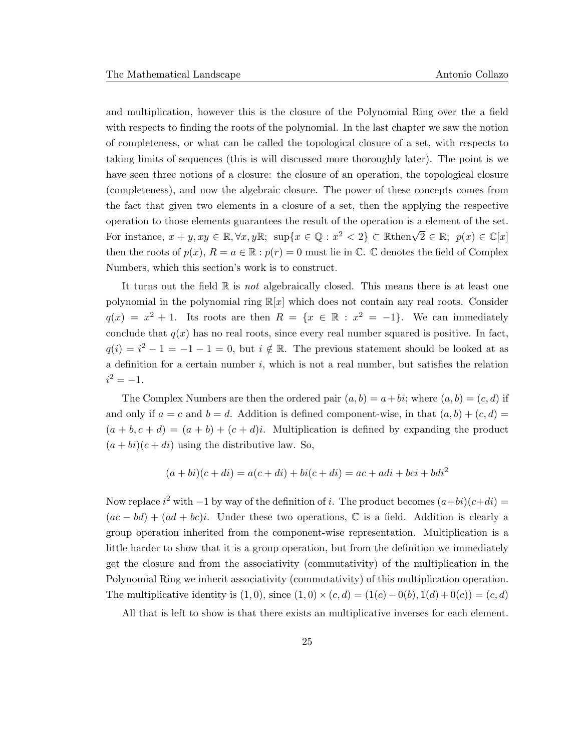and multiplication, however this is the closure of the Polynomial Ring over the a field with respects to finding the roots of the polynomial. In the last chapter we saw the notion of completeness, or what can be called the topological closure of a set, with respects to taking limits of sequences (this is will discussed more thoroughly later). The point is we have seen three notions of a closure: the closure of an operation, the topological closure (completeness), and now the algebraic closure. The power of these concepts comes from the fact that given two elements in a closure of a set, then the applying the respective operation to those elements guarantees the result of the operation is a element of the set. For instance, $x + y, xy \in \mathbb{R}, \forall x, y\mathbb{R}$; $\sup\{x \in \mathbb{Q} : x^2 < 2\} \subset \mathbb{R}\text{then}\sqrt{2} \in \mathbb{R}$; $p(x) \in \mathbb{C}[x]$ then the roots of $p(x)$, $R = a \in \mathbb{R} : p(r) = 0$ must lie in $\mathbb{C}$. $\mathbb{C}$ denotes the field of Complex Numbers, which this section's work is to construct.

It turns out the field $\mathbb{R}$ is *not* algebraically closed. This means there is at least one polynomial in the polynomial ring $\mathbb{R}[x]$ which does not contain any real roots. Consider $q(x) = x^2 + 1$. Its roots are then $R = \{x \in \mathbb{R} : x^2 = -1\}$. We can immediately conclude that $q(x)$ has no real roots, since every real number squared is positive. In fact, $q(i) = i^2 - 1 = -1 - 1 = 0$, but $i \notin \mathbb{R}$. The previous statement should be looked at as a definition for a certain number $i$, which is not a real number, but satisfies the relation $i^2 = -1$.

The Complex Numbers are then the ordered pair $(a, b) = a + bi$; where $(a, b) = (c, d)$ if and only if $a = c$ and $b = d$. Addition is defined component-wise, in that $(a, b) + (c, d) = (a + b, c + d) = (a + b) + (c + d)i$. Multiplication is defined by expanding the product $(a + bi)(c + di)$ using the distributive law. So,

$$(a + bi)(c + di) = a(c + di) + bi(c + di) = ac + adi + bci + bdi^2$$

Now replace $i^2$ with $-1$ by way of the definition of $i$. The product becomes $(a+bi)(c+di) = (ac - bd) + (ad + bc)i$. Under these two operations, $\mathbb{C}$ is a field. Addition is clearly a group operation inherited from the component-wise representation. Multiplication is a little harder to show that it is a group operation, but from the definition we immediately get the closure and from the associativity (commutativity) of the multiplication in the Polynomial Ring we inherit associativity (commutativity) of this multiplication operation. The multiplicative identity is $(1, 0)$, since $(1, 0) \times (c, d) = (1(c) - 0(b), 1(d) + 0(c)) = (c, d)$

All that is left to show is that there exists an multiplicative inverses for each element.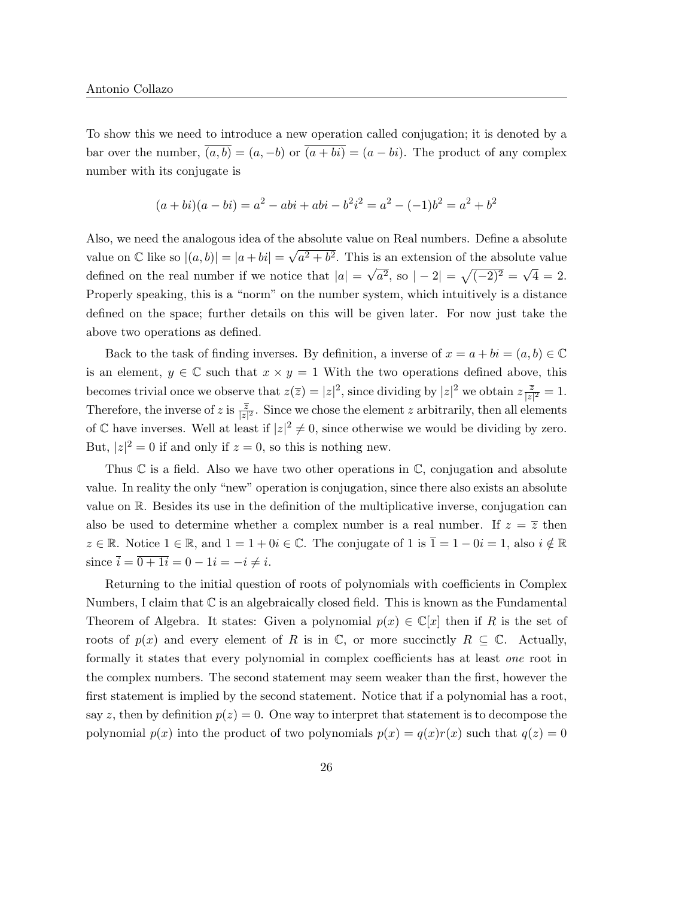To show this we need to introduce a new operation called conjugation; it is denoted by a bar over the number, $\overline{(a,b)} = (a,-b)$ or $\overline{(a+bi)} = (a-bi)$. The product of any complex number with its conjugate is

$$(a+bi)(a-bi) = a^2 - abi + abi - b^2i^2 = a^2 - (-1)b^2 = a^2 + b^2$$

Also, we need the analogous idea of the absolute value on Real numbers. Define a absolute value on $\mathbb{C}$ like so $|(a,b)| = |a+bi| = \sqrt{a^2+b^2}$. This is an extension of the absolute value defined on the real number if we notice that $|a| = \sqrt{a^2}$, so $|-2| = \sqrt{(-2)^2} = \sqrt{4} = 2$. Properly speaking, this is a "norm" on the number system, which intuitively is a distance defined on the space; further details on this will be given later. For now just take the above two operations as defined.

Back to the task of finding inverses. By definition, a inverse of $x = a+bi = (a,b) \in \mathbb{C}$ is an element, $y \in \mathbb{C}$ such that $x \times y = 1$ With the two operations defined above, this becomes trivial once we observe that $z(\overline{z}) = |z|^2$, since dividing by $|z|^2$ we obtain $z\frac{\overline{z}}{|z|^2} = 1$. Therefore, the inverse of $z$ is $\frac{\overline{z}}{|z|^2}$. Since we chose the element $z$ arbitrarily, then all elements of $\mathbb{C}$ have inverses. Well at least if $|z|^2 \neq 0$, since otherwise we would be dividing by zero. But, $|z|^2 = 0$ if and only if $z = 0$, so this is nothing new.

Thus $\mathbb{C}$ is a field. Also we have two other operations in $\mathbb{C}$, conjugation and absolute value. In reality the only "new" operation is conjugation, since there also exists an absolute value on $\mathbb{R}$. Besides its use in the definition of the multiplicative inverse, conjugation can also be used to determine whether a complex number is a real number. If $z = \overline{z}$ then $z \in \mathbb{R}$. Notice $1 \in \mathbb{R}$, and $1 = 1 + 0i \in \mathbb{C}$. The conjugate of 1 is $\overline{1} = 1 - 0i = 1$, also $i \notin \mathbb{R}$ since $\overline{i} = \overline{0+1i} = 0 - 1i = -i \neq i$.

Returning to the initial question of roots of polynomials with coefficients in Complex Numbers, I claim that $\mathbb{C}$ is an algebraically closed field. This is known as the Fundamental Theorem of Algebra. It states: Given a polynomial $p(x) \in \mathbb{C}[x]$ then if $R$ is the set of roots of $p(x)$ and every element of $R$ is in $\mathbb{C}$, or more succinctly $R \subseteq \mathbb{C}$. Actually, formally it states that every polynomial in complex coefficients has at least *one* root in the complex numbers. The second statement may seem weaker than the first, however the first statement is implied by the second statement. Notice that if a polynomial has a root, say $z$, then by definition $p(z) = 0$. One way to interpret that statement is to decompose the polynomial $p(x)$ into the product of two polynomials $p(x) = q(x)r(x)$ such that $q(z) = 0$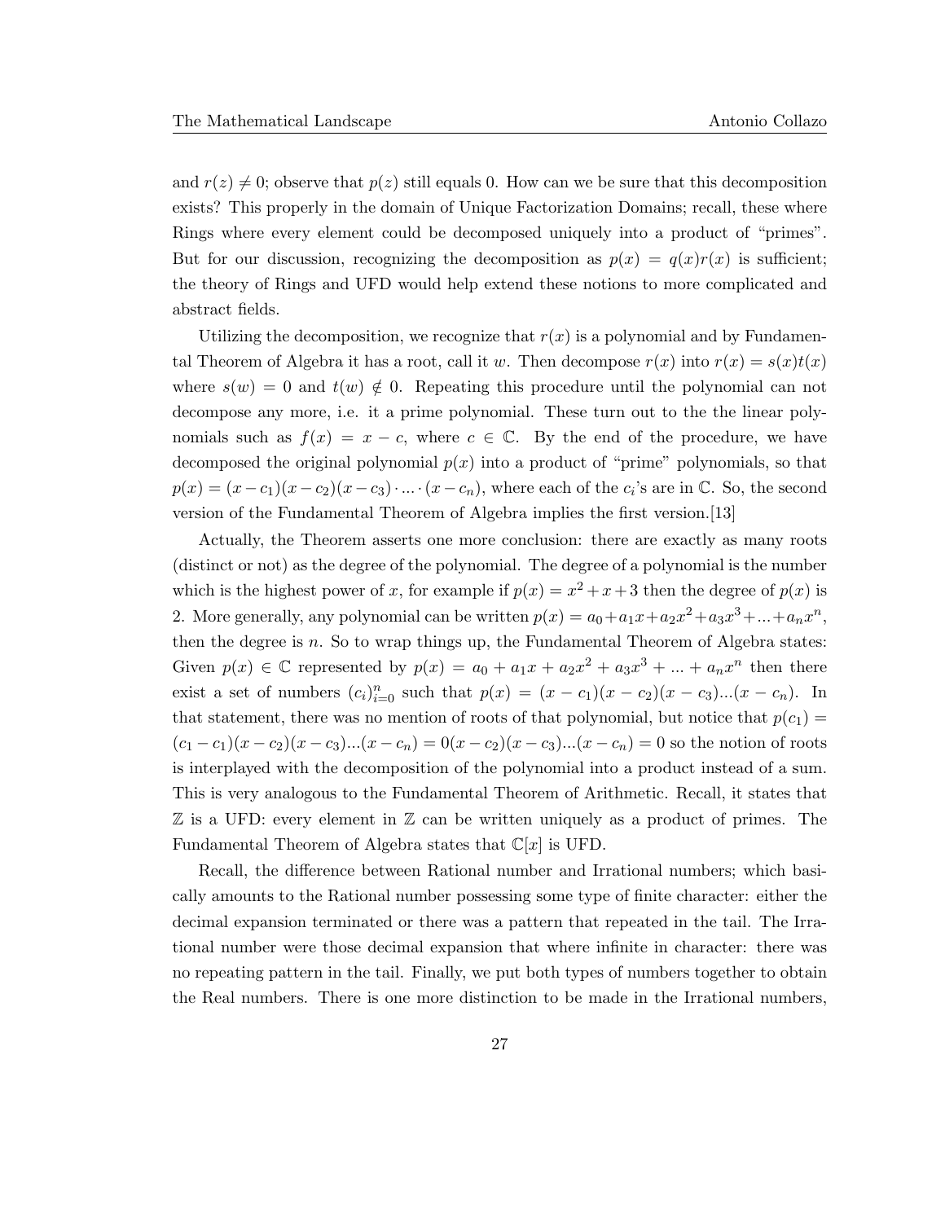and $r(z) \neq 0$; observe that $p(z)$ still equals 0. How can we be sure that this decomposition exists? This properly in the domain of Unique Factorization Domains; recall, these where Rings where every element could be decomposed uniquely into a product of "primes". But for our discussion, recognizing the decomposition as $p(x) = q(x)r(x)$ is sufficient; the theory of Rings and UFD would help extend these notions to more complicated and abstract fields.

Utilizing the decomposition, we recognize that $r(x)$ is a polynomial and by Fundamental Theorem of Algebra it has a root, call it $w$. Then decompose $r(x)$ into $r(x) = s(x)t(x)$ where $s(w) = 0$ and $t(w) \notin 0$. Repeating this procedure until the polynomial can not decompose any more, i.e. it a prime polynomial. These turn out to the the linear polynomials such as $f(x) = x - c$, where $c \in \mathbb{C}$. By the end of the procedure, we have decomposed the original polynomial $p(x)$ into a product of "prime" polynomials, so that $p(x) = (x - c_1)(x - c_2)(x - c_3) \cdot ... \cdot (x - c_n)$, where each of the $c_i$'s are in $\mathbb{C}$. So, the second version of the Fundamental Theorem of Algebra implies the first version.[13]

Actually, the Theorem asserts one more conclusion: there are exactly as many roots (distinct or not) as the degree of the polynomial. The degree of a polynomial is the number which is the highest power of $x$, for example if $p(x) = x^2 + x + 3$ then the degree of $p(x)$ is 2. More generally, any polynomial can be written $p(x) = a_0 + a_1x + a_2x^2 + a_3x^3 + ... + a_nx^n$, then the degree is $n$. So to wrap things up, the Fundamental Theorem of Algebra states: Given $p(x) \in \mathbb{C}$ represented by $p(x) = a_0 + a_1x + a_2x^2 + a_3x^3 + ... + a_nx^n$ then there exist a set of numbers $(c_i)_{i=0}^n$ such that $p(x) = (x - c_1)(x - c_2)(x - c_3)...(x - c_n)$. In that statement, there was no mention of roots of that polynomial, but notice that $p(c_1) = (c_1 - c_1)(x - c_2)(x - c_3)...(x - c_n) = 0(x - c_2)(x - c_3)...(x - c_n) = 0$ so the notion of roots is interplayed with the decomposition of the polynomial into a product instead of a sum. This is very analogous to the Fundamental Theorem of Arithmetic. Recall, it states that $\mathbb{Z}$ is a UFD: every element in $\mathbb{Z}$ can be written uniquely as a product of primes. The Fundamental Theorem of Algebra states that $\mathbb{C}[x]$ is UFD.

Recall, the difference between Rational number and Irrational numbers; which basically amounts to the Rational number possessing some type of finite character: either the decimal expansion terminated or there was a pattern that repeated in the tail. The Irrational number were those decimal expansion that where infinite in character: there was no repeating pattern in the tail. Finally, we put both types of numbers together to obtain the Real numbers. There is one more distinction to be made in the Irrational numbers,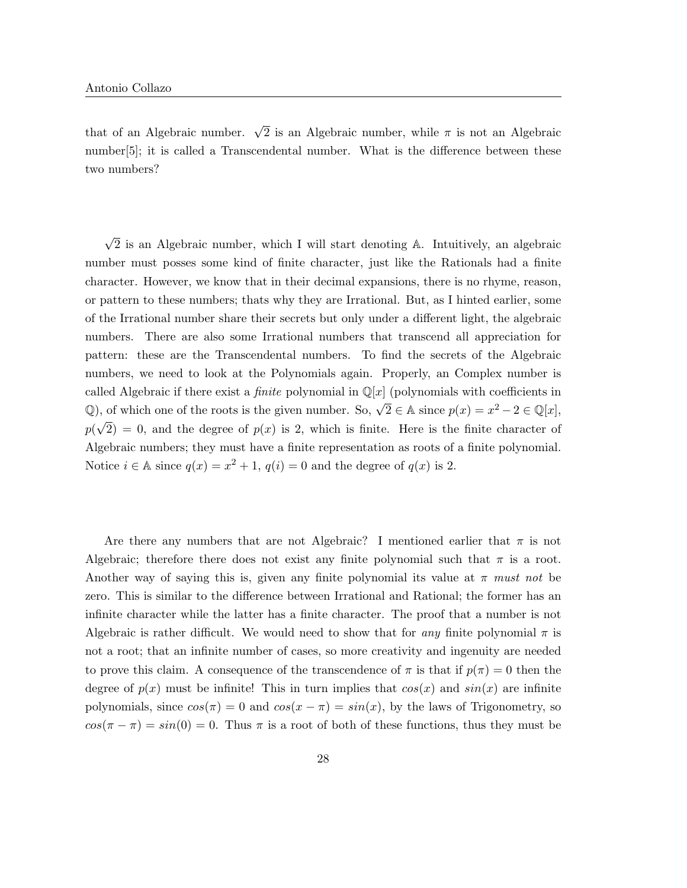that of an Algebraic number. $\sqrt{2}$ is an Algebraic number, while $\pi$ is not an Algebraic number[5]; it is called a Transcendental number. What is the difference between these two numbers?

$\sqrt{2}$ is an Algebraic number, which I will start denoting $\mathbb{A}$. Intuitively, an algebraic number must posses some kind of finite character, just like the Rationals had a finite character. However, we know that in their decimal expansions, there is no rhyme, reason, or pattern to these numbers; thats why they are Irrational. But, as I hinted earlier, some of the Irrational number share their secrets but only under a different light, the algebraic numbers. There are also some Irrational numbers that transcend all appreciation for pattern: these are the Transcendental numbers. To find the secrets of the Algebraic numbers, we need to look at the Polynomials again. Properly, an Complex number is called Algebraic if there exist a *finite* polynomial in $\mathbb{Q}[x]$ (polynomials with coefficients in $\mathbb{Q}$), of which one of the roots is the given number. So, $\sqrt{2} \in \mathbb{A}$ since $p(x) = x^2 - 2 \in \mathbb{Q}[x]$, $p(\sqrt{2}) = 0$, and the degree of $p(x)$ is 2, which is finite. Here is the finite character of Algebraic numbers; they must have a finite representation as roots of a finite polynomial. Notice $i \in \mathbb{A}$ since $q(x) = x^2 + 1$, $q(i) = 0$ and the degree of $q(x)$ is 2.

Are there any numbers that are not Algebraic? I mentioned earlier that $\pi$ is not Algebraic; therefore there does not exist any finite polynomial such that $\pi$ is a root. Another way of saying this is, given any finite polynomial its value at $\pi$ *must not* be zero. This is similar to the difference between Irrational and Rational; the former has an infinite character while the latter has a finite character. The proof that a number is not Algebraic is rather difficult. We would need to show that for *any* finite polynomial $\pi$ is not a root; that an infinite number of cases, so more creativity and ingenuity are needed to prove this claim. A consequence of the transcendence of $\pi$ is that if $p(\pi) = 0$ then the degree of $p(x)$ must be infinite! This in turn implies that $cos(x)$ and $sin(x)$ are infinite polynomials, since $cos(\pi) = 0$ and $cos(x - \pi) = sin(x)$, by the laws of Trigonometry, so $cos(\pi - \pi) = sin(0) = 0$. Thus $\pi$ is a root of both of these functions, thus they must be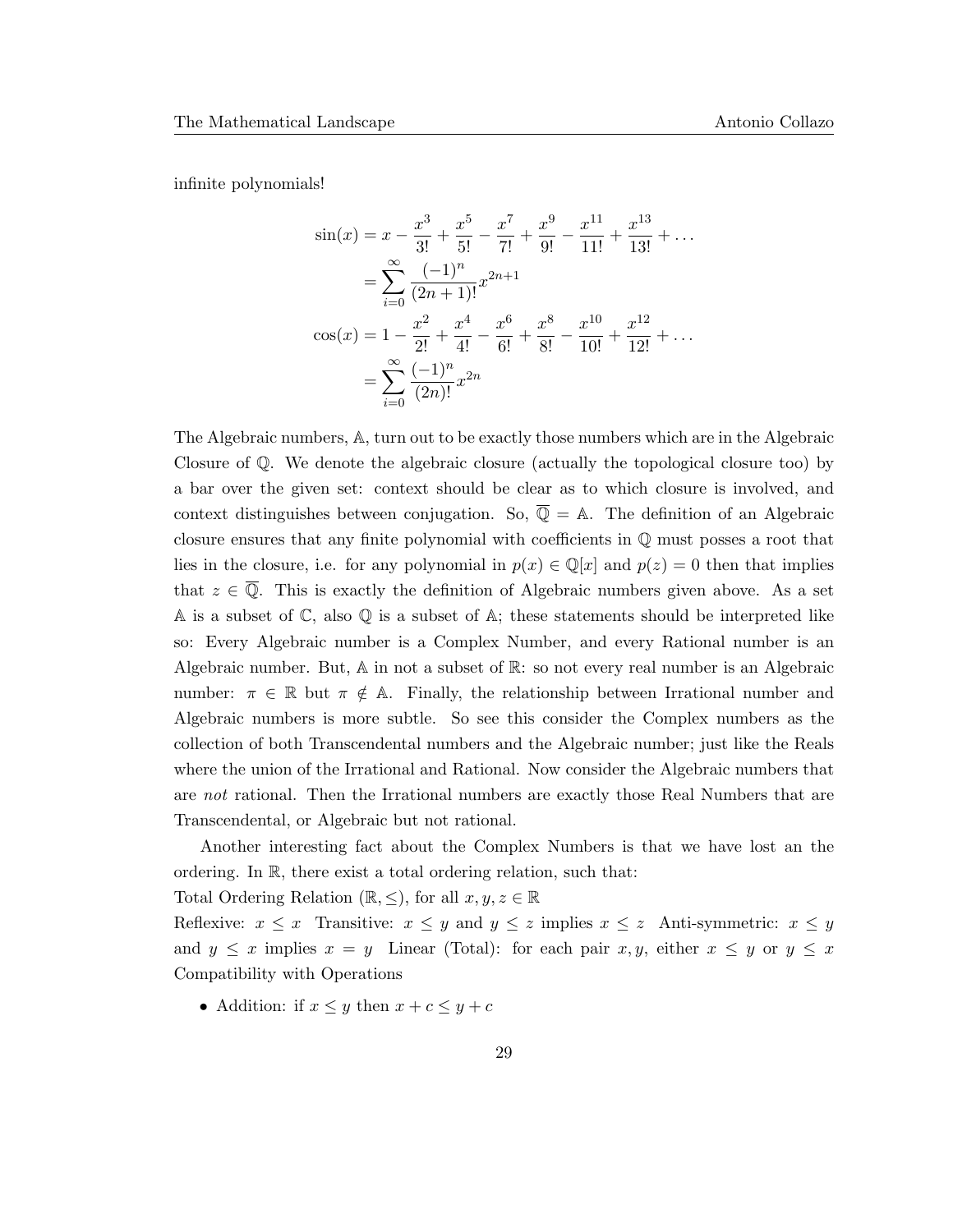infinite polynomials!

$$
\begin{aligned}
\sin(x) &= x - \frac{x^3}{3!} + \frac{x^5}{5!} - \frac{x^7}{7!} + \frac{x^9}{9!} - \frac{x^{11}}{11!} + \frac{x^{13}}{13!} + \dots \\
&= \sum_{i=0}^{\infty} \frac{(-1)^n}{(2n+1)!} x^{2n+1} \\
\cos(x) &= 1 - \frac{x^2}{2!} + \frac{x^4}{4!} - \frac{x^6}{6!} + \frac{x^8}{8!} - \frac{x^{10}}{10!} + \frac{x^{12}}{12!} + \dots \\
&= \sum_{i=0}^{\infty} \frac{(-1)^n}{(2n)!} x^{2n}
\end{aligned}
$$

The Algebraic numbers, $\mathbb{A}$, turn out to be exactly those numbers which are in the Algebraic Closure of $\mathbb{Q}$. We denote the algebraic closure (actually the topological closure too) by a bar over the given set: context should be clear as to which closure is involved, and context distinguishes between conjugation. So, $\overline{\mathbb{Q}} = \mathbb{A}$. The definition of an Algebraic closure ensures that any finite polynomial with coefficients in $\mathbb{Q}$ must posses a root that lies in the closure, i.e. for any polynomial in $p(x) \in \mathbb{Q}[x]$ and $p(z) = 0$ then that implies that $z \in \overline{\mathbb{Q}}$. This is exactly the definition of Algebraic numbers given above. As a set $\mathbb{A}$ is a subset of $\mathbb{C}$, also $\mathbb{Q}$ is a subset of $\mathbb{A}$; these statements should be interpreted like so: Every Algebraic number is a Complex Number, and every Rational number is an Algebraic number. But, $\mathbb{A}$ in not a subset of $\mathbb{R}$: so not every real number is an Algebraic number: $\pi \in \mathbb{R}$ but $\pi \notin \mathbb{A}$. Finally, the relationship between Irrational number and Algebraic numbers is more subtle. So see this consider the Complex numbers as the collection of both Transcendental numbers and the Algebraic number; just like the Reals where the union of the Irrational and Rational. Now consider the Algebraic numbers that are *not* rational. Then the Irrational numbers are exactly those Real Numbers that are Transcendental, or Algebraic but not rational.

Another interesting fact about the Complex Numbers is that we have lost an the ordering. In $\mathbb{R}$, there exist a total ordering relation, such that:
Total Ordering Relation $(\mathbb{R}, \leq)$, for all $x, y, z \in \mathbb{R}$
Reflexive: $x \leq x$ Transitive: $x \leq y$ and $y \leq z$ implies $x \leq z$ Anti-symmetric: $x \leq y$ and $y \leq x$ implies $x = y$ Linear (Total): for each pair $x, y$, either $x \leq y$ or $y \leq x$ Compatibility with Operations

- Addition: if $x \leq y$ then $x + c \leq y + c$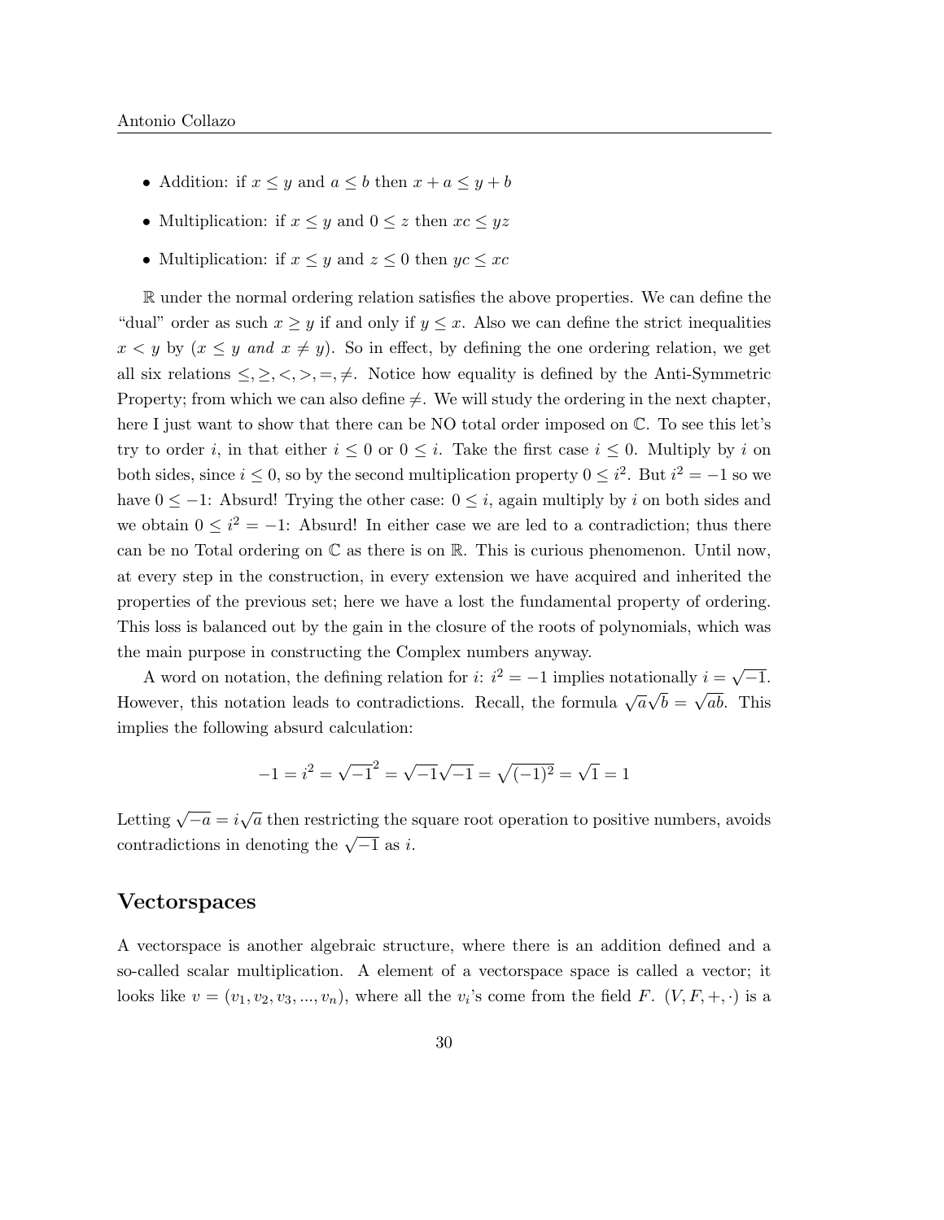- Addition: if $x \leq y$ and $a \leq b$ then $x + a \leq y + b$
- Multiplication: if $x \leq y$ and $0 \leq z$ then $xc \leq yz$
- Multiplication: if $x \leq y$ and $z \leq 0$ then $yc \leq xc$

$\mathbb{R}$ under the normal ordering relation satisfies the above properties. We can define the "dual" order as such $x \geq y$ if and only if $y \leq x$. Also we can define the strict inequalities $x < y$ by ($x \leq y$ *and* $x \neq y$). So in effect, by defining the one ordering relation, we get all six relations $\leq, \geq, <, >, =, \neq$. Notice how equality is defined by the Anti-Symmetric Property; from which we can also define $\neq$. We will study the ordering in the next chapter, here I just want to show that there can be NO total order imposed on $\mathbb{C}$. To see this let's try to order $i$, in that either $i \leq 0$ or $0 \leq i$. Take the first case $i \leq 0$. Multiply by $i$ on both sides, since $i \leq 0$, so by the second multiplication property $0 \leq i^2$. But $i^2 = -1$ so we have $0 \leq -1$: Absurd! Trying the other case: $0 \leq i$, again multiply by $i$ on both sides and we obtain $0 \leq i^2 = -1$: Absurd! In either case we are led to a contradiction; thus there can be no Total ordering on $\mathbb{C}$ as there is on $\mathbb{R}$. This is curious phenomenon. Until now, at every step in the construction, in every extension we have acquired and inherited the properties of the previous set; here we have a lost the fundamental property of ordering. This loss is balanced out by the gain in the closure of the roots of polynomials, which was the main purpose in constructing the Complex numbers anyway.

A word on notation, the defining relation for $i$: $i^2 = -1$ implies notationally $i = \sqrt{-1}$. However, this notation leads to contradictions. Recall, the formula $\sqrt{a}\sqrt{b} = \sqrt{ab}$. This implies the following absurd calculation:

$$-1 = i^2 = \sqrt{-1}^2 = \sqrt{-1}\sqrt{-1} = \sqrt{(-1)^2} = \sqrt{1} = 1$$

Letting $\sqrt{-a} = i\sqrt{a}$ then restricting the square root operation to positive numbers, avoids contradictions in denoting the $\sqrt{-1}$ as $i$.

## Vectorspaces

A vectorspace is another algebraic structure, where there is an addition defined and a so-called scalar multiplication. A element of a vectorspace space is called a vector; it looks like $v = (v_1, v_2, v_3, ..., v_n)$, where all the $v_i$'s come from the field $F$. $(V, F, +, \cdot)$ is a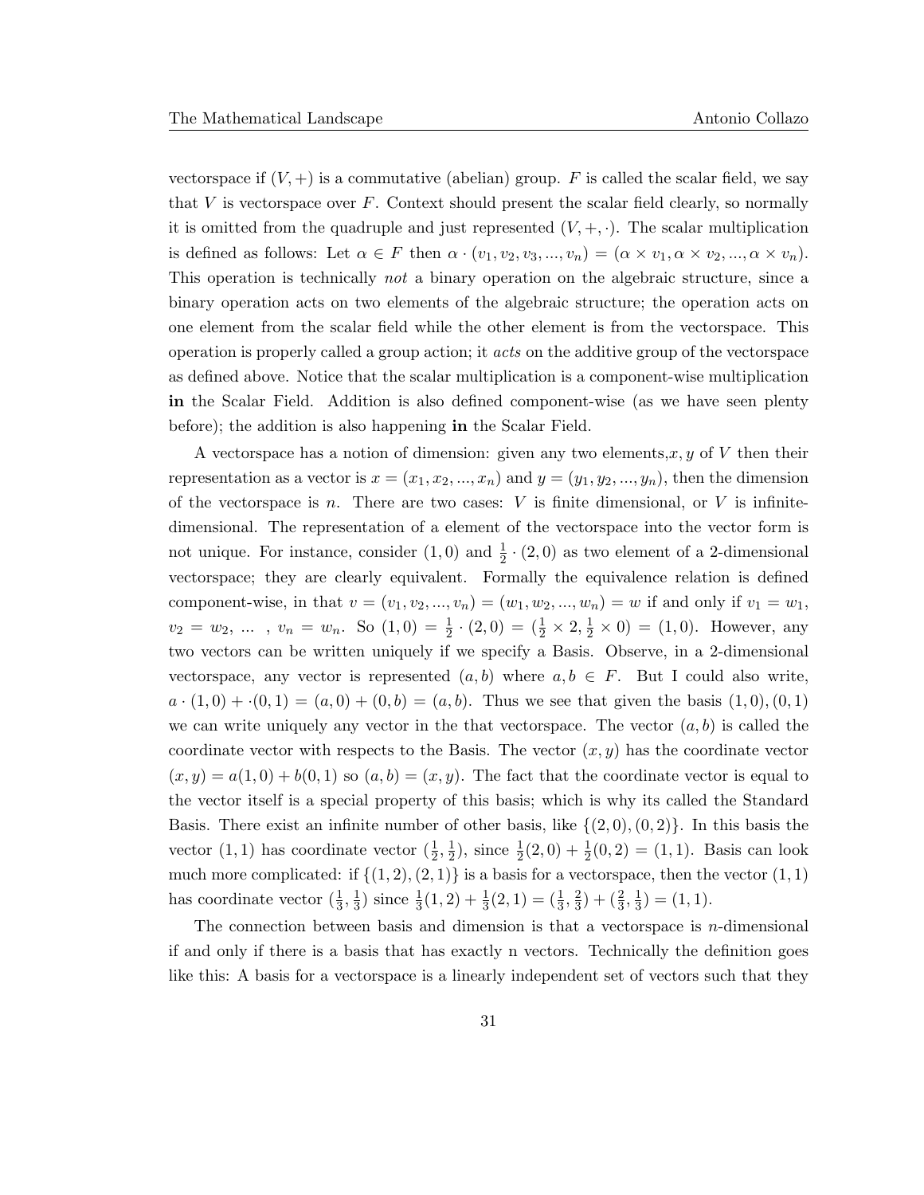vectorspace if $(V, +)$ is a commutative (abelian) group. $F$ is called the scalar field, we say that $V$ is vectorspace over $F$. Context should present the scalar field clearly, so normally it is omitted from the quadruple and just represented $(V, +, \cdot)$. The scalar multiplication is defined as follows: Let $\alpha \in F$ then $\alpha \cdot (v_1, v_2, v_3, ..., v_n) = (\alpha \times v_1, \alpha \times v_2, ..., \alpha \times v_n)$. This operation is technically *not* a binary operation on the algebraic structure, since a binary operation acts on two elements of the algebraic structure; the operation acts on one element from the scalar field while the other element is from the vectorspace. This operation is properly called a group action; it *acts* on the additive group of the vectorspace as defined above. Notice that the scalar multiplication is a component-wise multiplication **in** the Scalar Field. Addition is also defined component-wise (as we have seen plenty before); the addition is also happening **in** the Scalar Field.

A vectorspace has a notion of dimension: given any two elements,$x, y$ of $V$ then their representation as a vector is $x = (x_1, x_2, ..., x_n)$ and $y = (y_1, y_2, ..., y_n)$, then the dimension of the vectorspace is $n$. There are two cases: $V$ is finite dimensional, or $V$ is infinite-dimensional. The representation of a element of the vectorspace into the vector form is not unique. For instance, consider $(1, 0)$ and $\frac{1}{2} \cdot (2, 0)$ as two element of a 2-dimensional vectorspace; they are clearly equivalent. Formally the equivalence relation is defined component-wise, in that $v = (v_1, v_2, ..., v_n) = (w_1, w_2, ..., w_n) = w$ if and only if $v_1 = w_1$, $v_2 = w_2$, ... , $v_n = w_n$. So $(1, 0) = \frac{1}{2} \cdot (2, 0) = (\frac{1}{2} \times 2, \frac{1}{2} \times 0) = (1, 0)$. However, any two vectors can be written uniquely if we specify a Basis. Observe, in a 2-dimensional vectorspace, any vector is represented $(a, b)$ where $a, b \in F$. But I could also write, $a \cdot (1, 0) + \cdot (0, 1) = (a, 0) + (0, b) = (a, b)$. Thus we see that given the basis $(1, 0), (0, 1)$ we can write uniquely any vector in the that vectorspace. The vector $(a, b)$ is called the coordinate vector with respects to the Basis. The vector $(x, y)$ has the coordinate vector $(x, y) = a(1, 0) + b(0, 1)$ so $(a, b) = (x, y)$. The fact that the coordinate vector is equal to the vector itself is a special property of this basis; which is why its called the Standard Basis. There exist an infinite number of other basis, like $\{(2, 0), (0, 2)\}$. In this basis the vector $(1, 1)$ has coordinate vector $(\frac{1}{2}, \frac{1}{2})$, since $\frac{1}{2}(2, 0) + \frac{1}{2}(0, 2) = (1, 1)$. Basis can look much more complicated: if $\{(1, 2), (2, 1)\}$ is a basis for a vectorspace, then the vector $(1, 1)$ has coordinate vector $(\frac{1}{3}, \frac{1}{3})$ since $\frac{1}{3}(1, 2) + \frac{1}{3}(2, 1) = (\frac{1}{3}, \frac{2}{3}) + (\frac{2}{3}, \frac{1}{3}) = (1, 1)$.

The connection between basis and dimension is that a vectorspace is $n$-dimensional if and only if there is a basis that has exactly n vectors. Technically the definition goes like this: A basis for a vectorspace is a linearly independent set of vectors such that they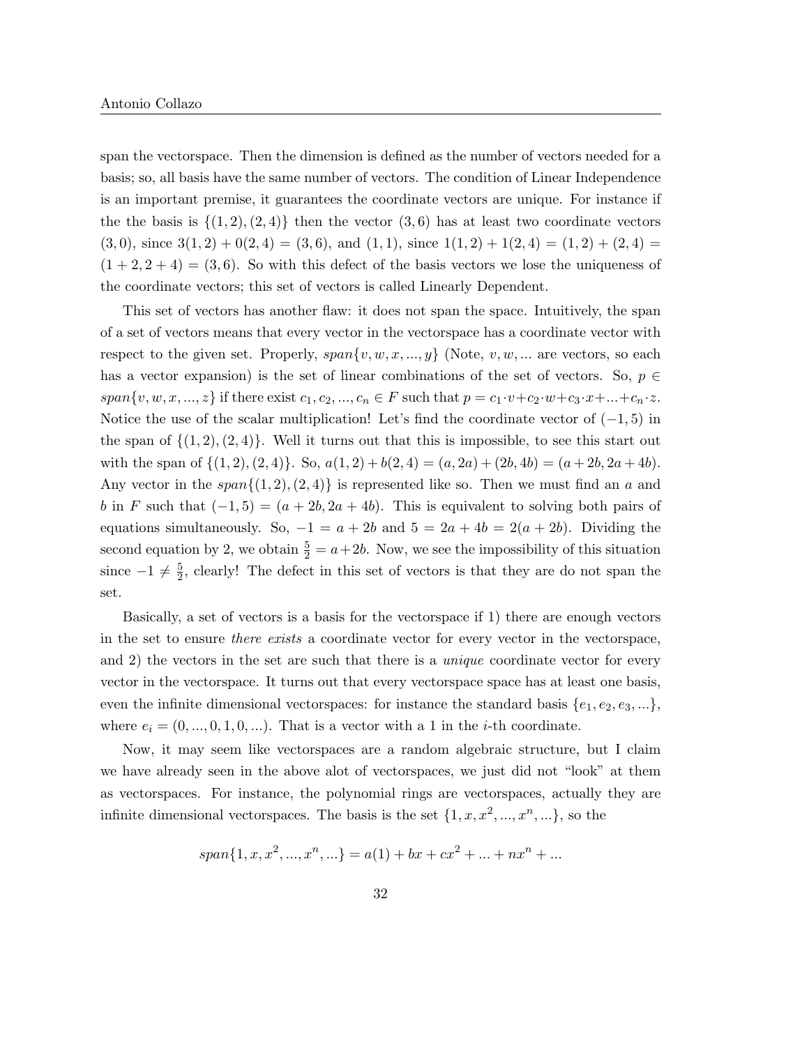span the vectorspace. Then the dimension is defined as the number of vectors needed for a basis; so, all basis have the same number of vectors. The condition of Linear Independence is an important premise, it guarantees the coordinate vectors are unique. For instance if the the basis is $\{(1,2),(2,4)\}$ then the vector $(3,6)$ has at least two coordinate vectors $(3,0)$, since $3(1,2)+0(2,4)=(3,6)$, and $(1,1)$, since $1(1,2)+1(2,4)=(1,2)+(2,4)=(1+2,2+4)=(3,6)$. So with this defect of the basis vectors we lose the uniqueness of the coordinate vectors; this set of vectors is called Linearly Dependent.

This set of vectors has another flaw: it does not span the space. Intuitively, the span of a set of vectors means that every vector in the vectorspace has a coordinate vector with respect to the given set. Properly, $span\{v, w, x, ..., y\}$ (Note, $v, w, ...$ are vectors, so each has a vector expansion) is the set of linear combinations of the set of vectors. So, $p \in span\{v, w, x, ..., z\}$ if there exist $c_1, c_2, ..., c_n \in F$ such that $p = c_1 \cdot v + c_2 \cdot w + c_3 \cdot x + ... + c_n \cdot z$. Notice the use of the scalar multiplication! Let's find the coordinate vector of $(-1,5)$ in the span of $\{(1,2),(2,4)\}$. Well it turns out that this is impossible, to see this start out with the span of $\{(1,2),(2,4)\}$. So, $a(1,2)+b(2,4)=(a,2a)+(2b,4b)=(a+2b,2a+4b)$. Any vector in the $span\{(1,2),(2,4)\}$ is represented like so. Then we must find an $a$ and $b$ in $F$ such that $(-1,5)=(a+2b,2a+4b)$. This is equivalent to solving both pairs of equations simultaneously. So, $-1=a+2b$ and $5=2a+4b=2(a+2b)$. Dividing the second equation by 2, we obtain $\frac{5}{2}=a+2b$. Now, we see the impossibility of this situation since $-1 \neq \frac{5}{2}$, clearly! The defect in this set of vectors is that they are do not span the set.

Basically, a set of vectors is a basis for the vectorspace if 1) there are enough vectors in the set to ensure *there exists* a coordinate vector for every vector in the vectorspace, and 2) the vectors in the set are such that there is a *unique* coordinate vector for every vector in the vectorspace. It turns out that every vectorspace space has at least one basis, even the infinite dimensional vectorspaces: for instance the standard basis $\{e_1, e_2, e_3, ...\}$, where $e_i = (0, ..., 0, 1, 0, ...)$. That is a vector with a 1 in the $i$-th coordinate.

Now, it may seem like vectorspaces are a random algebraic structure, but I claim we have already seen in the above alot of vectorspaces, we just did not "look" at them as vectorspaces. For instance, the polynomial rings are vectorspaces, actually they are infinite dimensional vectorspaces. The basis is the set $\{1, x, x^2, ..., x^n, ...\}$, so the

$$span\{1, x, x^2, ..., x^n, ...\} = a(1) + bx + cx^2 + ... + nx^n + ...$$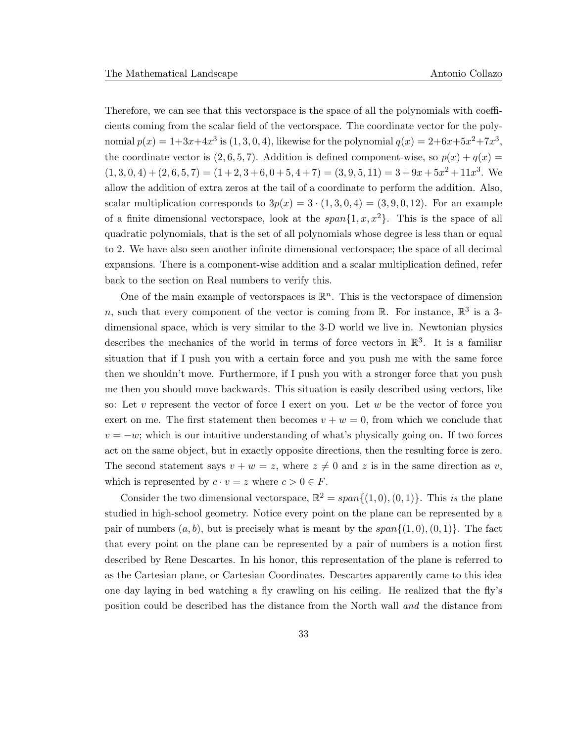Therefore, we can see that this vectorspace is the space of all the polynomials with coefficients coming from the scalar field of the vectorspace. The coordinate vector for the polynomial $p(x) = 1+3x+4x^3$ is $(1, 3, 0, 4)$, likewise for the polynomial $q(x) = 2+6x+5x^2+7x^3$, the coordinate vector is $(2, 6, 5, 7)$. Addition is defined component-wise, so $p(x) + q(x) = (1, 3, 0, 4) + (2, 6, 5, 7) = (1+2, 3+6, 0+5, 4+7) = (3, 9, 5, 11) = 3+9x+5x^2+11x^3$. We allow the addition of extra zeros at the tail of a coordinate to perform the addition. Also, scalar multiplication corresponds to $3p(x) = 3 \cdot (1, 3, 0, 4) = (3, 9, 0, 12)$. For an example of a finite dimensional vectorspace, look at the $span\{1, x, x^2\}$. This is the space of all quadratic polynomials, that is the set of all polynomials whose degree is less than or equal to 2. We have also seen another infinite dimensional vectorspace; the space of all decimal expansions. There is a component-wise addition and a scalar multiplication defined, refer back to the section on Real numbers to verify this.

One of the main example of vectorspaces is $\mathbb{R}^n$. This is the vectorspace of dimension $n$, such that every component of the vector is coming from $\mathbb{R}$. For instance, $\mathbb{R}^3$ is a 3-dimensional space, which is very similar to the 3-D world we live in. Newtonian physics describes the mechanics of the world in terms of force vectors in $\mathbb{R}^3$. It is a familiar situation that if I push you with a certain force and you push me with the same force then we shouldn't move. Furthermore, if I push you with a stronger force that you push me then you should move backwards. This situation is easily described using vectors, like so: Let $v$ represent the vector of force I exert on you. Let $w$ be the vector of force you exert on me. The first statement then becomes $v + w = 0$, from which we conclude that $v = -w$; which is our intuitive understanding of what's physically going on. If two forces act on the same object, but in exactly opposite directions, then the resulting force is zero. The second statement says $v + w = z$, where $z \neq 0$ and $z$ is in the same direction as $v$, which is represented by $c \cdot v = z$ where $c > 0 \in F$.

Consider the two dimensional vectorspace, $\mathbb{R}^2 = span\{(1, 0), (0, 1)\}$. This *is* the plane studied in high-school geometry. Notice every point on the plane can be represented by a pair of numbers $(a, b)$, but is precisely what is meant by the $span\{(1, 0), (0, 1)\}$. The fact that every point on the plane can be represented by a pair of numbers is a notion first described by Rene Descartes. In his honor, this representation of the plane is referred to as the Cartesian plane, or Cartesian Coordinates. Descartes apparently came to this idea one day laying in bed watching a fly crawling on his ceiling. He realized that the fly's position could be described has the distance from the North wall *and* the distance from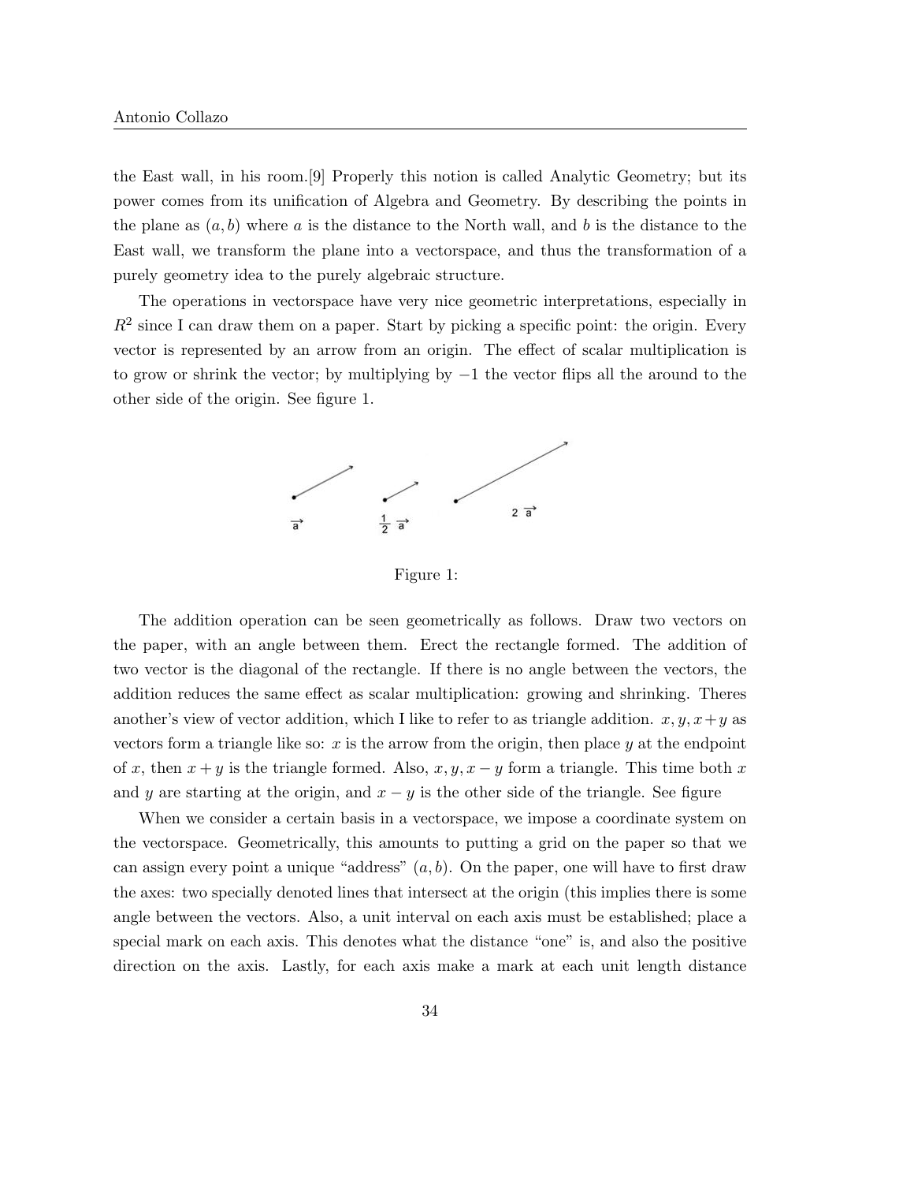the East wall, in his room.[9] Properly this notion is called Analytic Geometry; but its power comes from its unification of Algebra and Geometry. By describing the points in the plane as $(a, b)$ where $a$ is the distance to the North wall, and $b$ is the distance to the East wall, we transform the plane into a vectorspace, and thus the transformation of a purely geometry idea to the purely algebraic structure.

The operations in vectorspace have very nice geometric interpretations, especially in $R^2$ since I can draw them on a paper. Start by picking a specific point: the origin. Every vector is represented by an arrow from an origin. The effect of scalar multiplication is to grow or shrink the vector; by multiplying by $-1$ the vector flips all the around to the other side of the origin. See figure 1.

Figure 1:

The addition operation can be seen geometrically as follows. Draw two vectors on the paper, with an angle between them. Erect the rectangle formed. The addition of two vector is the diagonal of the rectangle. If there is no angle between the vectors, the addition reduces the same effect as scalar multiplication: growing and shrinking. Theres another's view of vector addition, which I like to refer to as triangle addition. $x, y, x+y$ as vectors form a triangle like so: $x$ is the arrow from the origin, then place $y$ at the endpoint of $x$, then $x + y$ is the triangle formed. Also, $x, y, x - y$ form a triangle. This time both $x$ and $y$ are starting at the origin, and $x - y$ is the other side of the triangle. See figure

When we consider a certain basis in a vectorspace, we impose a coordinate system on the vectorspace. Geometrically, this amounts to putting a grid on the paper so that we can assign every point a unique "address" $(a, b)$. On the paper, one will have to first draw the axes: two specially denoted lines that intersect at the origin (this implies there is some angle between the vectors. Also, a unit interval on each axis must be established; place a special mark on each axis. This denotes what the distance "one" is, and also the positive direction on the axis. Lastly, for each axis make a mark at each unit length distance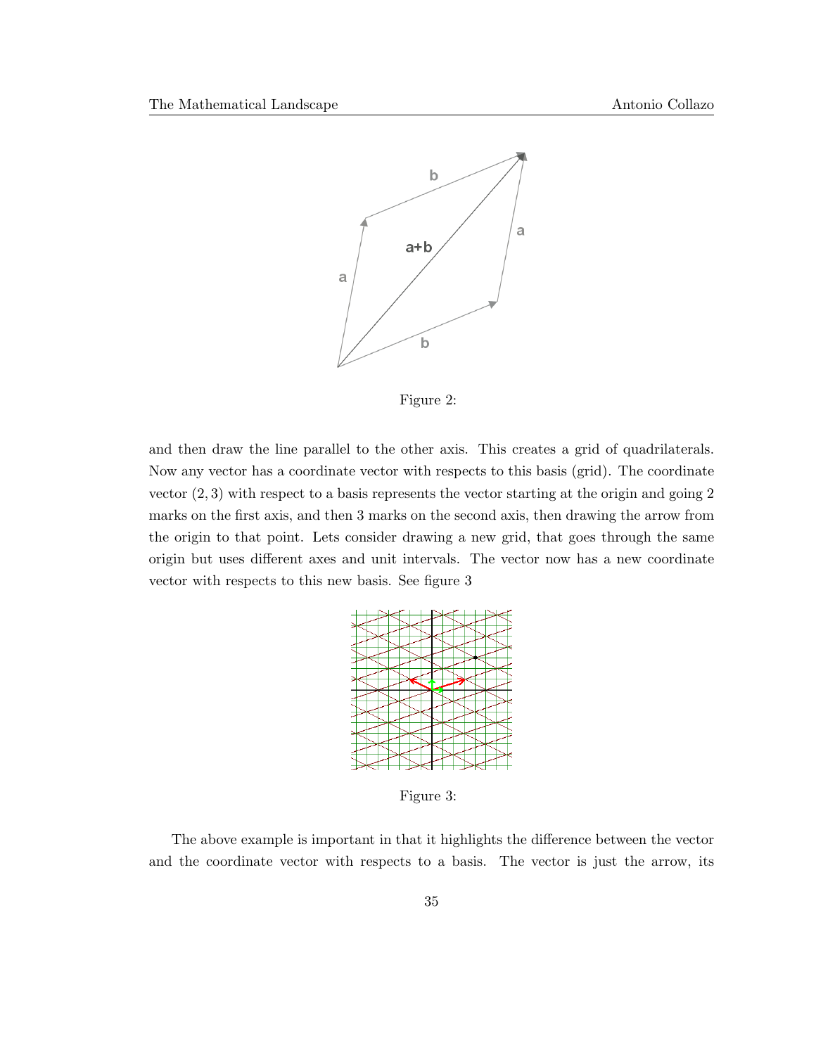Figure 2:

and then draw the line parallel to the other axis. This creates a grid of quadrilaterals. Now any vector has a coordinate vector with respects to this basis (grid). The coordinate vector $(2, 3)$ with respect to a basis represents the vector starting at the origin and going 2 marks on the first axis, and then 3 marks on the second axis, then drawing the arrow from the origin to that point. Lets consider drawing a new grid, that goes through the same origin but uses different axes and unit intervals. The vector now has a new coordinate vector with respects to this new basis. See figure 3

Figure 3:

The above example is important in that it highlights the difference between the vector and the coordinate vector with respects to a basis. The vector is just the arrow, its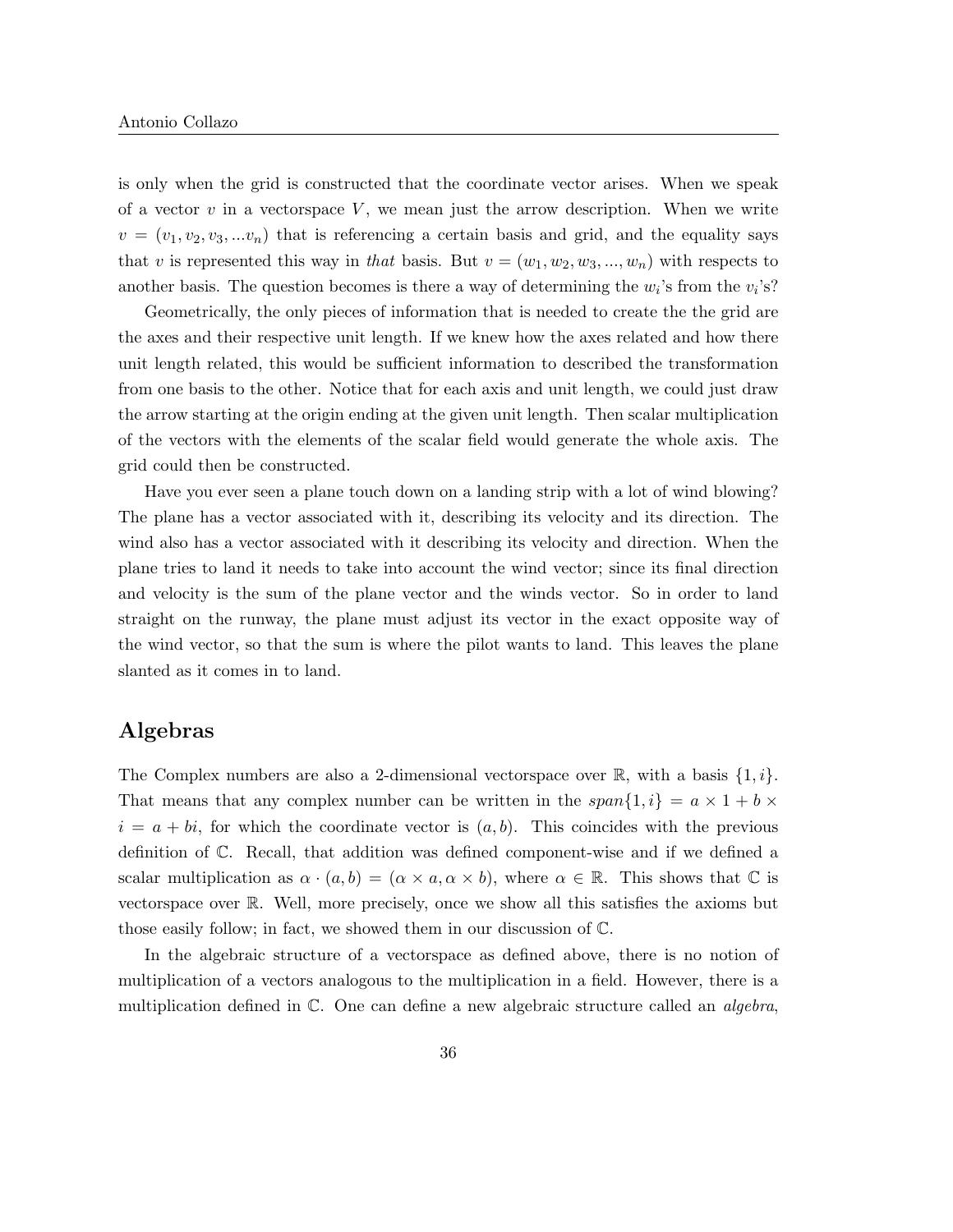is only when the grid is constructed that the coordinate vector arises. When we speak of a vector $v$ in a vectorspace $V$, we mean just the arrow description. When we write $v = (v_1, v_2, v_3, ...v_n)$ that is referencing a certain basis and grid, and the equality says that $v$ is represented this way in *that* basis. But $v = (w_1, w_2, w_3, ..., w_n)$ with respects to another basis. The question becomes is there a way of determining the $w_i$'s from the $v_i$'s?

Geometrically, the only pieces of information that is needed to create the the grid are the axes and their respective unit length. If we knew how the axes related and how there unit length related, this would be sufficient information to described the transformation from one basis to the other. Notice that for each axis and unit length, we could just draw the arrow starting at the origin ending at the given unit length. Then scalar multiplication of the vectors with the elements of the scalar field would generate the whole axis. The grid could then be constructed.

Have you ever seen a plane touch down on a landing strip with a lot of wind blowing? The plane has a vector associated with it, describing its velocity and its direction. The wind also has a vector associated with it describing its velocity and direction. When the plane tries to land it needs to take into account the wind vector; since its final direction and velocity is the sum of the plane vector and the winds vector. So in order to land straight on the runway, the plane must adjust its vector in the exact opposite way of the wind vector, so that the sum is where the pilot wants to land. This leaves the plane slanted as it comes in to land.

## Algebras

The Complex numbers are also a 2-dimensional vectorspace over $\mathbb{R}$, with a basis $\{1, i\}$. That means that any complex number can be written in the $span\{1, i\} = a \times 1 + b \times i = a + bi$, for which the coordinate vector is $(a, b)$. This coincides with the previous definition of $\mathbb{C}$. Recall, that addition was defined component-wise and if we defined a scalar multiplication as $\alpha \cdot (a, b) = (\alpha \times a, \alpha \times b)$, where $\alpha \in \mathbb{R}$. This shows that $\mathbb{C}$ is vectorspace over $\mathbb{R}$. Well, more precisely, once we show all this satisfies the axioms but those easily follow; in fact, we showed them in our discussion of $\mathbb{C}$.

In the algebraic structure of a vectorspace as defined above, there is no notion of multiplication of a vectors analogous to the multiplication in a field. However, there is a multiplication defined in $\mathbb{C}$. One can define a new algebraic structure called an *algebra*,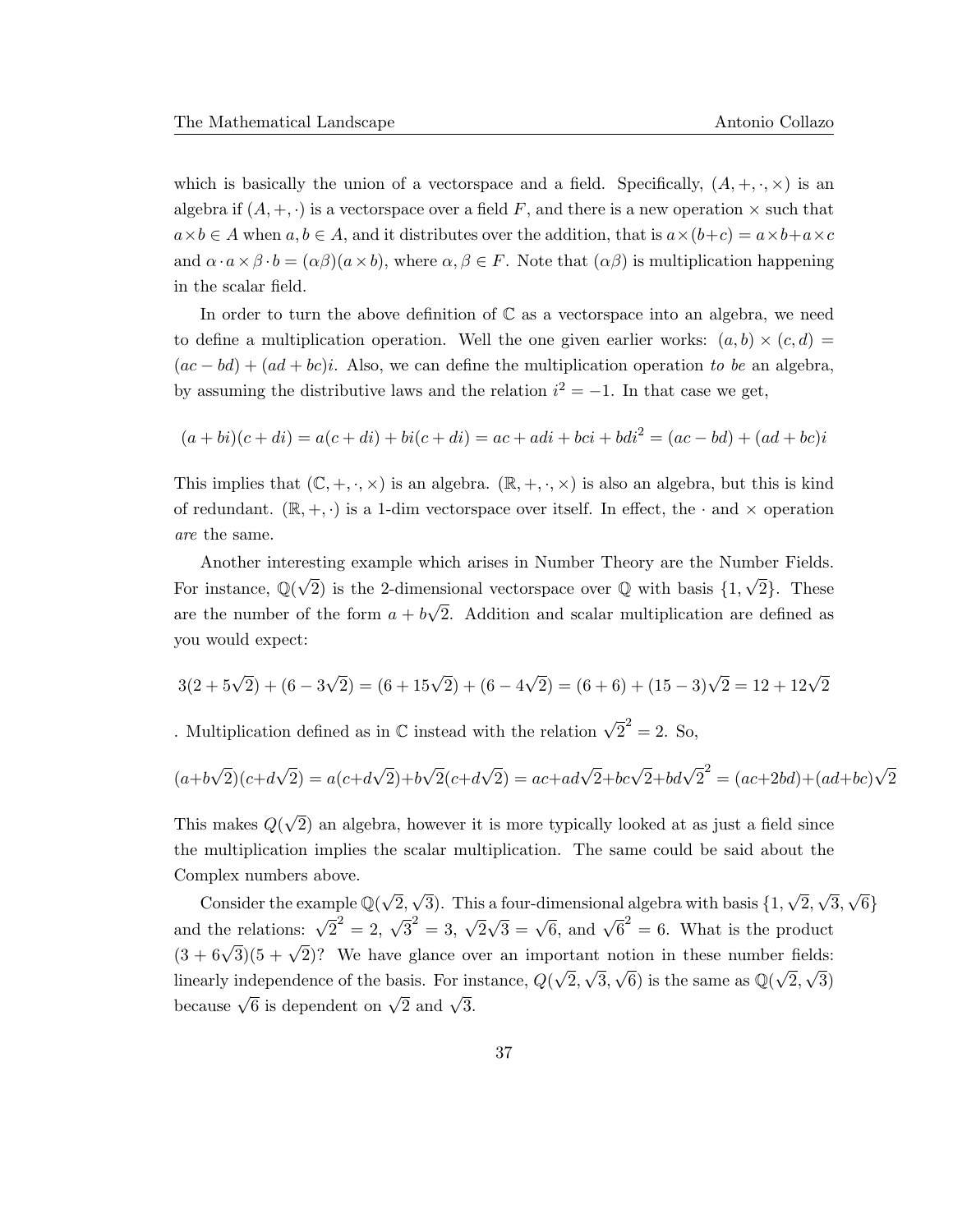which is basically the union of a vectorspace and a field. Specifically, $(A, +, \cdot, \times)$ is an algebra if $(A, +, \cdot)$ is a vectorspace over a field $F$, and there is a new operation $\times$ such that $a \times b \in A$ when $a, b \in A$, and it distributes over the addition, that is $a \times (b+c) = a \times b + a \times c$ and $\alpha \cdot a \times \beta \cdot b = (\alpha\beta)(a \times b)$, where $\alpha, \beta \in F$. Note that $(\alpha\beta)$ is multiplication happening in the scalar field.

In order to turn the above definition of $\mathbb{C}$ as a vectorspace into an algebra, we need to define a multiplication operation. Well the one given earlier works: $(a, b) \times (c, d) = (ac - bd) + (ad + bc)i$. Also, we can define the multiplication operation *to be* an algebra, by assuming the distributive laws and the relation $i^2 = -1$. In that case we get,

$$(a + bi)(c + di) = a(c + di) + bi(c + di) = ac + adi + bci + bdi^2 = (ac - bd) + (ad + bc)i$$

This implies that $(\mathbb{C}, +, \cdot, \times)$ is an algebra. $(\mathbb{R}, +, \cdot, \times)$ is also an algebra, but this is kind of redundant. $(\mathbb{R}, +, \cdot)$ is a 1-dim vectorspace over itself. In effect, the $\cdot$ and $\times$ operation *are* the same.

Another interesting example which arises in Number Theory are the Number Fields. For instance, $\mathbb{Q}(\sqrt{2})$ is the 2-dimensional vectorspace over $\mathbb{Q}$ with basis $\{1, \sqrt{2}\}$. These are the number of the form $a + b\sqrt{2}$. Addition and scalar multiplication are defined as you would expect:

$$3(2 + 5\sqrt{2}) + (6 - 3\sqrt{2}) = (6 + 15\sqrt{2}) + (6 - 4\sqrt{2}) = (6 + 6) + (15 - 3)\sqrt{2} = 12 + 12\sqrt{2}$$

. Multiplication defined as in $\mathbb{C}$ instead with the relation $\sqrt{2}^2 = 2$. So,

$$(a+b\sqrt{2})(c+d\sqrt{2}) = a(c+d\sqrt{2})+b\sqrt{2}(c+d\sqrt{2}) = ac+ad\sqrt{2}+bc\sqrt{2}+bd\sqrt{2}^2 = (ac+2bd)+(ad+bc)\sqrt{2}$$

This makes $Q(\sqrt{2})$ an algebra, however it is more typically looked at as just a field since the multiplication implies the scalar multiplication. The same could be said about the Complex numbers above.

Consider the example $\mathbb{Q}(\sqrt{2}, \sqrt{3})$. This a four-dimensional algebra with basis $\{1, \sqrt{2}, \sqrt{3}, \sqrt{6}\}$ and the relations: $\sqrt{2}^2 = 2$, $\sqrt{3}^2 = 3$, $\sqrt{2}\sqrt{3} = \sqrt{6}$, and $\sqrt{6}^2 = 6$. What is the product $(3 + 6\sqrt{3})(5 + \sqrt{2})$? We have glance over an important notion in these number fields: linearly independence of the basis. For instance, $Q(\sqrt{2}, \sqrt{3}, \sqrt{6})$ is the same as $\mathbb{Q}(\sqrt{2}, \sqrt{3})$ because $\sqrt{6}$ is dependent on $\sqrt{2}$ and $\sqrt{3}$.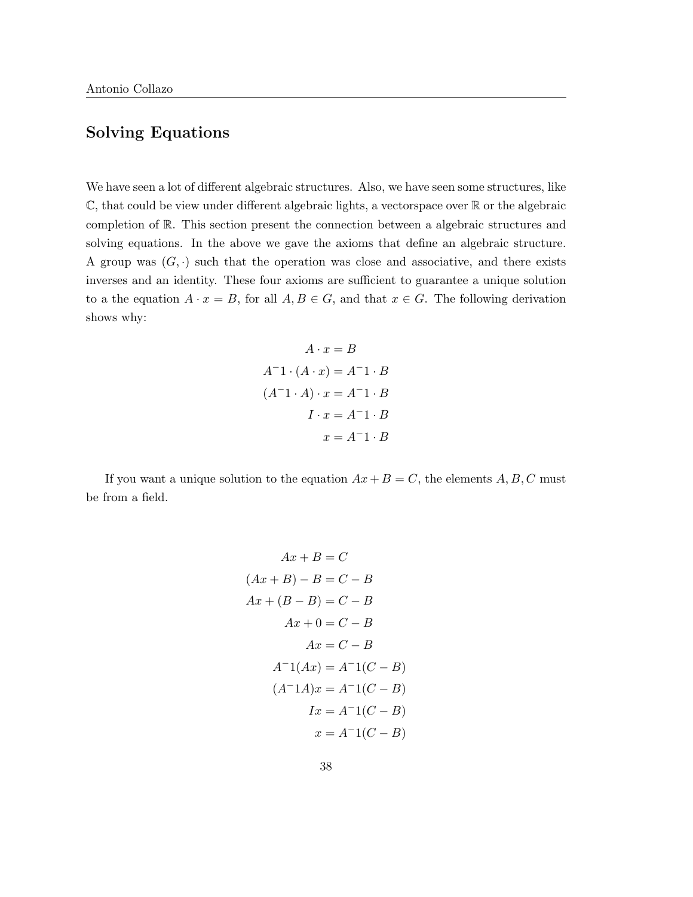## Solving Equations

We have seen a lot of different algebraic structures. Also, we have seen some structures, like $\mathbb{C}$, that could be view under different algebraic lights, a vectorspace over $\mathbb{R}$ or the algebraic completion of $\mathbb{R}$. This section present the connection between a algebraic structures and solving equations. In the above we gave the axioms that define an algebraic structure. A group was $(G, \cdot)$ such that the operation was close and associative, and there exists inverses and an identity. These four axioms are sufficient to guarantee a unique solution to a the equation $A \cdot x = B$, for all $A, B \in G$, and that $x \in G$. The following derivation shows why:

$$
\begin{aligned}
A \cdot x &= B \\
A^-1 \cdot (A \cdot x) &= A^-1 \cdot B \\
(A^-1 \cdot A) \cdot x &= A^-1 \cdot B \\
I \cdot x &= A^-1 \cdot B \\
x &= A^-1 \cdot B
\end{aligned}
$$

If you want a unique solution to the equation $Ax + B = C$, the elements $A, B, C$ must be from a field.

$$
\begin{aligned}
Ax + B &= C \\
(Ax + B) - B &= C - B \\
Ax + (B - B) &= C - B \\
Ax + 0 &= C - B \\
Ax &= C - B \\
A^-1(Ax) &= A^-1(C - B) \\
(A^-1A)x &= A^-1(C - B) \\
Ix &= A^-1(C - B) \\
x &= A^-1(C - B)
\end{aligned}
$$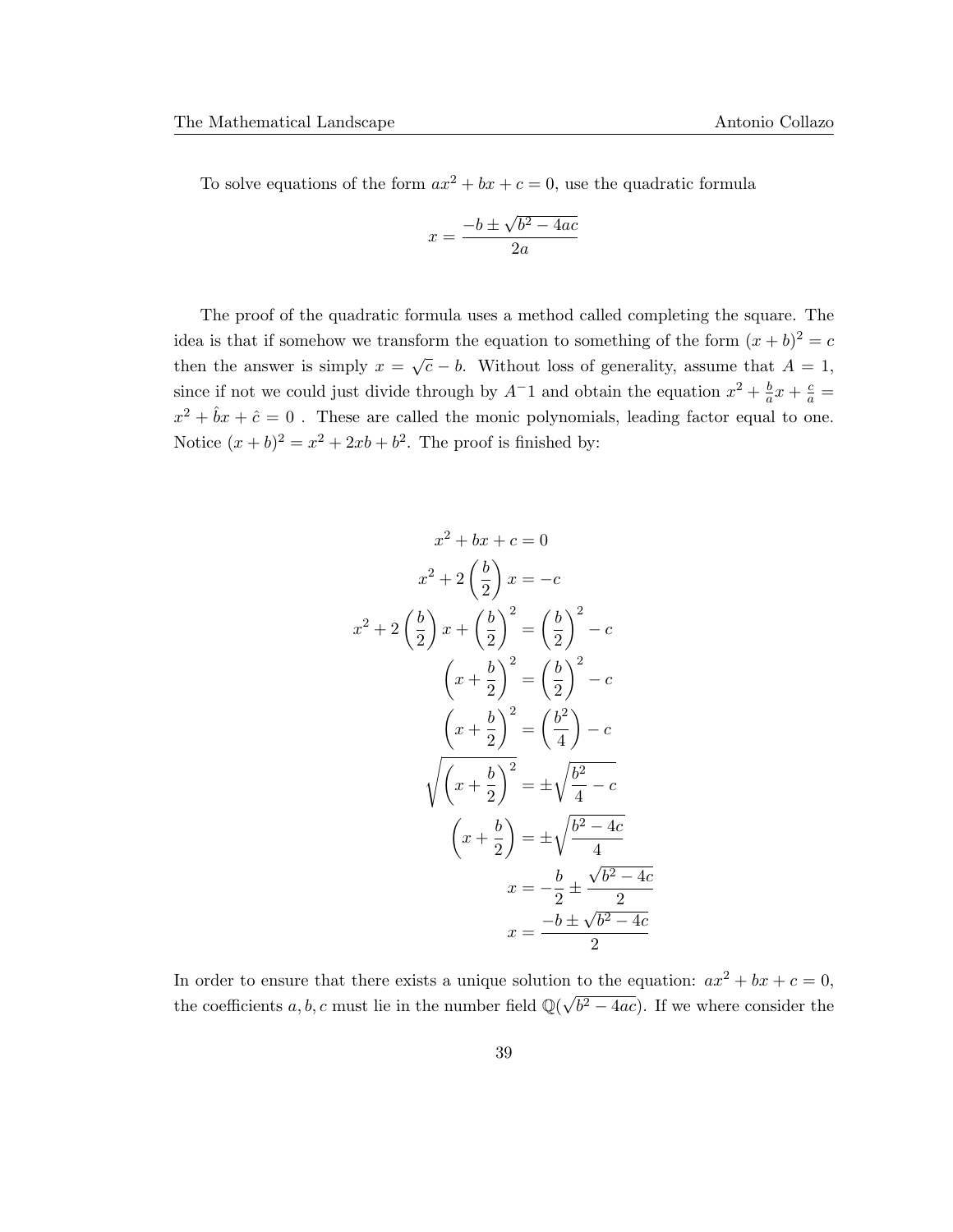To solve equations of the form $ax^2 + bx + c = 0$, use the quadratic formula

$$x = \frac{-b \pm \sqrt{b^2 - 4ac}}{2a}$$

The proof of the quadratic formula uses a method called completing the square. The idea is that if somehow we transform the equation to something of the form $(x + b)^2 = c$ then the answer is simply $x = \sqrt{c} - b$. Without loss of generality, assume that $A = 1$, since if not we could just divide through by $A^-1$ and obtain the equation $x^2 + \frac{b}{a}x + \frac{c}{a} = x^2 + \hat{b}x + \hat{c} = 0$ . These are called the monic polynomials, leading factor equal to one. Notice $(x + b)^2 = x^2 + 2xb + b^2$. The proof is finished by:

$$
\begin{aligned}
x^2 + bx + c &= 0 \\
x^2 + 2\left(\frac{b}{2}\right)x &= -c \\
x^2 + 2\left(\frac{b}{2}\right)x + \left(\frac{b}{2}\right)^2 &= \left(\frac{b}{2}\right)^2 - c \\
\left(x + \frac{b}{2}\right)^2 &= \left(\frac{b}{2}\right)^2 - c \\
\left(x + \frac{b}{2}\right)^2 &= \left(\frac{b^2}{4}\right) - c \\
\sqrt{\left(x + \frac{b}{2}\right)^2} &= \pm\sqrt{\frac{b^2}{4} - c} \\
\left(x + \frac{b}{2}\right) &= \pm\sqrt{\frac{b^2 - 4c}{4}} \\
x &= -\frac{b}{2} \pm \frac{\sqrt{b^2 - 4c}}{2} \\
x &= \frac{-b \pm \sqrt{b^2 - 4c}}{2}
\end{aligned}
$$

In order to ensure that there exists a unique solution to the equation: $ax^2 + bx + c = 0$, the coefficients $a, b, c$ must lie in the number field $\mathbb{Q}(\sqrt{b^2 - 4ac})$. If we where consider the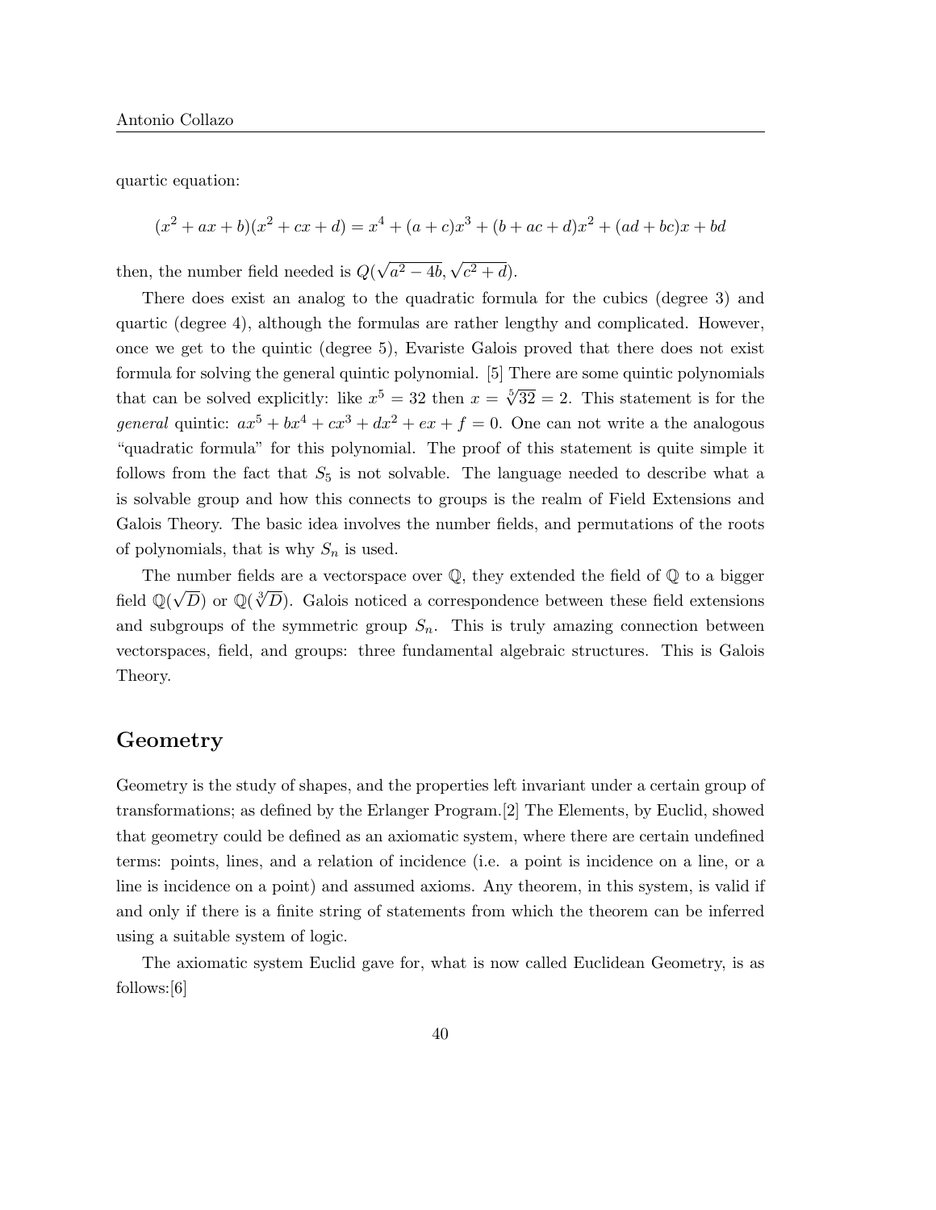quartic equation:

$$(x^2 + ax + b)(x^2 + cx + d) = x^4 + (a + c)x^3 + (b + ac + d)x^2 + (ad + bc)x + bd$$

then, the number field needed is $Q(\sqrt{a^2 - 4b}, \sqrt{c^2 + d})$.

There does exist an analog to the quadratic formula for the cubics (degree 3) and quartic (degree 4), although the formulas are rather lengthy and complicated. However, once we get to the quintic (degree 5), Evariste Galois proved that there does not exist formula for solving the general quintic polynomial. [5] There are some quintic polynomials that can be solved explicitly: like $x^5 = 32$ then $x = \sqrt[5]{32} = 2$. This statement is for the *general* quintic: $ax^5 + bx^4 + cx^3 + dx^2 + ex + f = 0$. One can not write a the analogous "quadratic formula" for this polynomial. The proof of this statement is quite simple it follows from the fact that $S_5$ is not solvable. The language needed to describe what a is solvable group and how this connects to groups is the realm of Field Extensions and Galois Theory. The basic idea involves the number fields, and permutations of the roots of polynomials, that is why $S_n$ is used.

The number fields are a vectorspace over $\mathbb{Q}$, they extended the field of $\mathbb{Q}$ to a bigger field $\mathbb{Q}(\sqrt{D})$ or $\mathbb{Q}(\sqrt[3]{D})$. Galois noticed a correspondence between these field extensions and subgroups of the symmetric group $S_n$. This is truly amazing connection between vectorspaces, field, and groups: three fundamental algebraic structures. This is Galois Theory.

## Geometry

Geometry is the study of shapes, and the properties left invariant under a certain group of transformations; as defined by the Erlanger Program.[2] The Elements, by Euclid, showed that geometry could be defined as an axiomatic system, where there are certain undefined terms: points, lines, and a relation of incidence (i.e. a point is incidence on a line, or a line is incidence on a point) and assumed axioms. Any theorem, in this system, is valid if and only if there is a finite string of statements from which the theorem can be inferred using a suitable system of logic.

The axiomatic system Euclid gave for, what is now called Euclidean Geometry, is as follows:[6]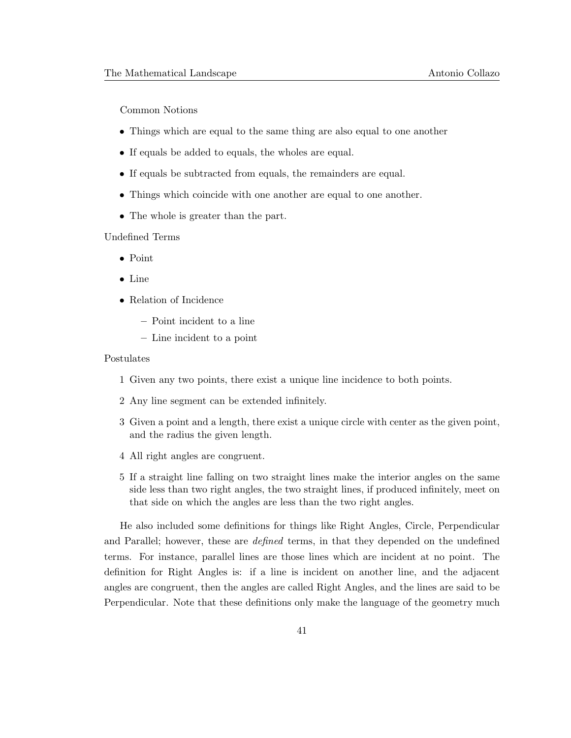Common Notions

- Things which are equal to the same thing are also equal to one another
- If equals be added to equals, the wholes are equal.
- If equals be subtracted from equals, the remainders are equal.
- Things which coincide with one another are equal to one another.
- The whole is greater than the part.

Undefined Terms

- Point
- Line
- Relation of Incidence
  - Point incident to a line
  - Line incident to a point

Postulates

1. Given any two points, there exist a unique line incidence to both points.
2. Any line segment can be extended infinitely.
3. Given a point and a length, there exist a unique circle with center as the given point, and the radius the given length.
4. All right angles are congruent.
5. If a straight line falling on two straight lines make the interior angles on the same side less than two right angles, the two straight lines, if produced infinitely, meet on that side on which the angles are less than the two right angles.

He also included some definitions for things like Right Angles, Circle, Perpendicular and Parallel; however, these are *defined* terms, in that they depended on the undefined terms. For instance, parallel lines are those lines which are incident at no point. The definition for Right Angles is: if a line is incident on another line, and the adjacent angles are congruent, then the angles are called Right Angles, and the lines are said to be Perpendicular. Note that these definitions only make the language of the geometry much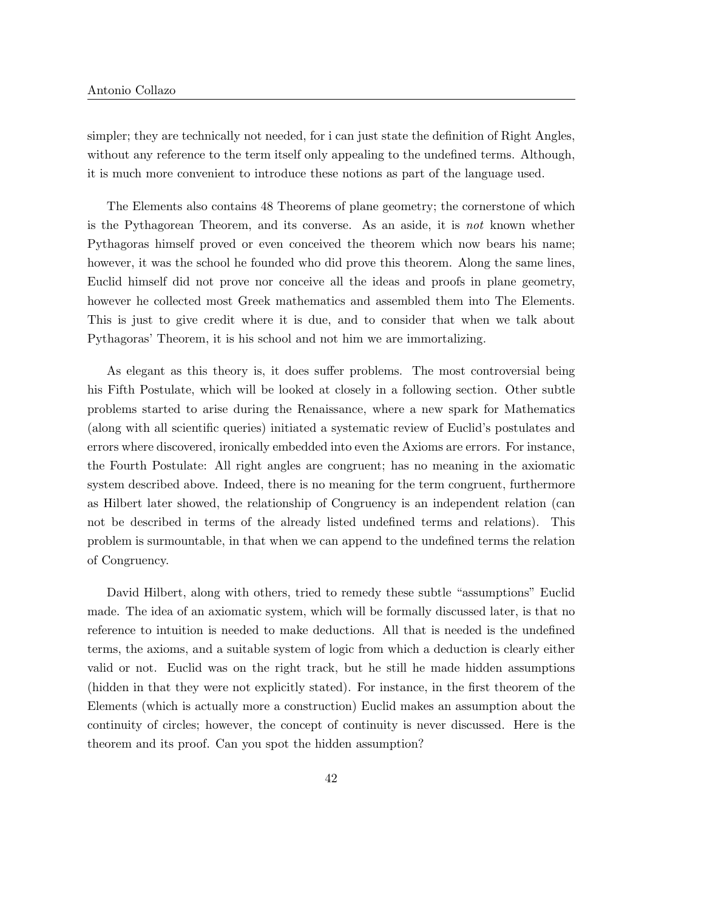simpler; they are technically not needed, for i can just state the definition of Right Angles, without any reference to the term itself only appealing to the undefined terms. Although, it is much more convenient to introduce these notions as part of the language used.

The Elements also contains 48 Theorems of plane geometry; the cornerstone of which is the Pythagorean Theorem, and its converse. As an aside, it is *not* known whether Pythagoras himself proved or even conceived the theorem which now bears his name; however, it was the school he founded who did prove this theorem. Along the same lines, Euclid himself did not prove nor conceive all the ideas and proofs in plane geometry, however he collected most Greek mathematics and assembled them into The Elements. This is just to give credit where it is due, and to consider that when we talk about Pythagoras' Theorem, it is his school and not him we are immortalizing.

As elegant as this theory is, it does suffer problems. The most controversial being his Fifth Postulate, which will be looked at closely in a following section. Other subtle problems started to arise during the Renaissance, where a new spark for Mathematics (along with all scientific queries) initiated a systematic review of Euclid's postulates and errors where discovered, ironically embedded into even the Axioms are errors. For instance, the Fourth Postulate: All right angles are congruent; has no meaning in the axiomatic system described above. Indeed, there is no meaning for the term congruent, furthermore as Hilbert later showed, the relationship of Congruency is an independent relation (can not be described in terms of the already listed undefined terms and relations). This problem is surmountable, in that when we can append to the undefined terms the relation of Congruency.

David Hilbert, along with others, tried to remedy these subtle "assumptions" Euclid made. The idea of an axiomatic system, which will be formally discussed later, is that no reference to intuition is needed to make deductions. All that is needed is the undefined terms, the axioms, and a suitable system of logic from which a deduction is clearly either valid or not. Euclid was on the right track, but he still he made hidden assumptions (hidden in that they were not explicitly stated). For instance, in the first theorem of the Elements (which is actually more a construction) Euclid makes an assumption about the continuity of circles; however, the concept of continuity is never discussed. Here is the theorem and its proof. Can you spot the hidden assumption?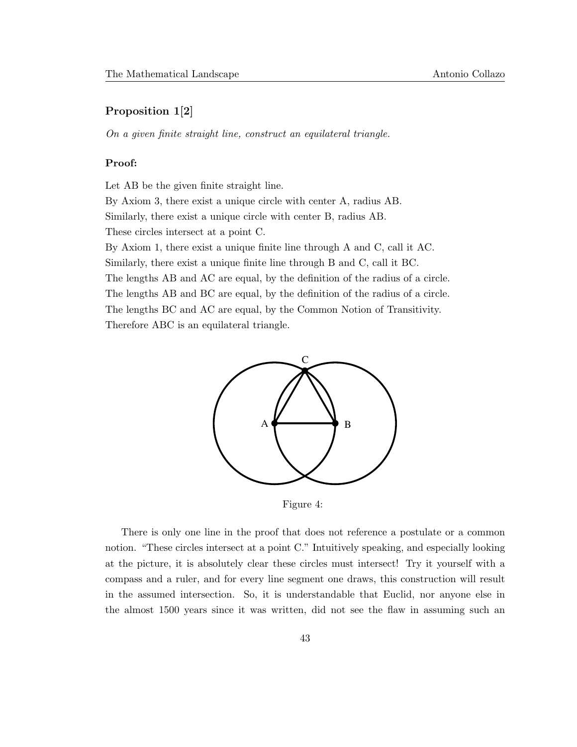### Proposition 1[2]

*On a given finite straight line, construct an equilateral triangle.*

**Proof:**

Let AB be the given finite straight line.
By Axiom 3, there exist a unique circle with center A, radius AB.
Similarly, there exist a unique circle with center B, radius AB.
These circles intersect at a point C.
By Axiom 1, there exist a unique finite line through A and C, call it AC.
Similarly, there exist a unique finite line through B and C, call it BC.
The lengths AB and AC are equal, by the definition of the radius of a circle.
The lengths AB and BC are equal, by the definition of the radius of a circle.
The lengths BC and AC are equal, by the Common Notion of Transitivity.
Therefore ABC is an equilateral triangle.

Figure 4:

There is only one line in the proof that does not reference a postulate or a common notion. "These circles intersect at a point C." Intuitively speaking, and especially looking at the picture, it is absolutely clear these circles must intersect! Try it yourself with a compass and a ruler, and for every line segment one draws, this construction will result in the assumed intersection. So, it is understandable that Euclid, nor anyone else in the almost 1500 years since it was written, did not see the flaw in assuming such an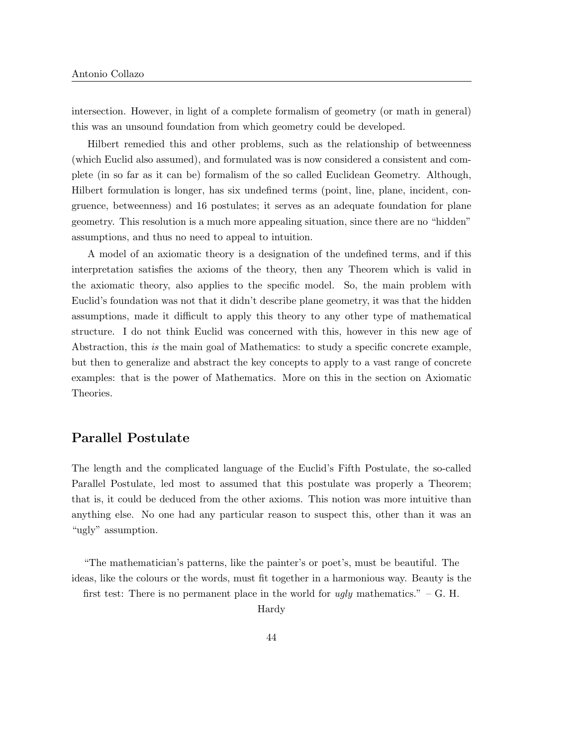intersection. However, in light of a complete formalism of geometry (or math in general) this was an unsound foundation from which geometry could be developed.

Hilbert remedied this and other problems, such as the relationship of betweenness (which Euclid also assumed), and formulated was is now considered a consistent and complete (in so far as it can be) formalism of the so called Euclidean Geometry. Although, Hilbert formulation is longer, has six undefined terms (point, line, plane, incident, congruence, betweenness) and 16 postulates; it serves as an adequate foundation for plane geometry. This resolution is a much more appealing situation, since there are no "hidden" assumptions, and thus no need to appeal to intuition.

A model of an axiomatic theory is a designation of the undefined terms, and if this interpretation satisfies the axioms of the theory, then any Theorem which is valid in the axiomatic theory, also applies to the specific model. So, the main problem with Euclid's foundation was not that it didn't describe plane geometry, it was that the hidden assumptions, made it difficult to apply this theory to any other type of mathematical structure. I do not think Euclid was concerned with this, however in this new age of Abstraction, this *is* the main goal of Mathematics: to study a specific concrete example, but then to generalize and abstract the key concepts to apply to a vast range of concrete examples: that is the power of Mathematics. More on this in the section on Axiomatic Theories.

## Parallel Postulate

The length and the complicated language of the Euclid's Fifth Postulate, the so-called Parallel Postulate, led most to assumed that this postulate was properly a Theorem; that is, it could be deduced from the other axioms. This notion was more intuitive than anything else. No one had any particular reason to suspect this, other than it was an "ugly" assumption.

"The mathematician's patterns, like the painter's or poet's, must be beautiful. The ideas, like the colours or the words, must fit together in a harmonious way. Beauty is the first test: There is no permanent place in the world for *ugly* mathematics." – G. H. Hardy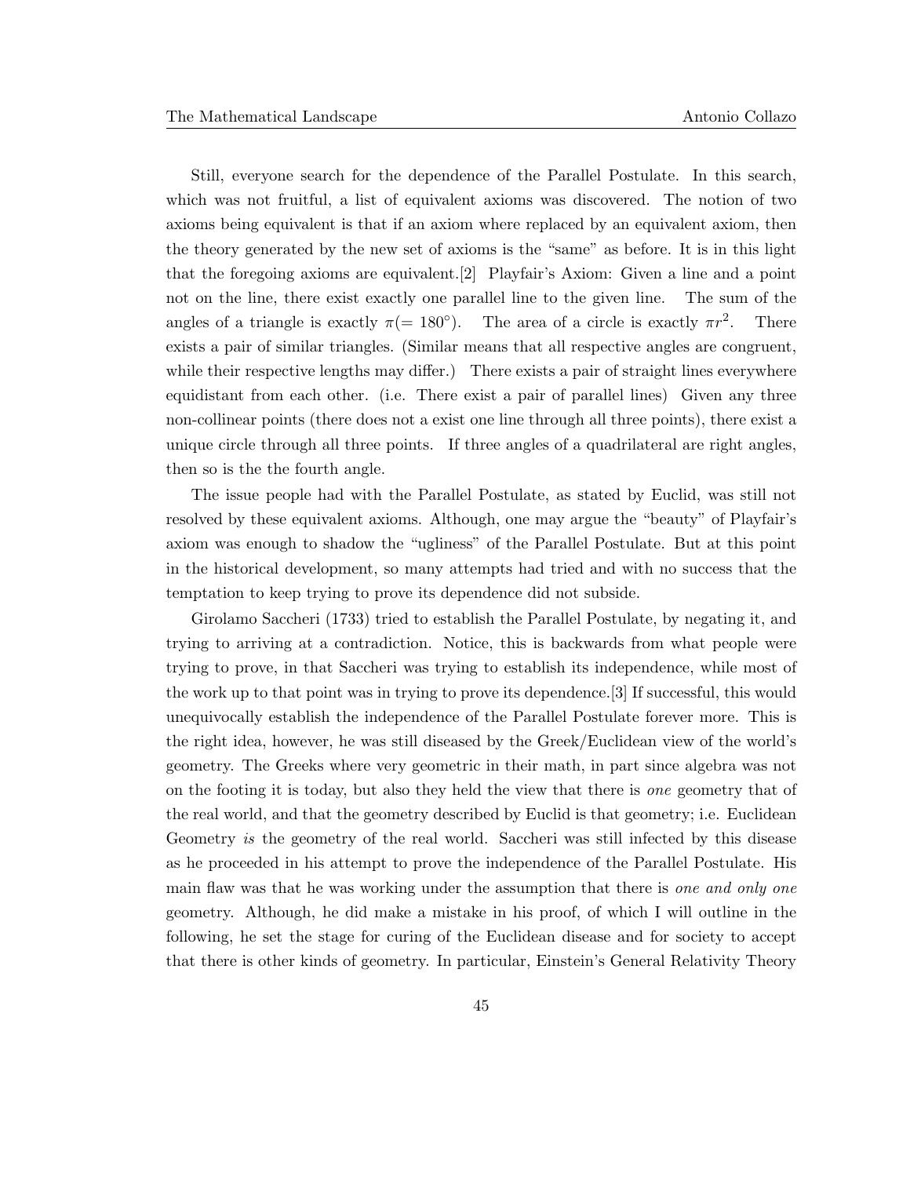Still, everyone search for the dependence of the Parallel Postulate. In this search, which was not fruitful, a list of equivalent axioms was discovered. The notion of two axioms being equivalent is that if an axiom where replaced by an equivalent axiom, then the theory generated by the new set of axioms is the "same" as before. It is in this light that the foregoing axioms are equivalent.[2] Playfair's Axiom: Given a line and a point not on the line, there exist exactly one parallel line to the given line. The sum of the angles of a triangle is exactly $\pi(= 180^\circ)$. The area of a circle is exactly $\pi r^2$. There exists a pair of similar triangles. (Similar means that all respective angles are congruent, while their respective lengths may differ.) There exists a pair of straight lines everywhere equidistant from each other. (i.e. There exist a pair of parallel lines) Given any three non-collinear points (there does not a exist one line through all three points), there exist a unique circle through all three points. If three angles of a quadrilateral are right angles, then so is the the fourth angle.

The issue people had with the Parallel Postulate, as stated by Euclid, was still not resolved by these equivalent axioms. Although, one may argue the "beauty" of Playfair's axiom was enough to shadow the "ugliness" of the Parallel Postulate. But at this point in the historical development, so many attempts had tried and with no success that the temptation to keep trying to prove its dependence did not subside.

Girolamo Saccheri (1733) tried to establish the Parallel Postulate, by negating it, and trying to arriving at a contradiction. Notice, this is backwards from what people were trying to prove, in that Saccheri was trying to establish its independence, while most of the work up to that point was in trying to prove its dependence.[3] If successful, this would unequivocally establish the independence of the Parallel Postulate forever more. This is the right idea, however, he was still diseased by the Greek/Euclidean view of the world's geometry. The Greeks where very geometric in their math, in part since algebra was not on the footing it is today, but also they held the view that there is *one* geometry that of the real world, and that the geometry described by Euclid is that geometry; i.e. Euclidean Geometry *is* the geometry of the real world. Saccheri was still infected by this disease as he proceeded in his attempt to prove the independence of the Parallel Postulate. His main flaw was that he was working under the assumption that there is *one and only one* geometry. Although, he did make a mistake in his proof, of which I will outline in the following, he set the stage for curing of the Euclidean disease and for society to accept that there is other kinds of geometry. In particular, Einstein's General Relativity Theory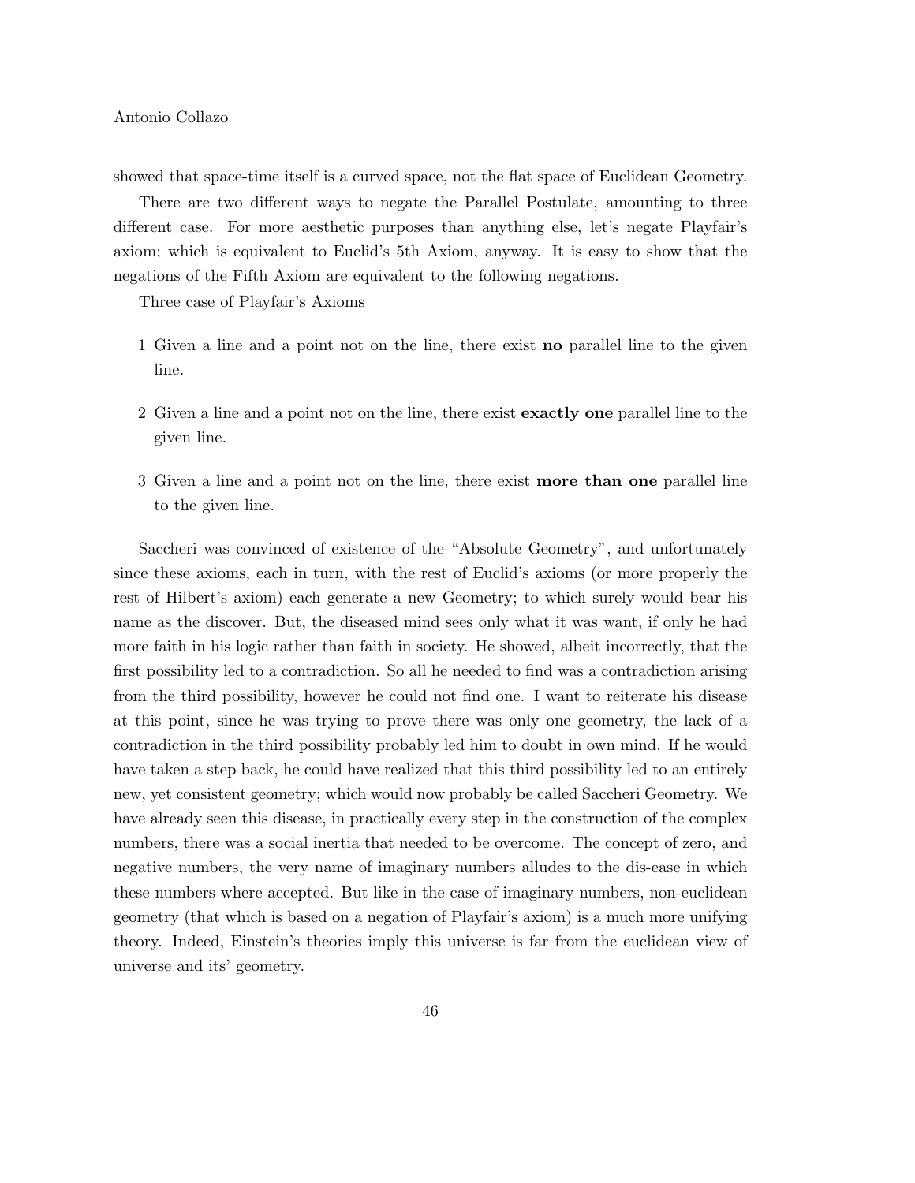showed that space-time itself is a curved space, not the flat space of Euclidean Geometry.

There are two different ways to negate the Parallel Postulate, amounting to three different case. For more aesthetic purposes than anything else, let's negate Playfair's axiom; which is equivalent to Euclid's 5th Axiom, anyway. It is easy to show that the negations of the Fifth Axiom are equivalent to the following negations.

Three case of Playfair's Axioms

1 Given a line and a point not on the line, there exist **no** parallel line to the given line.

2 Given a line and a point not on the line, there exist **exactly one** parallel line to the given line.

3 Given a line and a point not on the line, there exist **more than one** parallel line to the given line.

Saccheri was convinced of existence of the "Absolute Geometry", and unfortunately since these axioms, each in turn, with the rest of Euclid's axioms (or more properly the rest of Hilbert's axiom) each generate a new Geometry; to which surely would bear his name as the discover. But, the diseased mind sees only what it was want, if only he had more faith in his logic rather than faith in society. He showed, albeit incorrectly, that the first possibility led to a contradiction. So all he needed to find was a contradiction arising from the third possibility, however he could not find one. I want to reiterate his disease at this point, since he was trying to prove there was only one geometry, the lack of a contradiction in the third possibility probably led him to doubt in own mind. If he would have taken a step back, he could have realized that this third possibility led to an entirely new, yet consistent geometry; which would now probably be called Saccheri Geometry. We have already seen this disease, in practically every step in the construction of the complex numbers, there was a social inertia that needed to be overcome. The concept of zero, and negative numbers, the very name of imaginary numbers alludes to the dis-ease in which these numbers where accepted. But like in the case of imaginary numbers, non-euclidean geometry (that which is based on a negation of Playfair's axiom) is a much more unifying theory. Indeed, Einstein's theories imply this universe is far from the euclidean view of universe and its' geometry.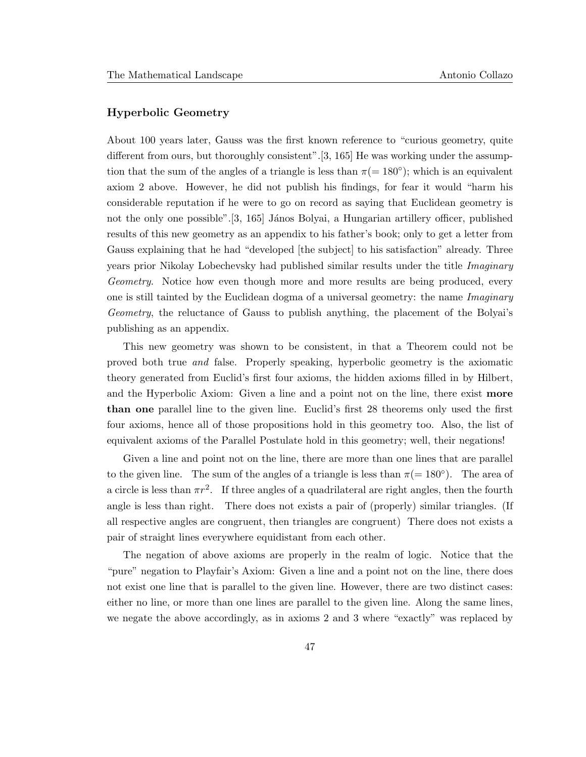### Hyperbolic Geometry

About 100 years later, Gauss was the first known reference to "curious geometry, quite different from ours, but thoroughly consistent".[3, 165] He was working under the assumption that the sum of the angles of a triangle is less than $\pi(= 180^\circ)$; which is an equivalent axiom 2 above. However, he did not publish his findings, for fear it would "harm his considerable reputation if he were to go on record as saying that Euclidean geometry is not the only one possible".[3, 165] János Bolyai, a Hungarian artillery officer, published results of this new geometry as an appendix to his father's book; only to get a letter from Gauss explaining that he had "developed [the subject] to his satisfaction" already. Three years prior Nikolay Lobechevsky had published similar results under the title *Imaginary Geometry*. Notice how even though more and more results are being produced, every one is still tainted by the Euclidean dogma of a universal geometry: the name *Imaginary Geometry*, the reluctance of Gauss to publish anything, the placement of the Bolyai's publishing as an appendix.

This new geometry was shown to be consistent, in that a Theorem could not be proved both true *and* false. Properly speaking, hyperbolic geometry is the axiomatic theory generated from Euclid's first four axioms, the hidden axioms filled in by Hilbert, and the Hyperbolic Axiom: Given a line and a point not on the line, there exist **more than one** parallel line to the given line. Euclid's first 28 theorems only used the first four axioms, hence all of those propositions hold in this geometry too. Also, the list of equivalent axioms of the Parallel Postulate hold in this geometry; well, their negations!

Given a line and point not on the line, there are more than one lines that are parallel to the given line. The sum of the angles of a triangle is less than $\pi(= 180^\circ)$. The area of a circle is less than $\pi r^2$. If three angles of a quadrilateral are right angles, then the fourth angle is less than right. There does not exists a pair of (properly) similar triangles. (If all respective angles are congruent, then triangles are congruent) There does not exists a pair of straight lines everywhere equidistant from each other.

The negation of above axioms are properly in the realm of logic. Notice that the "pure" negation to Playfair's Axiom: Given a line and a point not on the line, there does not exist one line that is parallel to the given line. However, there are two distinct cases: either no line, or more than one lines are parallel to the given line. Along the same lines, we negate the above accordingly, as in axioms 2 and 3 where "exactly" was replaced by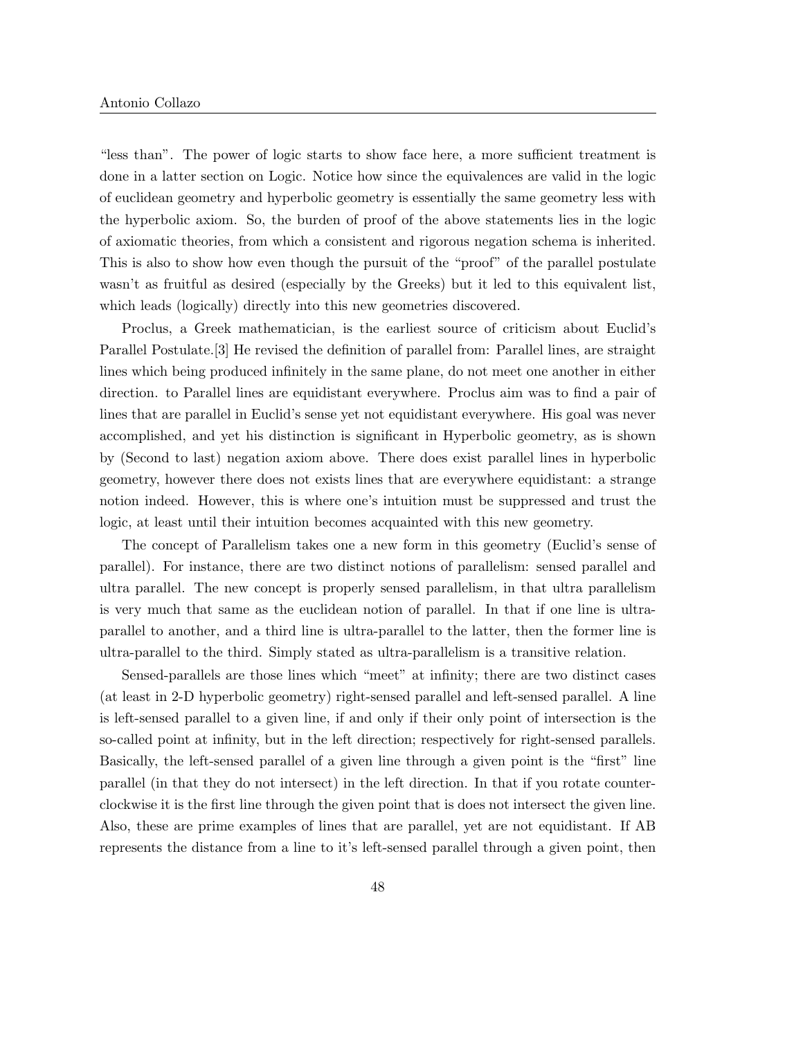"less than". The power of logic starts to show face here, a more sufficient treatment is done in a latter section on Logic. Notice how since the equivalences are valid in the logic of euclidean geometry and hyperbolic geometry is essentially the same geometry less with the hyperbolic axiom. So, the burden of proof of the above statements lies in the logic of axiomatic theories, from which a consistent and rigorous negation schema is inherited. This is also to show how even though the pursuit of the "proof" of the parallel postulate wasn't as fruitful as desired (especially by the Greeks) but it led to this equivalent list, which leads (logically) directly into this new geometries discovered.

Proclus, a Greek mathematician, is the earliest source of criticism about Euclid's Parallel Postulate.[3] He revised the definition of parallel from: Parallel lines, are straight lines which being produced infinitely in the same plane, do not meet one another in either direction. to Parallel lines are equidistant everywhere. Proclus aim was to find a pair of lines that are parallel in Euclid's sense yet not equidistant everywhere. His goal was never accomplished, and yet his distinction is significant in Hyperbolic geometry, as is shown by (Second to last) negation axiom above. There does exist parallel lines in hyperbolic geometry, however there does not exists lines that are everywhere equidistant: a strange notion indeed. However, this is where one's intuition must be suppressed and trust the logic, at least until their intuition becomes acquainted with this new geometry.

The concept of Parallelism takes one a new form in this geometry (Euclid's sense of parallel). For instance, there are two distinct notions of parallelism: sensed parallel and ultra parallel. The new concept is properly sensed parallelism, in that ultra parallelism is very much that same as the euclidean notion of parallel. In that if one line is ultra-parallel to another, and a third line is ultra-parallel to the latter, then the former line is ultra-parallel to the third. Simply stated as ultra-parallelism is a transitive relation.

Sensed-parallels are those lines which "meet" at infinity; there are two distinct cases (at least in 2-D hyperbolic geometry) right-sensed parallel and left-sensed parallel. A line is left-sensed parallel to a given line, if and only if their only point of intersection is the so-called point at infinity, but in the left direction; respectively for right-sensed parallels. Basically, the left-sensed parallel of a given line through a given point is the "first" line parallel (in that they do not intersect) in the left direction. In that if you rotate counter-clockwise it is the first line through the given point that is does not intersect the given line. Also, these are prime examples of lines that are parallel, yet are not equidistant. If AB represents the distance from a line to it's left-sensed parallel through a given point, then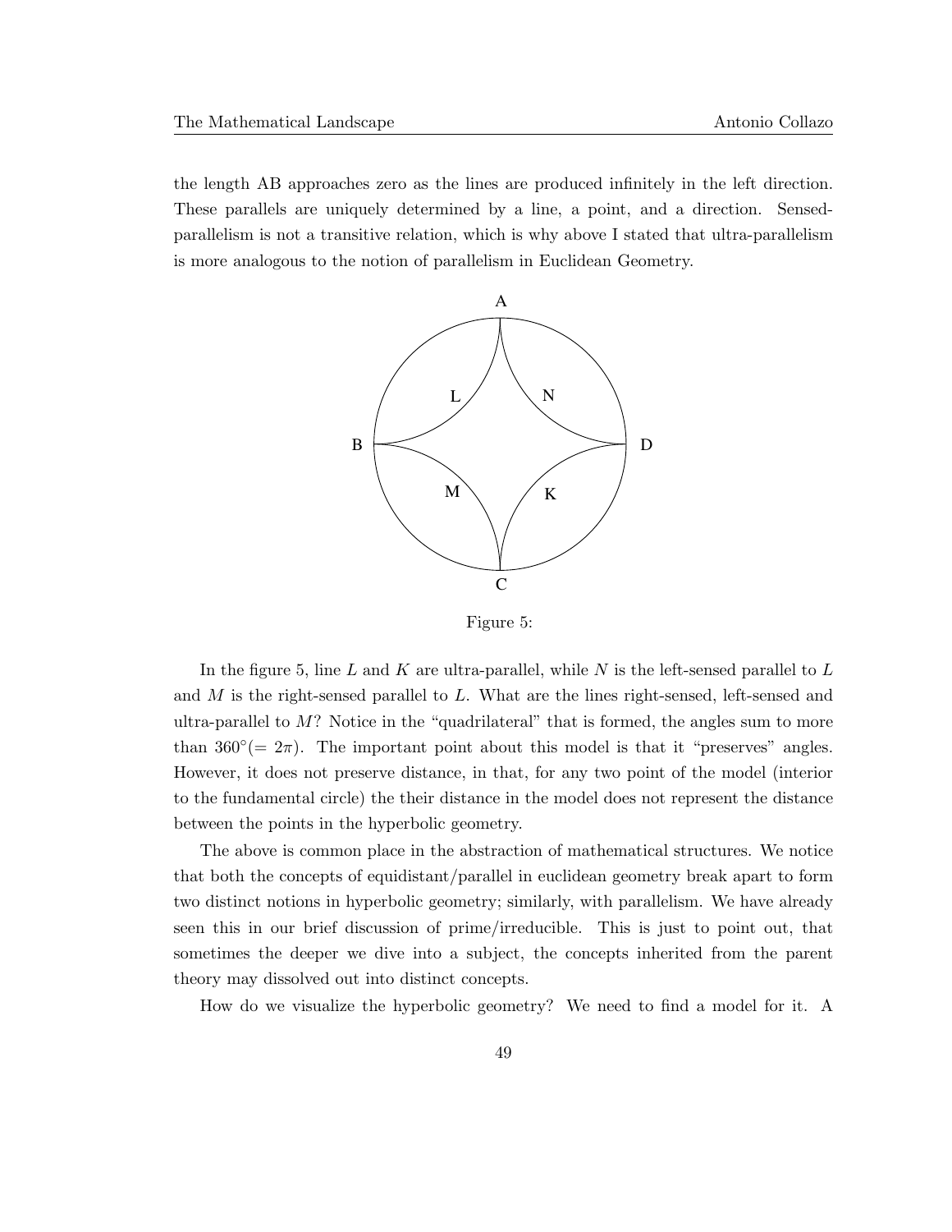the length AB approaches zero as the lines are produced infinitely in the left direction. These parallels are uniquely determined by a line, a point, and a direction. Sensed-parallelism is not a transitive relation, which is why above I stated that ultra-parallelism is more analogous to the notion of parallelism in Euclidean Geometry.

Figure 5:

In the figure 5, line $L$ and $K$ are ultra-parallel, while $N$ is the left-sensed parallel to $L$ and $M$ is the right-sensed parallel to $L$. What are the lines right-sensed, left-sensed and ultra-parallel to $M$? Notice in the "quadrilateral" that is formed, the angles sum to more than $360^\circ (= 2\pi)$. The important point about this model is that it "preserves" angles. However, it does not preserve distance, in that, for any two point of the model (interior to the fundamental circle) the their distance in the model does not represent the distance between the points in the hyperbolic geometry.

The above is common place in the abstraction of mathematical structures. We notice that both the concepts of equidistant/parallel in euclidean geometry break apart to form two distinct notions in hyperbolic geometry; similarly, with parallelism. We have already seen this in our brief discussion of prime/irreducible. This is just to point out, that sometimes the deeper we dive into a subject, the concepts inherited from the parent theory may dissolved out into distinct concepts.

How do we visualize the hyperbolic geometry? We need to find a model for it. A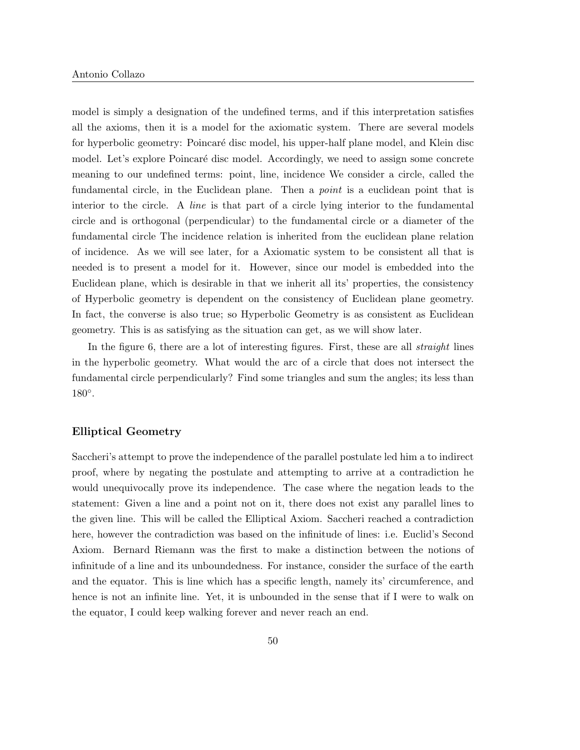model is simply a designation of the undefined terms, and if this interpretation satisfies all the axioms, then it is a model for the axiomatic system. There are several models for hyperbolic geometry: Poincaré disc model, his upper-half plane model, and Klein disc model. Let's explore Poincaré disc model. Accordingly, we need to assign some concrete meaning to our undefined terms: point, line, incidence We consider a circle, called the fundamental circle, in the Euclidean plane. Then a *point* is a euclidean point that is interior to the circle. A *line* is that part of a circle lying interior to the fundamental circle and is orthogonal (perpendicular) to the fundamental circle or a diameter of the fundamental circle The incidence relation is inherited from the euclidean plane relation of incidence. As we will see later, for a Axiomatic system to be consistent all that is needed is to present a model for it. However, since our model is embedded into the Euclidean plane, which is desirable in that we inherit all its' properties, the consistency of Hyperbolic geometry is dependent on the consistency of Euclidean plane geometry. In fact, the converse is also true; so Hyperbolic Geometry is as consistent as Euclidean geometry. This is as satisfying as the situation can get, as we will show later.

In the figure 6, there are a lot of interesting figures. First, these are all *straight* lines in the hyperbolic geometry. What would the arc of a circle that does not intersect the fundamental circle perpendicularly? Find some triangles and sum the angles; its less than $180°$.

### Elliptical Geometry

Saccheri's attempt to prove the independence of the parallel postulate led him a to indirect proof, where by negating the postulate and attempting to arrive at a contradiction he would unequivocally prove its independence. The case where the negation leads to the statement: Given a line and a point not on it, there does not exist any parallel lines to the given line. This will be called the Elliptical Axiom. Saccheri reached a contradiction here, however the contradiction was based on the infinitude of lines: i.e. Euclid's Second Axiom. Bernard Riemann was the first to make a distinction between the notions of infinitude of a line and its unboundedness. For instance, consider the surface of the earth and the equator. This is line which has a specific length, namely its' circumference, and hence is not an infinite line. Yet, it is unbounded in the sense that if I were to walk on the equator, I could keep walking forever and never reach an end.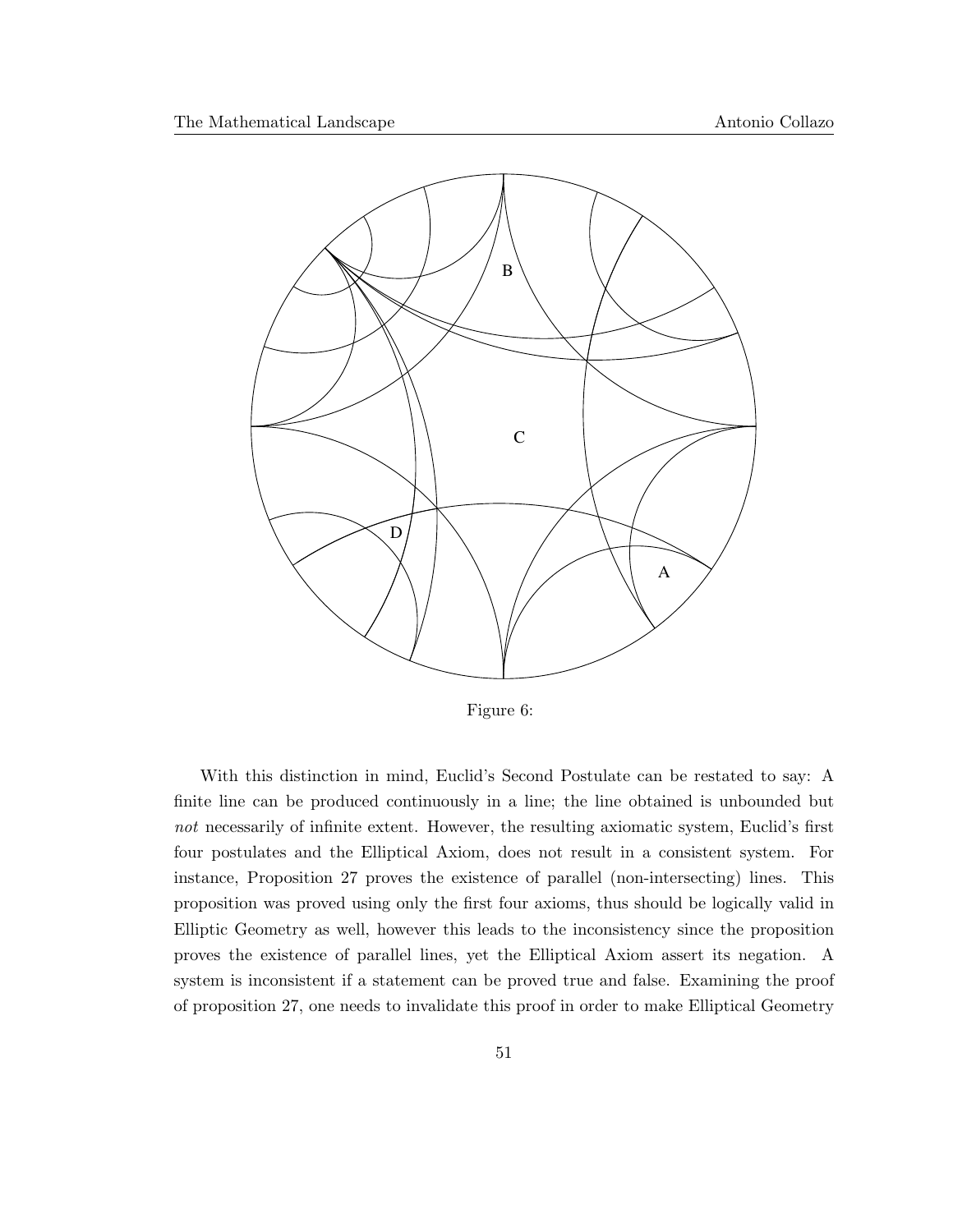Figure 6:

With this distinction in mind, Euclid's Second Postulate can be restated to say: A finite line can be produced continuously in a line; the line obtained is unbounded but *not* necessarily of infinite extent. However, the resulting axiomatic system, Euclid's first four postulates and the Elliptical Axiom, does not result in a consistent system. For instance, Proposition 27 proves the existence of parallel (non-intersecting) lines. This proposition was proved using only the first four axioms, thus should be logically valid in Elliptic Geometry as well, however this leads to the inconsistency since the proposition proves the existence of parallel lines, yet the Elliptical Axiom assert its negation. A system is inconsistent if a statement can be proved true and false. Examining the proof of proposition 27, one needs to invalidate this proof in order to make Elliptical Geometry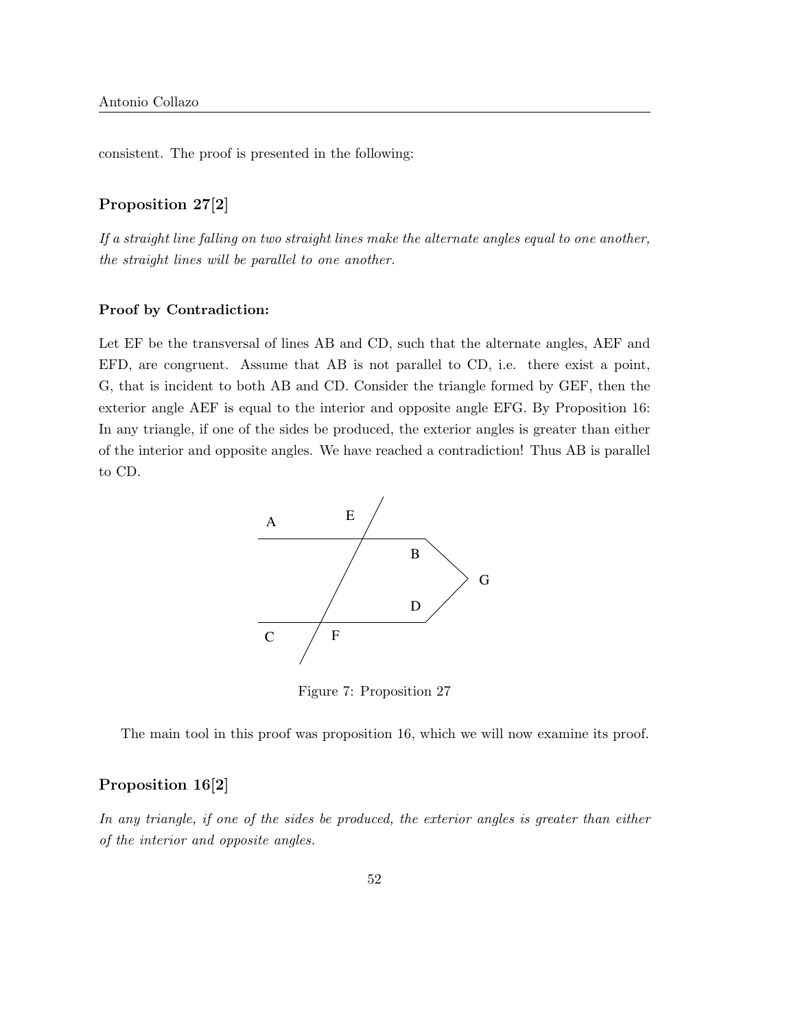consistent. The proof is presented in the following:

### Proposition 27[2]

*If a straight line falling on two straight lines make the alternate angles equal to one another, the straight lines will be parallel to one another.*

#### Proof by Contradiction:

Let EF be the transversal of lines AB and CD, such that the alternate angles, AEF and EFD, are congruent. Assume that AB is not parallel to CD, i.e. there exist a point, G, that is incident to both AB and CD. Consider the triangle formed by GEF, then the exterior angle AEF is equal to the interior and opposite angle EFG. By Proposition 16: In any triangle, if one of the sides be produced, the exterior angles is greater than either of the interior and opposite angles. We have reached a contradiction! Thus AB is parallel to CD.

Figure 7: Proposition 27

The main tool in this proof was proposition 16, which we will now examine its proof.

### Proposition 16[2]

*In any triangle, if one of the sides be produced, the exterior angles is greater than either of the interior and opposite angles.*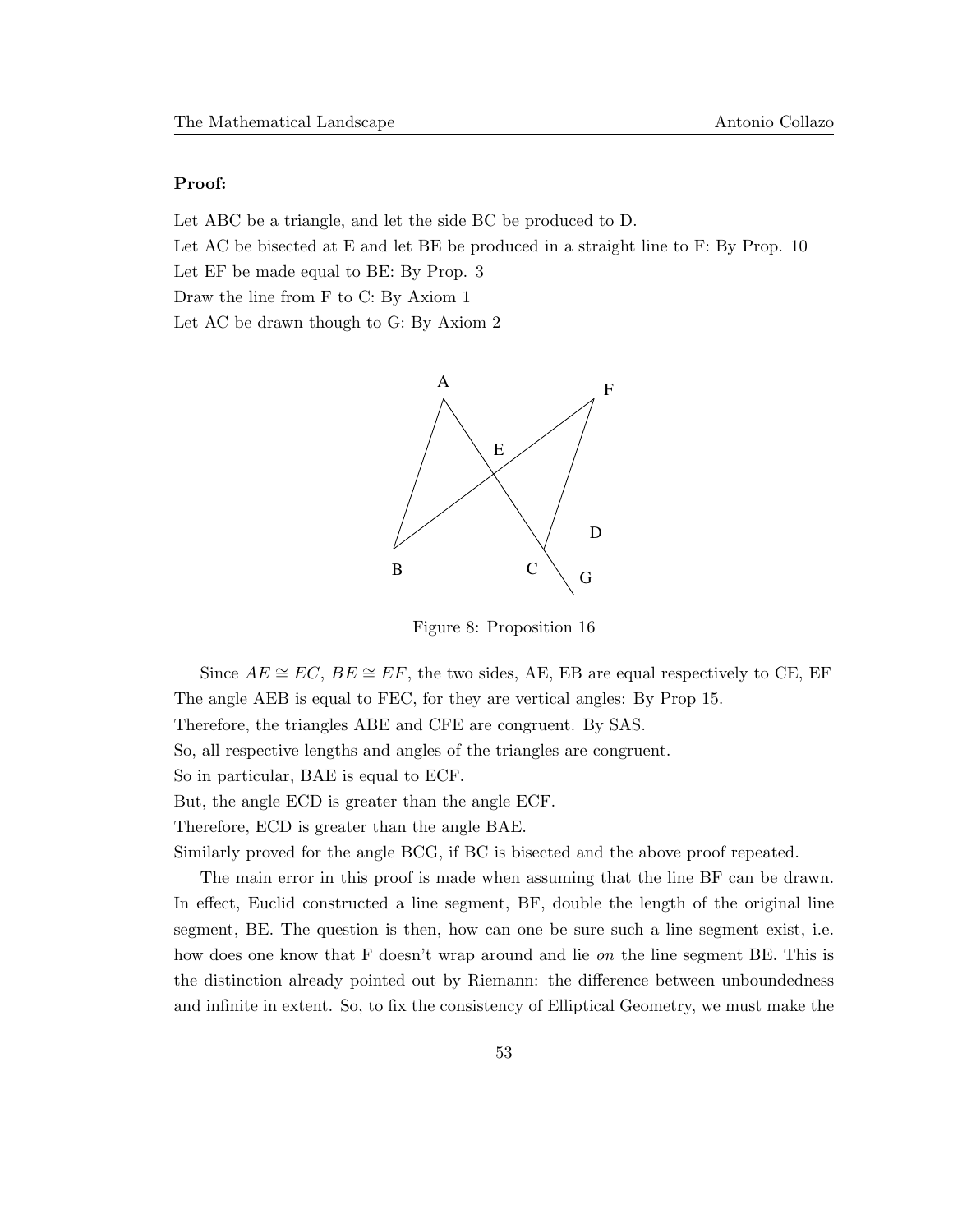**Proof:**

Let ABC be a triangle, and let the side BC be produced to D.
Let AC be bisected at E and let BE be produced in a straight line to F: By Prop. 10
Let EF be made equal to BE: By Prop. 3
Draw the line from F to C: By Axiom 1
Let AC be drawn though to G: By Axiom 2

Figure 8: Proposition 16

Since $AE \cong EC$, $BE \cong EF$, the two sides, AE, EB are equal respectively to CE, EF
The angle AEB is equal to FEC, for they are vertical angles: By Prop 15.
Therefore, the triangles ABE and CFE are congruent. By SAS.
So, all respective lengths and angles of the triangles are congruent.
So in particular, BAE is equal to ECF.
But, the angle ECD is greater than the angle ECF.
Therefore, ECD is greater than the angle BAE.
Similarly proved for the angle BCG, if BC is bisected and the above proof repeated.

The main error in this proof is made when assuming that the line BF can be drawn. In effect, Euclid constructed a line segment, BF, double the length of the original line segment, BE. The question is then, how can one be sure such a line segment exist, i.e. how does one know that F doesn't wrap around and lie *on* the line segment BE. This is the distinction already pointed out by Riemann: the difference between unboundedness and infinite in extent. So, to fix the consistency of Elliptical Geometry, we must make the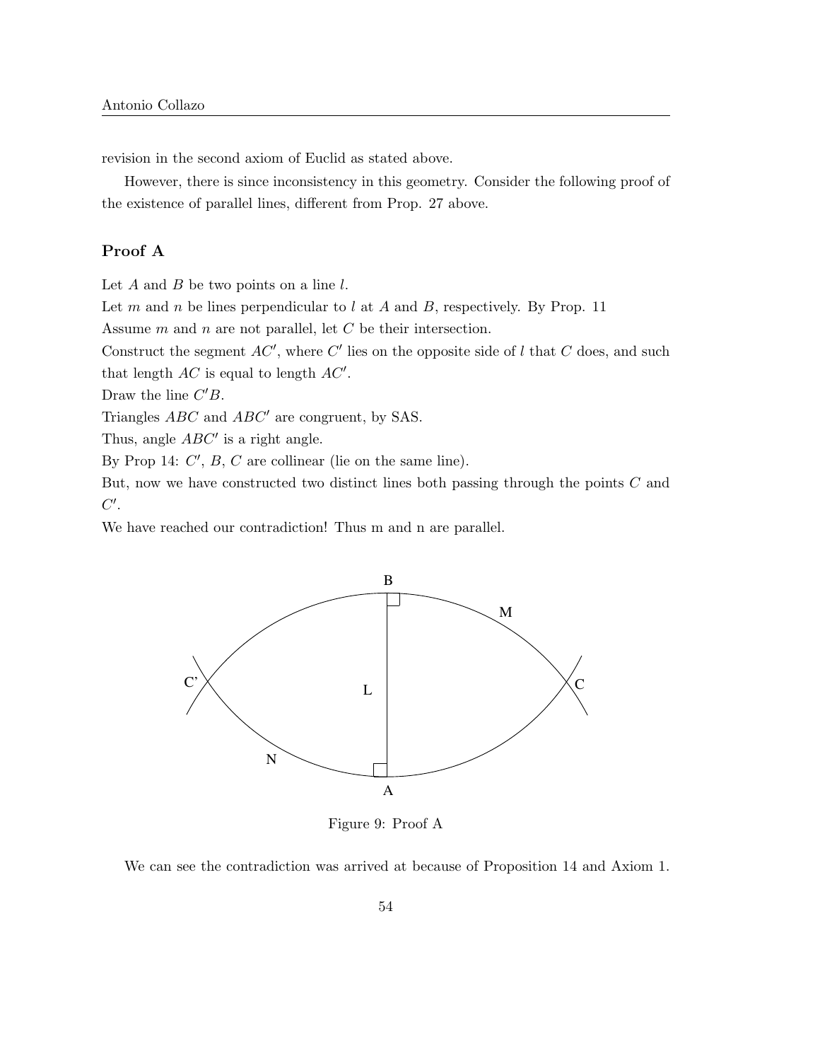revision in the second axiom of Euclid as stated above.

However, there is since inconsistency in this geometry. Consider the following proof of the existence of parallel lines, different from Prop. 27 above.

### Proof A

Let $A$ and $B$ be two points on a line $l$.

Let $m$ and $n$ be lines perpendicular to $l$ at $A$ and $B$, respectively. By Prop. 11

Assume $m$ and $n$ are not parallel, let $C$ be their intersection.

Construct the segment $AC'$, where $C'$ lies on the opposite side of $l$ that $C$ does, and such that length $AC$ is equal to length $AC'$.

Draw the line $C'B$.

Triangles $ABC$ and $ABC'$ are congruent, by SAS.

Thus, angle $ABC'$ is a right angle.

By Prop 14: $C'$, $B$, $C$ are collinear (lie on the same line).

But, now we have constructed two distinct lines both passing through the points $C$ and $C'$.

We have reached our contradiction! Thus m and n are parallel.

Figure 9: Proof A

We can see the contradiction was arrived at because of Proposition 14 and Axiom 1.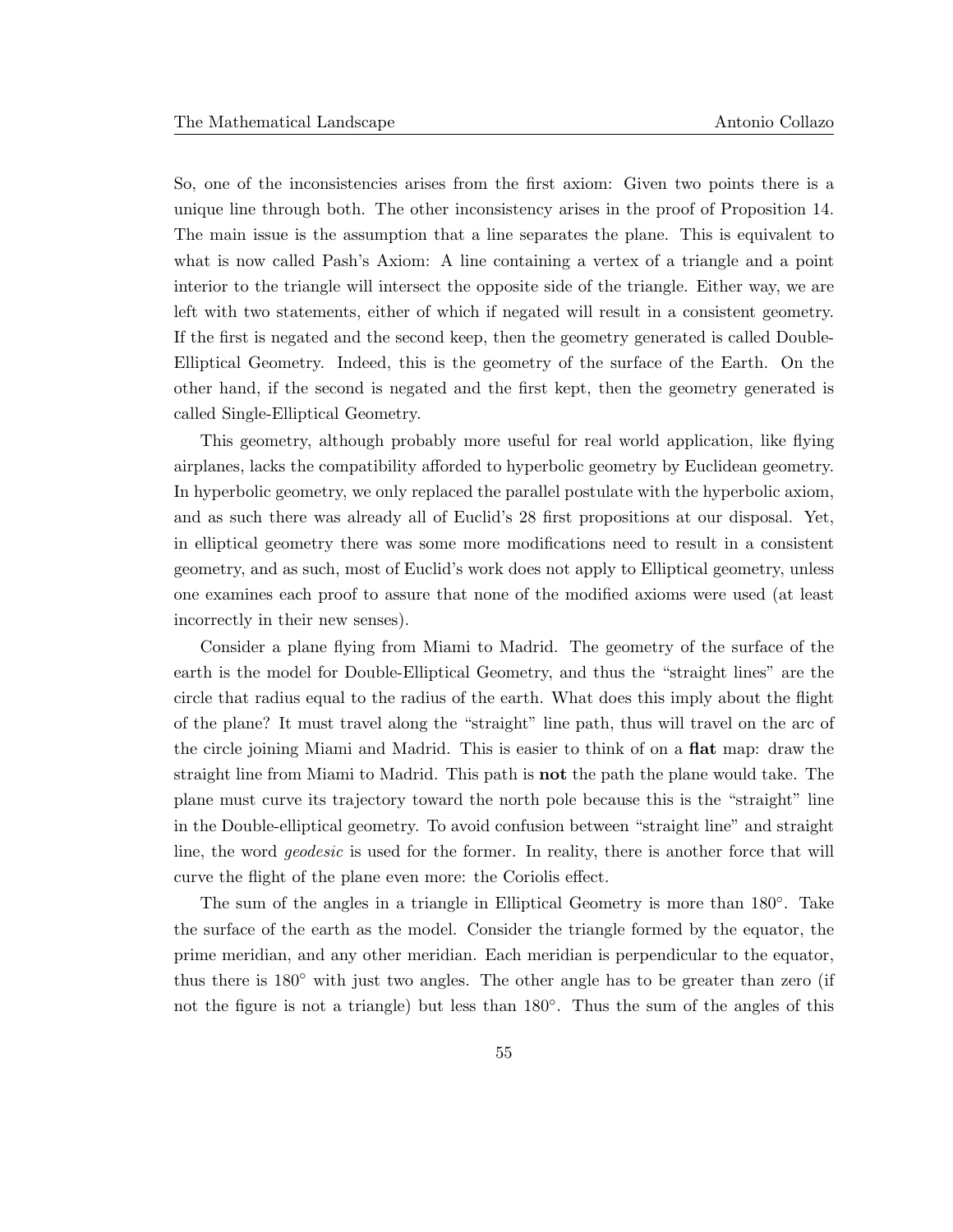So, one of the inconsistencies arises from the first axiom: Given two points there is a unique line through both. The other inconsistency arises in the proof of Proposition 14. The main issue is the assumption that a line separates the plane. This is equivalent to what is now called Pash's Axiom: A line containing a vertex of a triangle and a point interior to the triangle will intersect the opposite side of the triangle. Either way, we are left with two statements, either of which if negated will result in a consistent geometry. If the first is negated and the second keep, then the geometry generated is called Double-Elliptical Geometry. Indeed, this is the geometry of the surface of the Earth. On the other hand, if the second is negated and the first kept, then the geometry generated is called Single-Elliptical Geometry.

This geometry, although probably more useful for real world application, like flying airplanes, lacks the compatibility afforded to hyperbolic geometry by Euclidean geometry. In hyperbolic geometry, we only replaced the parallel postulate with the hyperbolic axiom, and as such there was already all of Euclid's 28 first propositions at our disposal. Yet, in elliptical geometry there was some more modifications need to result in a consistent geometry, and as such, most of Euclid's work does not apply to Elliptical geometry, unless one examines each proof to assure that none of the modified axioms were used (at least incorrectly in their new senses).

Consider a plane flying from Miami to Madrid. The geometry of the surface of the earth is the model for Double-Elliptical Geometry, and thus the "straight lines" are the circle that radius equal to the radius of the earth. What does this imply about the flight of the plane? It must travel along the "straight" line path, thus will travel on the arc of the circle joining Miami and Madrid. This is easier to think of on a **flat** map: draw the straight line from Miami to Madrid. This path is **not** the path the plane would take. The plane must curve its trajectory toward the north pole because this is the "straight" line in the Double-elliptical geometry. To avoid confusion between "straight line" and straight line, the word *geodesic* is used for the former. In reality, there is another force that will curve the flight of the plane even more: the Coriolis effect.

The sum of the angles in a triangle in Elliptical Geometry is more than $180^\circ$. Take the surface of the earth as the model. Consider the triangle formed by the equator, the prime meridian, and any other meridian. Each meridian is perpendicular to the equator, thus there is $180^\circ$ with just two angles. The other angle has to be greater than zero (if not the figure is not a triangle) but less than $180^\circ$. Thus the sum of the angles of this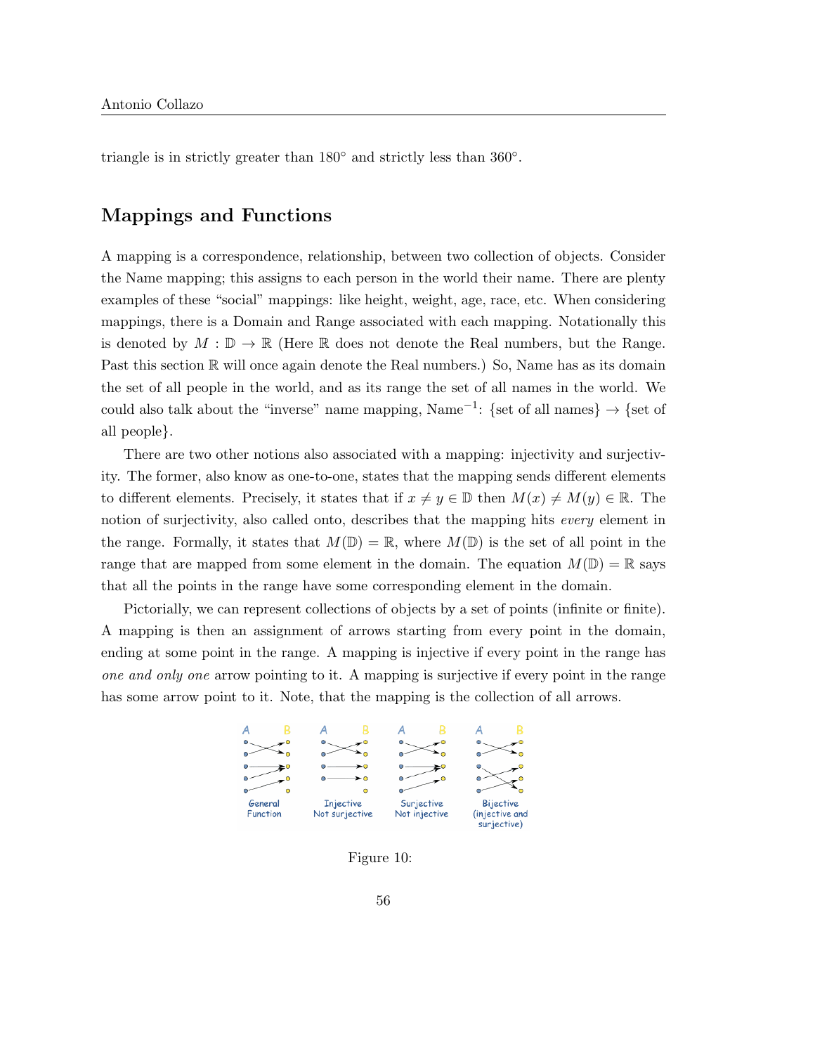triangle is in strictly greater than 180° and strictly less than 360°.

## Mappings and Functions

A mapping is a correspondence, relationship, between two collection of objects. Consider the Name mapping; this assigns to each person in the world their name. There are plenty examples of these "social" mappings: like height, weight, age, race, etc. When considering mappings, there is a Domain and Range associated with each mapping. Notationally this is denoted by $M : \mathbb{D} \to \mathbb{R}$ (Here $\mathbb{R}$ does not denote the Real numbers, but the Range. Past this section $\mathbb{R}$ will once again denote the Real numbers.) So, Name has as its domain the set of all people in the world, and as its range the set of all names in the world. We could also talk about the "inverse" name mapping, $\text{Name}^{-1}$: {set of all names} $\to$ {set of all people}.

There are two other notions also associated with a mapping: injectivity and surjectivity. The former, also know as one-to-one, states that the mapping sends different elements to different elements. Precisely, it states that if $x \neq y \in \mathbb{D}$ then $M(x) \neq M(y) \in \mathbb{R}$. The notion of surjectivity, also called onto, describes that the mapping hits *every* element in the range. Formally, it states that $M(\mathbb{D}) = \mathbb{R}$, where $M(\mathbb{D})$ is the set of all point in the range that are mapped from some element in the domain. The equation $M(\mathbb{D}) = \mathbb{R}$ says that all the points in the range have some corresponding element in the domain.

Pictorially, we can represent collections of objects by a set of points (infinite or finite). A mapping is then an assignment of arrows starting from every point in the domain, ending at some point in the range. A mapping is injective if every point in the range has *one and only one* arrow pointing to it. A mapping is surjective if every point in the range has some arrow point to it. Note, that the mapping is the collection of all arrows.

Figure 10: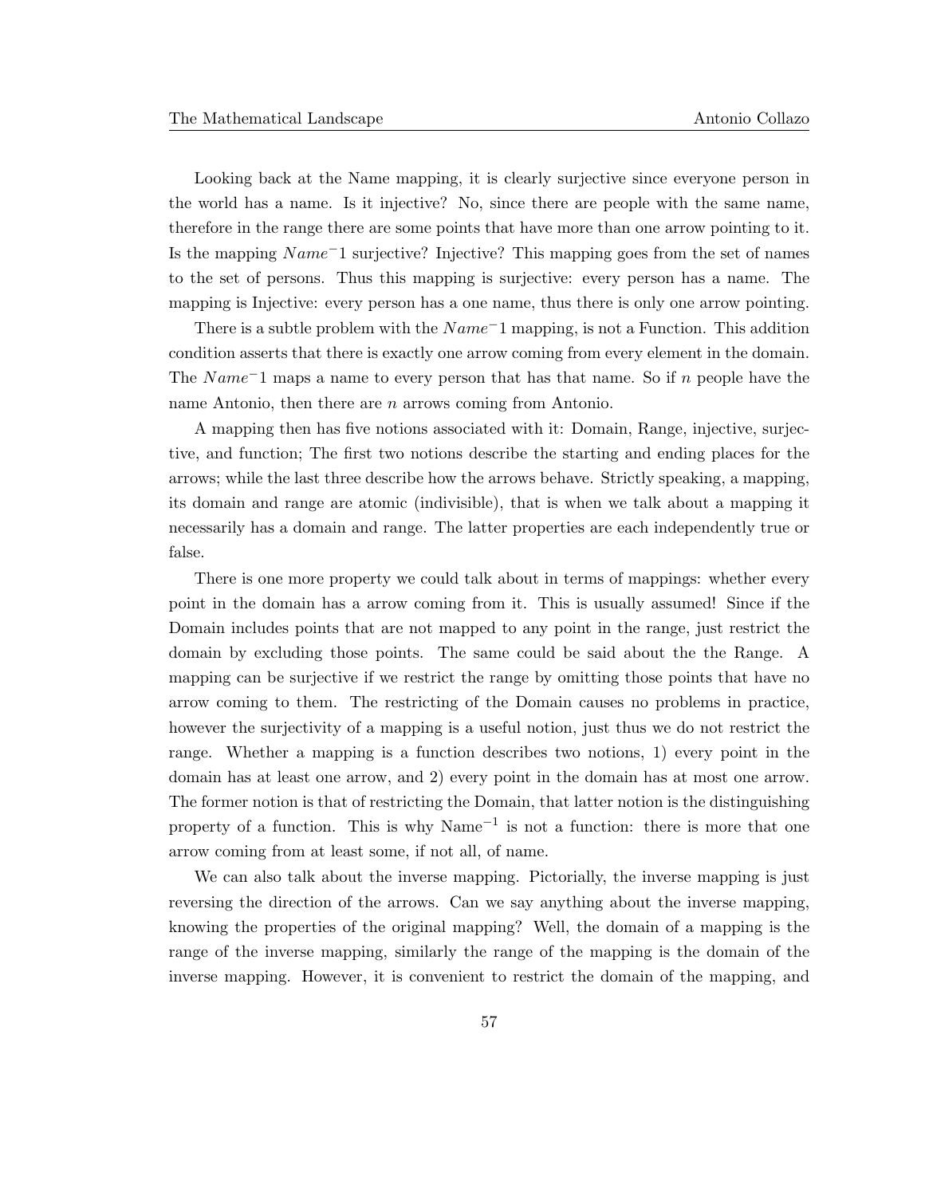Looking back at the Name mapping, it is clearly surjective since everyone person in the world has a name. Is it injective? No, since there are people with the same name, therefore in the range there are some points that have more than one arrow pointing to it. Is the mapping $Name^{-}1$ surjective? Injective? This mapping goes from the set of names to the set of persons. Thus this mapping is surjective: every person has a name. The mapping is Injective: every person has a one name, thus there is only one arrow pointing.

There is a subtle problem with the $Name^{-}1$ mapping, is not a Function. This addition condition asserts that there is exactly one arrow coming from every element in the domain. The $Name^{-}1$ maps a name to every person that has that name. So if $n$ people have the name Antonio, then there are $n$ arrows coming from Antonio.

A mapping then has five notions associated with it: Domain, Range, injective, surjective, and function; The first two notions describe the starting and ending places for the arrows; while the last three describe how the arrows behave. Strictly speaking, a mapping, its domain and range are atomic (indivisible), that is when we talk about a mapping it necessarily has a domain and range. The latter properties are each independently true or false.

There is one more property we could talk about in terms of mappings: whether every point in the domain has a arrow coming from it. This is usually assumed! Since if the Domain includes points that are not mapped to any point in the range, just restrict the domain by excluding those points. The same could be said about the the Range. A mapping can be surjective if we restrict the range by omitting those points that have no arrow coming to them. The restricting of the Domain causes no problems in practice, however the surjectivity of a mapping is a useful notion, just thus we do not restrict the range. Whether a mapping is a function describes two notions, 1) every point in the domain has at least one arrow, and 2) every point in the domain has at most one arrow. The former notion is that of restricting the Domain, that latter notion is the distinguishing property of a function. This is why $\text{Name}^{-1}$ is not a function: there is more that one arrow coming from at least some, if not all, of name.

We can also talk about the inverse mapping. Pictorially, the inverse mapping is just reversing the direction of the arrows. Can we say anything about the inverse mapping, knowing the properties of the original mapping? Well, the domain of a mapping is the range of the inverse mapping, similarly the range of the mapping is the domain of the inverse mapping. However, it is convenient to restrict the domain of the mapping, and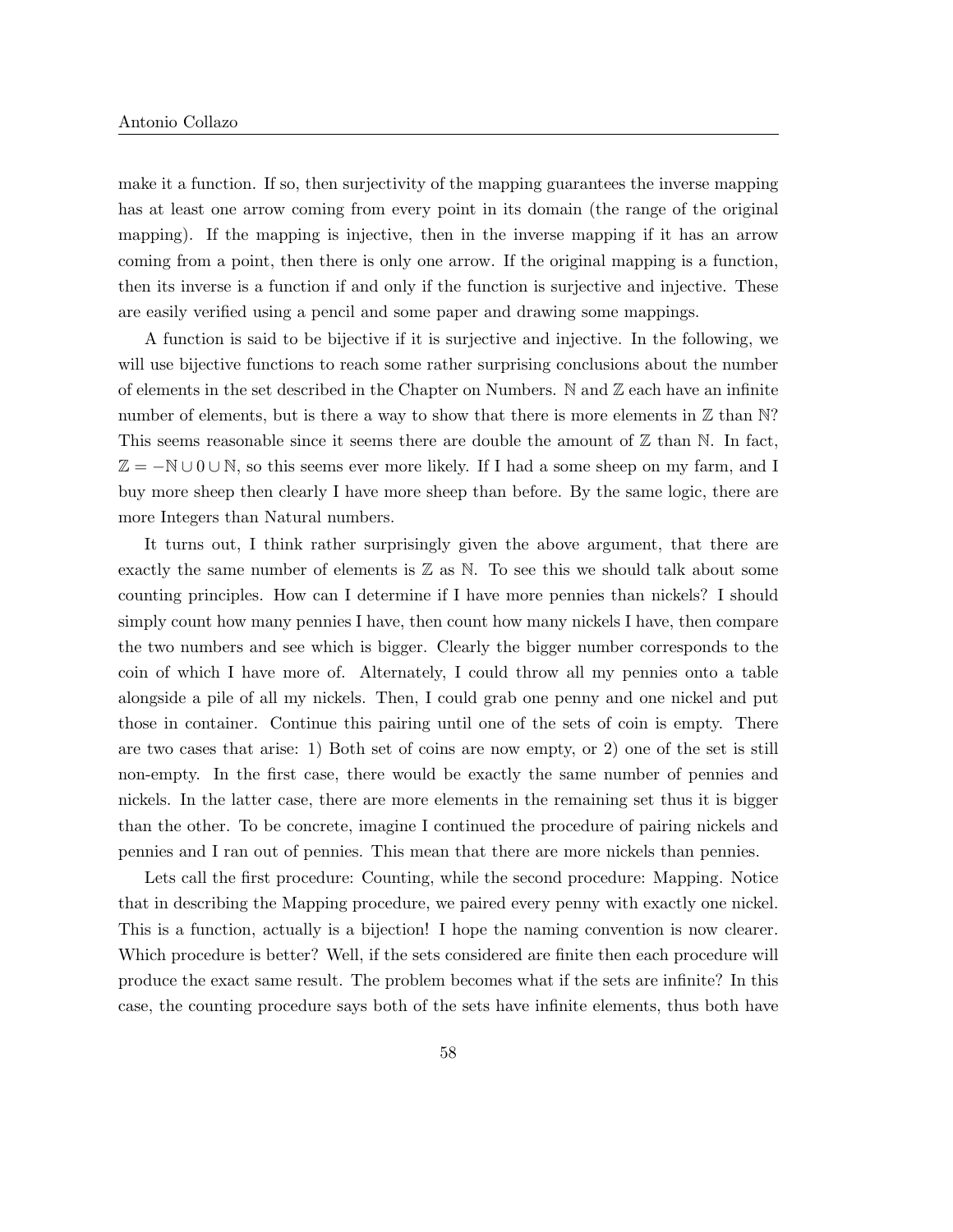make it a function. If so, then surjectivity of the mapping guarantees the inverse mapping has at least one arrow coming from every point in its domain (the range of the original mapping). If the mapping is injective, then in the inverse mapping if it has an arrow coming from a point, then there is only one arrow. If the original mapping is a function, then its inverse is a function if and only if the function is surjective and injective. These are easily verified using a pencil and some paper and drawing some mappings.

A function is said to be bijective if it is surjective and injective. In the following, we will use bijective functions to reach some rather surprising conclusions about the number of elements in the set described in the Chapter on Numbers. $\mathbb{N}$ and $\mathbb{Z}$ each have an infinite number of elements, but is there a way to show that there is more elements in $\mathbb{Z}$ than $\mathbb{N}$? This seems reasonable since it seems there are double the amount of $\mathbb{Z}$ than $\mathbb{N}$. In fact, $\mathbb{Z} = -\mathbb{N} \cup 0 \cup \mathbb{N}$, so this seems ever more likely. If I had a some sheep on my farm, and I buy more sheep then clearly I have more sheep than before. By the same logic, there are more Integers than Natural numbers.

It turns out, I think rather surprisingly given the above argument, that there are exactly the same number of elements is $\mathbb{Z}$ as $\mathbb{N}$. To see this we should talk about some counting principles. How can I determine if I have more pennies than nickels? I should simply count how many pennies I have, then count how many nickels I have, then compare the two numbers and see which is bigger. Clearly the bigger number corresponds to the coin of which I have more of. Alternately, I could throw all my pennies onto a table alongside a pile of all my nickels. Then, I could grab one penny and one nickel and put those in container. Continue this pairing until one of the sets of coin is empty. There are two cases that arise: 1) Both set of coins are now empty, or 2) one of the set is still non-empty. In the first case, there would be exactly the same number of pennies and nickels. In the latter case, there are more elements in the remaining set thus it is bigger than the other. To be concrete, imagine I continued the procedure of pairing nickels and pennies and I ran out of pennies. This mean that there are more nickels than pennies.

Lets call the first procedure: Counting, while the second procedure: Mapping. Notice that in describing the Mapping procedure, we paired every penny with exactly one nickel. This is a function, actually is a bijection! I hope the naming convention is now clearer. Which procedure is better? Well, if the sets considered are finite then each procedure will produce the exact same result. The problem becomes what if the sets are infinite? In this case, the counting procedure says both of the sets have infinite elements, thus both have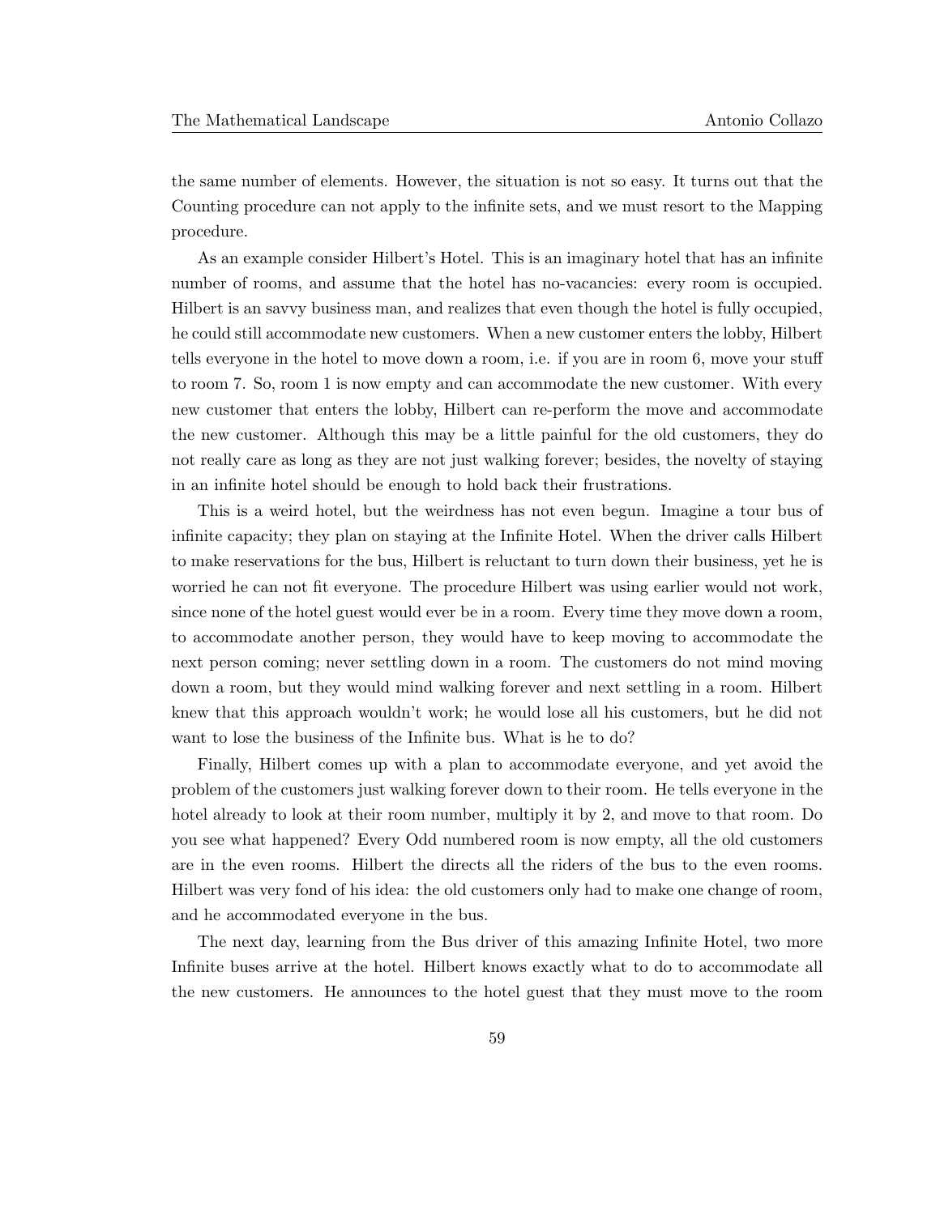the same number of elements. However, the situation is not so easy. It turns out that the Counting procedure can not apply to the infinite sets, and we must resort to the Mapping procedure.

As an example consider Hilbert's Hotel. This is an imaginary hotel that has an infinite number of rooms, and assume that the hotel has no-vacancies: every room is occupied. Hilbert is an savvy business man, and realizes that even though the hotel is fully occupied, he could still accommodate new customers. When a new customer enters the lobby, Hilbert tells everyone in the hotel to move down a room, i.e. if you are in room 6, move your stuff to room 7. So, room 1 is now empty and can accommodate the new customer. With every new customer that enters the lobby, Hilbert can re-perform the move and accommodate the new customer. Although this may be a little painful for the old customers, they do not really care as long as they are not just walking forever; besides, the novelty of staying in an infinite hotel should be enough to hold back their frustrations.

This is a weird hotel, but the weirdness has not even begun. Imagine a tour bus of infinite capacity; they plan on staying at the Infinite Hotel. When the driver calls Hilbert to make reservations for the bus, Hilbert is reluctant to turn down their business, yet he is worried he can not fit everyone. The procedure Hilbert was using earlier would not work, since none of the hotel guest would ever be in a room. Every time they move down a room, to accommodate another person, they would have to keep moving to accommodate the next person coming; never settling down in a room. The customers do not mind moving down a room, but they would mind walking forever and next settling in a room. Hilbert knew that this approach wouldn't work; he would lose all his customers, but he did not want to lose the business of the Infinite bus. What is he to do?

Finally, Hilbert comes up with a plan to accommodate everyone, and yet avoid the problem of the customers just walking forever down to their room. He tells everyone in the hotel already to look at their room number, multiply it by 2, and move to that room. Do you see what happened? Every Odd numbered room is now empty, all the old customers are in the even rooms. Hilbert the directs all the riders of the bus to the even rooms. Hilbert was very fond of his idea: the old customers only had to make one change of room, and he accommodated everyone in the bus.

The next day, learning from the Bus driver of this amazing Infinite Hotel, two more Infinite buses arrive at the hotel. Hilbert knows exactly what to do to accommodate all the new customers. He announces to the hotel guest that they must move to the room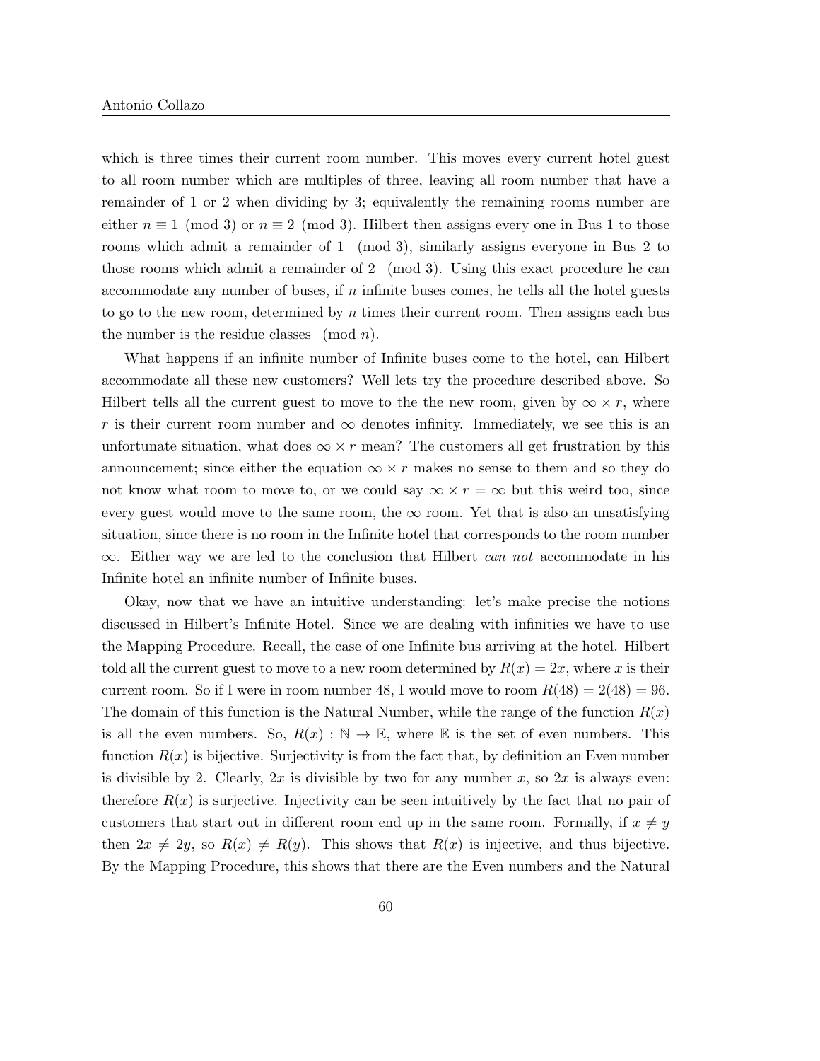which is three times their current room number. This moves every current hotel guest to all room number which are multiples of three, leaving all room number that have a remainder of 1 or 2 when dividing by 3; equivalently the remaining rooms number are either $n \equiv 1 \pmod 3$ or $n \equiv 2 \pmod 3$. Hilbert then assigns every one in Bus 1 to those rooms which admit a remainder of $1 \pmod 3$, similarly assigns everyone in Bus 2 to those rooms which admit a remainder of $2 \pmod 3$. Using this exact procedure he can accommodate any number of buses, if $n$ infinite buses comes, he tells all the hotel guests to go to the new room, determined by $n$ times their current room. Then assigns each bus the number is the residue classes $\pmod n$.

What happens if an infinite number of Infinite buses come to the hotel, can Hilbert accommodate all these new customers? Well lets try the procedure described above. So Hilbert tells all the current guest to move to the the new room, given by $\infty \times r$, where $r$ is their current room number and $\infty$ denotes infinity. Immediately, we see this is an unfortunate situation, what does $\infty \times r$ mean? The customers all get frustration by this announcement; since either the equation $\infty \times r$ makes no sense to them and so they do not know what room to move to, or we could say $\infty \times r = \infty$ but this weird too, since every guest would move to the same room, the $\infty$ room. Yet that is also an unsatisfying situation, since there is no room in the Infinite hotel that corresponds to the room number $\infty$. Either way we are led to the conclusion that Hilbert *can not* accommodate in his Infinite hotel an infinite number of Infinite buses.

Okay, now that we have an intuitive understanding: let's make precise the notions discussed in Hilbert's Infinite Hotel. Since we are dealing with infinities we have to use the Mapping Procedure. Recall, the case of one Infinite bus arriving at the hotel. Hilbert told all the current guest to move to a new room determined by $R(x) = 2x$, where $x$ is their current room. So if I were in room number 48, I would move to room $R(48) = 2(48) = 96$. The domain of this function is the Natural Number, while the range of the function $R(x)$ is all the even numbers. So, $R(x) : \mathbb{N} \to \mathbb{E}$, where $\mathbb{E}$ is the set of even numbers. This function $R(x)$ is bijective. Surjectivity is from the fact that, by definition an Even number is divisible by 2. Clearly, $2x$ is divisible by two for any number $x$, so $2x$ is always even: therefore $R(x)$ is surjective. Injectivity can be seen intuitively by the fact that no pair of customers that start out in different room end up in the same room. Formally, if $x \neq y$ then $2x \neq 2y$, so $R(x) \neq R(y)$. This shows that $R(x)$ is injective, and thus bijective. By the Mapping Procedure, this shows that there are the Even numbers and the Natural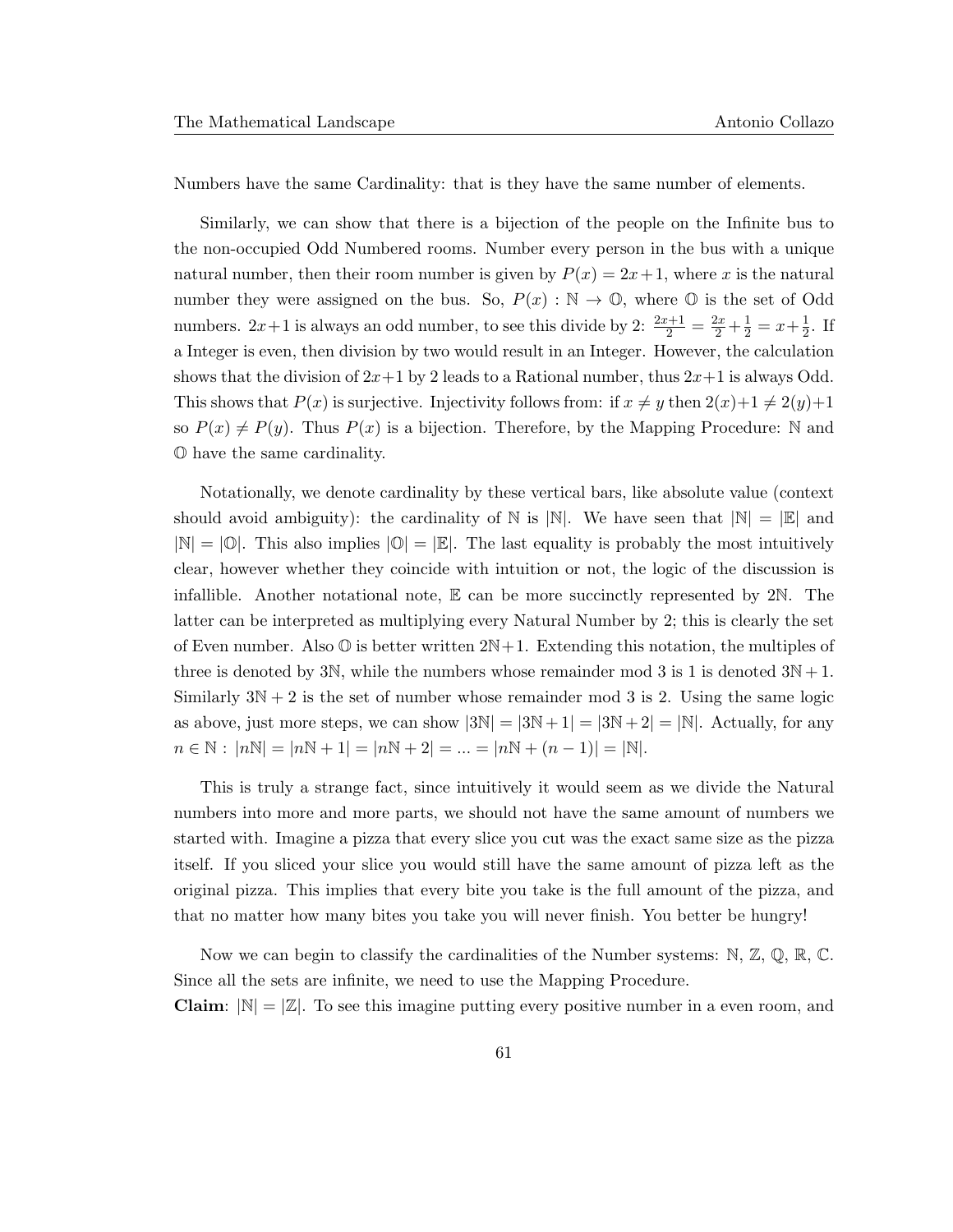Numbers have the same Cardinality: that is they have the same number of elements.

Similarly, we can show that there is a bijection of the people on the Infinite bus to the non-occupied Odd Numbered rooms. Number every person in the bus with a unique natural number, then their room number is given by $P(x) = 2x+1$, where $x$ is the natural number they were assigned on the bus. So, $P(x) : \mathbb{N} \to \mathbb{O}$, where $\mathbb{O}$ is the set of Odd numbers. $2x+1$ is always an odd number, to see this divide by 2: $\frac{2x+1}{2} = \frac{2x}{2} + \frac{1}{2} = x + \frac{1}{2}$. If a Integer is even, then division by two would result in an Integer. However, the calculation shows that the division of $2x+1$ by 2 leads to a Rational number, thus $2x+1$ is always Odd. This shows that $P(x)$ is surjective. Injectivity follows from: if $x \neq y$ then $2(x)+1 \neq 2(y)+1$ so $P(x) \neq P(y)$. Thus $P(x)$ is a bijection. Therefore, by the Mapping Procedure: $\mathbb{N}$ and $\mathbb{O}$ have the same cardinality.

Notationally, we denote cardinality by these vertical bars, like absolute value (context should avoid ambiguity): the cardinality of $\mathbb{N}$ is $|\mathbb{N}|$. We have seen that $|\mathbb{N}| = |\mathbb{E}|$ and $|\mathbb{N}| = |\mathbb{O}|$. This also implies $|\mathbb{O}| = |\mathbb{E}|$. The last equality is probably the most intuitively clear, however whether they coincide with intuition or not, the logic of the discussion is infallible. Another notational note, $\mathbb{E}$ can be more succinctly represented by $2\mathbb{N}$. The latter can be interpreted as multiplying every Natural Number by 2; this is clearly the set of Even number. Also $\mathbb{O}$ is better written $2\mathbb{N}+1$. Extending this notation, the multiples of three is denoted by $3\mathbb{N}$, while the numbers whose remainder mod 3 is 1 is denoted $3\mathbb{N}+1$. Similarly $3\mathbb{N}+2$ is the set of number whose remainder mod 3 is 2. Using the same logic as above, just more steps, we can show $|3\mathbb{N}| = |3\mathbb{N}+1| = |3\mathbb{N}+2| = |\mathbb{N}|$. Actually, for any $n \in \mathbb{N} : |n\mathbb{N}| = |n\mathbb{N}+1| = |n\mathbb{N}+2| = ... = |n\mathbb{N}+(n-1)| = |\mathbb{N}|$.

This is truly a strange fact, since intuitively it would seem as we divide the Natural numbers into more and more parts, we should not have the same amount of numbers we started with. Imagine a pizza that every slice you cut was the exact same size as the pizza itself. If you sliced your slice you would still have the same amount of pizza left as the original pizza. This implies that every bite you take is the full amount of the pizza, and that no matter how many bites you take you will never finish. You better be hungry!

Now we can begin to classify the cardinalities of the Number systems: $\mathbb{N}$, $\mathbb{Z}$, $\mathbb{Q}$, $\mathbb{R}$, $\mathbb{C}$. Since all the sets are infinite, we need to use the Mapping Procedure.
**Claim**: $|\mathbb{N}| = |\mathbb{Z}|$. To see this imagine putting every positive number in a even room, and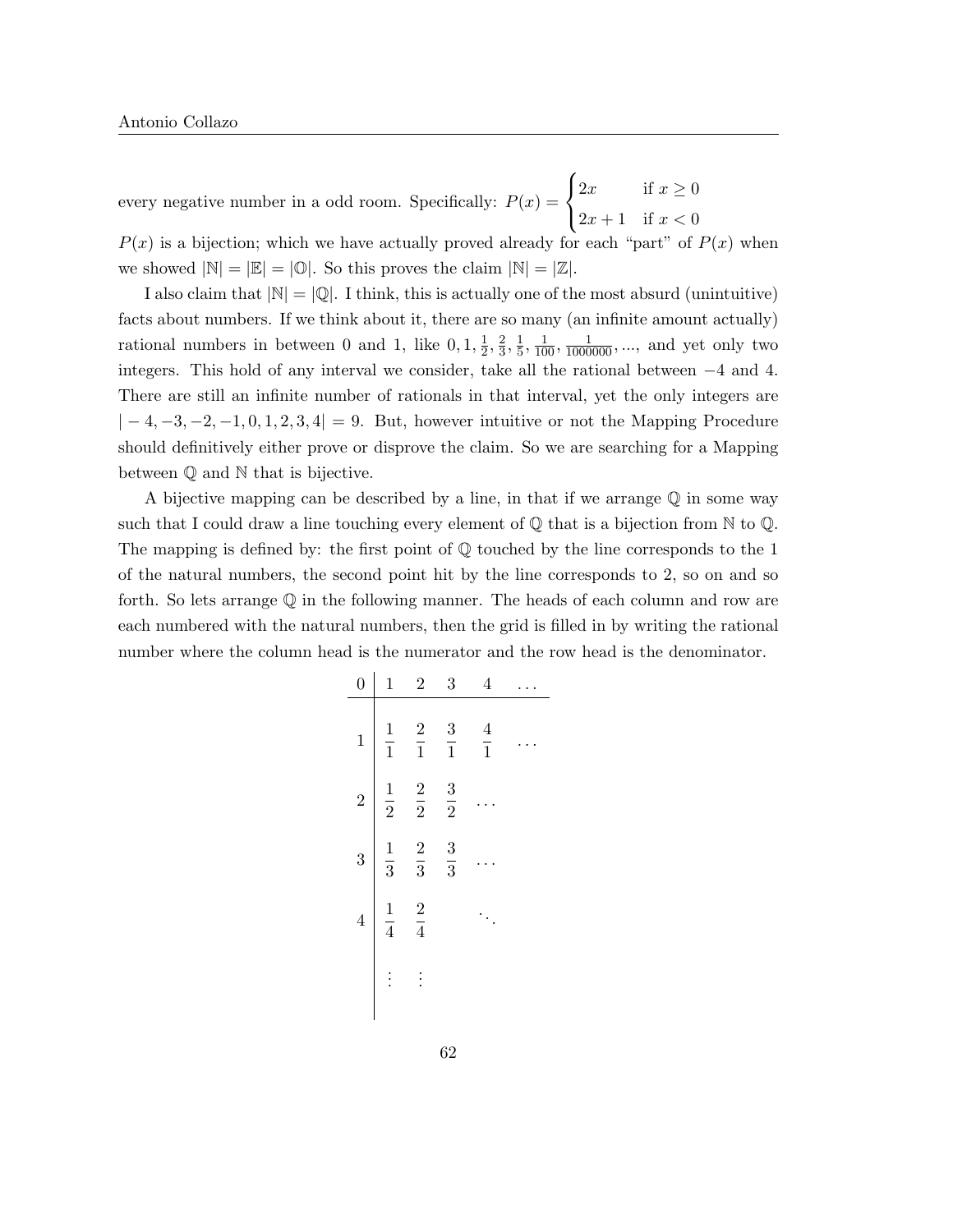every negative number in a odd room. Specifically: $P(x) = \begin{cases} 2x & \text{if } x \geq 0 \\ 2x+1 & \text{if } x < 0 \end{cases}$

$P(x)$ is a bijection; which we have actually proved already for each "part" of $P(x)$ when we showed $|\mathbb{N}| = |\mathbb{E}| = |\mathbb{O}|$. So this proves the claim $|\mathbb{N}| = |\mathbb{Z}|$.

I also claim that $|\mathbb{N}| = |\mathbb{Q}|$. I think, this is actually one of the most absurd (unintuitive) facts about numbers. If we think about it, there are so many (an infinite amount actually) rational numbers in between 0 and 1, like $0, 1, \frac{1}{2}, \frac{2}{3}, \frac{1}{5}, \frac{1}{100}, \frac{1}{1000000}, \ldots$, and yet only two integers. This hold of any interval we consider, take all the rational between $-4$ and 4. There are still an infinite number of rationals in that interval, yet the only integers are $|-4, -3, -2, -1, 0, 1, 2, 3, 4| = 9$. But, however intuitive or not the Mapping Procedure should definitively either prove or disprove the claim. So we are searching for a Mapping between $\mathbb{Q}$ and $\mathbb{N}$ that is bijective.

A bijective mapping can be described by a line, in that if we arrange $\mathbb{Q}$ in some way such that I could draw a line touching every element of $\mathbb{Q}$ that is a bijection from $\mathbb{N}$ to $\mathbb{Q}$. The mapping is defined by: the first point of $\mathbb{Q}$ touched by the line corresponds to the 1 of the natural numbers, the second point hit by the line corresponds to 2, so on and so forth. So lets arrange $\mathbb{Q}$ in the following manner. The heads of each column and row are each numbered with the natural numbers, then the grid is filled in by writing the rational number where the column head is the numerator and the row head is the denominator.

| 0 | 1 | 2 | 3 | 4 | … |
|---|---|---|---|---|---|
| 1 | $\frac{1}{1}$ | $\frac{2}{1}$ | $\frac{3}{1}$ | $\frac{4}{1}$ | … |
| 2 | $\frac{1}{2}$ | $\frac{2}{2}$ | $\frac{3}{2}$ | … | |
| 3 | $\frac{1}{3}$ | $\frac{2}{3}$ | $\frac{3}{3}$ | … | |
| 4 | $\frac{1}{4}$ | $\frac{2}{4}$ | | ⋱ | |
| | ⋮ | ⋮ | | | |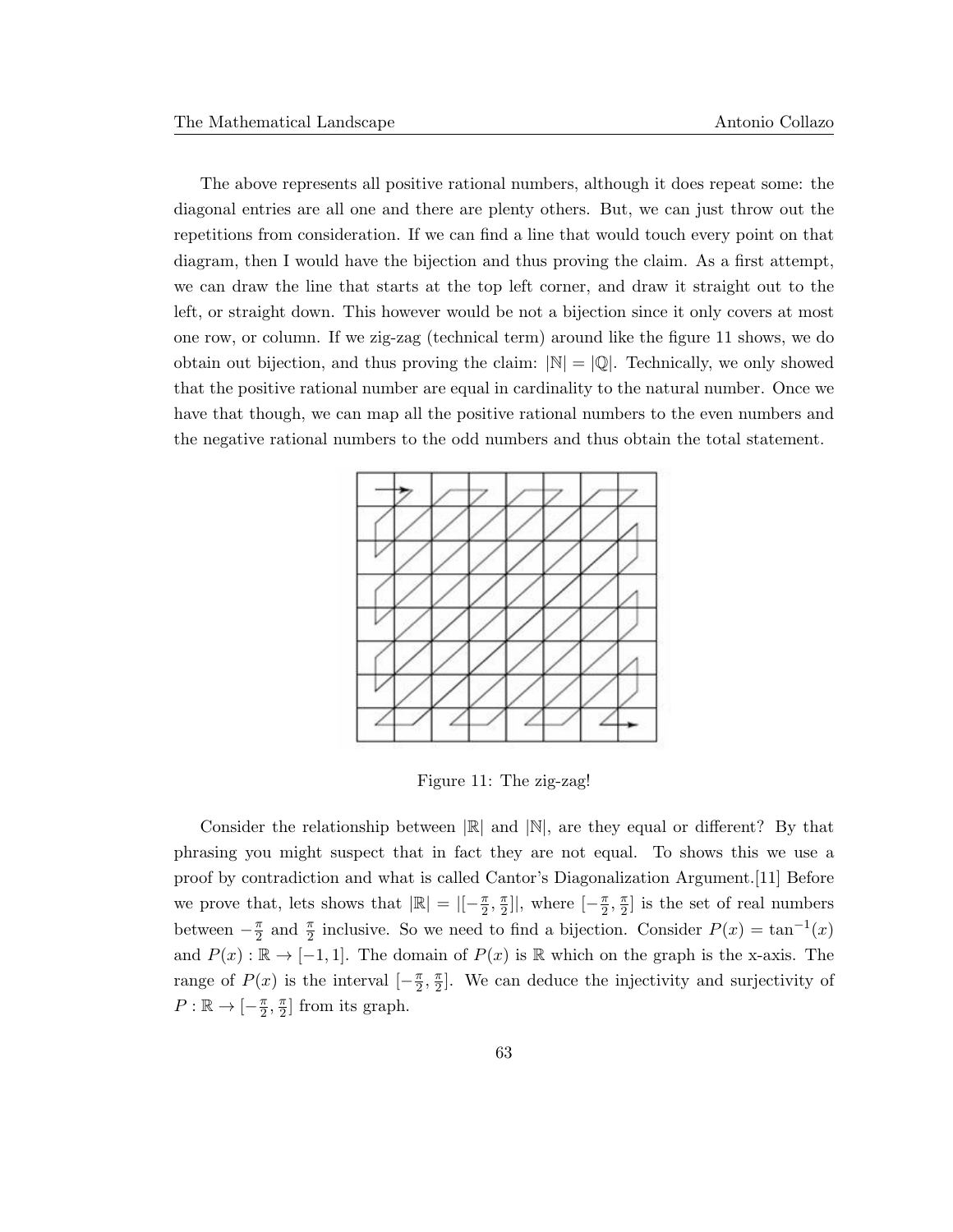The above represents all positive rational numbers, although it does repeat some: the diagonal entries are all one and there are plenty others. But, we can just throw out the repetitions from consideration. If we can find a line that would touch every point on that diagram, then I would have the bijection and thus proving the claim. As a first attempt, we can draw the line that starts at the top left corner, and draw it straight out to the left, or straight down. This however would be not a bijection since it only covers at most one row, or column. If we zig-zag (technical term) around like the figure 11 shows, we do obtain out bijection, and thus proving the claim: $|\mathbb{N}| = |\mathbb{Q}|$. Technically, we only showed that the positive rational number are equal in cardinality to the natural number. Once we have that though, we can map all the positive rational numbers to the even numbers and the negative rational numbers to the odd numbers and thus obtain the total statement.

Figure 11: The zig-zag!

Consider the relationship between $|\mathbb{R}|$ and $|\mathbb{N}|$, are they equal or different? By that phrasing you might suspect that in fact they are not equal. To shows this we use a proof by contradiction and what is called Cantor's Diagonalization Argument.[11] Before we prove that, lets shows that $|\mathbb{R}| = |[-\frac{\pi}{2}, \frac{\pi}{2}]|$, where $[-\frac{\pi}{2}, \frac{\pi}{2}]$ is the set of real numbers between $-\frac{\pi}{2}$ and $\frac{\pi}{2}$ inclusive. So we need to find a bijection. Consider $P(x) = \tan^{-1}(x)$ and $P(x) : \mathbb{R} \to [-1, 1]$. The domain of $P(x)$ is $\mathbb{R}$ which on the graph is the x-axis. The range of $P(x)$ is the interval $[-\frac{\pi}{2}, \frac{\pi}{2}]$. We can deduce the injectivity and surjectivity of $P : \mathbb{R} \to [-\frac{\pi}{2}, \frac{\pi}{2}]$ from its graph.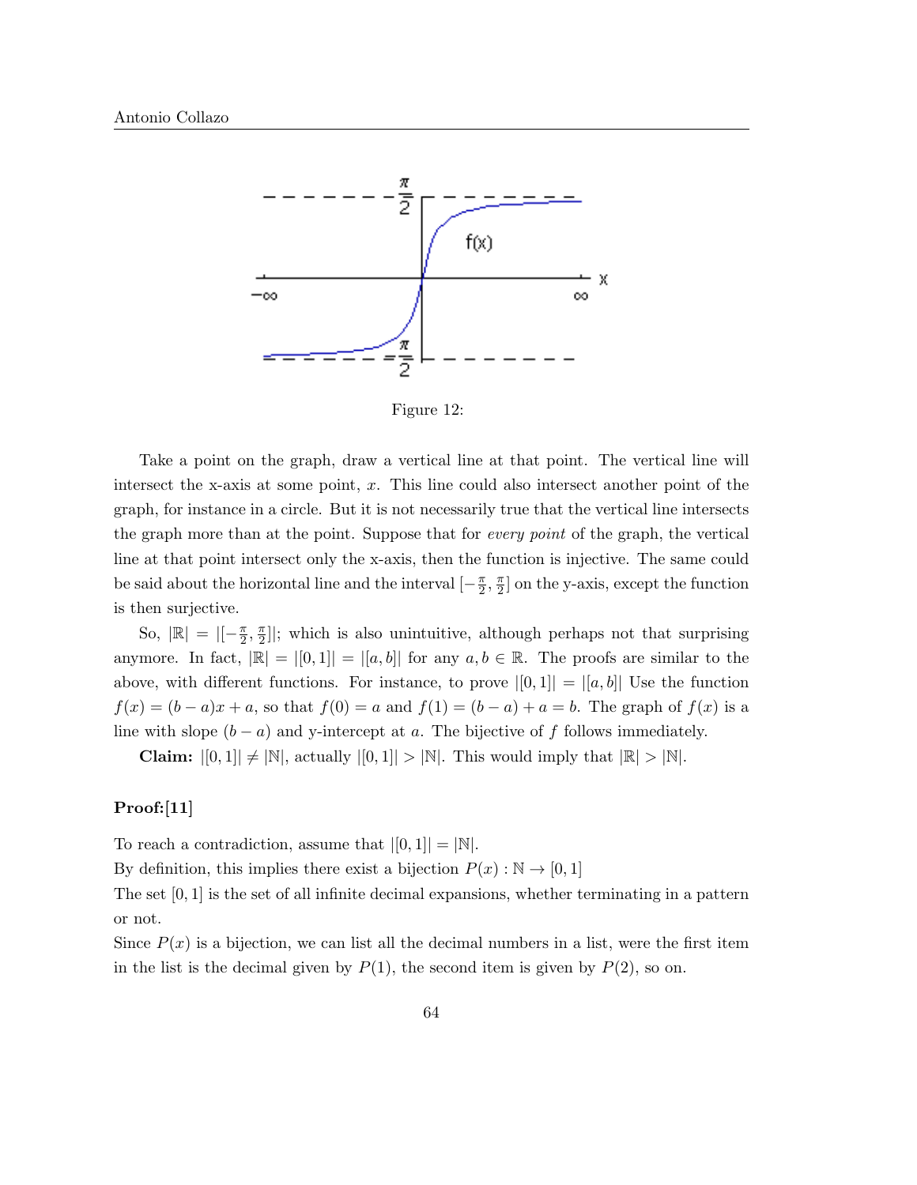Figure 12:

Take a point on the graph, draw a vertical line at that point. The vertical line will intersect the x-axis at some point, $x$. This line could also intersect another point of the graph, for instance in a circle. But it is not necessarily true that the vertical line intersects the graph more than at the point. Suppose that for *every point* of the graph, the vertical line at that point intersect only the x-axis, then the function is injective. The same could be said about the horizontal line and the interval $[-\frac{\pi}{2}, \frac{\pi}{2}]$ on the y-axis, except the function is then surjective.

So, $|\mathbb{R}| = |[-\frac{\pi}{2}, \frac{\pi}{2}]|$; which is also unintuitive, although perhaps not that surprising anymore. In fact, $|\mathbb{R}| = |[0, 1]| = |[a, b]|$ for any $a, b \in \mathbb{R}$. The proofs are similar to the above, with different functions. For instance, to prove $|[0, 1]| = |[a, b]|$ Use the function $f(x) = (b - a)x + a$, so that $f(0) = a$ and $f(1) = (b - a) + a = b$. The graph of $f(x)$ is a line with slope $(b - a)$ and y-intercept at $a$. The bijective of $f$ follows immediately.

**Claim:** $|[0, 1]| \neq |\mathbb{N}|$, actually $|[0, 1]| > |\mathbb{N}|$. This would imply that $|\mathbb{R}| > |\mathbb{N}|$.

**Proof:[11]**

To reach a contradiction, assume that $|[0, 1]| = |\mathbb{N}|$.
By definition, this implies there exist a bijection $P(x) : \mathbb{N} \to [0, 1]$
The set $[0, 1]$ is the set of all infinite decimal expansions, whether terminating in a pattern or not.
Since $P(x)$ is a bijection, we can list all the decimal numbers in a list, were the first item in the list is the decimal given by $P(1)$, the second item is given by $P(2)$, so on.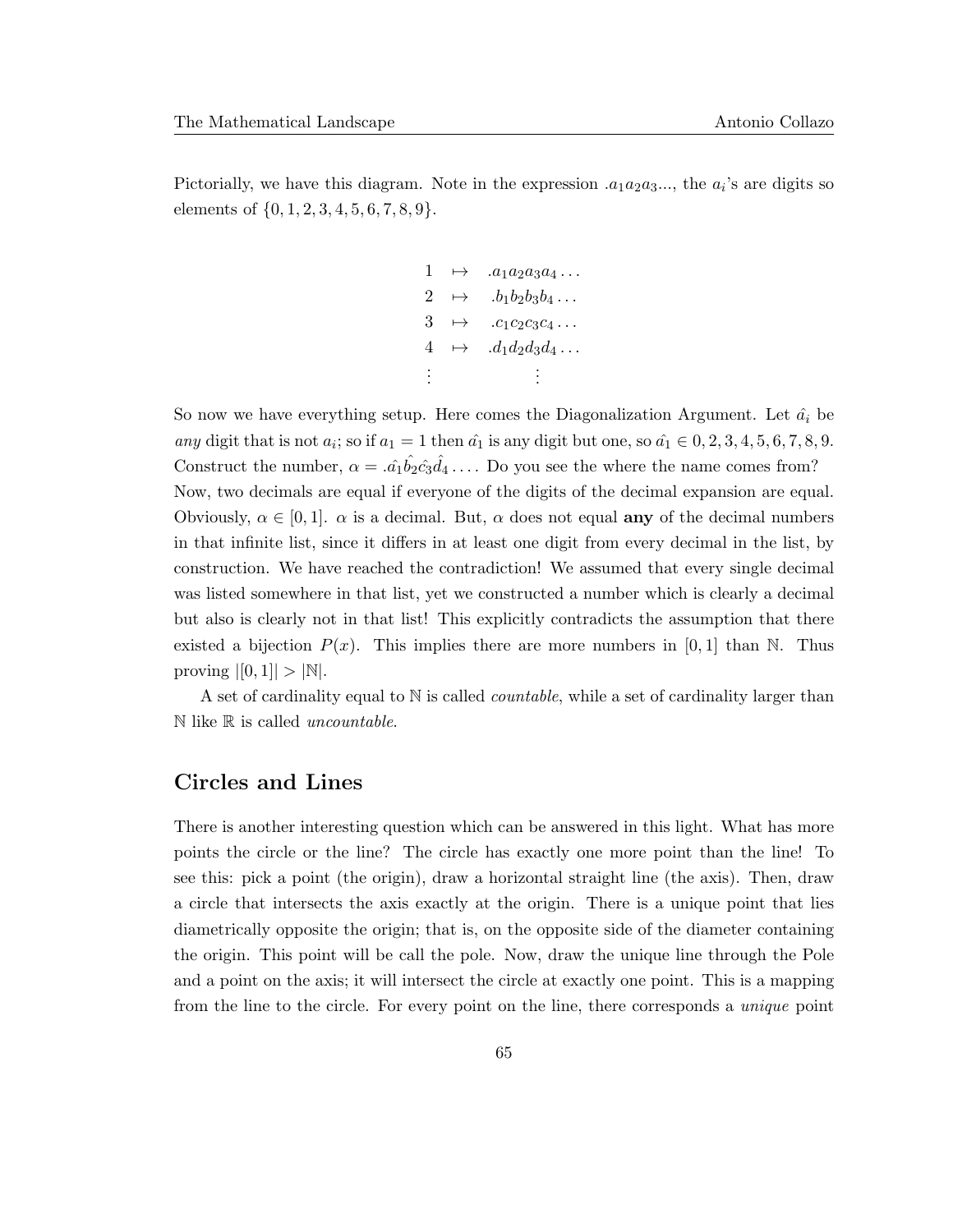Pictorially, we have this diagram. Note in the expression $.a_1a_2a_3...$, the $a_i$'s are digits so elements of $\{0, 1, 2, 3, 4, 5, 6, 7, 8, 9\}$.

$$\begin{array}{ccc}
1 & \mapsto & .a_1a_2a_3a_4\ldots \\
2 & \mapsto & .b_1b_2b_3b_4\ldots \\
3 & \mapsto & .c_1c_2c_3c_4\ldots \\
4 & \mapsto & .d_1d_2d_3d_4\ldots \\
\vdots & & \vdots
\end{array}$$

So now we have everything setup. Here comes the Diagonalization Argument. Let $\hat{a_i}$ be *any* digit that is not $a_i$; so if $a_1 = 1$ then $\hat{a_1}$ is any digit but one, so $\hat{a_1} \in 0, 2, 3, 4, 5, 6, 7, 8, 9$. Construct the number, $\alpha = .\hat{a_1}\hat{b_2}\hat{c_3}\hat{d_4}\ldots$. Do you see the where the name comes from? Now, two decimals are equal if everyone of the digits of the decimal expansion are equal. Obviously, $\alpha \in [0, 1]$. $\alpha$ is a decimal. But, $\alpha$ does not equal **any** of the decimal numbers in that infinite list, since it differs in at least one digit from every decimal in the list, by construction. We have reached the contradiction! We assumed that every single decimal was listed somewhere in that list, yet we constructed a number which is clearly a decimal but also is clearly not in that list! This explicitly contradicts the assumption that there existed a bijection $P(x)$. This implies there are more numbers in $[0, 1]$ than $\mathbb{N}$. Thus proving $|[0, 1]| > |\mathbb{N}|$.

A set of cardinality equal to $\mathbb{N}$ is called *countable*, while a set of cardinality larger than $\mathbb{N}$ like $\mathbb{R}$ is called *uncountable*.

## Circles and Lines

There is another interesting question which can be answered in this light. What has more points the circle or the line? The circle has exactly one more point than the line! To see this: pick a point (the origin), draw a horizontal straight line (the axis). Then, draw a circle that intersects the axis exactly at the origin. There is a unique point that lies diametrically opposite the origin; that is, on the opposite side of the diameter containing the origin. This point will be call the pole. Now, draw the unique line through the Pole and a point on the axis; it will intersect the circle at exactly one point. This is a mapping from the line to the circle. For every point on the line, there corresponds a *unique* point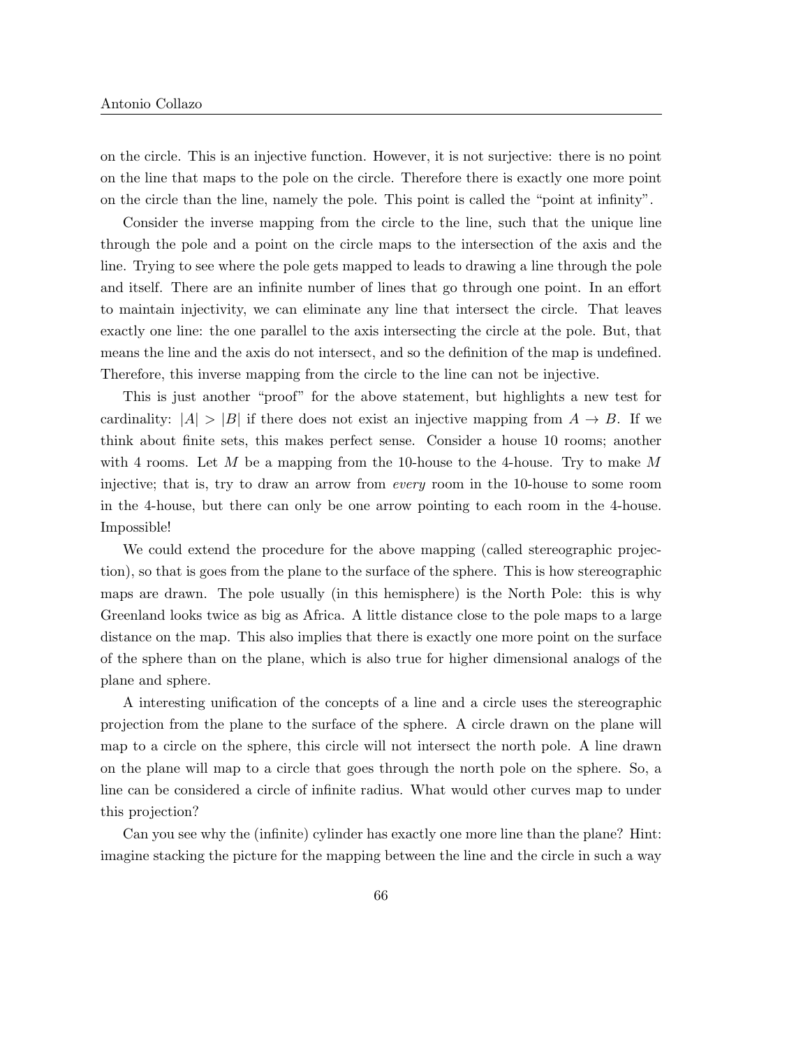on the circle. This is an injective function. However, it is not surjective: there is no point on the line that maps to the pole on the circle. Therefore there is exactly one more point on the circle than the line, namely the pole. This point is called the "point at infinity".

Consider the inverse mapping from the circle to the line, such that the unique line through the pole and a point on the circle maps to the intersection of the axis and the line. Trying to see where the pole gets mapped to leads to drawing a line through the pole and itself. There are an infinite number of lines that go through one point. In an effort to maintain injectivity, we can eliminate any line that intersect the circle. That leaves exactly one line: the one parallel to the axis intersecting the circle at the pole. But, that means the line and the axis do not intersect, and so the definition of the map is undefined. Therefore, this inverse mapping from the circle to the line can not be injective.

This is just another "proof" for the above statement, but highlights a new test for cardinality: $|A| > |B|$ if there does not exist an injective mapping from $A \to B$. If we think about finite sets, this makes perfect sense. Consider a house 10 rooms; another with 4 rooms. Let $M$ be a mapping from the 10-house to the 4-house. Try to make $M$ injective; that is, try to draw an arrow from *every* room in the 10-house to some room in the 4-house, but there can only be one arrow pointing to each room in the 4-house. Impossible!

We could extend the procedure for the above mapping (called stereographic projection), so that is goes from the plane to the surface of the sphere. This is how stereographic maps are drawn. The pole usually (in this hemisphere) is the North Pole: this is why Greenland looks twice as big as Africa. A little distance close to the pole maps to a large distance on the map. This also implies that there is exactly one more point on the surface of the sphere than on the plane, which is also true for higher dimensional analogs of the plane and sphere.

A interesting unification of the concepts of a line and a circle uses the stereographic projection from the plane to the surface of the sphere. A circle drawn on the plane will map to a circle on the sphere, this circle will not intersect the north pole. A line drawn on the plane will map to a circle that goes through the north pole on the sphere. So, a line can be considered a circle of infinite radius. What would other curves map to under this projection?

Can you see why the (infinite) cylinder has exactly one more line than the plane? Hint: imagine stacking the picture for the mapping between the line and the circle in such a way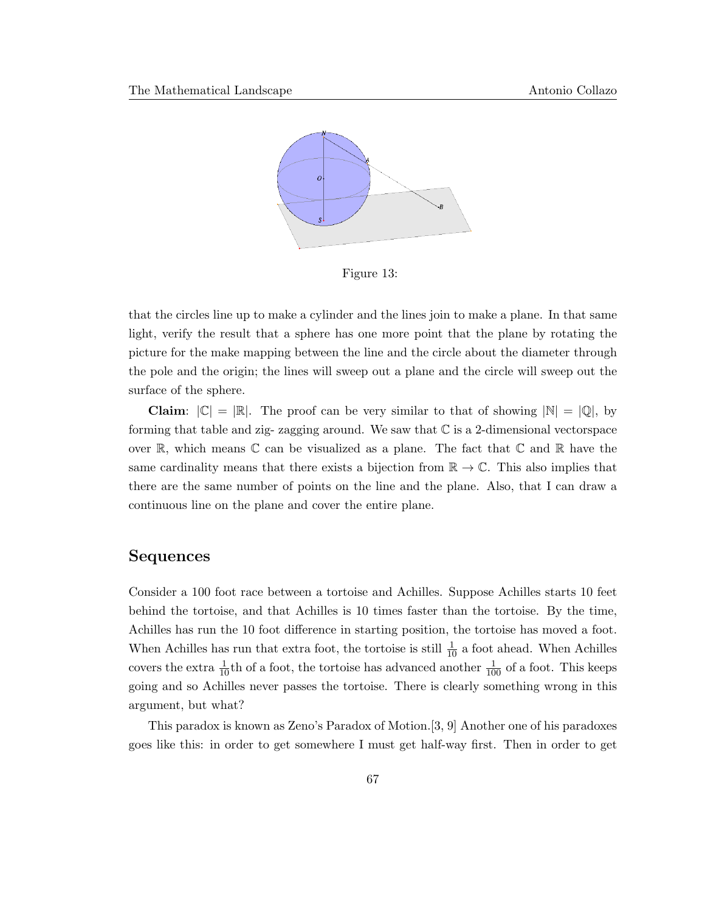Figure 13:

that the circles line up to make a cylinder and the lines join to make a plane. In that same light, verify the result that a sphere has one more point that the plane by rotating the picture for the make mapping between the line and the circle about the diameter through the pole and the origin; the lines will sweep out a plane and the circle will sweep out the surface of the sphere.

**Claim**: $|\mathbb{C}| = |\mathbb{R}|$. The proof can be very similar to that of showing $|\mathbb{N}| = |\mathbb{Q}|$, by forming that table and zig- zagging around. We saw that $\mathbb{C}$ is a 2-dimensional vectorspace over $\mathbb{R}$, which means $\mathbb{C}$ can be visualized as a plane. The fact that $\mathbb{C}$ and $\mathbb{R}$ have the same cardinality means that there exists a bijection from $\mathbb{R} \to \mathbb{C}$. This also implies that there are the same number of points on the line and the plane. Also, that I can draw a continuous line on the plane and cover the entire plane.

## Sequences

Consider a 100 foot race between a tortoise and Achilles. Suppose Achilles starts 10 feet behind the tortoise, and that Achilles is 10 times faster than the tortoise. By the time, Achilles has run the 10 foot difference in starting position, the tortoise has moved a foot. When Achilles has run that extra foot, the tortoise is still $\frac{1}{10}$ a foot ahead. When Achilles covers the extra $\frac{1}{10}$th of a foot, the tortoise has advanced another $\frac{1}{100}$ of a foot. This keeps going and so Achilles never passes the tortoise. There is clearly something wrong in this argument, but what?

This paradox is known as Zeno's Paradox of Motion.[3, 9] Another one of his paradoxes goes like this: in order to get somewhere I must get half-way first. Then in order to get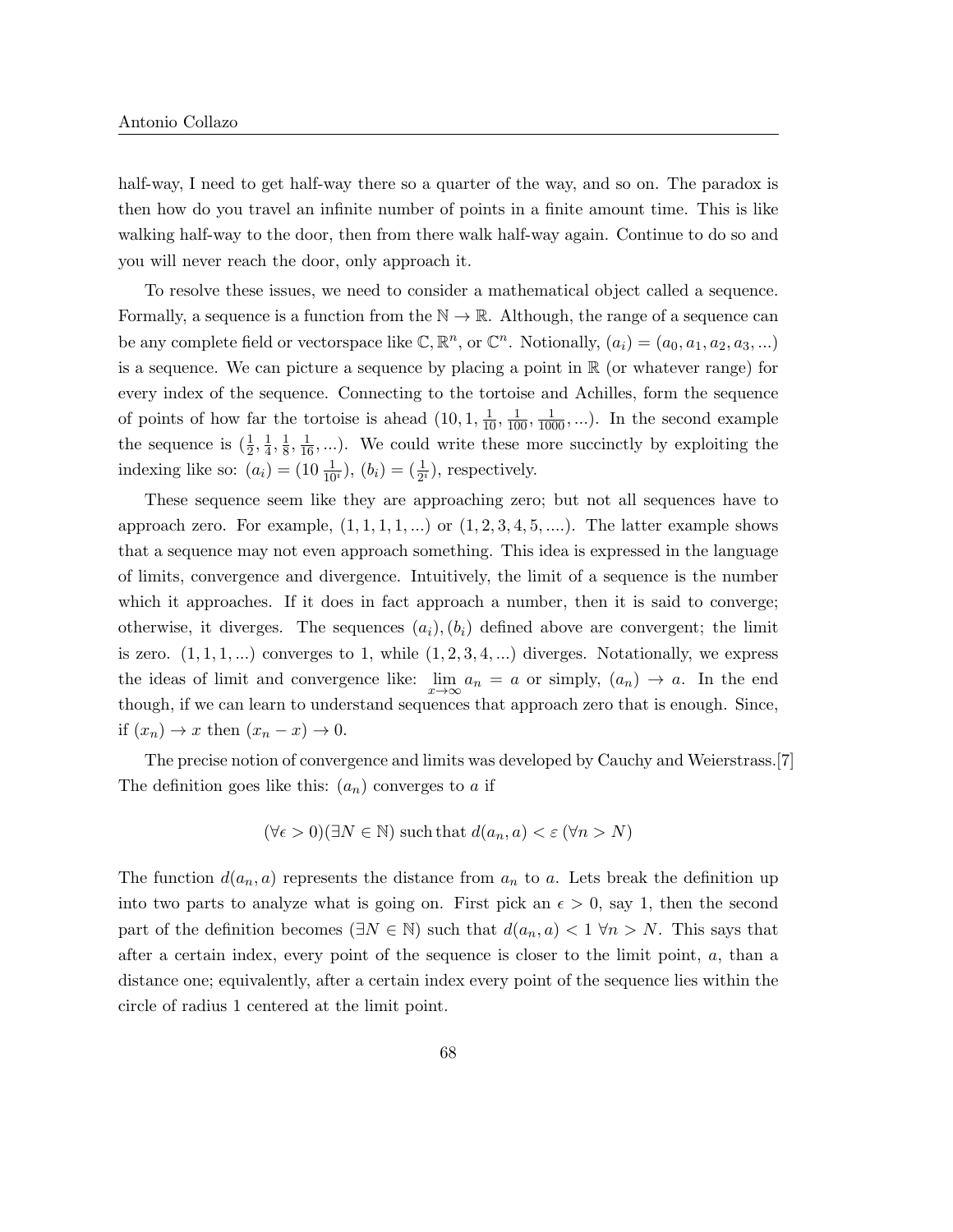half-way, I need to get half-way there so a quarter of the way, and so on. The paradox is then how do you travel an infinite number of points in a finite amount time. This is like walking half-way to the door, then from there walk half-way again. Continue to do so and you will never reach the door, only approach it.

To resolve these issues, we need to consider a mathematical object called a sequence. Formally, a sequence is a function from the $\mathbb{N} \to \mathbb{R}$. Although, the range of a sequence can be any complete field or vectorspace like $\mathbb{C}, \mathbb{R}^n$, or $\mathbb{C}^n$. Notionally, $(a_i) = (a_0, a_1, a_2, a_3, ...)$ is a sequence. We can picture a sequence by placing a point in $\mathbb{R}$ (or whatever range) for every index of the sequence. Connecting to the tortoise and Achilles, form the sequence of points of how far the tortoise is ahead $(10, 1, \frac{1}{10}, \frac{1}{100}, \frac{1}{1000}, ...)$. In the second example the sequence is $(\frac{1}{2}, \frac{1}{4}, \frac{1}{8}, \frac{1}{16}, ...)$. We could write these more succinctly by exploiting the indexing like so: $(a_i) = (10\,\frac{1}{10^i})$, $(b_i) = (\frac{1}{2^i})$, respectively.

These sequence seem like they are approaching zero; but not all sequences have to approach zero. For example, $(1, 1, 1, 1, ...)$ or $(1, 2, 3, 4, 5, ....)$. The latter example shows that a sequence may not even approach something. This idea is expressed in the language of limits, convergence and divergence. Intuitively, the limit of a sequence is the number which it approaches. If it does in fact approach a number, then it is said to converge; otherwise, it diverges. The sequences $(a_i), (b_i)$ defined above are convergent; the limit is zero. $(1, 1, 1, ...)$ converges to 1, while $(1, 2, 3, 4, ...)$ diverges. Notationally, we express the ideas of limit and convergence like: $\lim_{x \to \infty} a_n = a$ or simply, $(a_n) \to a$. In the end though, if we can learn to understand sequences that approach zero that is enough. Since, if $(x_n) \to x$ then $(x_n - x) \to 0$.

The precise notion of convergence and limits was developed by Cauchy and Weierstrass.[7] The definition goes like this: $(a_n)$ converges to $a$ if

$$(\forall \epsilon > 0)(\exists N \in \mathbb{N}) \text{ such that } d(a_n, a) < \varepsilon \; (\forall n > N)$$

The function $d(a_n, a)$ represents the distance from $a_n$ to $a$. Lets break the definition up into two parts to analyze what is going on. First pick an $\epsilon > 0$, say 1, then the second part of the definition becomes $(\exists N \in \mathbb{N})$ such that $d(a_n, a) < 1 \; \forall n > N$. This says that after a certain index, every point of the sequence is closer to the limit point, $a$, than a distance one; equivalently, after a certain index every point of the sequence lies within the circle of radius 1 centered at the limit point.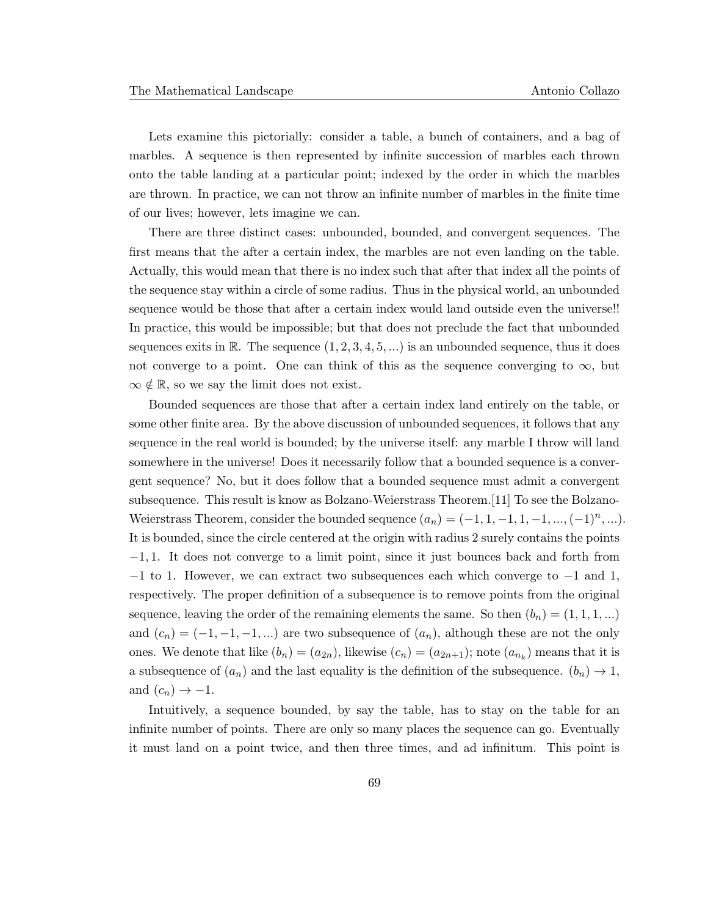Lets examine this pictorially: consider a table, a bunch of containers, and a bag of marbles. A sequence is then represented by infinite succession of marbles each thrown onto the table landing at a particular point; indexed by the order in which the marbles are thrown. In practice, we can not throw an infinite number of marbles in the finite time of our lives; however, lets imagine we can.

There are three distinct cases: unbounded, bounded, and convergent sequences. The first means that the after a certain index, the marbles are not even landing on the table. Actually, this would mean that there is no index such that after that index all the points of the sequence stay within a circle of some radius. Thus in the physical world, an unbounded sequence would be those that after a certain index would land outside even the universe!! In practice, this would be impossible; but that does not preclude the fact that unbounded sequences exits in $\mathbb{R}$. The sequence $(1, 2, 3, 4, 5, ...)$ is an unbounded sequence, thus it does not converge to a point. One can think of this as the sequence converging to $\infty$, but $\infty \notin \mathbb{R}$, so we say the limit does not exist.

Bounded sequences are those that after a certain index land entirely on the table, or some other finite area. By the above discussion of unbounded sequences, it follows that any sequence in the real world is bounded; by the universe itself: any marble I throw will land somewhere in the universe! Does it necessarily follow that a bounded sequence is a convergent sequence? No, but it does follow that a bounded sequence must admit a convergent subsequence. This result is know as Bolzano-Weierstrass Theorem.[11] To see the Bolzano-Weierstrass Theorem, consider the bounded sequence $(a_n) = (-1, 1, -1, 1, -1, ..., (-1)^n, ...)$. It is bounded, since the circle centered at the origin with radius 2 surely contains the points $-1, 1$. It does not converge to a limit point, since it just bounces back and forth from $-1$ to 1. However, we can extract two subsequences each which converge to $-1$ and 1, respectively. The proper definition of a subsequence is to remove points from the original sequence, leaving the order of the remaining elements the same. So then $(b_n) = (1, 1, 1, ...)$ and $(c_n) = (-1, -1, -1, ...)$ are two subsequence of $(a_n)$, although these are not the only ones. We denote that like $(b_n) = (a_{2n})$, likewise $(c_n) = (a_{2n+1})$; note $(a_{n_k})$ means that it is a subsequence of $(a_n)$ and the last equality is the definition of the subsequence. $(b_n) \to 1$, and $(c_n) \to -1$.

Intuitively, a sequence bounded, by say the table, has to stay on the table for an infinite number of points. There are only so many places the sequence can go. Eventually it must land on a point twice, and then three times, and ad infinitum. This point is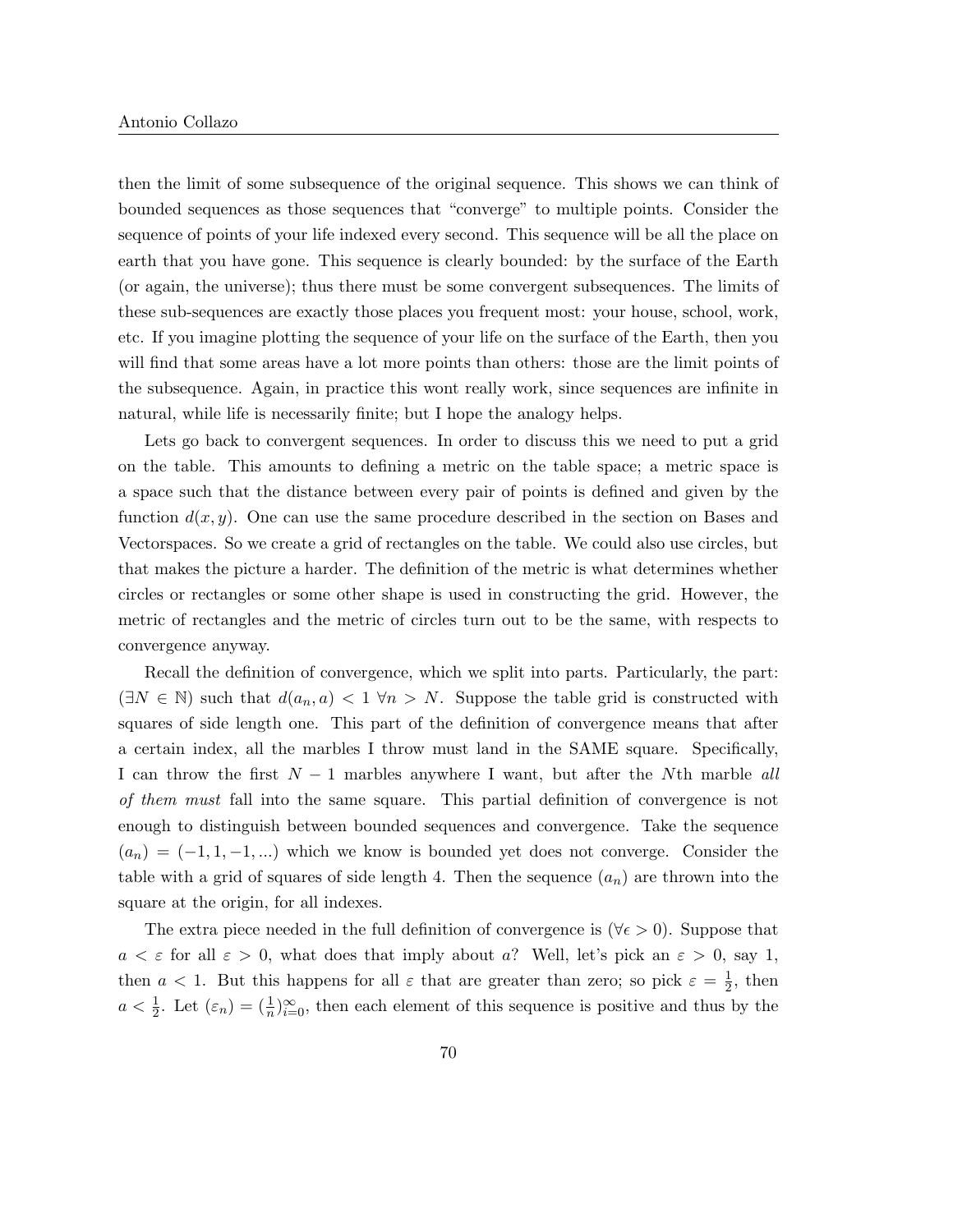then the limit of some subsequence of the original sequence. This shows we can think of bounded sequences as those sequences that "converge" to multiple points. Consider the sequence of points of your life indexed every second. This sequence will be all the place on earth that you have gone. This sequence is clearly bounded: by the surface of the Earth (or again, the universe); thus there must be some convergent subsequences. The limits of these sub-sequences are exactly those places you frequent most: your house, school, work, etc. If you imagine plotting the sequence of your life on the surface of the Earth, then you will find that some areas have a lot more points than others: those are the limit points of the subsequence. Again, in practice this wont really work, since sequences are infinite in natural, while life is necessarily finite; but I hope the analogy helps.

Lets go back to convergent sequences. In order to discuss this we need to put a grid on the table. This amounts to defining a metric on the table space; a metric space is a space such that the distance between every pair of points is defined and given by the function $d(x, y)$. One can use the same procedure described in the section on Bases and Vectorspaces. So we create a grid of rectangles on the table. We could also use circles, but that makes the picture a harder. The definition of the metric is what determines whether circles or rectangles or some other shape is used in constructing the grid. However, the metric of rectangles and the metric of circles turn out to be the same, with respects to convergence anyway.

Recall the definition of convergence, which we split into parts. Particularly, the part: $(\exists N \in \mathbb{N})$ such that $d(a_n, a) < 1 \ \forall n > N$. Suppose the table grid is constructed with squares of side length one. This part of the definition of convergence means that after a certain index, all the marbles I throw must land in the SAME square. Specifically, I can throw the first $N - 1$ marbles anywhere I want, but after the $N$th marble *all of them must* fall into the same square. This partial definition of convergence is not enough to distinguish between bounded sequences and convergence. Take the sequence $(a_n) = (-1, 1, -1, ...)$ which we know is bounded yet does not converge. Consider the table with a grid of squares of side length 4. Then the sequence $(a_n)$ are thrown into the square at the origin, for all indexes.

The extra piece needed in the full definition of convergence is $(\forall \epsilon > 0)$. Suppose that $a < \varepsilon$ for all $\varepsilon > 0$, what does that imply about $a$? Well, let's pick an $\varepsilon > 0$, say 1, then $a < 1$. But this happens for all $\varepsilon$ that are greater than zero; so pick $\varepsilon = \frac{1}{2}$, then $a < \frac{1}{2}$. Let $(\varepsilon_n) = (\frac{1}{n})_{i=0}^{\infty}$, then each element of this sequence is positive and thus by the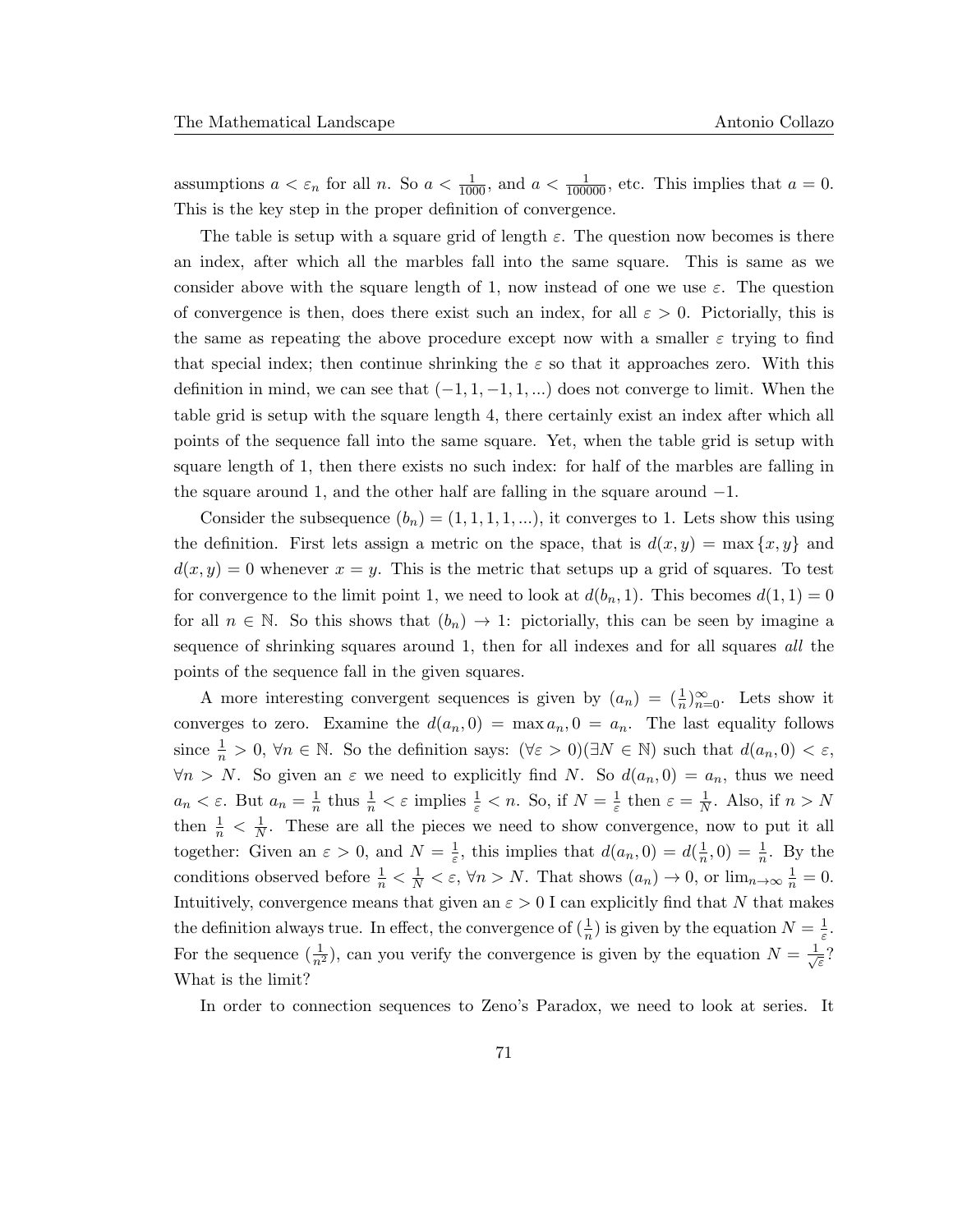assumptions $a < \varepsilon_n$ for all $n$. So $a < \frac{1}{1000}$, and $a < \frac{1}{100000}$, etc. This implies that $a = 0$. This is the key step in the proper definition of convergence.

The table is setup with a square grid of length $\varepsilon$. The question now becomes is there an index, after which all the marbles fall into the same square. This is same as we consider above with the square length of 1, now instead of one we use $\varepsilon$. The question of convergence is then, does there exist such an index, for all $\varepsilon > 0$. Pictorially, this is the same as repeating the above procedure except now with a smaller $\varepsilon$ trying to find that special index; then continue shrinking the $\varepsilon$ so that it approaches zero. With this definition in mind, we can see that $(-1, 1, -1, 1, ...)$ does not converge to limit. When the table grid is setup with the square length 4, there certainly exist an index after which all points of the sequence fall into the same square. Yet, when the table grid is setup with square length of 1, then there exists no such index: for half of the marbles are falling in the square around 1, and the other half are falling in the square around $-1$.

Consider the subsequence $(b_n) = (1, 1, 1, 1, ...)$, it converges to 1. Lets show this using the definition. First lets assign a metric on the space, that is $d(x, y) = \max\{x, y\}$ and $d(x, y) = 0$ whenever $x = y$. This is the metric that setups up a grid of squares. To test for convergence to the limit point 1, we need to look at $d(b_n, 1)$. This becomes $d(1, 1) = 0$ for all $n \in \mathbb{N}$. So this shows that $(b_n) \to 1$: pictorially, this can be seen by imagine a sequence of shrinking squares around 1, then for all indexes and for all squares *all* the points of the sequence fall in the given squares.

A more interesting convergent sequences is given by $(a_n) = (\frac{1}{n})_{n=0}^{\infty}$. Lets show it converges to zero. Examine the $d(a_n, 0) = \max a_n, 0 = a_n$. The last equality follows since $\frac{1}{n} > 0$, $\forall n \in \mathbb{N}$. So the definition says: $(\forall \varepsilon > 0)(\exists N \in \mathbb{N})$ such that $d(a_n, 0) < \varepsilon$, $\forall n > N$. So given an $\varepsilon$ we need to explicitly find $N$. So $d(a_n, 0) = a_n$, thus we need $a_n < \varepsilon$. But $a_n = \frac{1}{n}$ thus $\frac{1}{n} < \varepsilon$ implies $\frac{1}{\varepsilon} < n$. So, if $N = \frac{1}{\varepsilon}$ then $\varepsilon = \frac{1}{N}$. Also, if $n > N$ then $\frac{1}{n} < \frac{1}{N}$. These are all the pieces we need to show convergence, now to put it all together: Given an $\varepsilon > 0$, and $N = \frac{1}{\varepsilon}$, this implies that $d(a_n, 0) = d(\frac{1}{n}, 0) = \frac{1}{n}$. By the conditions observed before $\frac{1}{n} < \frac{1}{N} < \varepsilon$, $\forall n > N$. That shows $(a_n) \to 0$, or $\lim_{n\to\infty} \frac{1}{n} = 0$. Intuitively, convergence means that given an $\varepsilon > 0$ I can explicitly find that $N$ that makes the definition always true. In effect, the convergence of $(\frac{1}{n})$ is given by the equation $N = \frac{1}{\varepsilon}$. For the sequence $(\frac{1}{n^2})$, can you verify the convergence is given by the equation $N = \frac{1}{\sqrt{\varepsilon}}$? What is the limit?

In order to connection sequences to Zeno's Paradox, we need to look at series. It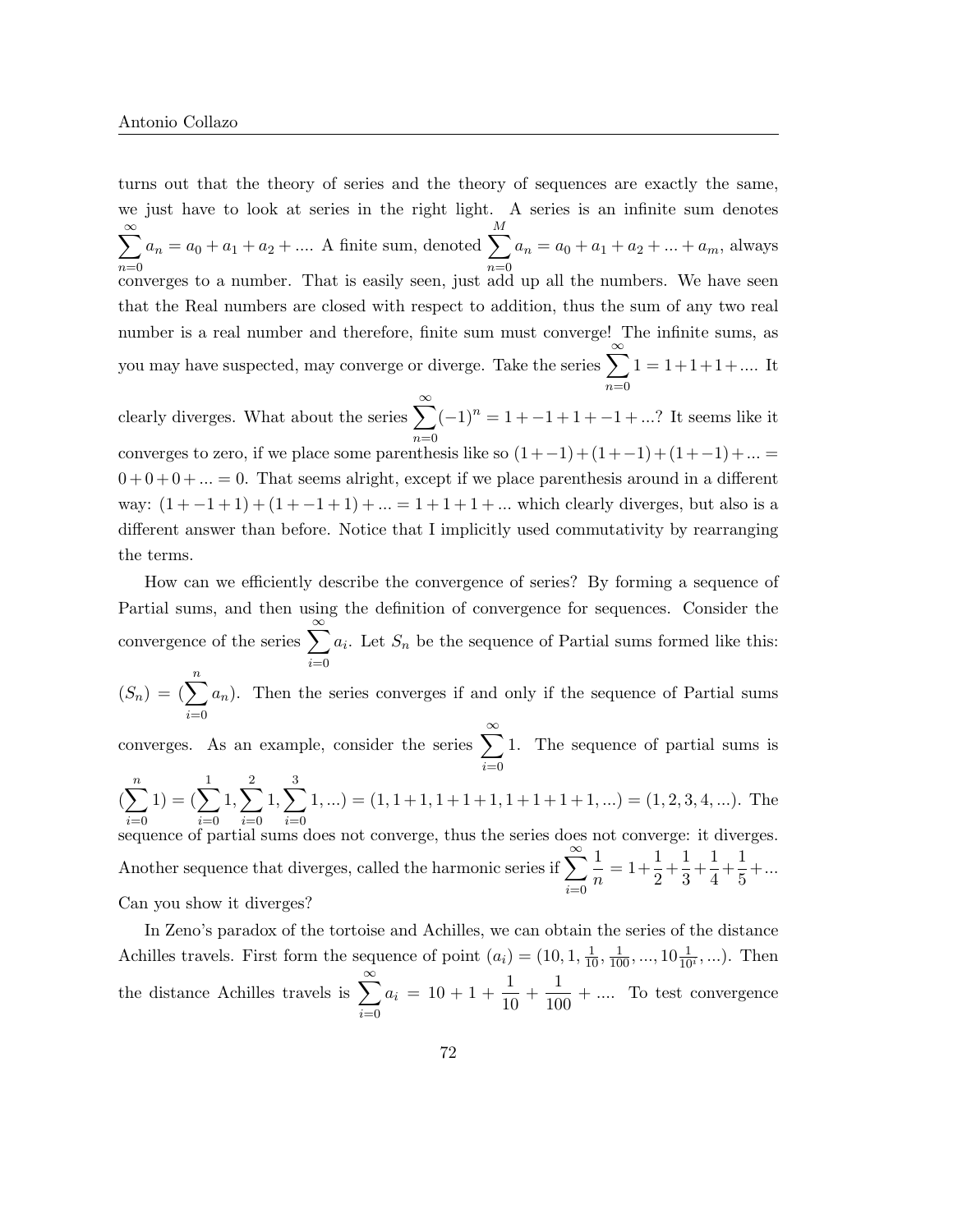turns out that the theory of series and the theory of sequences are exactly the same, we just have to look at series in the right light. A series is an infinite sum denotes $\sum_{n=0}^{\infty} a_n = a_0 + a_1 + a_2 + ....$ A finite sum, denoted $\sum_{n=0}^{M} a_n = a_0 + a_1 + a_2 + ... + a_m$, always converges to a number. That is easily seen, just add up all the numbers. We have seen that the Real numbers are closed with respect to addition, thus the sum of any two real number is a real number and therefore, finite sum must converge! The infinite sums, as you may have suspected, may converge or diverge. Take the series $\sum_{n=0}^{\infty} 1 = 1+1+1+....$ It clearly diverges. What about the series $\sum_{n=0}^{\infty}(-1)^n = 1 + -1 + 1 + -1 + ...$? It seems like it converges to zero, if we place some parenthesis like so $(1+-1)+(1+-1)+(1+-1)+... = 0+0+0+... = 0$. That seems alright, except if we place parenthesis around in a different way: $(1+-1+1)+(1+-1+1)+... = 1+1+1+...$ which clearly diverges, but also is a different answer than before. Notice that I implicitly used commutativity by rearranging the terms.

How can we efficiently describe the convergence of series? By forming a sequence of Partial sums, and then using the definition of convergence for sequences. Consider the convergence of the series $\sum_{i=0}^{\infty} a_i$. Let $S_n$ be the sequence of Partial sums formed like this: $(S_n) = (\sum_{i=0}^{n} a_n)$. Then the series converges if and only if the sequence of Partial sums converges. As an example, consider the series $\sum_{i=0}^{\infty} 1$. The sequence of partial sums is $(\sum_{i=0}^{n} 1) = (\sum_{i=0}^{1} 1, \sum_{i=0}^{2} 1, \sum_{i=0}^{3} 1, ...) = (1, 1+1, 1+1+1, 1+1+1+1, ...) = (1, 2, 3, 4, ...)$. The sequence of partial sums does not converge, thus the series does not converge: it diverges. Another sequence that diverges, called the harmonic series if $\sum_{i=0}^{\infty} \frac{1}{n} = 1 + \frac{1}{2} + \frac{1}{3} + \frac{1}{4} + \frac{1}{5} + ...$ Can you show it diverges?

In Zeno's paradox of the tortoise and Achilles, we can obtain the series of the distance Achilles travels. First form the sequence of point $(a_i) = (10, 1, \frac{1}{10}, \frac{1}{100}, ..., 10\frac{1}{10^i}, ...)$. Then the distance Achilles travels is $\sum_{i=0}^{\infty} a_i = 10 + 1 + \frac{1}{10} + \frac{1}{100} + ....$ To test convergence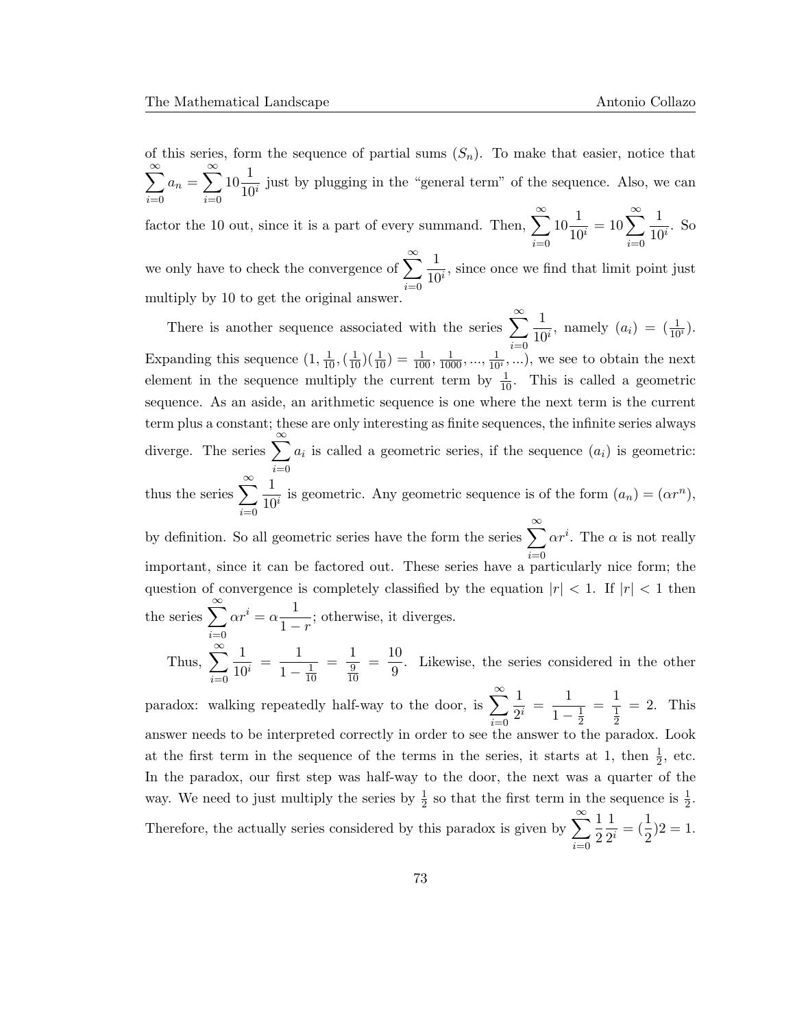of this series, form the sequence of partial sums $(S_n)$. To make that easier, notice that $\sum_{i=0}^{\infty} a_n = \sum_{i=0}^{\infty} 10\frac{1}{10^i}$ just by plugging in the "general term" of the sequence. Also, we can factor the 10 out, since it is a part of every summand. Then, $\sum_{i=0}^{\infty} 10\frac{1}{10^i} = 10\sum_{i=0}^{\infty} \frac{1}{10^i}$. So we only have to check the convergence of $\sum_{i=0}^{\infty} \frac{1}{10^i}$, since once we find that limit point just multiply by 10 to get the original answer.

There is another sequence associated with the series $\sum_{i=0}^{\infty} \frac{1}{10^i}$, namely $(a_i) = (\frac{1}{10^i})$. Expanding this sequence $(1, \frac{1}{10}, (\frac{1}{10})(\frac{1}{10}) = \frac{1}{100}, \frac{1}{1000}, ..., \frac{1}{10^i}, ...)$, we see to obtain the next element in the sequence multiply the current term by $\frac{1}{10}$. This is called a geometric sequence. As an aside, an arithmetic sequence is one where the next term is the current term plus a constant; these are only interesting as finite sequences, the infinite series always diverge. The series $\sum_{i=0}^{\infty} a_i$ is called a geometric series, if the sequence $(a_i)$ is geometric: thus the series $\sum_{i=0}^{\infty} \frac{1}{10^i}$ is geometric. Any geometric sequence is of the form $(a_n) = (\alpha r^n)$, by definition. So all geometric series have the form the series $\sum_{i=0}^{\infty} \alpha r^i$. The $\alpha$ is not really important, since it can be factored out. These series have a particularly nice form; the question of convergence is completely classified by the equation $|r| < 1$. If $|r| < 1$ then the series $\sum_{i=0}^{\infty} \alpha r^i = \alpha\frac{1}{1-r}$; otherwise, it diverges.

Thus, $\sum_{i=0}^{\infty} \frac{1}{10^i} = \frac{1}{1-\frac{1}{10}} = \frac{1}{\frac{9}{10}} = \frac{10}{9}$. Likewise, the series considered in the other paradox: walking repeatedly half-way to the door, is $\sum_{i=0}^{\infty} \frac{1}{2^i} = \frac{1}{1-\frac{1}{2}} = \frac{1}{\frac{1}{2}} = 2$. This answer needs to be interpreted correctly in order to see the answer to the paradox. Look at the first term in the sequence of the terms in the series, it starts at 1, then $\frac{1}{2}$, etc. In the paradox, our first step was half-way to the door, the next was a quarter of the way. We need to just multiply the series by $\frac{1}{2}$ so that the first term in the sequence is $\frac{1}{2}$. Therefore, the actually series considered by this paradox is given by $\sum_{i=0}^{\infty} \frac{1}{2}\frac{1}{2^i} = (\frac{1}{2})2 = 1$.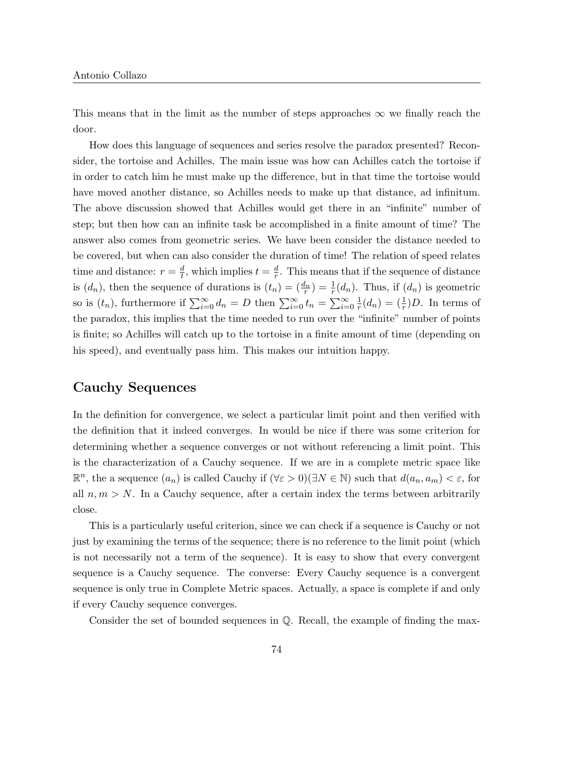This means that in the limit as the number of steps approaches $\infty$ we finally reach the door.

How does this language of sequences and series resolve the paradox presented? Reconsider, the tortoise and Achilles. The main issue was how can Achilles catch the tortoise if in order to catch him he must make up the difference, but in that time the tortoise would have moved another distance, so Achilles needs to make up that distance, ad infinitum. The above discussion showed that Achilles would get there in an "infinite" number of step; but then how can an infinite task be accomplished in a finite amount of time? The answer also comes from geometric series. We have been consider the distance needed to be covered, but when can also consider the duration of time! The relation of speed relates time and distance: $r = \frac{d}{t}$, which implies $t = \frac{d}{r}$. This means that if the sequence of distance is $(d_n)$, then the sequence of durations is $(t_n) = (\frac{d_n}{r}) = \frac{1}{r}(d_n)$. Thus, if $(d_n)$ is geometric so is $(t_n)$, furthermore if $\sum_{i=0}^{\infty} d_n = D$ then $\sum_{i=0}^{\infty} t_n = \sum_{i=0}^{\infty} \frac{1}{r}(d_n) = (\frac{1}{r})D$. In terms of the paradox, this implies that the time needed to run over the "infinite" number of points is finite; so Achilles will catch up to the tortoise in a finite amount of time (depending on his speed), and eventually pass him. This makes our intuition happy.

## Cauchy Sequences

In the definition for convergence, we select a particular limit point and then verified with the definition that it indeed converges. In would be nice if there was some criterion for determining whether a sequence converges or not without referencing a limit point. This is the characterization of a Cauchy sequence. If we are in a complete metric space like $\mathbb{R}^n$, the a sequence $(a_n)$ is called Cauchy if $(\forall \varepsilon > 0)(\exists N \in \mathbb{N})$ such that $d(a_n, a_m) < \varepsilon$, for all $n, m > N$. In a Cauchy sequence, after a certain index the terms between arbitrarily close.

This is a particularly useful criterion, since we can check if a sequence is Cauchy or not just by examining the terms of the sequence; there is no reference to the limit point (which is not necessarily not a term of the sequence). It is easy to show that every convergent sequence is a Cauchy sequence. The converse: Every Cauchy sequence is a convergent sequence is only true in Complete Metric spaces. Actually, a space is complete if and only if every Cauchy sequence converges.

Consider the set of bounded sequences in $\mathbb{Q}$. Recall, the example of finding the max-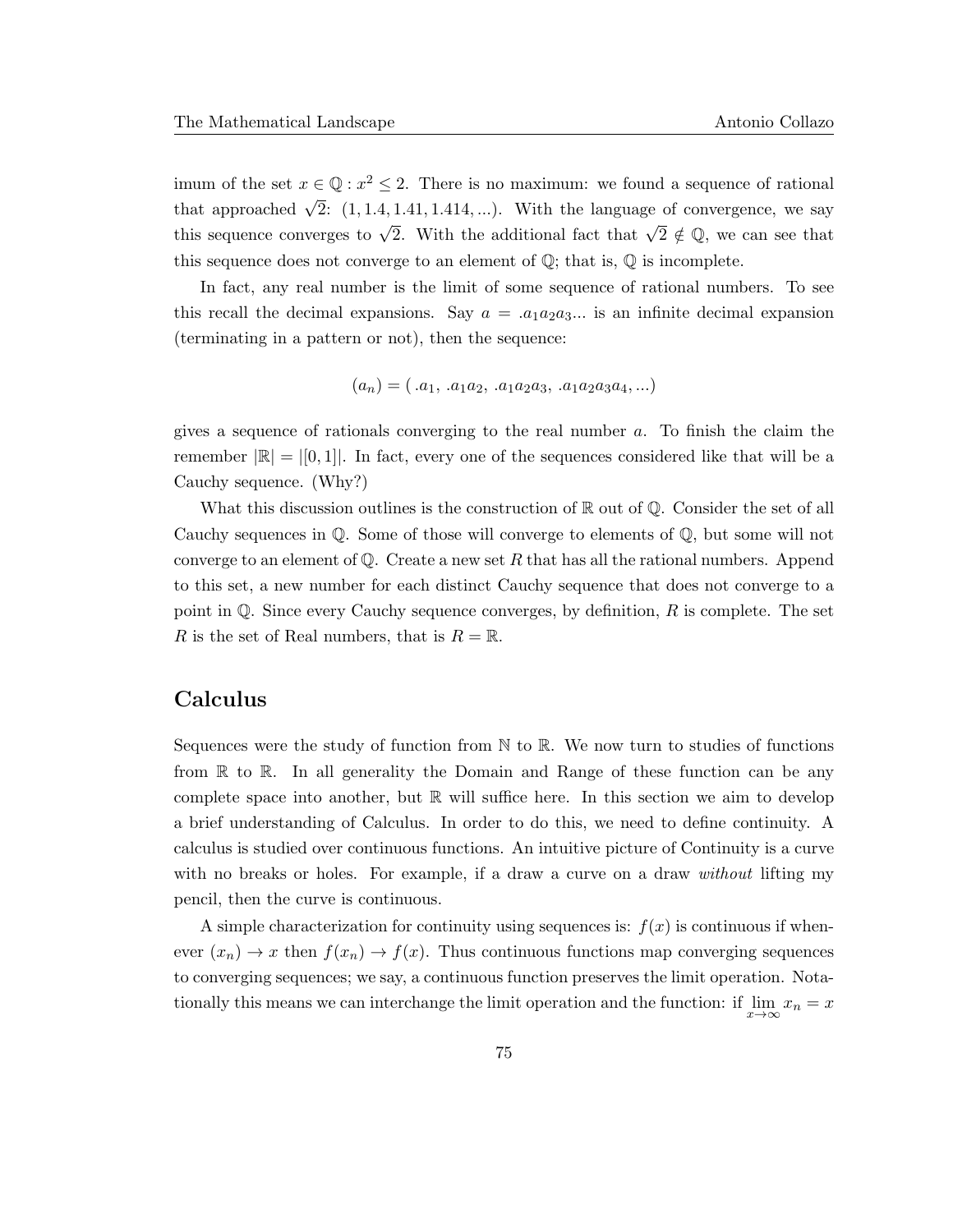imum of the set $x \in \mathbb{Q} : x^2 \leq 2$. There is no maximum: we found a sequence of rational that approached $\sqrt{2}$: $(1, 1.4, 1.41, 1.414, ...)$. With the language of convergence, we say this sequence converges to $\sqrt{2}$. With the additional fact that $\sqrt{2} \notin \mathbb{Q}$, we can see that this sequence does not converge to an element of $\mathbb{Q}$; that is, $\mathbb{Q}$ is incomplete.

In fact, any real number is the limit of some sequence of rational numbers. To see this recall the decimal expansions. Say $a = .a_1a_2a_3...$ is an infinite decimal expansion (terminating in a pattern or not), then the sequence:

$$(a_n) = (\ .a_1,\ .a_1a_2,\ .a_1a_2a_3,\ .a_1a_2a_3a_4, ...)$$

gives a sequence of rationals converging to the real number $a$. To finish the claim the remember $|\mathbb{R}| = |[0, 1]|$. In fact, every one of the sequences considered like that will be a Cauchy sequence. (Why?)

What this discussion outlines is the construction of $\mathbb{R}$ out of $\mathbb{Q}$. Consider the set of all Cauchy sequences in $\mathbb{Q}$. Some of those will converge to elements of $\mathbb{Q}$, but some will not converge to an element of $\mathbb{Q}$. Create a new set $R$ that has all the rational numbers. Append to this set, a new number for each distinct Cauchy sequence that does not converge to a point in $\mathbb{Q}$. Since every Cauchy sequence converges, by definition, $R$ is complete. The set $R$ is the set of Real numbers, that is $R = \mathbb{R}$.

## Calculus

Sequences were the study of function from $\mathbb{N}$ to $\mathbb{R}$. We now turn to studies of functions from $\mathbb{R}$ to $\mathbb{R}$. In all generality the Domain and Range of these function can be any complete space into another, but $\mathbb{R}$ will suffice here. In this section we aim to develop a brief understanding of Calculus. In order to do this, we need to define continuity. A calculus is studied over continuous functions. An intuitive picture of Continuity is a curve with no breaks or holes. For example, if a draw a curve on a draw *without* lifting my pencil, then the curve is continuous.

A simple characterization for continuity using sequences is: $f(x)$ is continuous if whenever $(x_n) \to x$ then $f(x_n) \to f(x)$. Thus continuous functions map converging sequences to converging sequences; we say, a continuous function preserves the limit operation. Notationally this means we can interchange the limit operation and the function: if $\lim_{x\to\infty} x_n = x$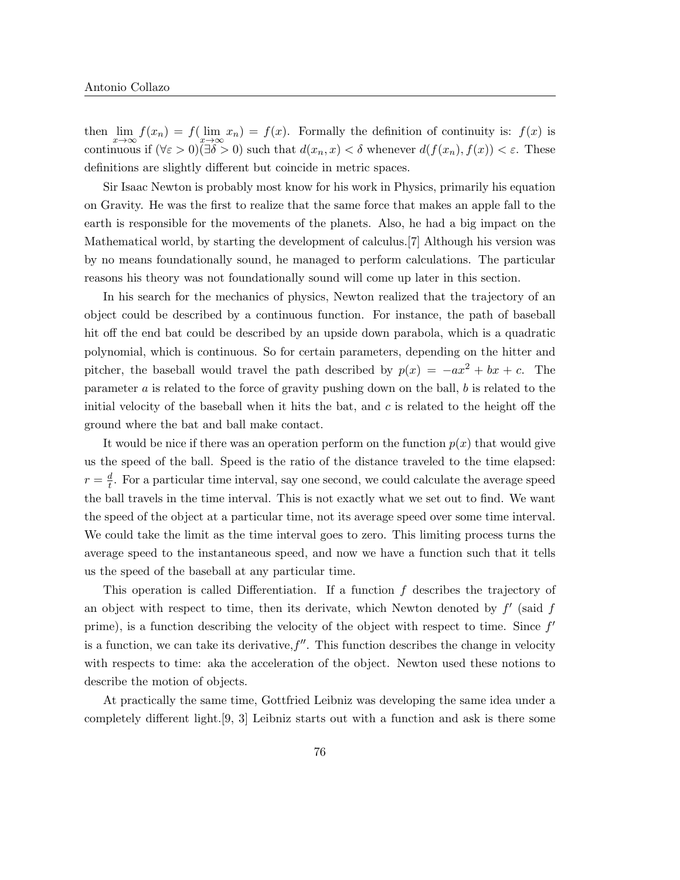then $\lim_{x\to\infty} f(x_n) = f(\lim_{x\to\infty} x_n) = f(x)$. Formally the definition of continuity is: $f(x)$ is continuous if $(\forall \varepsilon > 0)(\exists \delta > 0)$ such that $d(x_n, x) < \delta$ whenever $d(f(x_n), f(x)) < \varepsilon$. These definitions are slightly different but coincide in metric spaces.

Sir Isaac Newton is probably most know for his work in Physics, primarily his equation on Gravity. He was the first to realize that the same force that makes an apple fall to the earth is responsible for the movements of the planets. Also, he had a big impact on the Mathematical world, by starting the development of calculus.[7] Although his version was by no means foundationally sound, he managed to perform calculations. The particular reasons his theory was not foundationally sound will come up later in this section.

In his search for the mechanics of physics, Newton realized that the trajectory of an object could be described by a continuous function. For instance, the path of baseball hit off the end bat could be described by an upside down parabola, which is a quadratic polynomial, which is continuous. So for certain parameters, depending on the hitter and pitcher, the baseball would travel the path described by $p(x) = -ax^2 + bx + c$. The parameter $a$ is related to the force of gravity pushing down on the ball, $b$ is related to the initial velocity of the baseball when it hits the bat, and $c$ is related to the height off the ground where the bat and ball make contact.

It would be nice if there was an operation perform on the function $p(x)$ that would give us the speed of the ball. Speed is the ratio of the distance traveled to the time elapsed: $r = \frac{d}{t}$. For a particular time interval, say one second, we could calculate the average speed the ball travels in the time interval. This is not exactly what we set out to find. We want the speed of the object at a particular time, not its average speed over some time interval. We could take the limit as the time interval goes to zero. This limiting process turns the average speed to the instantaneous speed, and now we have a function such that it tells us the speed of the baseball at any particular time.

This operation is called Differentiation. If a function $f$ describes the trajectory of an object with respect to time, then its derivate, which Newton denoted by $f'$ (said $f$ prime), is a function describing the velocity of the object with respect to time. Since $f'$ is a function, we can take its derivative,$f''$. This function describes the change in velocity with respects to time: aka the acceleration of the object. Newton used these notions to describe the motion of objects.

At practically the same time, Gottfried Leibniz was developing the same idea under a completely different light.[9, 3] Leibniz starts out with a function and ask is there some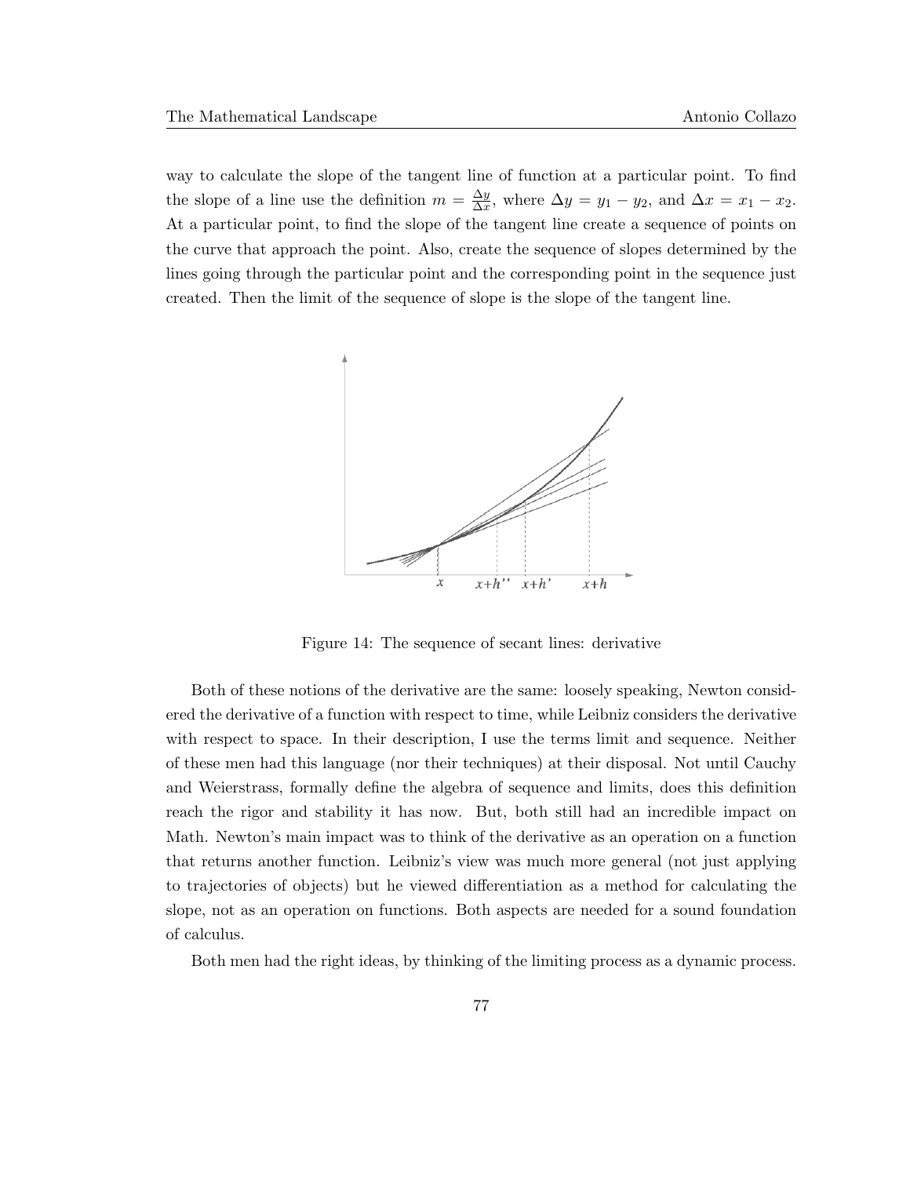way to calculate the slope of the tangent line of function at a particular point. To find the slope of a line use the definition $m = \frac{\Delta y}{\Delta x}$, where $\Delta y = y_1 - y_2$, and $\Delta x = x_1 - x_2$. At a particular point, to find the slope of the tangent line create a sequence of points on the curve that approach the point. Also, create the sequence of slopes determined by the lines going through the particular point and the corresponding point in the sequence just created. Then the limit of the sequence of slope is the slope of the tangent line.

Figure 14: The sequence of secant lines: derivative

Both of these notions of the derivative are the same: loosely speaking, Newton considered the derivative of a function with respect to time, while Leibniz considers the derivative with respect to space. In their description, I use the terms limit and sequence. Neither of these men had this language (nor their techniques) at their disposal. Not until Cauchy and Weierstrass, formally define the algebra of sequence and limits, does this definition reach the rigor and stability it has now. But, both still had an incredible impact on Math. Newton's main impact was to think of the derivative as an operation on a function that returns another function. Leibniz's view was much more general (not just applying to trajectories of objects) but he viewed differentiation as a method for calculating the slope, not as an operation on functions. Both aspects are needed for a sound foundation of calculus.

Both men had the right ideas, by thinking of the limiting process as a dynamic process.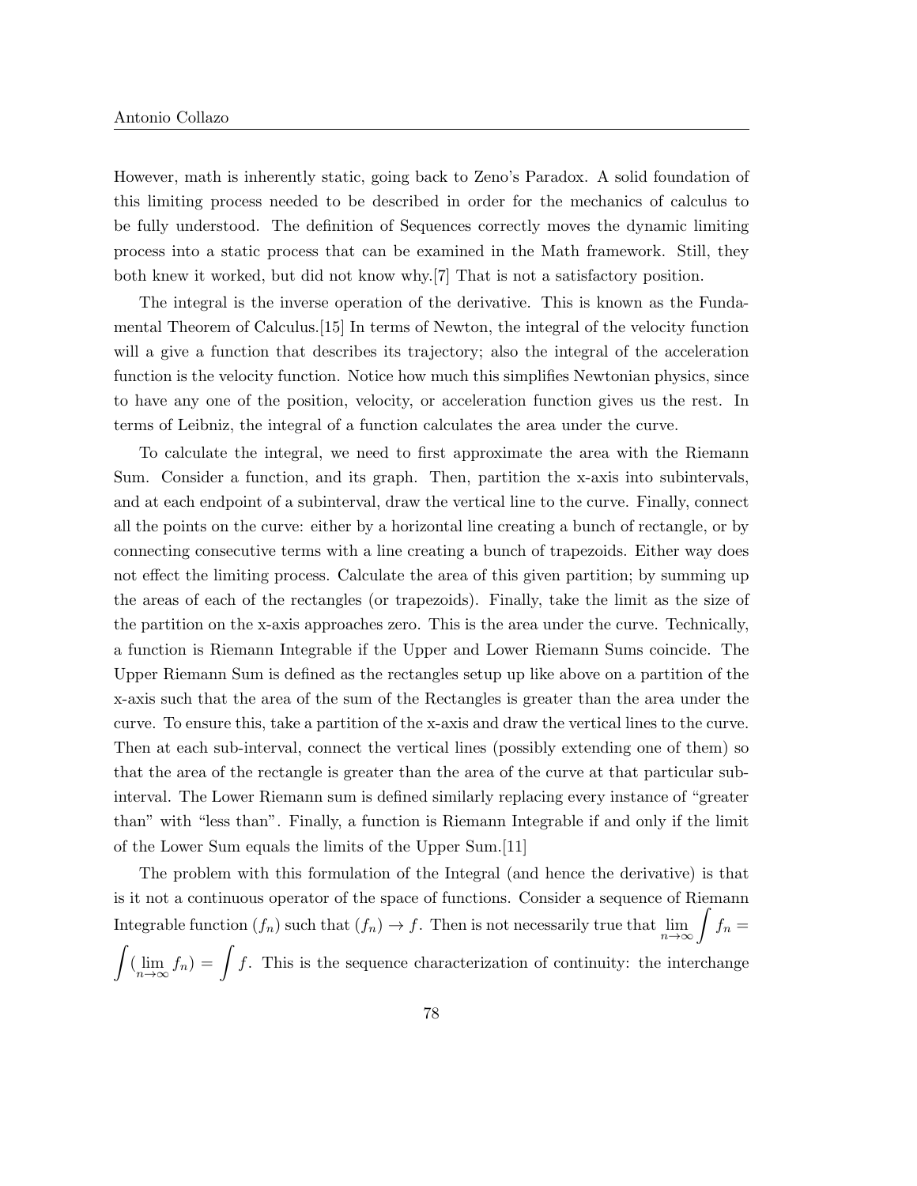However, math is inherently static, going back to Zeno's Paradox. A solid foundation of this limiting process needed to be described in order for the mechanics of calculus to be fully understood. The definition of Sequences correctly moves the dynamic limiting process into a static process that can be examined in the Math framework. Still, they both knew it worked, but did not know why.[7] That is not a satisfactory position.

The integral is the inverse operation of the derivative. This is known as the Fundamental Theorem of Calculus.[15] In terms of Newton, the integral of the velocity function will a give a function that describes its trajectory; also the integral of the acceleration function is the velocity function. Notice how much this simplifies Newtonian physics, since to have any one of the position, velocity, or acceleration function gives us the rest. In terms of Leibniz, the integral of a function calculates the area under the curve.

To calculate the integral, we need to first approximate the area with the Riemann Sum. Consider a function, and its graph. Then, partition the x-axis into subintervals, and at each endpoint of a subinterval, draw the vertical line to the curve. Finally, connect all the points on the curve: either by a horizontal line creating a bunch of rectangle, or by connecting consecutive terms with a line creating a bunch of trapezoids. Either way does not effect the limiting process. Calculate the area of this given partition; by summing up the areas of each of the rectangles (or trapezoids). Finally, take the limit as the size of the partition on the x-axis approaches zero. This is the area under the curve. Technically, a function is Riemann Integrable if the Upper and Lower Riemann Sums coincide. The Upper Riemann Sum is defined as the rectangles setup up like above on a partition of the x-axis such that the area of the sum of the Rectangles is greater than the area under the curve. To ensure this, take a partition of the x-axis and draw the vertical lines to the curve. Then at each sub-interval, connect the vertical lines (possibly extending one of them) so that the area of the rectangle is greater than the area of the curve at that particular sub-interval. The Lower Riemann sum is defined similarly replacing every instance of "greater than" with "less than". Finally, a function is Riemann Integrable if and only if the limit of the Lower Sum equals the limits of the Upper Sum.[11]

The problem with this formulation of the Integral (and hence the derivative) is that is it not a continuous operator of the space of functions. Consider a sequence of Riemann Integrable function $(f_n)$ such that $(f_n) \to f$. Then is not necessarily true that $\lim_{n\to\infty} \int f_n = \int (\lim_{n\to\infty} f_n) = \int f$. This is the sequence characterization of continuity: the interchange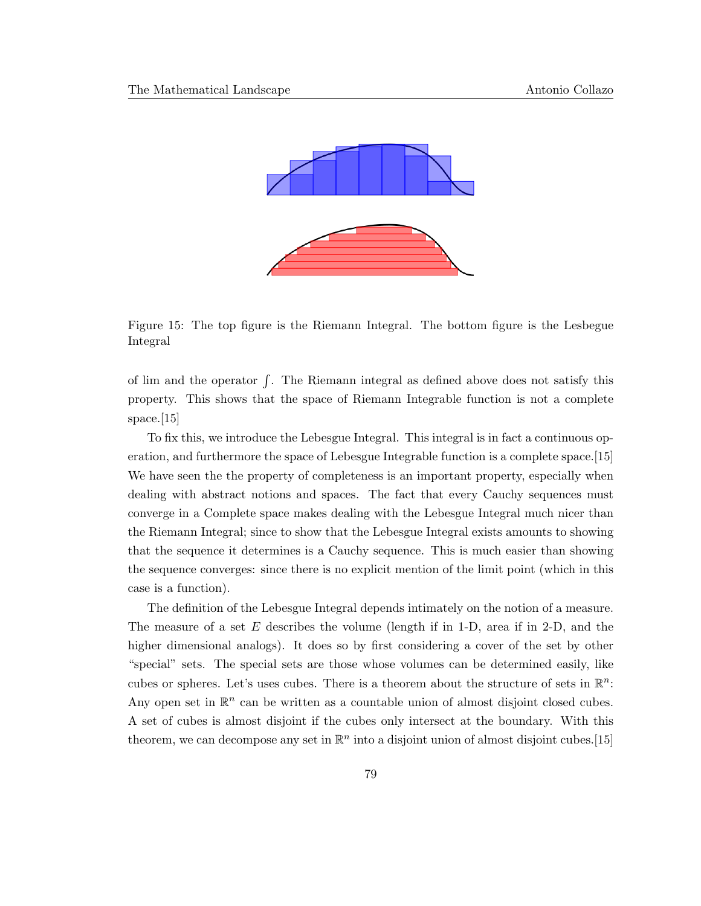Figure 15: The top figure is the Riemann Integral. The bottom figure is the Lesbegue Integral

of lim and the operator $\int$. The Riemann integral as defined above does not satisfy this property. This shows that the space of Riemann Integrable function is not a complete space.[15]

To fix this, we introduce the Lebesgue Integral. This integral is in fact a continuous operation, and furthermore the space of Lebesgue Integrable function is a complete space.[15] We have seen the the property of completeness is an important property, especially when dealing with abstract notions and spaces. The fact that every Cauchy sequences must converge in a Complete space makes dealing with the Lebesgue Integral much nicer than the Riemann Integral; since to show that the Lebesgue Integral exists amounts to showing that the sequence it determines is a Cauchy sequence. This is much easier than showing the sequence converges: since there is no explicit mention of the limit point (which in this case is a function).

The definition of the Lebesgue Integral depends intimately on the notion of a measure. The measure of a set $E$ describes the volume (length if in 1-D, area if in 2-D, and the higher dimensional analogs). It does so by first considering a cover of the set by other "special" sets. The special sets are those whose volumes can be determined easily, like cubes or spheres. Let's uses cubes. There is a theorem about the structure of sets in $\mathbb{R}^n$: Any open set in $\mathbb{R}^n$ can be written as a countable union of almost disjoint closed cubes. A set of cubes is almost disjoint if the cubes only intersect at the boundary. With this theorem, we can decompose any set in $\mathbb{R}^n$ into a disjoint union of almost disjoint cubes.[15]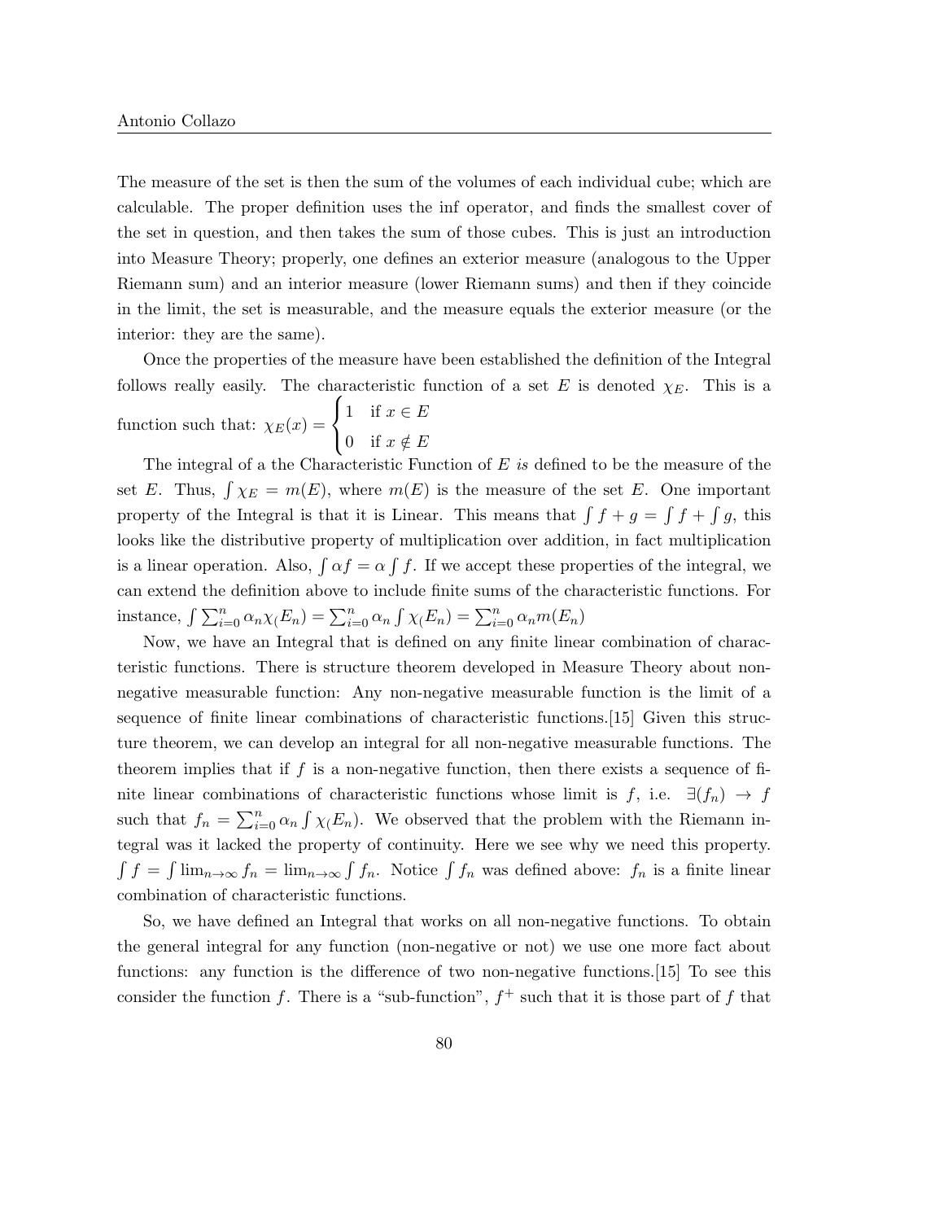The measure of the set is then the sum of the volumes of each individual cube; which are calculable. The proper definition uses the inf operator, and finds the smallest cover of the set in question, and then takes the sum of those cubes. This is just an introduction into Measure Theory; properly, one defines an exterior measure (analogous to the Upper Riemann sum) and an interior measure (lower Riemann sums) and then if they coincide in the limit, the set is measurable, and the measure equals the exterior measure (or the interior: they are the same).

Once the properties of the measure have been established the definition of the Integral follows really easily. The characteristic function of a set $E$ is denoted $\chi_E$. This is a function such that: $\chi_E(x) = \begin{cases} 1 & \text{if } x \in E \\ 0 & \text{if } x \notin E \end{cases}$

The integral of a the Characteristic Function of $E$ *is* defined to be the measure of the set $E$. Thus, $\int \chi_E = m(E)$, where $m(E)$ is the measure of the set $E$. One important property of the Integral is that it is Linear. This means that $\int f + g = \int f + \int g$, this looks like the distributive property of multiplication over addition, in fact multiplication is a linear operation. Also, $\int \alpha f = \alpha \int f$. If we accept these properties of the integral, we can extend the definition above to include finite sums of the characteristic functions. For instance, $\int \sum_{i=0}^{n} \alpha_n \chi_(E_n) = \sum_{i=0}^{n} \alpha_n \int \chi_(E_n) = \sum_{i=0}^{n} \alpha_n m(E_n)$

Now, we have an Integral that is defined on any finite linear combination of characteristic functions. There is structure theorem developed in Measure Theory about non-negative measurable function: Any non-negative measurable function is the limit of a sequence of finite linear combinations of characteristic functions.[15] Given this structure theorem, we can develop an integral for all non-negative measurable functions. The theorem implies that if $f$ is a non-negative function, then there exists a sequence of finite linear combinations of characteristic functions whose limit is $f$, i.e. $\exists (f_n) \to f$ such that $f_n = \sum_{i=0}^{n} \alpha_n \int \chi_(E_n)$. We observed that the problem with the Riemann integral was it lacked the property of continuity. Here we see why we need this property. $\int f = \int \lim_{n\to\infty} f_n = \lim_{n\to\infty} \int f_n$. Notice $\int f_n$ was defined above: $f_n$ is a finite linear combination of characteristic functions.

So, we have defined an Integral that works on all non-negative functions. To obtain the general integral for any function (non-negative or not) we use one more fact about functions: any function is the difference of two non-negative functions.[15] To see this consider the function $f$. There is a "sub-function", $f^+$ such that it is those part of $f$ that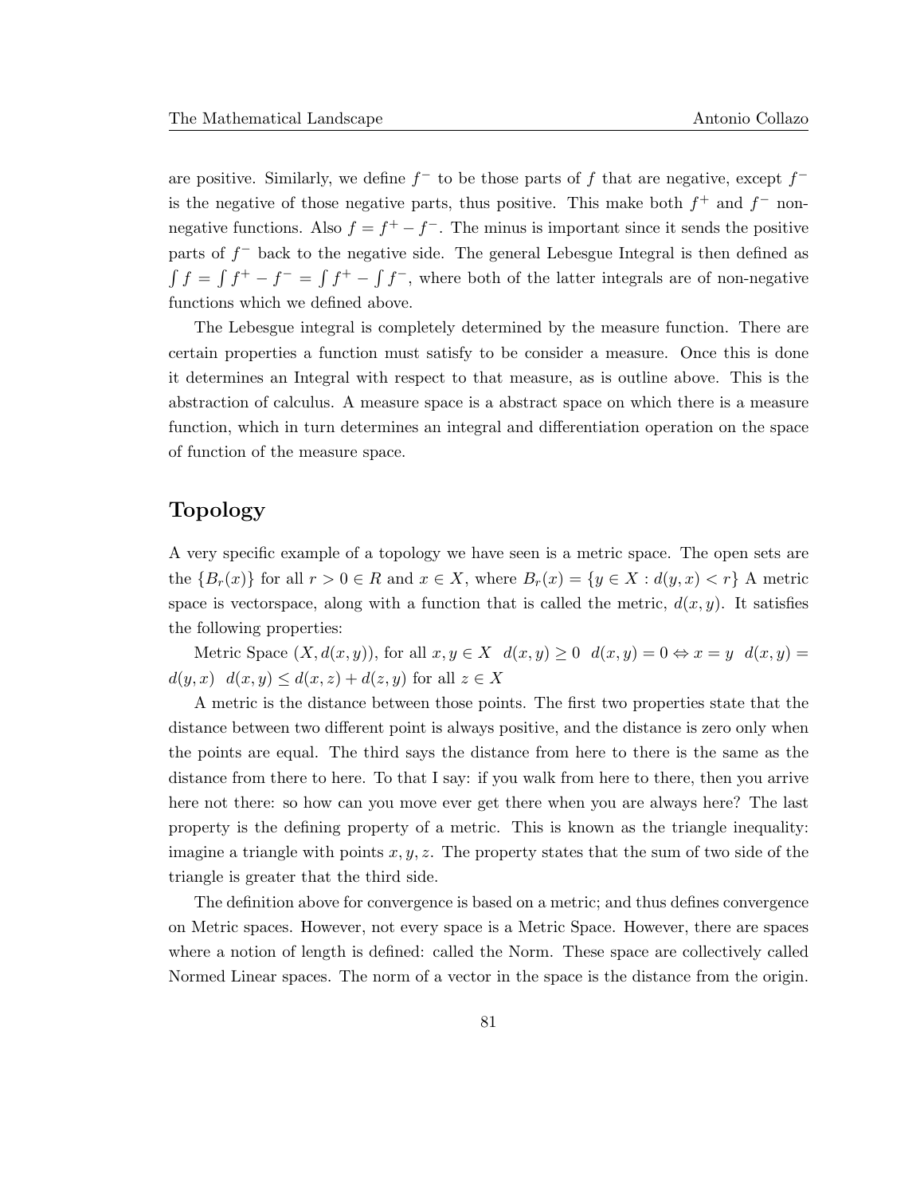are positive. Similarly, we define $f^-$ to be those parts of $f$ that are negative, except $f^-$ is the negative of those negative parts, thus positive. This make both $f^+$ and $f^-$ non-negative functions. Also $f = f^+ - f^-$. The minus is important since it sends the positive parts of $f^-$ back to the negative side. The general Lebesgue Integral is then defined as $\int f = \int f^+ - f^- = \int f^+ - \int f^-$, where both of the latter integrals are of non-negative functions which we defined above.

The Lebesgue integral is completely determined by the measure function. There are certain properties a function must satisfy to be consider a measure. Once this is done it determines an Integral with respect to that measure, as is outline above. This is the abstraction of calculus. A measure space is a abstract space on which there is a measure function, which in turn determines an integral and differentiation operation on the space of function of the measure space.

## Topology

A very specific example of a topology we have seen is a metric space. The open sets are the $\{B_r(x)\}$ for all $r > 0 \in R$ and $x \in X$, where $B_r(x) = \{y \in X : d(y, x) < r\}$ A metric space is vectorspace, along with a function that is called the metric, $d(x, y)$. It satisfies the following properties:

Metric Space $(X, d(x, y))$, for all $x, y \in X$ $\;d(x, y) \geq 0\;$ $d(x, y) = 0 \Leftrightarrow x = y\;$ $d(x, y) = d(y, x)\;$ $d(x, y) \leq d(x, z) + d(z, y)$ for all $z \in X$

A metric is the distance between those points. The first two properties state that the distance between two different point is always positive, and the distance is zero only when the points are equal. The third says the distance from here to there is the same as the distance from there to here. To that I say: if you walk from here to there, then you arrive here not there: so how can you move ever get there when you are always here? The last property is the defining property of a metric. This is known as the triangle inequality: imagine a triangle with points $x, y, z$. The property states that the sum of two side of the triangle is greater that the third side.

The definition above for convergence is based on a metric; and thus defines convergence on Metric spaces. However, not every space is a Metric Space. However, there are spaces where a notion of length is defined: called the Norm. These space are collectively called Normed Linear spaces. The norm of a vector in the space is the distance from the origin.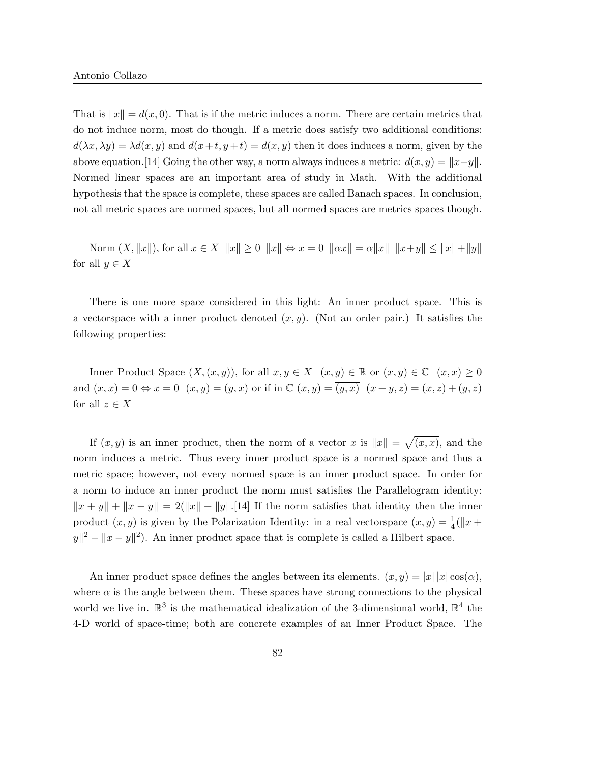That is $\|x\| = d(x, 0)$. That is if the metric induces a norm. There are certain metrics that do not induce norm, most do though. If a metric does satisfy two additional conditions: $d(\lambda x, \lambda y) = \lambda d(x, y)$ and $d(x+t, y+t) = d(x, y)$ then it does induces a norm, given by the above equation.[14] Going the other way, a norm always induces a metric: $d(x, y) = \|x-y\|$. Normed linear spaces are an important area of study in Math. With the additional hypothesis that the space is complete, these spaces are called Banach spaces. In conclusion, not all metric spaces are normed spaces, but all normed spaces are metrics spaces though.

Norm $(X, \|x\|)$, for all $x \in X$ $\|x\| \geq 0$ $\|x\| \Leftrightarrow x = 0$ $\|\alpha x\| = \alpha \|x\|$ $\|x+y\| \leq \|x\|+\|y\|$ for all $y \in X$

There is one more space considered in this light: An inner product space. This is a vectorspace with a inner product denoted $(x, y)$. (Not an order pair.) It satisfies the following properties:

Inner Product Space $(X, (x, y))$, for all $x, y \in X$ $(x, y) \in \mathbb{R}$ or $(x, y) \in \mathbb{C}$ $(x, x) \geq 0$ and $(x, x) = 0 \Leftrightarrow x = 0$ $(x, y) = (y, x)$ or if in $\mathbb{C}$ $(x, y) = \overline{(y, x)}$ $(x + y, z) = (x, z) + (y, z)$ for all $z \in X$

If $(x, y)$ is an inner product, then the norm of a vector $x$ is $\|x\| = \sqrt{(x, x)}$, and the norm induces a metric. Thus every inner product space is a normed space and thus a metric space; however, not every normed space is an inner product space. In order for a norm to induce an inner product the norm must satisfies the Parallelogram identity: $\|x + y\| + \|x - y\| = 2(\|x\| + \|y\|$.[14] If the norm satisfies that identity then the inner product $(x, y)$ is given by the Polarization Identity: in a real vectorspace $(x, y) = \frac{1}{4}(\|x + y\|^2 - \|x - y\|^2)$. An inner product space that is complete is called a Hilbert space.

An inner product space defines the angles between its elements. $(x, y) = |x|\,|x| \cos(\alpha)$, where $\alpha$ is the angle between them. These spaces have strong connections to the physical world we live in. $\mathbb{R}^3$ is the mathematical idealization of the 3-dimensional world, $\mathbb{R}^4$ the 4-D world of space-time; both are concrete examples of an Inner Product Space. The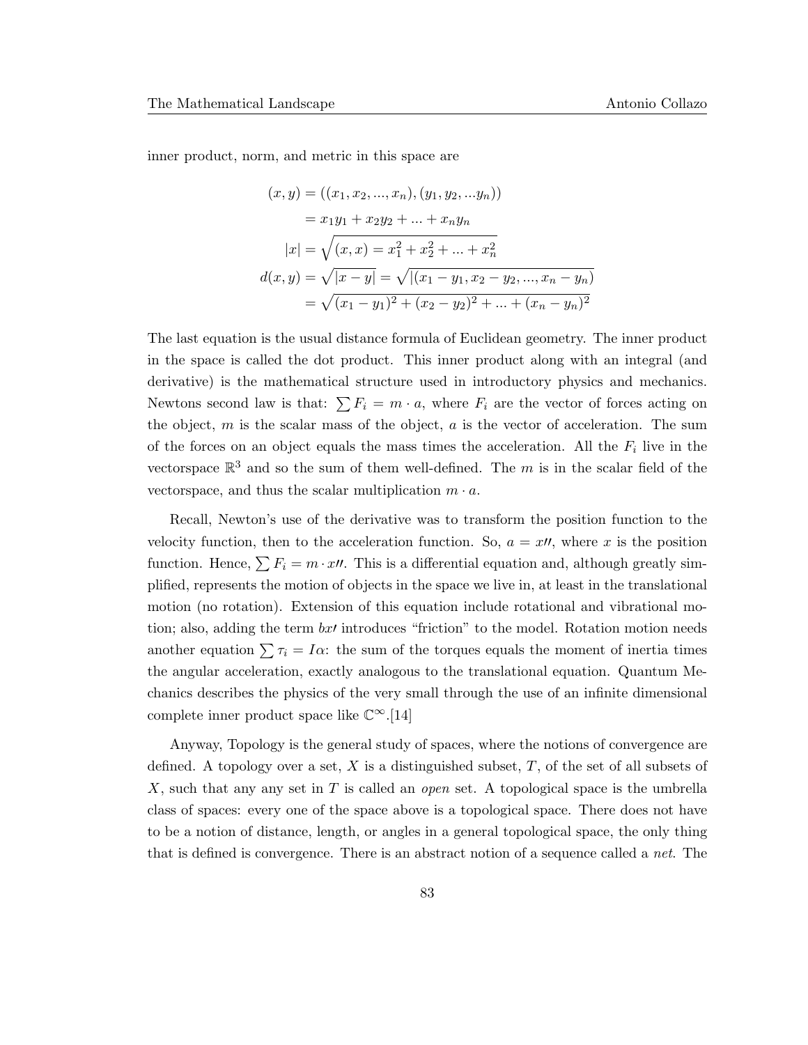inner product, norm, and metric in this space are

$$
\begin{aligned}
(x, y) &= ((x_1, x_2, ..., x_n), (y_1, y_2, ...y_n)) \\
&= x_1y_1 + x_2y_2 + ... + x_ny_n \\
|x| &= \sqrt{(x, x) = x_1^2 + x_2^2 + ... + x_n^2} \\
d(x, y) &= \sqrt{|x - y|} = \sqrt{|(x_1 - y_1, x_2 - y_2, ..., x_n - y_n)} \\
&= \sqrt{(x_1 - y_1)^2 + (x_2 - y_2)^2 + ... + (x_n - y_n)^2}
\end{aligned}
$$

The last equation is the usual distance formula of Euclidean geometry. The inner product in the space is called the dot product. This inner product along with an integral (and derivative) is the mathematical structure used in introductory physics and mechanics. Newtons second law is that: $\sum F_i = m \cdot a$, where $F_i$ are the vector of forces acting on the object, $m$ is the scalar mass of the object, $a$ is the vector of acceleration. The sum of the forces on an object equals the mass times the acceleration. All the $F_i$ live in the vectorspace $\mathbb{R}^3$ and so the sum of them well-defined. The $m$ is in the scalar field of the vectorspace, and thus the scalar multiplication $m \cdot a$.

Recall, Newton's use of the derivative was to transform the position function to the velocity function, then to the acceleration function. So, $a = x\prime\prime$, where $x$ is the position function. Hence, $\sum F_i = m \cdot x\prime\prime$. This is a differential equation and, although greatly simplified, represents the motion of objects in the space we live in, at least in the translational motion (no rotation). Extension of this equation include rotational and vibrational motion; also, adding the term $bx\prime$ introduces "friction" to the model. Rotation motion needs another equation $\sum \tau_i = I\alpha$: the sum of the torques equals the moment of inertia times the angular acceleration, exactly analogous to the translational equation. Quantum Mechanics describes the physics of the very small through the use of an infinite dimensional complete inner product space like $\mathbb{C}^\infty$.[14]

Anyway, Topology is the general study of spaces, where the notions of convergence are defined. A topology over a set, $X$ is a distinguished subset, $T$, of the set of all subsets of $X$, such that any any set in $T$ is called an *open* set. A topological space is the umbrella class of spaces: every one of the space above is a topological space. There does not have to be a notion of distance, length, or angles in a general topological space, the only thing that is defined is convergence. There is an abstract notion of a sequence called a *net*. The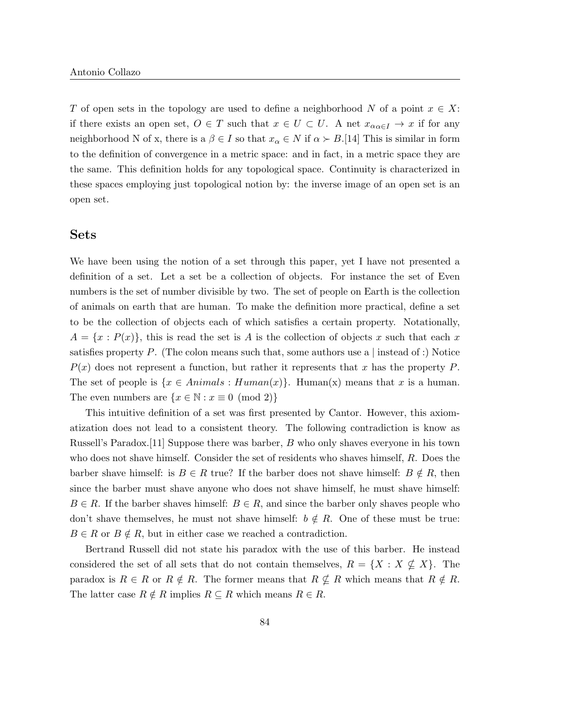$T$ of open sets in the topology are used to define a neighborhood $N$ of a point $x \in X$: if there exists an open set, $O \in T$ such that $x \in U \subset U$. A net $x_{\alpha \alpha \in I} \to x$ if for any neighborhood N of x, there is a $\beta \in I$ so that $x_\alpha \in N$ if $\alpha \succ B$.[14] This is similar in form to the definition of convergence in a metric space: and in fact, in a metric space they are the same. This definition holds for any topological space. Continuity is characterized in these spaces employing just topological notion by: the inverse image of an open set is an open set.

## Sets

We have been using the notion of a set through this paper, yet I have not presented a definition of a set. Let a set be a collection of objects. For instance the set of Even numbers is the set of number divisible by two. The set of people on Earth is the collection of animals on earth that are human. To make the definition more practical, define a set to be the collection of objects each of which satisfies a certain property. Notationally, $A = \{x : P(x)\}$, this is read the set is $A$ is the collection of objects $x$ such that each $x$ satisfies property $P$. (The colon means such that, some authors use a | instead of :) Notice $P(x)$ does not represent a function, but rather it represents that $x$ has the property $P$. The set of people is $\{x \in Animals : Human(x)\}$. Human(x) means that $x$ is a human. The even numbers are $\{x \in \mathbb{N} : x \equiv 0 \pmod 2\}$

This intuitive definition of a set was first presented by Cantor. However, this axiomatization does not lead to a consistent theory. The following contradiction is know as Russell's Paradox.[11] Suppose there was barber, $B$ who only shaves everyone in his town who does not shave himself. Consider the set of residents who shaves himself, $R$. Does the barber shave himself: is $B \in R$ true? If the barber does not shave himself: $B \notin R$, then since the barber must shave anyone who does not shave himself, he must shave himself: $B \in R$. If the barber shaves himself: $B \in R$, and since the barber only shaves people who don't shave themselves, he must not shave himself: $b \notin R$. One of these must be true: $B \in R$ or $B \notin R$, but in either case we reached a contradiction.

Bertrand Russell did not state his paradox with the use of this barber. He instead considered the set of all sets that do not contain themselves, $R = \{X : X \nsubseteq X\}$. The paradox is $R \in R$ or $R \notin R$. The former means that $R \nsubseteq R$ which means that $R \notin R$. The latter case $R \notin R$ implies $R \subseteq R$ which means $R \in R$.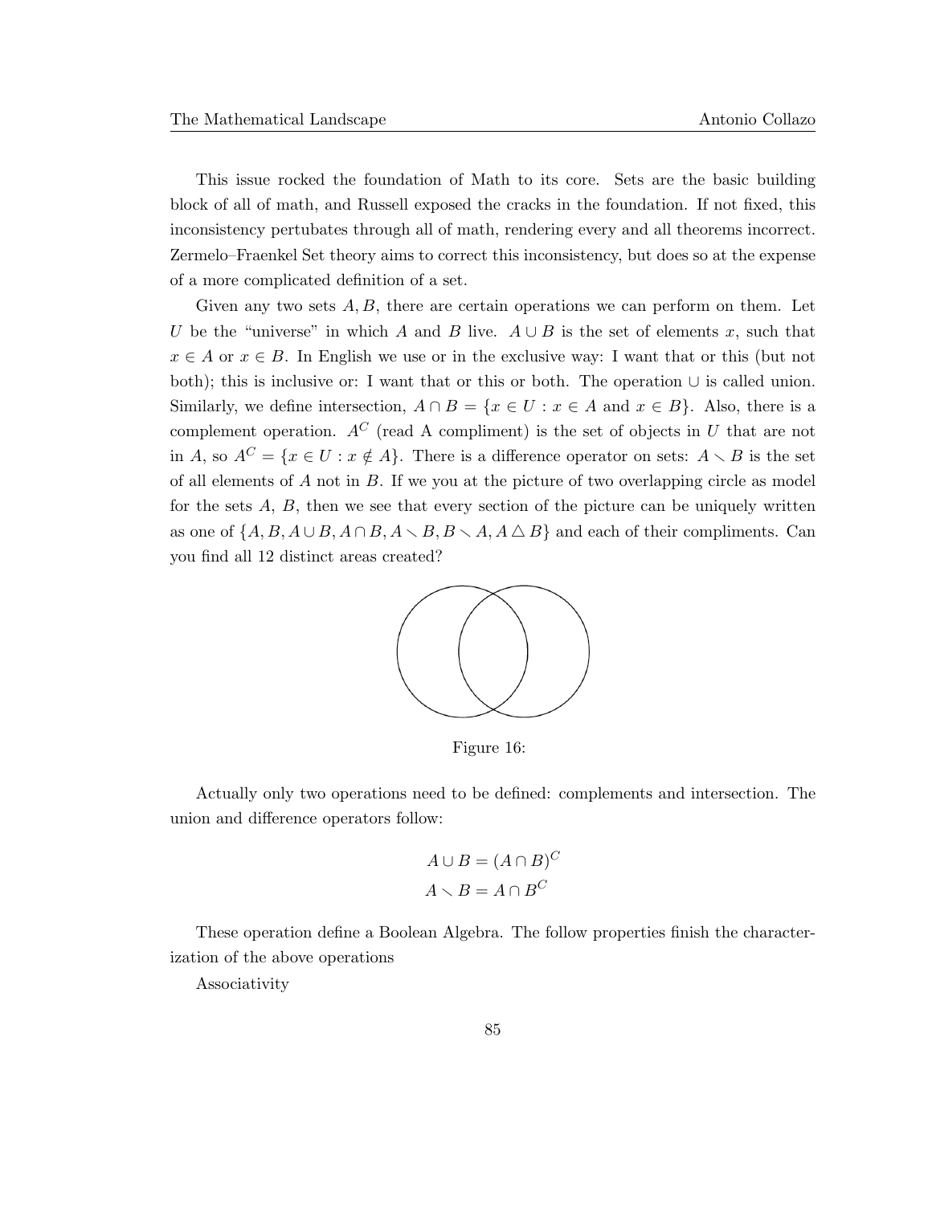This issue rocked the foundation of Math to its core. Sets are the basic building block of all of math, and Russell exposed the cracks in the foundation. If not fixed, this inconsistency pertubates through all of math, rendering every and all theorems incorrect. Zermelo–Fraenkel Set theory aims to correct this inconsistency, but does so at the expense of a more complicated definition of a set.

Given any two sets $A, B$, there are certain operations we can perform on them. Let $U$ be the "universe" in which $A$ and $B$ live. $A \cup B$ is the set of elements $x$, such that $x \in A$ or $x \in B$. In English we use or in the exclusive way: I want that or this (but not both); this is inclusive or: I want that or this or both. The operation $\cup$ is called union. Similarly, we define intersection, $A \cap B = \{x \in U : x \in A \text{ and } x \in B\}$. Also, there is a complement operation. $A^C$ (read A compliment) is the set of objects in $U$ that are not in $A$, so $A^C = \{x \in U : x \notin A\}$. There is a difference operator on sets: $A \smallsetminus B$ is the set of all elements of $A$ not in $B$. If we you at the picture of two overlapping circle as model for the sets $A$, $B$, then we see that every section of the picture can be uniquely written as one of $\{A, B, A \cup B, A \cap B, A \smallsetminus B, B \smallsetminus A, A \triangle B\}$ and each of their compliments. Can you find all 12 distinct areas created?

Figure 16:

Actually only two operations need to be defined: complements and intersection. The union and difference operators follow:

$$A \cup B = (A \cap B)^C$$
$$A \smallsetminus B = A \cap B^C$$

These operation define a Boolean Algebra. The follow properties finish the characterization of the above operations

Associativity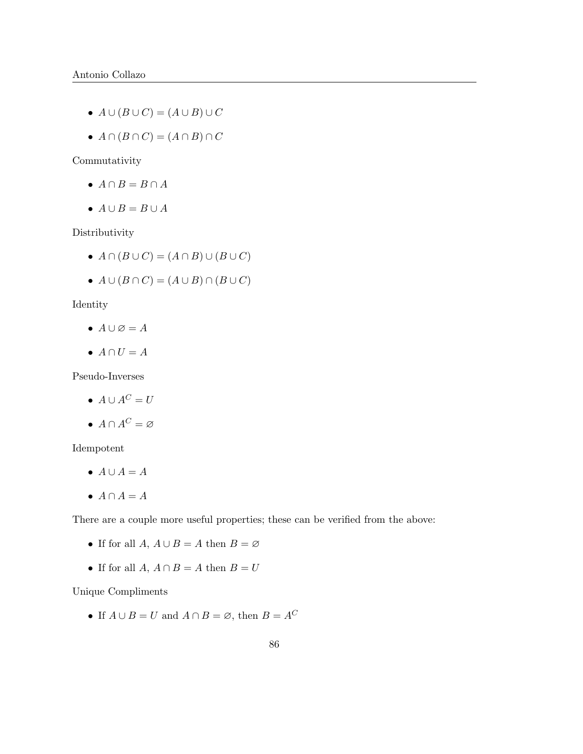- $A \cup (B \cup C) = (A \cup B) \cup C$
- $A \cap (B \cap C) = (A \cap B) \cap C$

Commutativity

- $A \cap B = B \cap A$
- $A \cup B = B \cup A$

Distributivity

- $A \cap (B \cup C) = (A \cap B) \cup (B \cup C)$
- $A \cup (B \cap C) = (A \cup B) \cap (B \cup C)$

Identity

- $A \cup \varnothing = A$
- $A \cap U = A$

Pseudo-Inverses

- $A \cup A^C = U$
- $A \cap A^C = \varnothing$

Idempotent

- $A \cup A = A$
- $A \cap A = A$

There are a couple more useful properties; these can be verified from the above:

- If for all $A$, $A \cup B = A$ then $B = \varnothing$
- If for all $A$, $A \cap B = A$ then $B = U$

Unique Compliments

- If $A \cup B = U$ and $A \cap B = \varnothing$, then $B = A^C$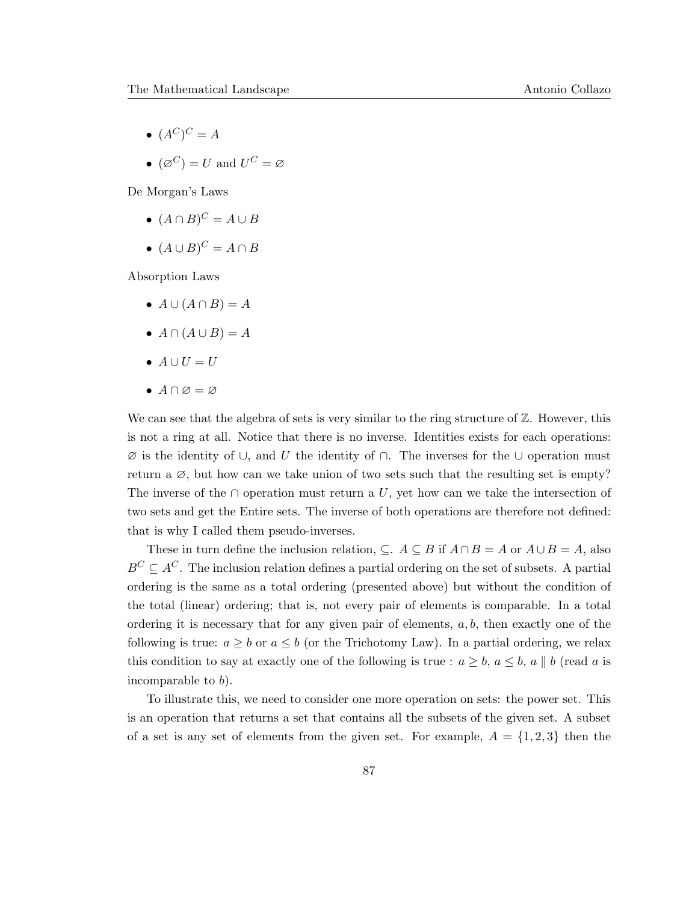- $(A^C)^C = A$
- $(\varnothing^C) = U$ and $U^C = \varnothing$

De Morgan's Laws

- $(A \cap B)^C = A \cup B$
- $(A \cup B)^C = A \cap B$

Absorption Laws

- $A \cup (A \cap B) = A$
- $A \cap (A \cup B) = A$
- $A \cup U = U$
- $A \cap \varnothing = \varnothing$

We can see that the algebra of sets is very similar to the ring structure of $\mathbb{Z}$. However, this is not a ring at all. Notice that there is no inverse. Identities exists for each operations: $\varnothing$ is the identity of $\cup$, and $U$ the identity of $\cap$. The inverses for the $\cup$ operation must return a $\varnothing$, but how can we take union of two sets such that the resulting set is empty? The inverse of the $\cap$ operation must return a $U$, yet how can we take the intersection of two sets and get the Entire sets. The inverse of both operations are therefore not defined: that is why I called them pseudo-inverses.

These in turn define the inclusion relation, $\subseteq$. $A \subseteq B$ if $A \cap B = A$ or $A \cup B = A$, also $B^C \subseteq A^C$. The inclusion relation defines a partial ordering on the set of subsets. A partial ordering is the same as a total ordering (presented above) but without the condition of the total (linear) ordering; that is, not every pair of elements is comparable. In a total ordering it is necessary that for any given pair of elements, $a, b$, then exactly one of the following is true: $a \geq b$ or $a \leq b$ (or the Trichotomy Law). In a partial ordering, we relax this condition to say at exactly one of the following is true : $a \geq b$, $a \leq b$, $a \parallel b$ (read $a$ is incomparable to $b$).

To illustrate this, we need to consider one more operation on sets: the power set. This is an operation that returns a set that contains all the subsets of the given set. A subset of a set is any set of elements from the given set. For example, $A = \{1, 2, 3\}$ then the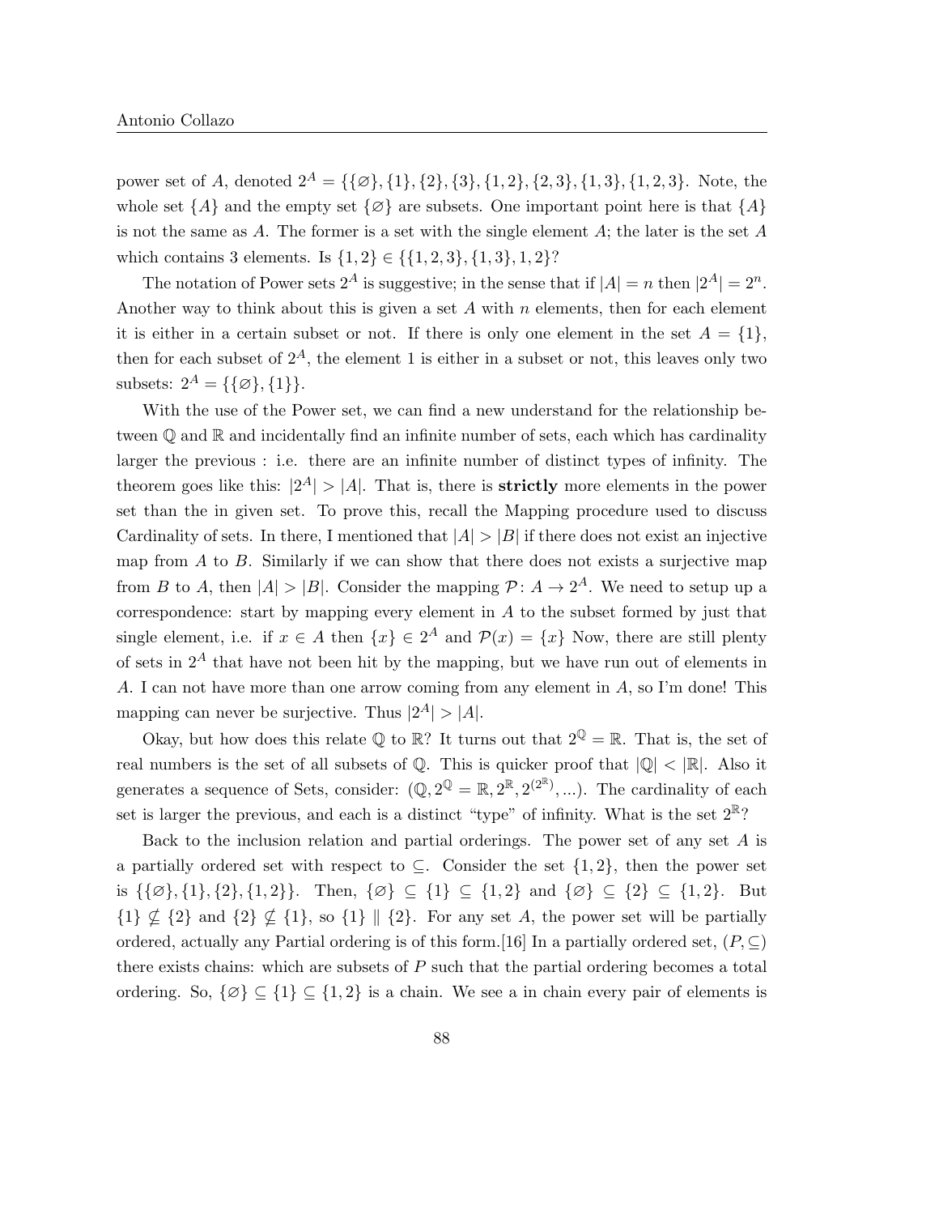power set of $A$, denoted $2^A = \{\{\varnothing\}, \{1\}, \{2\}, \{3\}, \{1,2\}, \{2,3\}, \{1,3\}, \{1,2,3\}$. Note, the whole set $\{A\}$ and the empty set $\{\varnothing\}$ are subsets. One important point here is that $\{A\}$ is not the same as $A$. The former is a set with the single element $A$; the later is the set $A$ which contains 3 elements. Is $\{1,2\} \in \{\{1,2,3\}, \{1,3\}, 1, 2\}$?

The notation of Power sets $2^A$ is suggestive; in the sense that if $|A| = n$ then $|2^A| = 2^n$. Another way to think about this is given a set $A$ with $n$ elements, then for each element it is either in a certain subset or not. If there is only one element in the set $A = \{1\}$, then for each subset of $2^A$, the element 1 is either in a subset or not, this leaves only two subsets: $2^A = \{\{\varnothing\}, \{1\}\}$.

With the use of the Power set, we can find a new understand for the relationship between $\mathbb{Q}$ and $\mathbb{R}$ and incidentally find an infinite number of sets, each which has cardinality larger the previous : i.e. there are an infinite number of distinct types of infinity. The theorem goes like this: $|2^A| > |A|$. That is, there is **strictly** more elements in the power set than the in given set. To prove this, recall the Mapping procedure used to discuss Cardinality of sets. In there, I mentioned that $|A| > |B|$ if there does not exist an injective map from $A$ to $B$. Similarly if we can show that there does not exists a surjective map from $B$ to $A$, then $|A| > |B|$. Consider the mapping $\mathcal{P} \colon A \to 2^A$. We need to setup up a correspondence: start by mapping every element in $A$ to the subset formed by just that single element, i.e. if $x \in A$ then $\{x\} \in 2^A$ and $\mathcal{P}(x) = \{x\}$ Now, there are still plenty of sets in $2^A$ that have not been hit by the mapping, but we have run out of elements in $A$. I can not have more than one arrow coming from any element in $A$, so I'm done! This mapping can never be surjective. Thus $|2^A| > |A|$.

Okay, but how does this relate $\mathbb{Q}$ to $\mathbb{R}$? It turns out that $2^{\mathbb{Q}} = \mathbb{R}$. That is, the set of real numbers is the set of all subsets of $\mathbb{Q}$. This is quicker proof that $|\mathbb{Q}| < |\mathbb{R}|$. Also it generates a sequence of Sets, consider: $(\mathbb{Q}, 2^{\mathbb{Q}} = \mathbb{R}, 2^{\mathbb{R}}, 2^{(2^{\mathbb{R}})}, ...)$. The cardinality of each set is larger the previous, and each is a distinct "type" of infinity. What is the set $2^{\mathbb{R}}$?

Back to the inclusion relation and partial orderings. The power set of any set $A$ is a partially ordered set with respect to $\subseteq$. Consider the set $\{1,2\}$, then the power set is $\{\{\varnothing\}, \{1\}, \{2\}, \{1,2\}\}$. Then, $\{\varnothing\} \subseteq \{1\} \subseteq \{1,2\}$ and $\{\varnothing\} \subseteq \{2\} \subseteq \{1,2\}$. But $\{1\} \not\subseteq \{2\}$ and $\{2\} \not\subseteq \{1\}$, so $\{1\} \parallel \{2\}$. For any set $A$, the power set will be partially ordered, actually any Partial ordering is of this form.[16] In a partially ordered set, $(P, \subseteq)$ there exists chains: which are subsets of $P$ such that the partial ordering becomes a total ordering. So, $\{\varnothing\} \subseteq \{1\} \subseteq \{1,2\}$ is a chain. We see a in chain every pair of elements is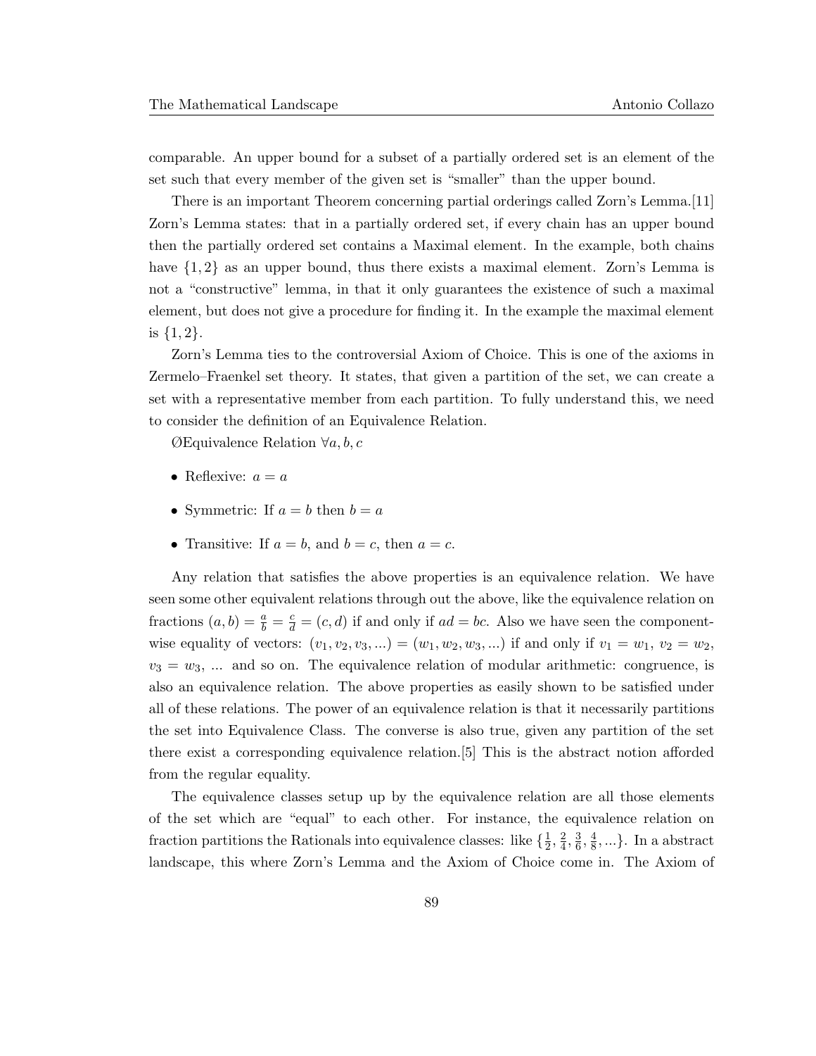comparable. An upper bound for a subset of a partially ordered set is an element of the set such that every member of the given set is "smaller" than the upper bound.

There is an important Theorem concerning partial orderings called Zorn's Lemma.[11] Zorn's Lemma states: that in a partially ordered set, if every chain has an upper bound then the partially ordered set contains a Maximal element. In the example, both chains have $\{1, 2\}$ as an upper bound, thus there exists a maximal element. Zorn's Lemma is not a "constructive" lemma, in that it only guarantees the existence of such a maximal element, but does not give a procedure for finding it. In the example the maximal element is $\{1, 2\}$.

Zorn's Lemma ties to the controversial Axiom of Choice. This is one of the axioms in Zermelo–Fraenkel set theory. It states, that given a partition of the set, we can create a set with a representative member from each partition. To fully understand this, we need to consider the definition of an Equivalence Relation.

ØEquivalence Relation $\forall a, b, c$

- Reflexive: $a = a$
- Symmetric: If $a = b$ then $b = a$
- Transitive: If $a = b$, and $b = c$, then $a = c$.

Any relation that satisfies the above properties is an equivalence relation. We have seen some other equivalent relations through out the above, like the equivalence relation on fractions $(a, b) = \frac{a}{b} = \frac{c}{d} = (c, d)$ if and only if $ad = bc$. Also we have seen the component-wise equality of vectors: $(v_1, v_2, v_3, ...) = (w_1, w_2, w_3, ...)$ if and only if $v_1 = w_1$, $v_2 = w_2$, $v_3 = w_3$, ... and so on. The equivalence relation of modular arithmetic: congruence, is also an equivalence relation. The above properties as easily shown to be satisfied under all of these relations. The power of an equivalence relation is that it necessarily partitions the set into Equivalence Class. The converse is also true, given any partition of the set there exist a corresponding equivalence relation.[5] This is the abstract notion afforded from the regular equality.

The equivalence classes setup up by the equivalence relation are all those elements of the set which are "equal" to each other. For instance, the equivalence relation on fraction partitions the Rationals into equivalence classes: like $\{\frac{1}{2}, \frac{2}{4}, \frac{3}{6}, \frac{4}{8}, ...\}$. In a abstract landscape, this where Zorn's Lemma and the Axiom of Choice come in. The Axiom of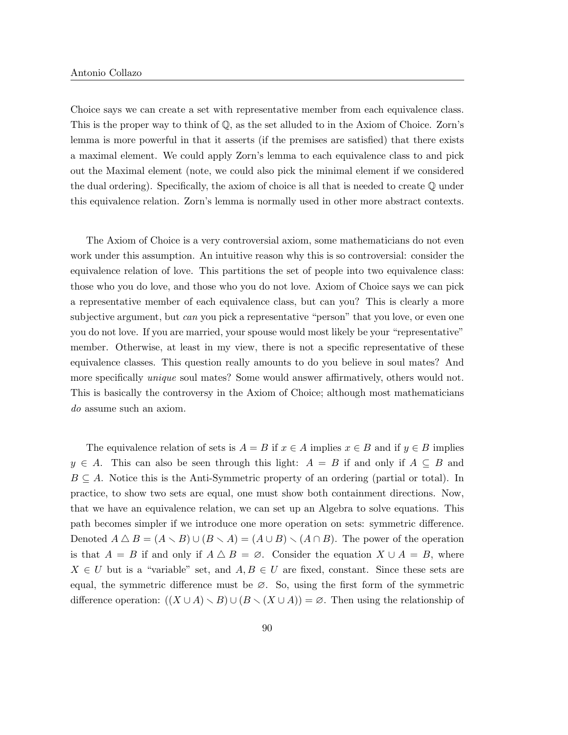Choice says we can create a set with representative member from each equivalence class. This is the proper way to think of $\mathbb{Q}$, as the set alluded to in the Axiom of Choice. Zorn's lemma is more powerful in that it asserts (if the premises are satisfied) that there exists a maximal element. We could apply Zorn's lemma to each equivalence class to and pick out the Maximal element (note, we could also pick the minimal element if we considered the dual ordering). Specifically, the axiom of choice is all that is needed to create $\mathbb{Q}$ under this equivalence relation. Zorn's lemma is normally used in other more abstract contexts.

The Axiom of Choice is a very controversial axiom, some mathematicians do not even work under this assumption. An intuitive reason why this is so controversial: consider the equivalence relation of love. This partitions the set of people into two equivalence class: those who you do love, and those who you do not love. Axiom of Choice says we can pick a representative member of each equivalence class, but can you? This is clearly a more subjective argument, but *can* you pick a representative "person" that you love, or even one you do not love. If you are married, your spouse would most likely be your "representative" member. Otherwise, at least in my view, there is not a specific representative of these equivalence classes. This question really amounts to do you believe in soul mates? And more specifically *unique* soul mates? Some would answer affirmatively, others would not. This is basically the controversy in the Axiom of Choice; although most mathematicians *do* assume such an axiom.

The equivalence relation of sets is $A = B$ if $x \in A$ implies $x \in B$ and if $y \in B$ implies $y \in A$. This can also be seen through this light: $A = B$ if and only if $A \subseteq B$ and $B \subseteq A$. Notice this is the Anti-Symmetric property of an ordering (partial or total). In practice, to show two sets are equal, one must show both containment directions. Now, that we have an equivalence relation, we can set up an Algebra to solve equations. This path becomes simpler if we introduce one more operation on sets: symmetric difference. Denoted $A \triangle B = (A \smallsetminus B) \cup (B \smallsetminus A) = (A \cup B) \smallsetminus (A \cap B)$. The power of the operation is that $A = B$ if and only if $A \triangle B = \varnothing$. Consider the equation $X \cup A = B$, where $X \in U$ but is a "variable" set, and $A, B \in U$ are fixed, constant. Since these sets are equal, the symmetric difference must be $\varnothing$. So, using the first form of the symmetric difference operation: $((X \cup A) \smallsetminus B) \cup (B \smallsetminus (X \cup A)) = \varnothing$. Then using the relationship of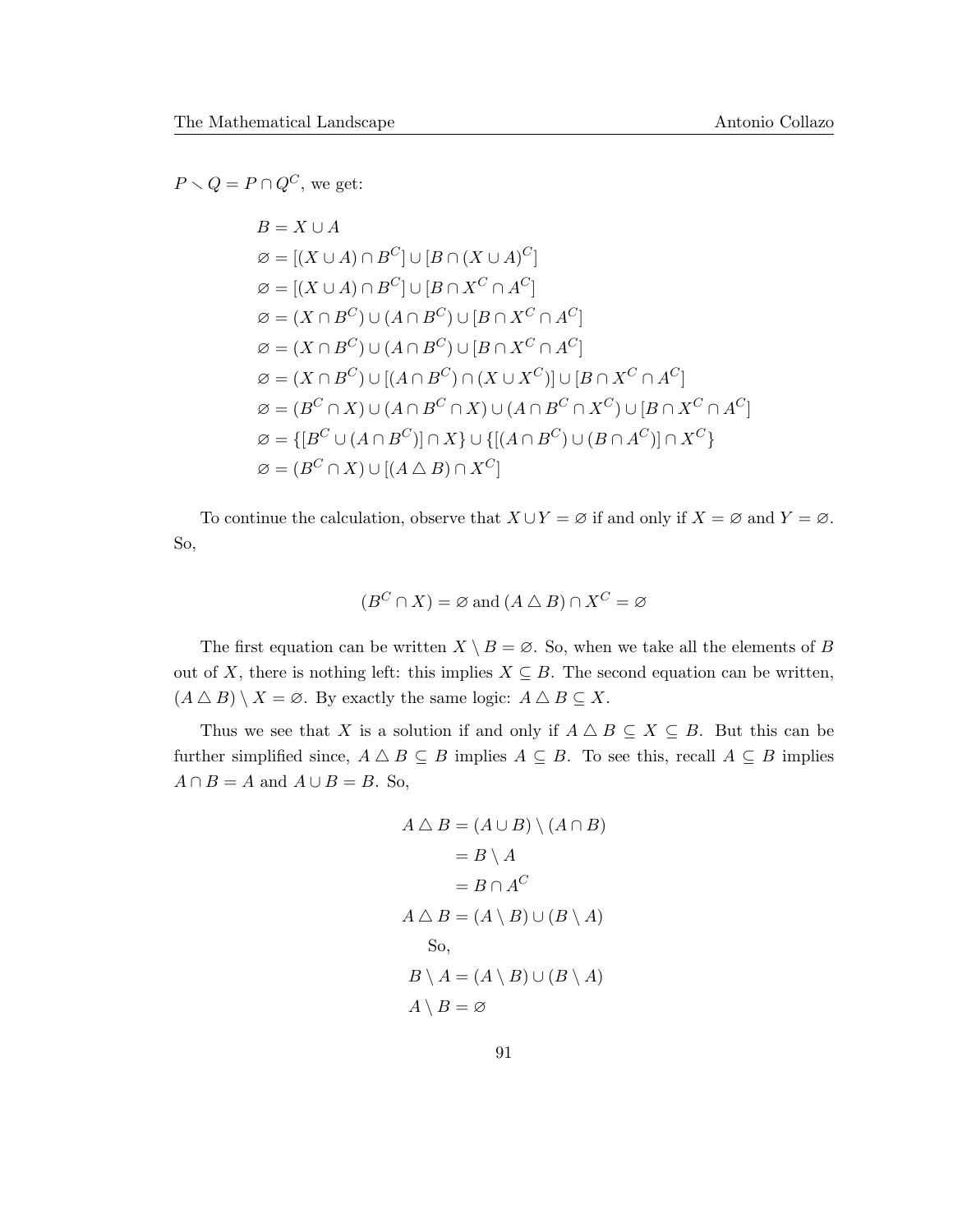$P \setminus Q = P \cap Q^C$, we get:

$$
\begin{aligned}
&B = X \cup A \\
&\varnothing = [(X \cup A) \cap B^C] \cup [B \cap (X \cup A)^C] \\
&\varnothing = [(X \cup A) \cap B^C] \cup [B \cap X^C \cap A^C] \\
&\varnothing = (X \cap B^C) \cup (A \cap B^C) \cup [B \cap X^C \cap A^C] \\
&\varnothing = (X \cap B^C) \cup (A \cap B^C) \cup [B \cap X^C \cap A^C] \\
&\varnothing = (X \cap B^C) \cup [(A \cap B^C) \cap (X \cup X^C)] \cup [B \cap X^C \cap A^C] \\
&\varnothing = (B^C \cap X) \cup (A \cap B^C \cap X) \cup (A \cap B^C \cap X^C) \cup [B \cap X^C \cap A^C] \\
&\varnothing = \{[B^C \cup (A \cap B^C)] \cap X\} \cup \{[(A \cap B^C) \cup (B \cap A^C)] \cap X^C\} \\
&\varnothing = (B^C \cap X) \cup [(A \bigtriangleup B) \cap X^C]
\end{aligned}
$$

To continue the calculation, observe that $X \cup Y = \varnothing$ if and only if $X = \varnothing$ and $Y = \varnothing$. So,

$$(B^C \cap X) = \varnothing \text{ and } (A \bigtriangleup B) \cap X^C = \varnothing$$

The first equation can be written $X \setminus B = \varnothing$. So, when we take all the elements of $B$ out of $X$, there is nothing left: this implies $X \subseteq B$. The second equation can be written, $(A \bigtriangleup B) \setminus X = \varnothing$. By exactly the same logic: $A \bigtriangleup B \subseteq X$.

Thus we see that $X$ is a solution if and only if $A \bigtriangleup B \subseteq X \subseteq B$. But this can be further simplified since, $A \bigtriangleup B \subseteq B$ implies $A \subseteq B$. To see this, recall $A \subseteq B$ implies $A \cap B = A$ and $A \cup B = B$. So,

$$
\begin{aligned}
A \bigtriangleup B &= (A \cup B) \setminus (A \cap B) \\
&= B \setminus A \\
&= B \cap A^C \\
A \bigtriangleup B &= (A \setminus B) \cup (B \setminus A) \\
&\text{So,} \\
B \setminus A &= (A \setminus B) \cup (B \setminus A) \\
A \setminus B &= \varnothing
\end{aligned}
$$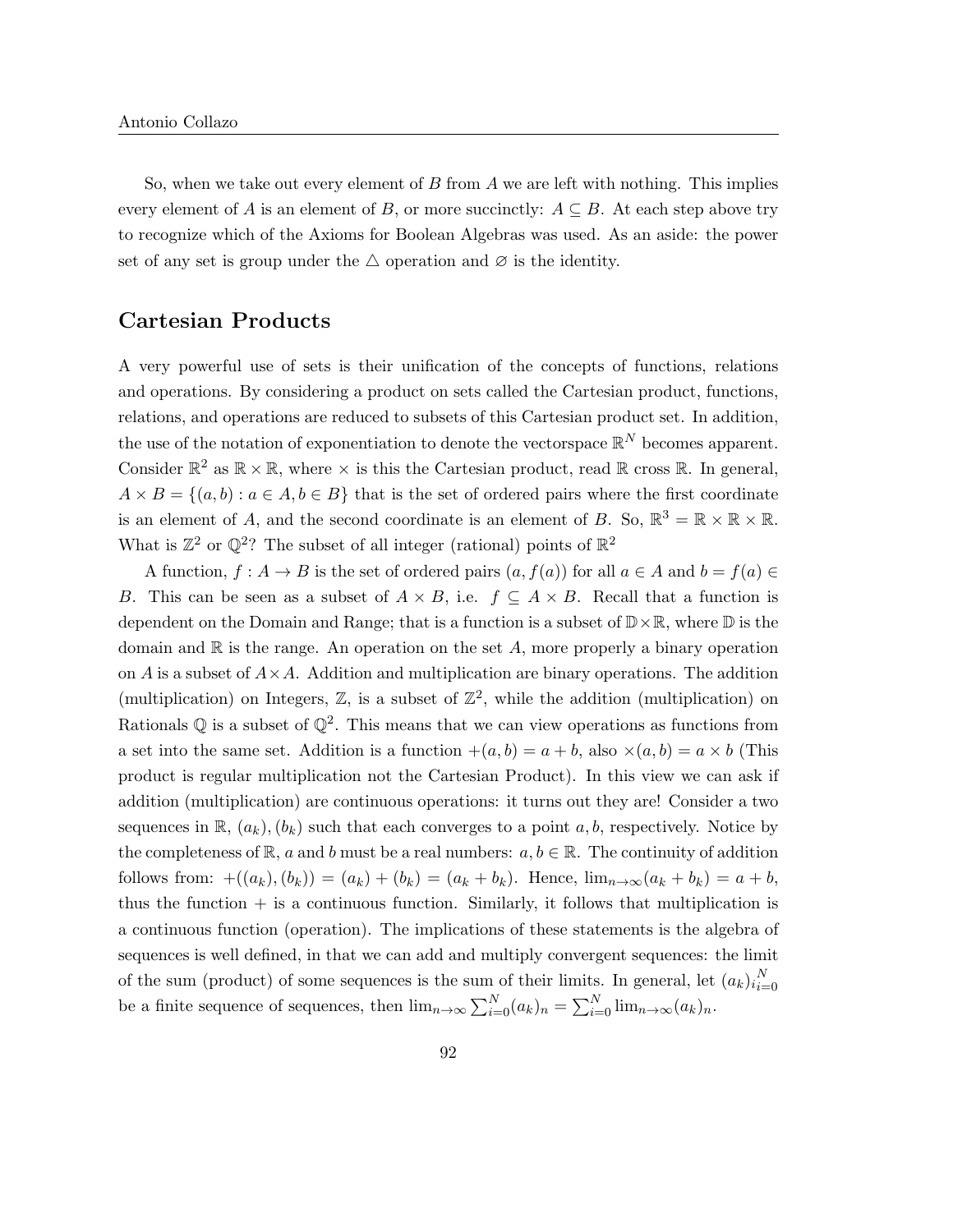So, when we take out every element of $B$ from $A$ we are left with nothing. This implies every element of $A$ is an element of $B$, or more succinctly: $A \subseteq B$. At each step above try to recognize which of the Axioms for Boolean Algebras was used. As an aside: the power set of any set is group under the $\triangle$ operation and $\varnothing$ is the identity.

## Cartesian Products

A very powerful use of sets is their unification of the concepts of functions, relations and operations. By considering a product on sets called the Cartesian product, functions, relations, and operations are reduced to subsets of this Cartesian product set. In addition, the use of the notation of exponentiation to denote the vectorspace $\mathbb{R}^N$ becomes apparent. Consider $\mathbb{R}^2$ as $\mathbb{R} \times \mathbb{R}$, where $\times$ is this the Cartesian product, read $\mathbb{R}$ cross $\mathbb{R}$. In general, $A \times B = \{(a, b) : a \in A, b \in B\}$ that is the set of ordered pairs where the first coordinate is an element of $A$, and the second coordinate is an element of $B$. So, $\mathbb{R}^3 = \mathbb{R} \times \mathbb{R} \times \mathbb{R}$. What is $\mathbb{Z}^2$ or $\mathbb{Q}^2$? The subset of all integer (rational) points of $\mathbb{R}^2$

A function, $f : A \to B$ is the set of ordered pairs $(a, f(a))$ for all $a \in A$ and $b = f(a) \in B$. This can be seen as a subset of $A \times B$, i.e. $f \subseteq A \times B$. Recall that a function is dependent on the Domain and Range; that is a function is a subset of $\mathbb{D} \times \mathbb{R}$, where $\mathbb{D}$ is the domain and $\mathbb{R}$ is the range. An operation on the set $A$, more properly a binary operation on $A$ is a subset of $A \times A$. Addition and multiplication are binary operations. The addition (multiplication) on Integers, $\mathbb{Z}$, is a subset of $\mathbb{Z}^2$, while the addition (multiplication) on Rationals $\mathbb{Q}$ is a subset of $\mathbb{Q}^2$. This means that we can view operations as functions from a set into the same set. Addition is a function $+(a, b) = a + b$, also $\times(a, b) = a \times b$ (This product is regular multiplication not the Cartesian Product). In this view we can ask if addition (multiplication) are continuous operations: it turns out they are! Consider a two sequences in $\mathbb{R}$, $(a_k), (b_k)$ such that each converges to a point $a, b$, respectively. Notice by the completeness of $\mathbb{R}$, $a$ and $b$ must be a real numbers: $a, b \in \mathbb{R}$. The continuity of addition follows from: $+((a_k), (b_k)) = (a_k) + (b_k) = (a_k + b_k)$. Hence, $\lim_{n\to\infty}(a_k + b_k) = a + b$, thus the function $+$ is a continuous function. Similarly, it follows that multiplication is a continuous function (operation). The implications of these statements is the algebra of sequences is well defined, in that we can add and multiply convergent sequences: the limit of the sum (product) of some sequences is the sum of their limits. In general, let $(a_k)_{i=0}^{N}$ be a finite sequence of sequences, then $\lim_{n\to\infty} \sum_{i=0}^{N} (a_k)_n = \sum_{i=0}^{N} \lim_{n\to\infty} (a_k)_n$.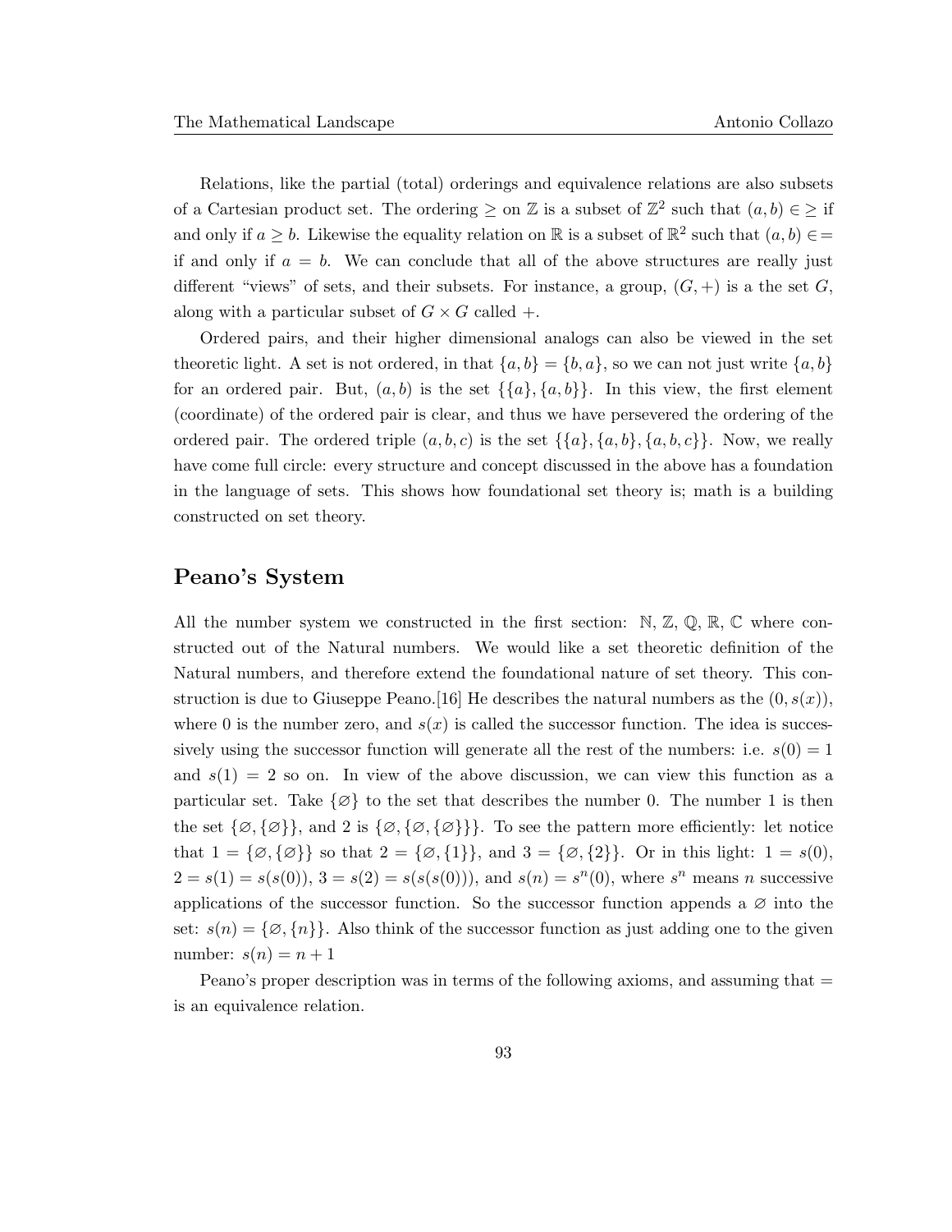Relations, like the partial (total) orderings and equivalence relations are also subsets of a Cartesian product set. The ordering $\geq$ on $\mathbb{Z}$ is a subset of $\mathbb{Z}^2$ such that $(a, b) \in \geq$ if and only if $a \geq b$. Likewise the equality relation on $\mathbb{R}$ is a subset of $\mathbb{R}^2$ such that $(a, b) \in =$ if and only if $a = b$. We can conclude that all of the above structures are really just different "views" of sets, and their subsets. For instance, a group, $(G, +)$ is a the set $G$, along with a particular subset of $G \times G$ called $+$.

Ordered pairs, and their higher dimensional analogs can also be viewed in the set theoretic light. A set is not ordered, in that $\{a, b\} = \{b, a\}$, so we can not just write $\{a, b\}$ for an ordered pair. But, $(a, b)$ is the set $\{\{a\}, \{a, b\}\}$. In this view, the first element (coordinate) of the ordered pair is clear, and thus we have persevered the ordering of the ordered pair. The ordered triple $(a, b, c)$ is the set $\{\{a\}, \{a, b\}, \{a, b, c\}\}$. Now, we really have come full circle: every structure and concept discussed in the above has a foundation in the language of sets. This shows how foundational set theory is; math is a building constructed on set theory.

## Peano's System

All the number system we constructed in the first section: $\mathbb{N}$, $\mathbb{Z}$, $\mathbb{Q}$, $\mathbb{R}$, $\mathbb{C}$ where constructed out of the Natural numbers. We would like a set theoretic definition of the Natural numbers, and therefore extend the foundational nature of set theory. This construction is due to Giuseppe Peano.[16] He describes the natural numbers as the $(0, s(x))$, where 0 is the number zero, and $s(x)$ is called the successor function. The idea is successively using the successor function will generate all the rest of the numbers: i.e. $s(0) = 1$ and $s(1) = 2$ so on. In view of the above discussion, we can view this function as a particular set. Take $\{\varnothing\}$ to the set that describes the number 0. The number 1 is then the set $\{\varnothing, \{\varnothing\}\}$, and 2 is $\{\varnothing, \{\varnothing, \{\varnothing\}\}\}$. To see the pattern more efficiently: let notice that $1 = \{\varnothing, \{\varnothing\}\}$ so that $2 = \{\varnothing, \{1\}\}$, and $3 = \{\varnothing, \{2\}\}$. Or in this light: $1 = s(0)$, $2 = s(1) = s(s(0))$, $3 = s(2) = s(s(s(0)))$, and $s(n) = s^n(0)$, where $s^n$ means $n$ successive applications of the successor function. So the successor function appends a $\varnothing$ into the set: $s(n) = \{\varnothing, \{n\}\}$. Also think of the successor function as just adding one to the given number: $s(n) = n + 1$

Peano's proper description was in terms of the following axioms, and assuming that $=$ is an equivalence relation.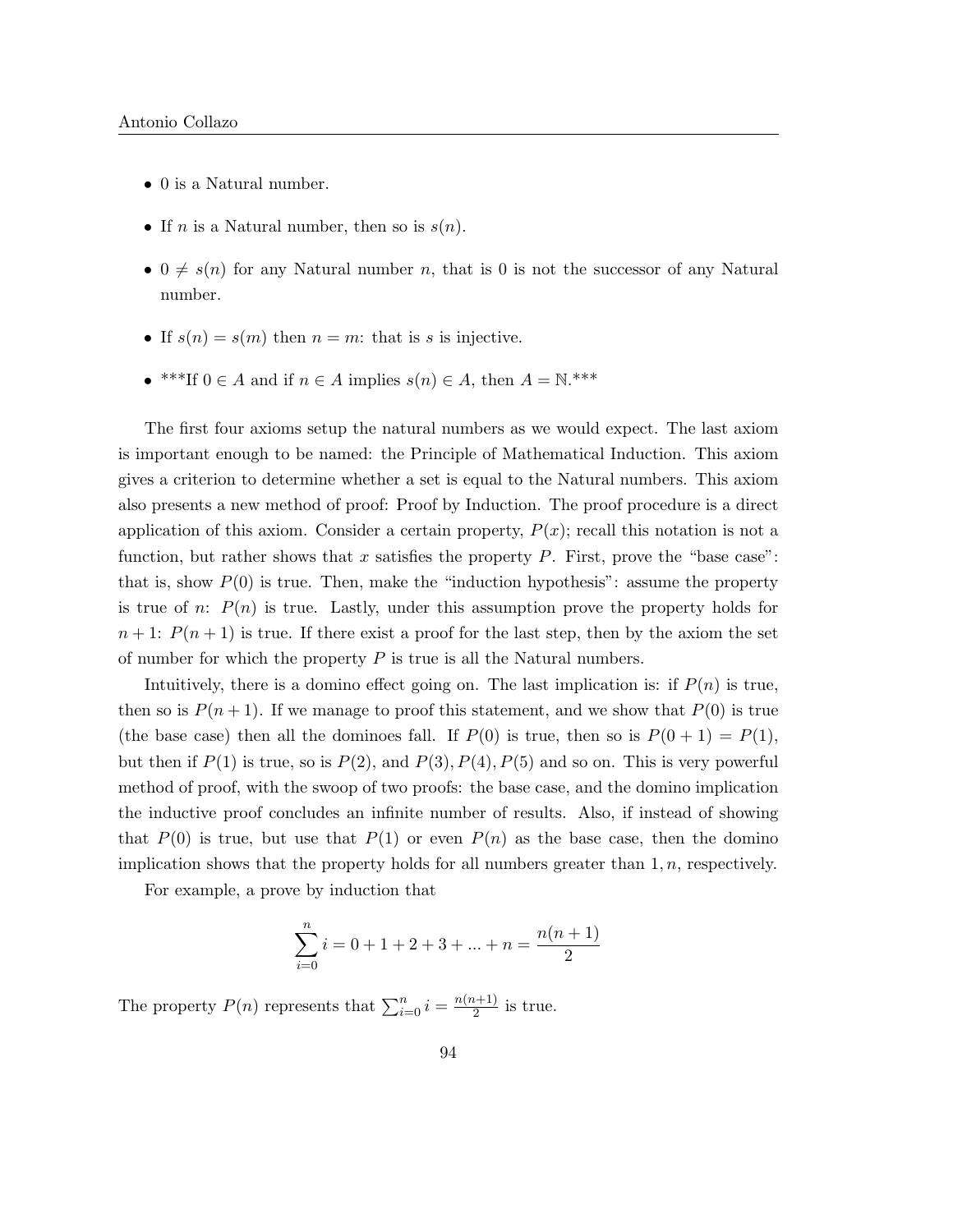- 0 is a Natural number.
- If $n$ is a Natural number, then so is $s(n)$.
- $0 \neq s(n)$ for any Natural number $n$, that is 0 is not the successor of any Natural number.
- If $s(n) = s(m)$ then $n = m$: that is $s$ is injective.
- ***If $0 \in A$ and if $n \in A$ implies $s(n) \in A$, then $A = \mathbb{N}$.***

The first four axioms setup the natural numbers as we would expect. The last axiom is important enough to be named: the Principle of Mathematical Induction. This axiom gives a criterion to determine whether a set is equal to the Natural numbers. This axiom also presents a new method of proof: Proof by Induction. The proof procedure is a direct application of this axiom. Consider a certain property, $P(x)$; recall this notation is not a function, but rather shows that $x$ satisfies the property $P$. First, prove the "base case": that is, show $P(0)$ is true. Then, make the "induction hypothesis": assume the property is true of $n$: $P(n)$ is true. Lastly, under this assumption prove the property holds for $n+1$: $P(n+1)$ is true. If there exist a proof for the last step, then by the axiom the set of number for which the property $P$ is true is all the Natural numbers.

Intuitively, there is a domino effect going on. The last implication is: if $P(n)$ is true, then so is $P(n+1)$. If we manage to proof this statement, and we show that $P(0)$ is true (the base case) then all the dominoes fall. If $P(0)$ is true, then so is $P(0+1) = P(1)$, but then if $P(1)$ is true, so is $P(2)$, and $P(3), P(4), P(5)$ and so on. This is very powerful method of proof, with the swoop of two proofs: the base case, and the domino implication the inductive proof concludes an infinite number of results. Also, if instead of showing that $P(0)$ is true, but use that $P(1)$ or even $P(n)$ as the base case, then the domino implication shows that the property holds for all numbers greater than $1, n$, respectively.

For example, a prove by induction that

$$\sum_{i=0}^{n} i = 0 + 1 + 2 + 3 + ... + n = \frac{n(n+1)}{2}$$

The property $P(n)$ represents that $\sum_{i=0}^{n} i = \frac{n(n+1)}{2}$ is true.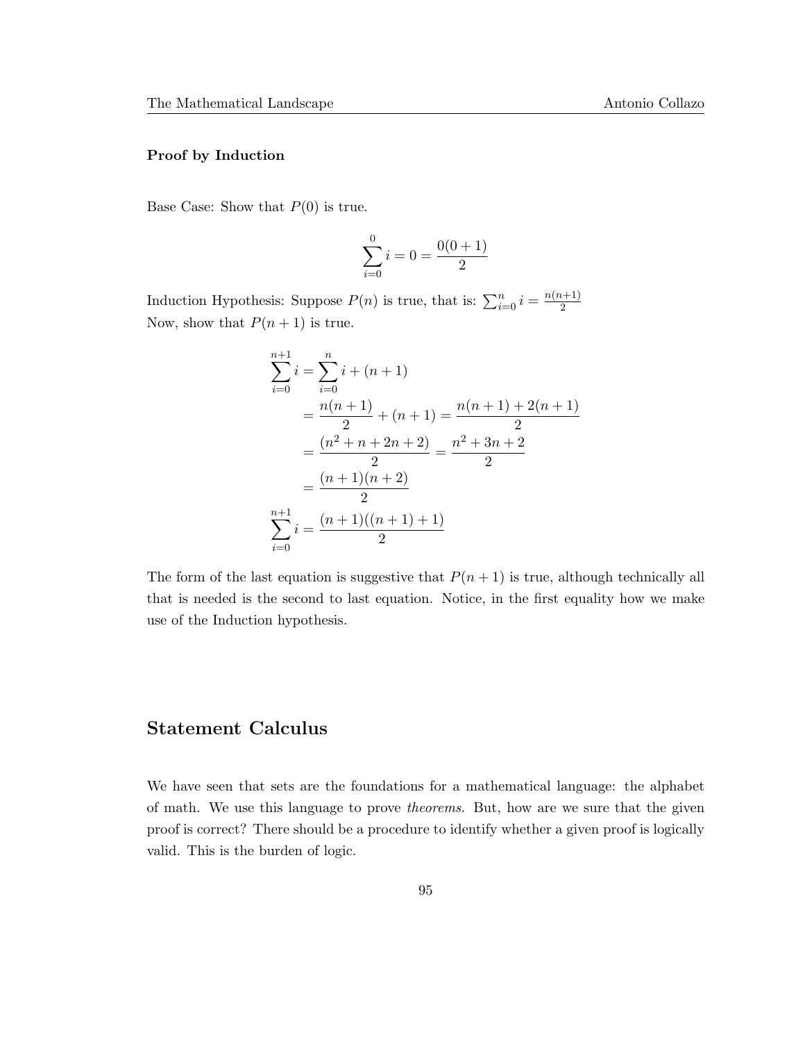**Proof by Induction**

Base Case: Show that $P(0)$ is true.

$$\sum_{i=0}^{0} i = 0 = \frac{0(0+1)}{2}$$

Induction Hypothesis: Suppose $P(n)$ is true, that is: $\sum_{i=0}^{n} i = \frac{n(n+1)}{2}$
Now, show that $P(n+1)$ is true.

$$\begin{aligned}
\sum_{i=0}^{n+1} i &= \sum_{i=0}^{n} i + (n+1) \\
&= \frac{n(n+1)}{2} + (n+1) = \frac{n(n+1) + 2(n+1)}{2} \\
&= \frac{(n^2 + n + 2n + 2)}{2} = \frac{n^2 + 3n + 2}{2} \\
&= \frac{(n+1)(n+2)}{2} \\
\sum_{i=0}^{n+1} i &= \frac{(n+1)((n+1)+1)}{2}
\end{aligned}$$

The form of the last equation is suggestive that $P(n+1)$ is true, although technically all that is needed is the second to last equation. Notice, in the first equality how we make use of the Induction hypothesis.

## Statement Calculus

We have seen that sets are the foundations for a mathematical language: the alphabet of math. We use this language to prove *theorems*. But, how are we sure that the given proof is correct? There should be a procedure to identify whether a given proof is logically valid. This is the burden of logic.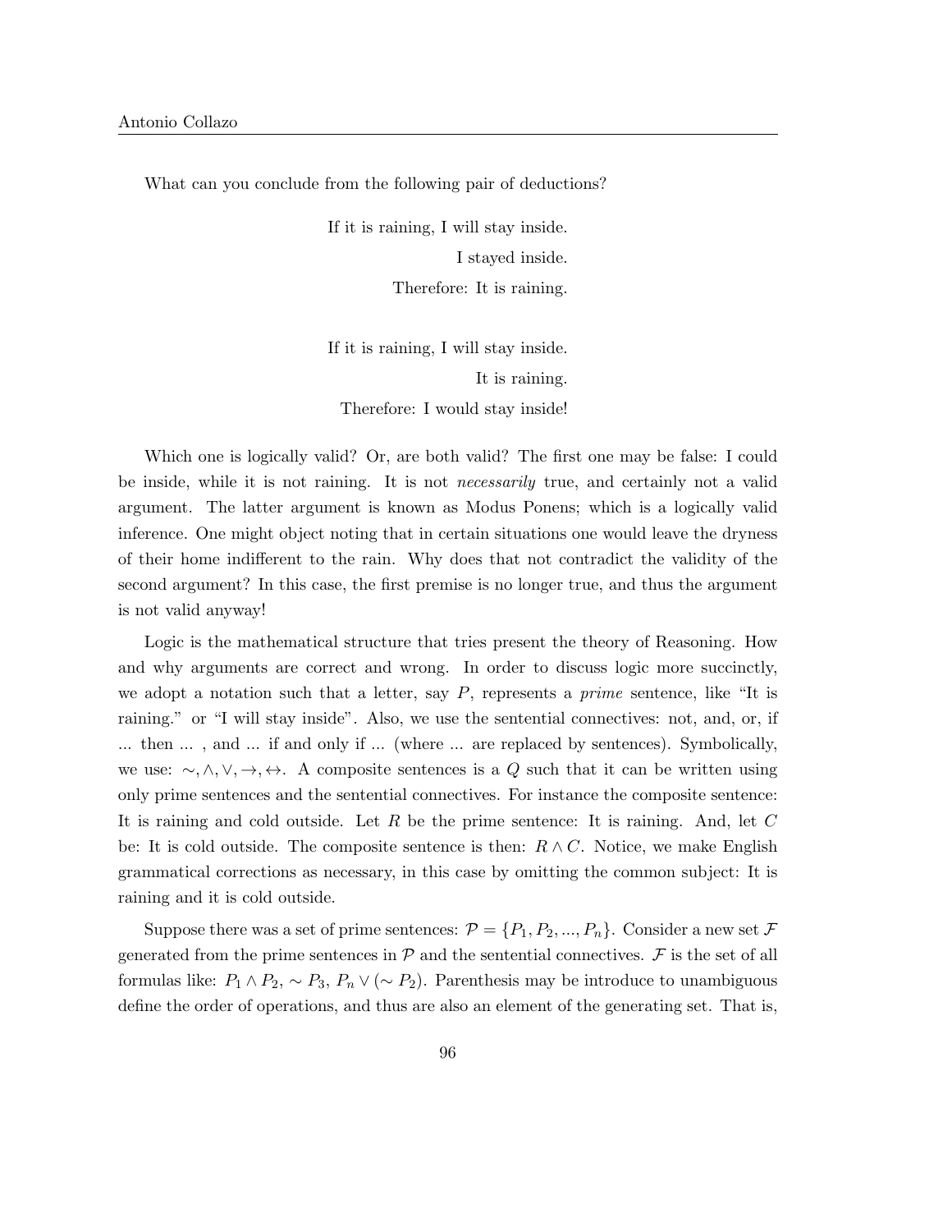What can you conclude from the following pair of deductions?

If it is raining, I will stay inside.
I stayed inside.
Therefore: It is raining.

If it is raining, I will stay inside.
It is raining.
Therefore: I would stay inside!

Which one is logically valid? Or, are both valid? The first one may be false: I could be inside, while it is not raining. It is not *necessarily* true, and certainly not a valid argument. The latter argument is known as Modus Ponens; which is a logically valid inference. One might object noting that in certain situations one would leave the dryness of their home indifferent to the rain. Why does that not contradict the validity of the second argument? In this case, the first premise is no longer true, and thus the argument is not valid anyway!

Logic is the mathematical structure that tries present the theory of Reasoning. How and why arguments are correct and wrong. In order to discuss logic more succinctly, we adopt a notation such that a letter, say $P$, represents a *prime* sentence, like "It is raining." or "I will stay inside". Also, we use the sentential connectives: not, and, or, if ... then ... , and ... if and only if ... (where ... are replaced by sentences). Symbolically, we use: $\sim, \wedge, \vee, \rightarrow, \leftrightarrow$. A composite sentences is a $Q$ such that it can be written using only prime sentences and the sentential connectives. For instance the composite sentence: It is raining and cold outside. Let $R$ be the prime sentence: It is raining. And, let $C$ be: It is cold outside. The composite sentence is then: $R \wedge C$. Notice, we make English grammatical corrections as necessary, in this case by omitting the common subject: It is raining and it is cold outside.

Suppose there was a set of prime sentences: $\mathcal{P} = \{P_1, P_2, ..., P_n\}$. Consider a new set $\mathcal{F}$ generated from the prime sentences in $\mathcal{P}$ and the sentential connectives. $\mathcal{F}$ is the set of all formulas like: $P_1 \wedge P_2$, $\sim P_3$, $P_n \vee (\sim P_2)$. Parenthesis may be introduce to unambiguous define the order of operations, and thus are also an element of the generating set. That is,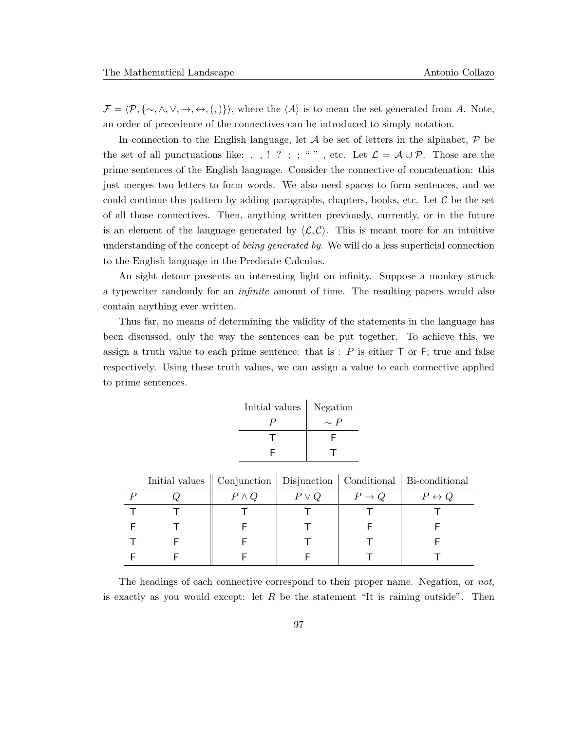$\mathcal{F} = \langle \mathcal{P}, \{\sim, \wedge, \vee, \rightarrow, \leftrightarrow, (,)\} \rangle$, where the $\langle A \rangle$ is to mean the set generated from $A$. Note, an order of precedence of the connectives can be introduced to simply notation.

In connection to the English language, let $\mathcal{A}$ be set of letters in the alphabet, $\mathcal{P}$ be the set of all punctuations like: . , ! ? : ; " " , etc. Let $\mathcal{L} = \mathcal{A} \cup \mathcal{P}$. Those are the prime sentences of the English language. Consider the connective of concatenation: this just merges two letters to form words. We also need spaces to form sentences, and we could continue this pattern by adding paragraphs, chapters, books, etc. Let $\mathcal{C}$ be the set of all those connectives. Then, anything written previously, currently, or in the future is an element of the language generated by $\langle \mathcal{L}, \mathcal{C} \rangle$. This is meant more for an intuitive understanding of the concept of *being generated by*. We will do a less superficial connection to the English language in the Predicate Calculus.

An sight detour presents an interesting light on infinity. Suppose a monkey struck a typewriter randomly for an *infinite* amount of time. The resulting papers would also contain anything ever written.

Thus far, no means of determining the validity of the statements in the language has been discussed, only the way the sentences can be put together. To achieve this, we assign a truth value to each prime sentence: that is : $P$ is either T or F; true and false respectively. Using these truth values, we can assign a value to each connective applied to prime sentences.

| Initial values | Negation |
|---|---|
| $P$ | $\sim P$ |
| T | F |
| F | T |

| Initial values | | Conjunction | Disjunction | Conditional | Bi-conditional |
|---|---|---|---|---|---|
| $P$ | $Q$ | $P \wedge Q$ | $P \vee Q$ | $P \rightarrow Q$ | $P \leftrightarrow Q$ |
| T | T | T | T | T | T |
| F | T | F | T | F | F |
| T | F | F | T | T | F |
| F | F | F | F | T | T |

The headings of each connective correspond to their proper name. Negation, or *not*, is exactly as you would except: let $R$ be the statement "It is raining outside". Then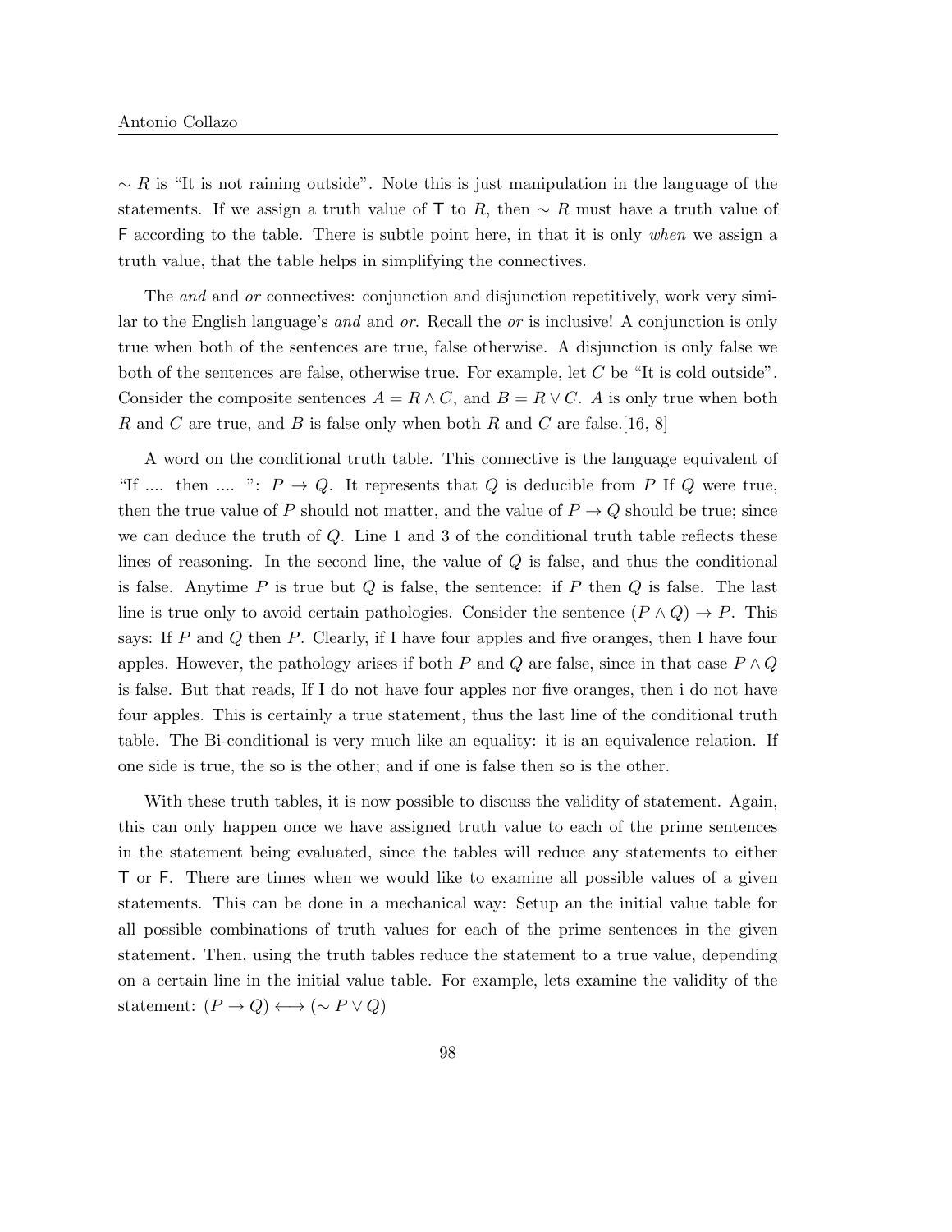$\sim R$ is "It is not raining outside". Note this is just manipulation in the language of the statements. If we assign a truth value of $\mathsf{T}$ to $R$, then $\sim R$ must have a truth value of $\mathsf{F}$ according to the table. There is subtle point here, in that it is only *when* we assign a truth value, that the table helps in simplifying the connectives.

The *and* and *or* connectives: conjunction and disjunction repetitively, work very similar to the English language's *and* and *or*. Recall the *or* is inclusive! A conjunction is only true when both of the sentences are true, false otherwise. A disjunction is only false we both of the sentences are false, otherwise true. For example, let $C$ be "It is cold outside". Consider the composite sentences $A = R \wedge C$, and $B = R \vee C$. $A$ is only true when both $R$ and $C$ are true, and $B$ is false only when both $R$ and $C$ are false.[16, 8]

A word on the conditional truth table. This connective is the language equivalent of "If .... then .... ": $P \rightarrow Q$. It represents that $Q$ is deducible from $P$ If $Q$ were true, then the true value of $P$ should not matter, and the value of $P \rightarrow Q$ should be true; since we can deduce the truth of $Q$. Line 1 and 3 of the conditional truth table reflects these lines of reasoning. In the second line, the value of $Q$ is false, and thus the conditional is false. Anytime $P$ is true but $Q$ is false, the sentence: if $P$ then $Q$ is false. The last line is true only to avoid certain pathologies. Consider the sentence $(P \wedge Q) \rightarrow P$. This says: If $P$ and $Q$ then $P$. Clearly, if I have four apples and five oranges, then I have four apples. However, the pathology arises if both $P$ and $Q$ are false, since in that case $P \wedge Q$ is false. But that reads, If I do not have four apples nor five oranges, then i do not have four apples. This is certainly a true statement, thus the last line of the conditional truth table. The Bi-conditional is very much like an equality: it is an equivalence relation. If one side is true, the so is the other; and if one is false then so is the other.

With these truth tables, it is now possible to discuss the validity of statement. Again, this can only happen once we have assigned truth value to each of the prime sentences in the statement being evaluated, since the tables will reduce any statements to either $\mathsf{T}$ or $\mathsf{F}$. There are times when we would like to examine all possible values of a given statements. This can be done in a mechanical way: Setup an the initial value table for all possible combinations of truth values for each of the prime sentences in the given statement. Then, using the truth tables reduce the statement to a true value, depending on a certain line in the initial value table. For example, lets examine the validity of the statement: $(P \rightarrow Q) \longleftrightarrow (\sim P \vee Q)$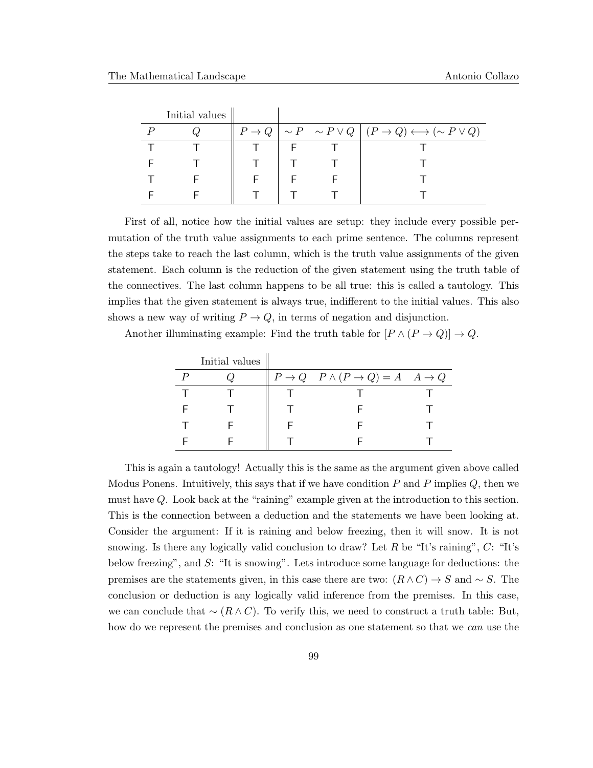| Initial values | | | | | |
|---|---|---|---|---|---|
| $P$ | $Q$ | $P \to Q$ | $\sim P$ | $\sim P \vee Q$ | $(P \to Q) \longleftrightarrow (\sim P \vee Q)$ |
| T | T | T | F | T | T |
| F | T | T | T | T | T |
| T | F | F | F | F | T |
| F | F | T | T | T | T |

First of all, notice how the initial values are setup: they include every possible permutation of the truth value assignments to each prime sentence. The columns represent the steps take to reach the last column, which is the truth value assignments of the given statement. Each column is the reduction of the given statement using the truth table of the connectives. The last column happens to be all true: this is called a tautology. This implies that the given statement is always true, indifferent to the initial values. This also shows a new way of writing $P \to Q$, in terms of negation and disjunction.

Another illuminating example: Find the truth table for $[P \wedge (P \to Q)] \to Q$.

| Initial values | | | | |
|---|---|---|---|---|
| $P$ | $Q$ | $P \to Q$ | $P \wedge (P \to Q) = A$ | $A \to Q$ |
| T | T | T | T | T |
| F | T | T | F | T |
| T | F | F | F | T |
| F | F | T | F | T |

This is again a tautology! Actually this is the same as the argument given above called Modus Ponens. Intuitively, this says that if we have condition $P$ and $P$ implies $Q$, then we must have $Q$. Look back at the "raining" example given at the introduction to this section. This is the connection between a deduction and the statements we have been looking at. Consider the argument: If it is raining and below freezing, then it will snow. It is not snowing. Is there any logically valid conclusion to draw? Let $R$ be "It's raining", $C$: "It's below freezing", and $S$: "It is snowing". Lets introduce some language for deductions: the premises are the statements given, in this case there are two: $(R \wedge C) \to S$ and $\sim S$. The conclusion or deduction is any logically valid inference from the premises. In this case, we can conclude that $\sim (R \wedge C)$. To verify this, we need to construct a truth table: But, how do we represent the premises and conclusion as one statement so that we *can* use the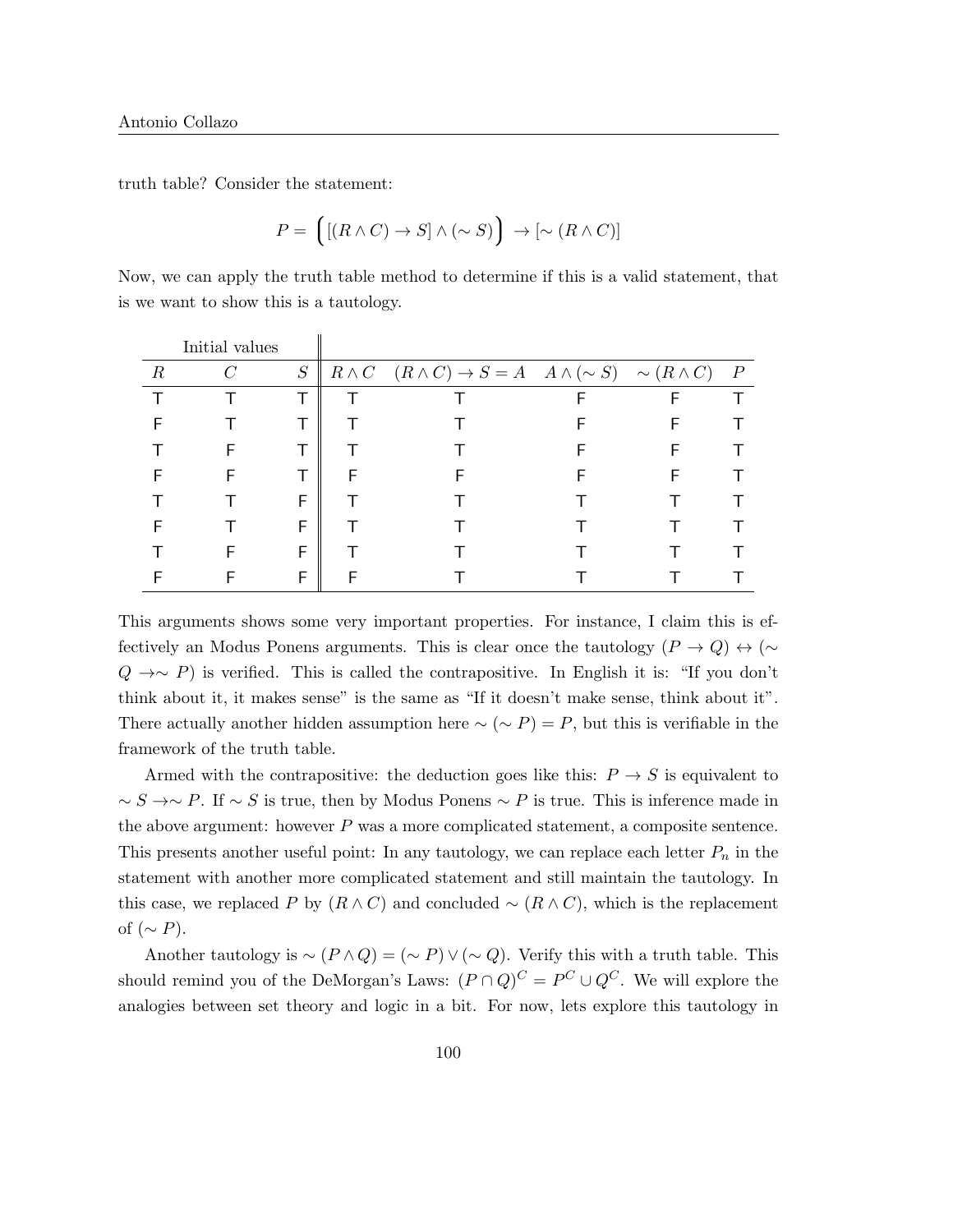truth table? Consider the statement:

$$P = \Big( [(R \wedge C) \to S] \wedge (\sim S) \Big) \to [\sim (R \wedge C)]$$

Now, we can apply the truth table method to determine if this is a valid statement, that is we want to show this is a tautology.

| Initial values | | | | | | | |
|---|---|---|---|---|---|---|---|
| $R$ | $C$ | $S$ | $R \wedge C$ | $(R \wedge C) \to S = A$ | $A \wedge (\sim S)$ | $\sim (R \wedge C)$ | $P$ |
| T | T | T | T | T | F | F | T |
| F | T | T | T | T | F | F | T |
| T | F | T | T | T | F | F | T |
| F | F | T | F | F | F | F | T |
| T | T | F | T | T | T | T | T |
| F | T | F | T | T | T | T | T |
| T | F | F | T | T | T | T | T |
| F | F | F | F | T | T | T | T |

This arguments shows some very important properties. For instance, I claim this is effectively an Modus Ponens arguments. This is clear once the tautology $(P \to Q) \leftrightarrow (\sim Q \to \sim P)$ is verified. This is called the contrapositive. In English it is: "If you don't think about it, it makes sense" is the same as "If it doesn't make sense, think about it". There actually another hidden assumption here $\sim (\sim P) = P$, but this is verifiable in the framework of the truth table.

Armed with the contrapositive: the deduction goes like this: $P \to S$ is equivalent to $\sim S \to \sim P$. If $\sim S$ is true, then by Modus Ponens $\sim P$ is true. This is inference made in the above argument: however $P$ was a more complicated statement, a composite sentence. This presents another useful point: In any tautology, we can replace each letter $P_n$ in the statement with another more complicated statement and still maintain the tautology. In this case, we replaced $P$ by $(R \wedge C)$ and concluded $\sim (R \wedge C)$, which is the replacement of $(\sim P)$.

Another tautology is $\sim (P \wedge Q) = (\sim P) \vee (\sim Q)$. Verify this with a truth table. This should remind you of the DeMorgan's Laws: $(P \cap Q)^C = P^C \cup Q^C$. We will explore the analogies between set theory and logic in a bit. For now, lets explore this tautology in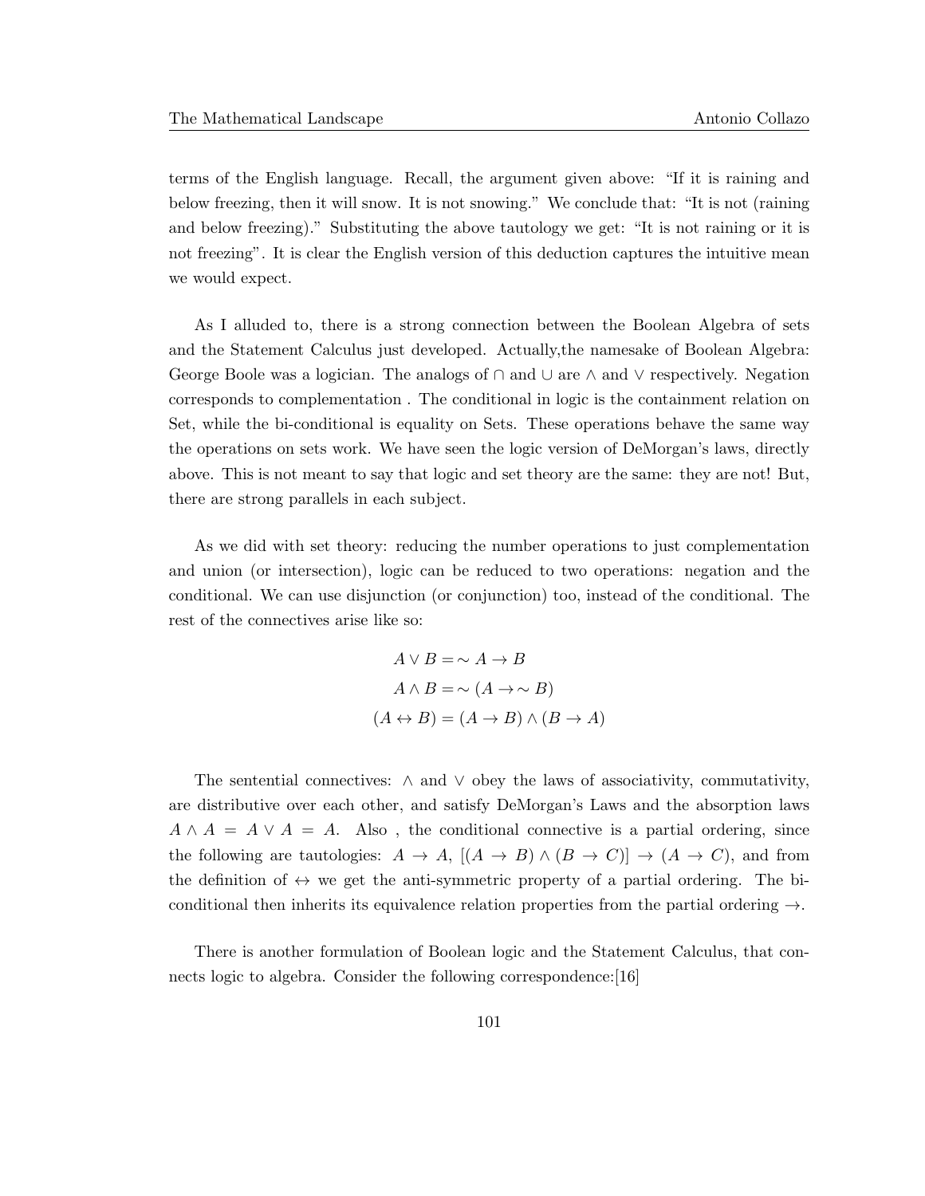terms of the English language. Recall, the argument given above: "If it is raining and below freezing, then it will snow. It is not snowing." We conclude that: "It is not (raining and below freezing)." Substituting the above tautology we get: "It is not raining or it is not freezing". It is clear the English version of this deduction captures the intuitive mean we would expect.

As I alluded to, there is a strong connection between the Boolean Algebra of sets and the Statement Calculus just developed. Actually,the namesake of Boolean Algebra: George Boole was a logician. The analogs of $\cap$ and $\cup$ are $\wedge$ and $\vee$ respectively. Negation corresponds to complementation . The conditional in logic is the containment relation on Set, while the bi-conditional is equality on Sets. These operations behave the same way the operations on sets work. We have seen the logic version of DeMorgan's laws, directly above. This is not meant to say that logic and set theory are the same: they are not! But, there are strong parallels in each subject.

As we did with set theory: reducing the number operations to just complementation and union (or intersection), logic can be reduced to two operations: negation and the conditional. We can use disjunction (or conjunction) too, instead of the conditional. The rest of the connectives arise like so:

$$
\begin{aligned}
A \vee B &= \sim A \to B \\
A \wedge B &= \sim (A \to \sim B) \\
(A \leftrightarrow B) &= (A \to B) \wedge (B \to A)
\end{aligned}
$$

The sentential connectives: $\wedge$ and $\vee$ obey the laws of associativity, commutativity, are distributive over each other, and satisfy DeMorgan's Laws and the absorption laws $A \wedge A = A \vee A = A$. Also , the conditional connective is a partial ordering, since the following are tautologies: $A \to A$, $[(A \to B) \wedge (B \to C)] \to (A \to C)$, and from the definition of $\leftrightarrow$ we get the anti-symmetric property of a partial ordering. The bi-conditional then inherits its equivalence relation properties from the partial ordering $\to$.

There is another formulation of Boolean logic and the Statement Calculus, that connects logic to algebra. Consider the following correspondence:[16]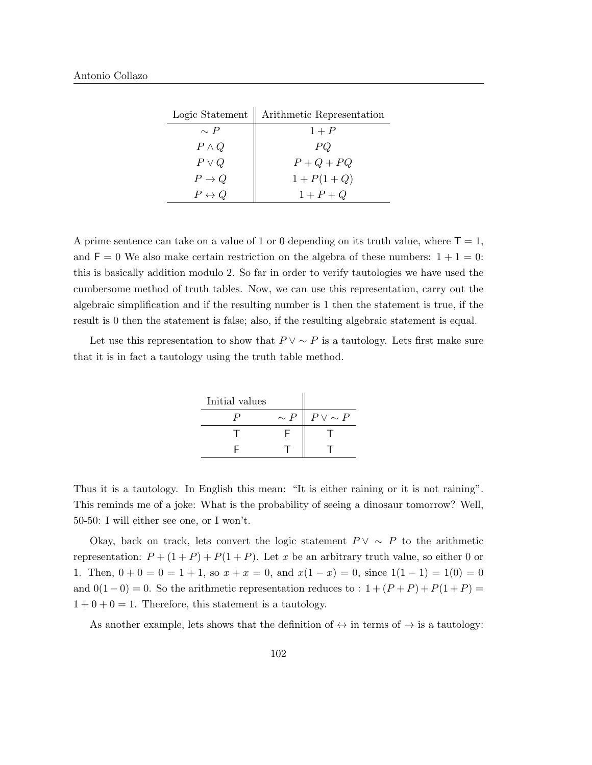| Logic Statement | Arithmetic Representation |
|---|---|
| $\sim P$ | $1 + P$ |
| $P \wedge Q$ | $PQ$ |
| $P \vee Q$ | $P + Q + PQ$ |
| $P \rightarrow Q$ | $1 + P(1 + Q)$ |
| $P \leftrightarrow Q$ | $1 + P + Q$ |

A prime sentence can take on a value of 1 or 0 depending on its truth value, where $\mathsf{T} = 1$, and $\mathsf{F} = 0$ We also make certain restriction on the algebra of these numbers: $1 + 1 = 0$: this is basically addition modulo 2. So far in order to verify tautologies we have used the cumbersome method of truth tables. Now, we can use this representation, carry out the algebraic simplification and if the resulting number is 1 then the statement is true, if the result is 0 then the statement is false; also, if the resulting algebraic statement is equal.

Let use this representation to show that $P \vee \sim P$ is a tautology. Lets first make sure that it is in fact a tautology using the truth table method.

| Initial values | | |
|---|---|---|
| $P$ | $\sim P$ | $P \vee \sim P$ |
| T | F | T |
| F | T | T |

Thus it is a tautology. In English this mean: "It is either raining or it is not raining". This reminds me of a joke: What is the probability of seeing a dinosaur tomorrow? Well, 50-50: I will either see one, or I won't.

Okay, back on track, lets convert the logic statement $P \vee \sim P$ to the arithmetic representation: $P + (1 + P) + P(1 + P)$. Let $x$ be an arbitrary truth value, so either 0 or 1. Then, $0 + 0 = 0 = 1 + 1$, so $x + x = 0$, and $x(1 - x) = 0$, since $1(1 - 1) = 1(0) = 0$ and $0(1 - 0) = 0$. So the arithmetic representation reduces to : $1 + (P + P) + P(1 + P) = 1 + 0 + 0 = 1$. Therefore, this statement is a tautology.

As another example, lets shows that the definition of $\leftrightarrow$ in terms of $\rightarrow$ is a tautology: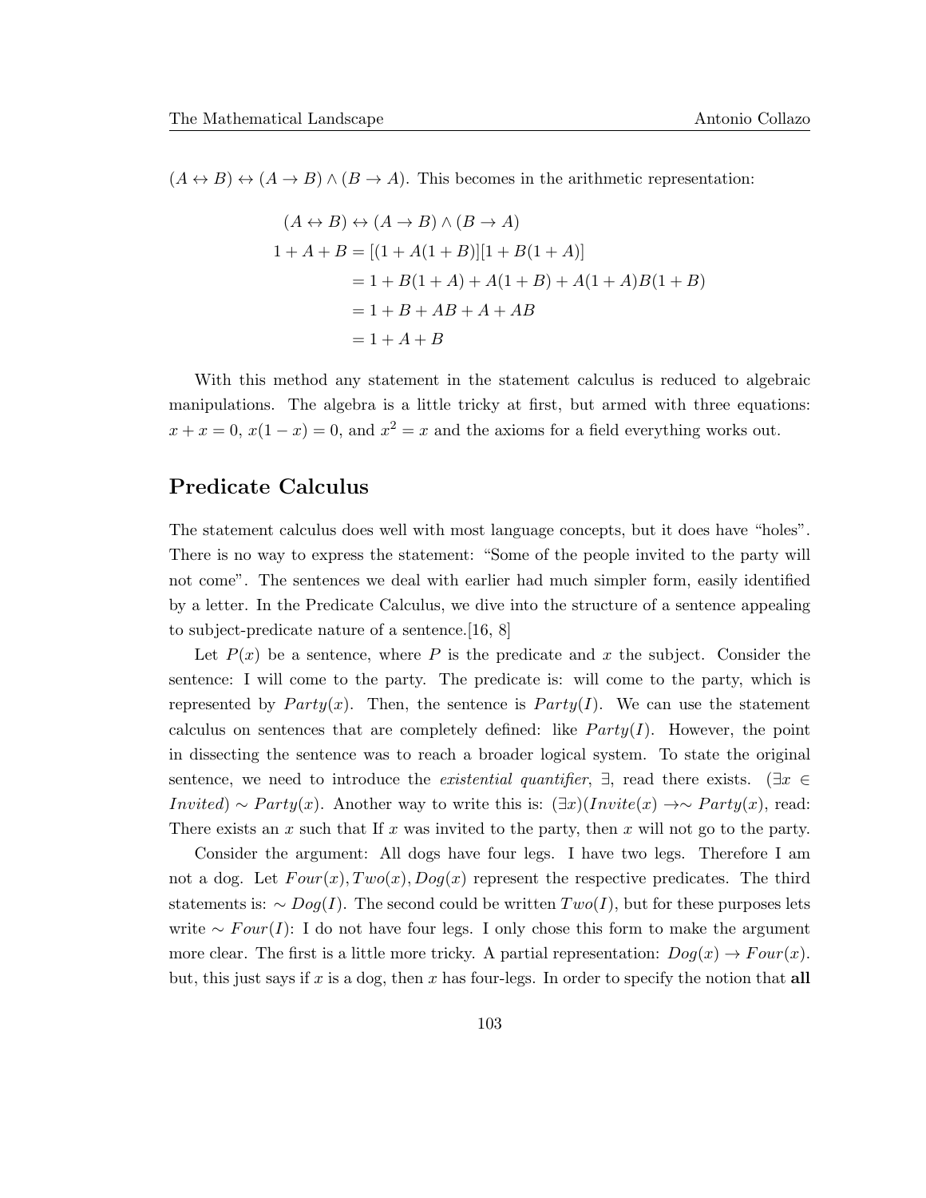$(A \leftrightarrow B) \leftrightarrow (A \rightarrow B) \wedge (B \rightarrow A)$. This becomes in the arithmetic representation:

$$
\begin{aligned}
(A \leftrightarrow B) &\leftrightarrow (A \rightarrow B) \wedge (B \rightarrow A) \\
1 + A + B &= [(1 + A(1 + B)][1 + B(1 + A)] \\
&= 1 + B(1 + A) + A(1 + B) + A(1 + A)B(1 + B) \\
&= 1 + B + AB + A + AB \\
&= 1 + A + B
\end{aligned}
$$

With this method any statement in the statement calculus is reduced to algebraic manipulations. The algebra is a little tricky at first, but armed with three equations: $x + x = 0$, $x(1 - x) = 0$, and $x^2 = x$ and the axioms for a field everything works out.

## Predicate Calculus

The statement calculus does well with most language concepts, but it does have "holes". There is no way to express the statement: "Some of the people invited to the party will not come". The sentences we deal with earlier had much simpler form, easily identified by a letter. In the Predicate Calculus, we dive into the structure of a sentence appealing to subject-predicate nature of a sentence.[16, 8]

Let $P(x)$ be a sentence, where $P$ is the predicate and $x$ the subject. Consider the sentence: I will come to the party. The predicate is: will come to the party, which is represented by $Party(x)$. Then, the sentence is $Party(I)$. We can use the statement calculus on sentences that are completely defined: like $Party(I)$. However, the point in dissecting the sentence was to reach a broader logical system. To state the original sentence, we need to introduce the *existential quantifier*, $\exists$, read there exists. $(\exists x \in Invited) \sim Party(x)$. Another way to write this is: $(\exists x)(Invite(x) \rightarrow \sim Party(x)$, read: There exists an $x$ such that If $x$ was invited to the party, then $x$ will not go to the party.

Consider the argument: All dogs have four legs. I have two legs. Therefore I am not a dog. Let $Four(x), Two(x), Dog(x)$ represent the respective predicates. The third statements is: $\sim Dog(I)$. The second could be written $Two(I)$, but for these purposes lets write $\sim Four(I)$: I do not have four legs. I only chose this form to make the argument more clear. The first is a little more tricky. A partial representation: $Dog(x) \rightarrow Four(x)$. but, this just says if $x$ is a dog, then $x$ has four-legs. In order to specify the notion that **all**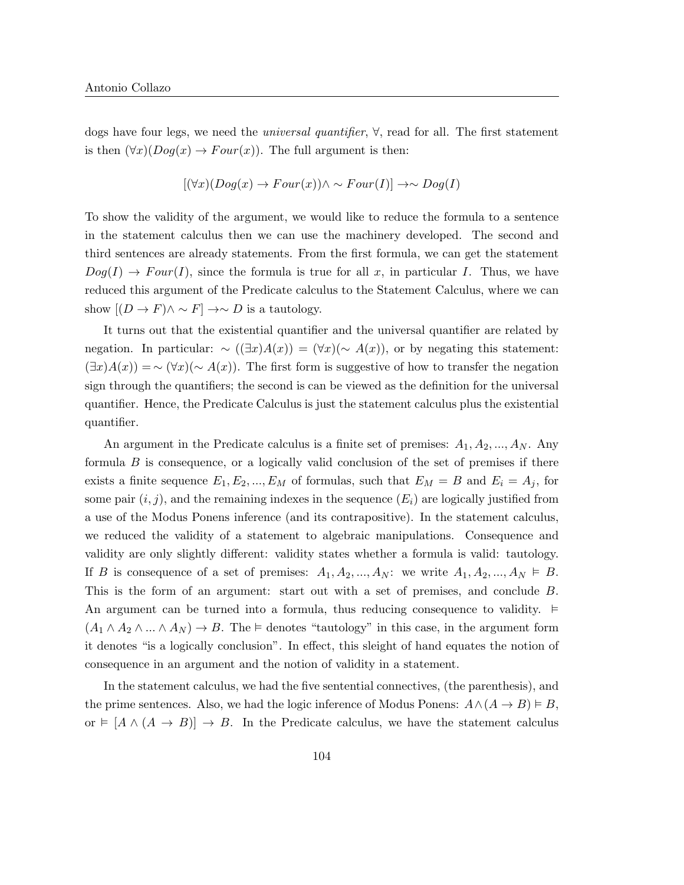dogs have four legs, we need the *universal quantifier*, $\forall$, read for all. The first statement is then $(\forall x)(Dog(x) \rightarrow Four(x))$. The full argument is then:

$$[(\forall x)(Dog(x) \rightarrow Four(x)) \wedge \sim Four(I)] \rightarrow \sim Dog(I)$$

To show the validity of the argument, we would like to reduce the formula to a sentence in the statement calculus then we can use the machinery developed. The second and third sentences are already statements. From the first formula, we can get the statement $Dog(I) \rightarrow Four(I)$, since the formula is true for all $x$, in particular $I$. Thus, we have reduced this argument of the Predicate calculus to the Statement Calculus, where we can show $[(D \rightarrow F) \wedge \sim F] \rightarrow \sim D$ is a tautology.

It turns out that the existential quantifier and the universal quantifier are related by negation. In particular: $\sim ((\exists x)A(x)) = (\forall x)(\sim A(x))$, or by negating this statement: $(\exists x)A(x)) = \sim (\forall x)(\sim A(x))$. The first form is suggestive of how to transfer the negation sign through the quantifiers; the second is can be viewed as the definition for the universal quantifier. Hence, the Predicate Calculus is just the statement calculus plus the existential quantifier.

An argument in the Predicate calculus is a finite set of premises: $A_1, A_2, ..., A_N$. Any formula $B$ is consequence, or a logically valid conclusion of the set of premises if there exists a finite sequence $E_1, E_2, ..., E_M$ of formulas, such that $E_M = B$ and $E_i = A_j$, for some pair $(i, j)$, and the remaining indexes in the sequence $(E_i)$ are logically justified from a use of the Modus Ponens inference (and its contrapositive). In the statement calculus, we reduced the validity of a statement to algebraic manipulations. Consequence and validity are only slightly different: validity states whether a formula is valid: tautology. If $B$ is consequence of a set of premises: $A_1, A_2, ..., A_N$: we write $A_1, A_2, ..., A_N \vDash B$. This is the form of an argument: start out with a set of premises, and conclude $B$. An argument can be turned into a formula, thus reducing consequence to validity. $\vDash (A_1 \wedge A_2 \wedge ... \wedge A_N) \rightarrow B$. The $\vDash$ denotes "tautology" in this case, in the argument form it denotes "is a logically conclusion". In effect, this sleight of hand equates the notion of consequence in an argument and the notion of validity in a statement.

In the statement calculus, we had the five sentential connectives, (the parenthesis), and the prime sentences. Also, we had the logic inference of Modus Ponens: $A \wedge (A \rightarrow B) \vDash B$, or $\vDash [A \wedge (A \rightarrow B)] \rightarrow B$. In the Predicate calculus, we have the statement calculus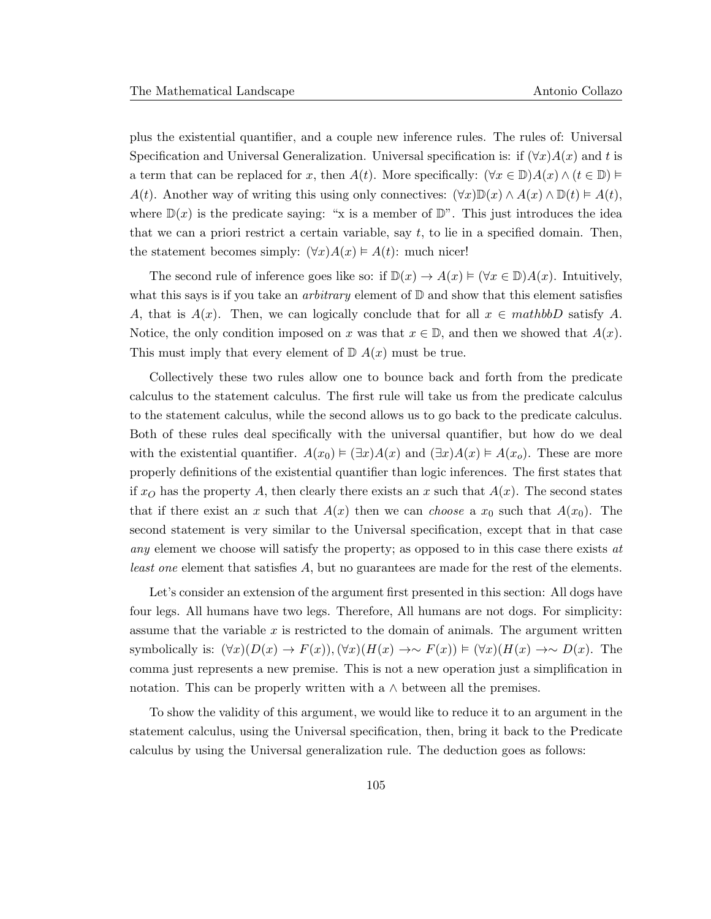plus the existential quantifier, and a couple new inference rules. The rules of: Universal Specification and Universal Generalization. Universal specification is: if $(\forall x)A(x)$ and $t$ is a term that can be replaced for $x$, then $A(t)$. More specifically: $(\forall x \in \mathbb{D})A(x) \wedge (t \in \mathbb{D}) \vDash A(t)$. Another way of writing this using only connectives: $(\forall x)\mathbb{D}(x) \wedge A(x) \wedge \mathbb{D}(t) \vDash A(t)$, where $\mathbb{D}(x)$ is the predicate saying: "x is a member of $\mathbb{D}$". This just introduces the idea that we can a priori restrict a certain variable, say $t$, to lie in a specified domain. Then, the statement becomes simply: $(\forall x)A(x) \vDash A(t)$: much nicer!

The second rule of inference goes like so: if $\mathbb{D}(x) \to A(x) \vDash (\forall x \in \mathbb{D})A(x)$. Intuitively, what this says is if you take an *arbitrary* element of $\mathbb{D}$ and show that this element satisfies $A$, that is $A(x)$. Then, we can logically conclude that for all $x \in mathbbD$ satisfy $A$. Notice, the only condition imposed on $x$ was that $x \in \mathbb{D}$, and then we showed that $A(x)$. This must imply that every element of $\mathbb{D}$ $A(x)$ must be true.

Collectively these two rules allow one to bounce back and forth from the predicate calculus to the statement calculus. The first rule will take us from the predicate calculus to the statement calculus, while the second allows us to go back to the predicate calculus. Both of these rules deal specifically with the universal quantifier, but how do we deal with the existential quantifier. $A(x_0) \vDash (\exists x)A(x)$ and $(\exists x)A(x) \vDash A(x_o)$. These are more properly definitions of the existential quantifier than logic inferences. The first states that if $x_O$ has the property $A$, then clearly there exists an $x$ such that $A(x)$. The second states that if there exist an $x$ such that $A(x)$ then we can *choose* a $x_0$ such that $A(x_0)$. The second statement is very similar to the Universal specification, except that in that case *any* element we choose will satisfy the property; as opposed to in this case there exists *at least one* element that satisfies $A$, but no guarantees are made for the rest of the elements.

Let's consider an extension of the argument first presented in this section: All dogs have four legs. All humans have two legs. Therefore, All humans are not dogs. For simplicity: assume that the variable $x$ is restricted to the domain of animals. The argument written symbolically is: $(\forall x)(D(x) \to F(x)), (\forall x)(H(x) \to \sim F(x)) \vDash (\forall x)(H(x) \to \sim D(x)$. The comma just represents a new premise. This is not a new operation just a simplification in notation. This can be properly written with a $\wedge$ between all the premises.

To show the validity of this argument, we would like to reduce it to an argument in the statement calculus, using the Universal specification, then, bring it back to the Predicate calculus by using the Universal generalization rule. The deduction goes as follows: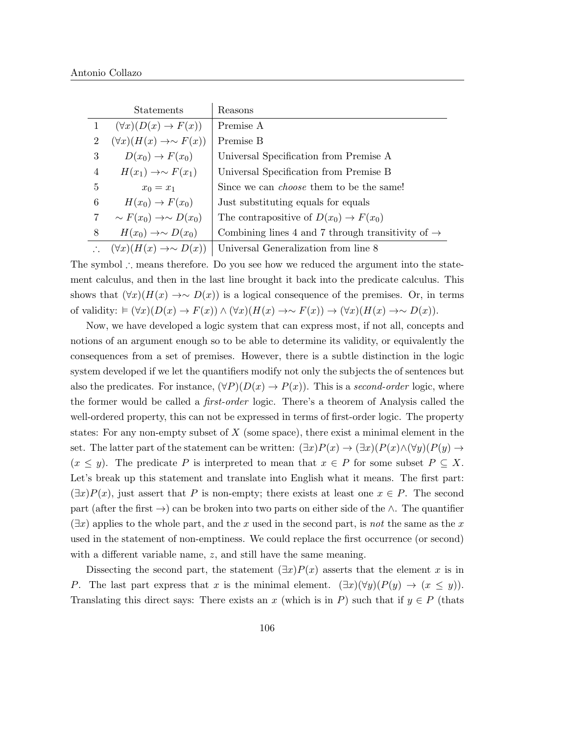| | Statements | Reasons |
|---|---|---|
| 1 | $(\forall x)(D(x) \to F(x))$ | Premise A |
| 2 | $(\forall x)(H(x) \to \sim F(x))$ | Premise B |
| 3 | $D(x_0) \to F(x_0)$ | Universal Specification from Premise A |
| 4 | $H(x_1) \to \sim F(x_1)$ | Universal Specification from Premise B |
| 5 | $x_0 = x_1$ | Since we can *choose* them to be the same! |
| 6 | $H(x_0) \to F(x_0)$ | Just substituting equals for equals |
| 7 | $\sim F(x_0) \to \sim D(x_0)$ | The contrapositive of $D(x_0) \to F(x_0)$ |
| 8 | $H(x_0) \to \sim D(x_0)$ | Combining lines 4 and 7 through transitivity of $\to$ |
| $\therefore$ | $(\forall x)(H(x) \to \sim D(x))$ | Universal Generalization from line 8 |

The symbol $\therefore$ means therefore. Do you see how we reduced the argument into the statement calculus, and then in the last line brought it back into the predicate calculus. This shows that $(\forall x)(H(x) \to \sim D(x))$ is a logical consequence of the premises. Or, in terms of validity: $\vDash (\forall x)(D(x) \to F(x)) \wedge (\forall x)(H(x) \to \sim F(x)) \to (\forall x)(H(x) \to \sim D(x))$.

Now, we have developed a logic system that can express most, if not all, concepts and notions of an argument enough so to be able to determine its validity, or equivalently the consequences from a set of premises. However, there is a subtle distinction in the logic system developed if we let the quantifiers modify not only the subjects the of sentences but also the predicates. For instance, $(\forall P)(D(x) \to P(x))$. This is a *second-order* logic, where the former would be called a *first-order* logic. There's a theorem of Analysis called the well-ordered property, this can not be expressed in terms of first-order logic. The property states: For any non-empty subset of $X$ (some space), there exist a minimal element in the set. The latter part of the statement can be written: $(\exists x)P(x) \to (\exists x)(P(x) \wedge (\forall y)(P(y) \to (x \leq y)$. The predicate $P$ is interpreted to mean that $x \in P$ for some subset $P \subseteq X$. Let's break up this statement and translate into English what it means. The first part: $(\exists x)P(x)$, just assert that $P$ is non-empty; there exists at least one $x \in P$. The second part (after the first $\to$) can be broken into two parts on either side of the $\wedge$. The quantifier $(\exists x)$ applies to the whole part, and the $x$ used in the second part, is *not* the same as the $x$ used in the statement of non-emptiness. We could replace the first occurrence (or second) with a different variable name, $z$, and still have the same meaning.

Dissecting the second part, the statement $(\exists x)P(x)$ asserts that the element $x$ is in $P$. The last part express that $x$ is the minimal element. $(\exists x)(\forall y)(P(y) \to (x \leq y))$. Translating this direct says: There exists an $x$ (which is in $P$) such that if $y \in P$ (thats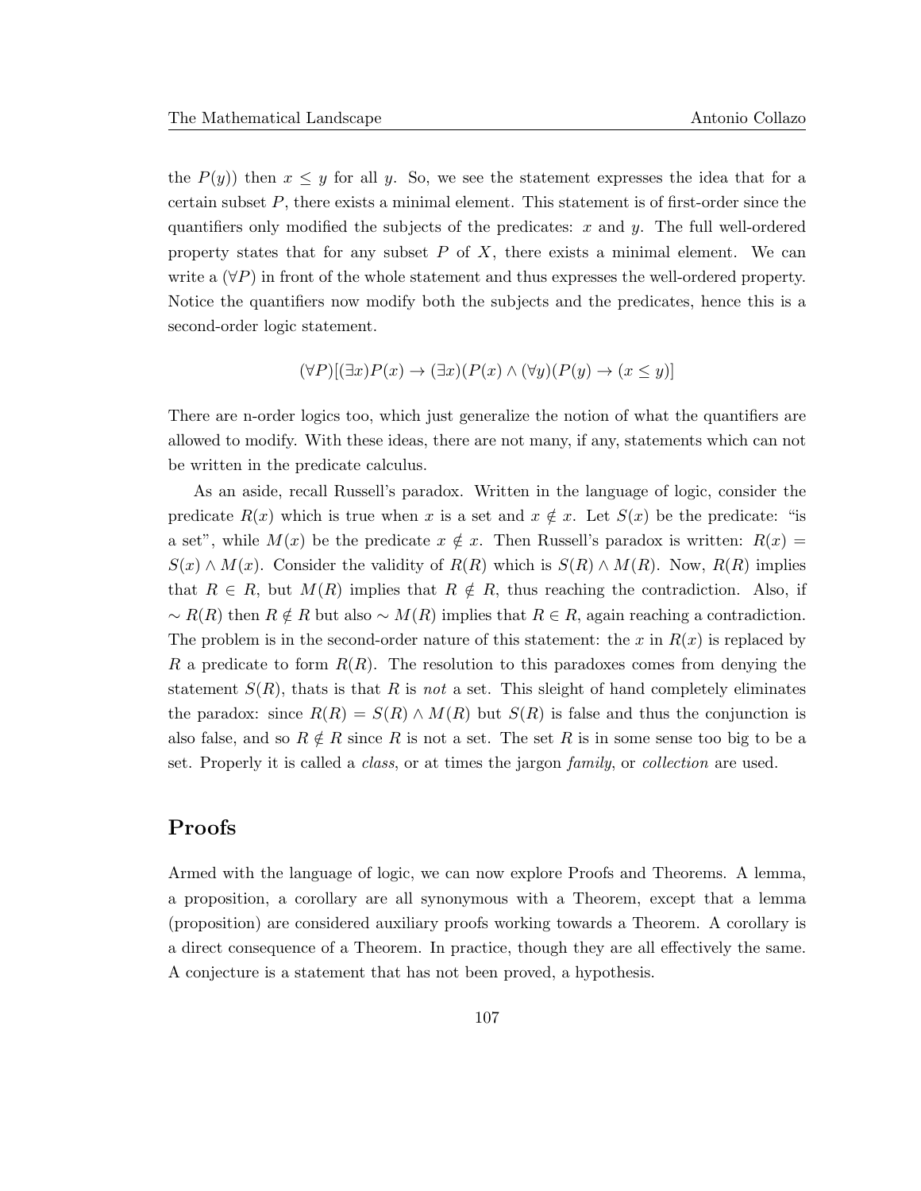the $P(y)$) then $x \leq y$ for all $y$. So, we see the statement expresses the idea that for a certain subset $P$, there exists a minimal element. This statement is of first-order since the quantifiers only modified the subjects of the predicates: $x$ and $y$. The full well-ordered property states that for any subset $P$ of $X$, there exists a minimal element. We can write a $(\forall P)$ in front of the whole statement and thus expresses the well-ordered property. Notice the quantifiers now modify both the subjects and the predicates, hence this is a second-order logic statement.

$$(\forall P)[(\exists x)P(x) \rightarrow (\exists x)(P(x) \wedge (\forall y)(P(y) \rightarrow (x \leq y)]$$

There are n-order logics too, which just generalize the notion of what the quantifiers are allowed to modify. With these ideas, there are not many, if any, statements which can not be written in the predicate calculus.

As an aside, recall Russell's paradox. Written in the language of logic, consider the predicate $R(x)$ which is true when $x$ is a set and $x \notin x$. Let $S(x)$ be the predicate: "is a set", while $M(x)$ be the predicate $x \notin x$. Then Russell's paradox is written: $R(x) = S(x) \wedge M(x)$. Consider the validity of $R(R)$ which is $S(R) \wedge M(R)$. Now, $R(R)$ implies that $R \in R$, but $M(R)$ implies that $R \notin R$, thus reaching the contradiction. Also, if $\sim R(R)$ then $R \notin R$ but also $\sim M(R)$ implies that $R \in R$, again reaching a contradiction. The problem is in the second-order nature of this statement: the $x$ in $R(x)$ is replaced by $R$ a predicate to form $R(R)$. The resolution to this paradoxes comes from denying the statement $S(R)$, thats is that $R$ is *not* a set. This sleight of hand completely eliminates the paradox: since $R(R) = S(R) \wedge M(R)$ but $S(R)$ is false and thus the conjunction is also false, and so $R \notin R$ since $R$ is not a set. The set $R$ is in some sense too big to be a set. Properly it is called a *class*, or at times the jargon *family*, or *collection* are used.

## Proofs

Armed with the language of logic, we can now explore Proofs and Theorems. A lemma, a proposition, a corollary are all synonymous with a Theorem, except that a lemma (proposition) are considered auxiliary proofs working towards a Theorem. A corollary is a direct consequence of a Theorem. In practice, though they are all effectively the same. A conjecture is a statement that has not been proved, a hypothesis.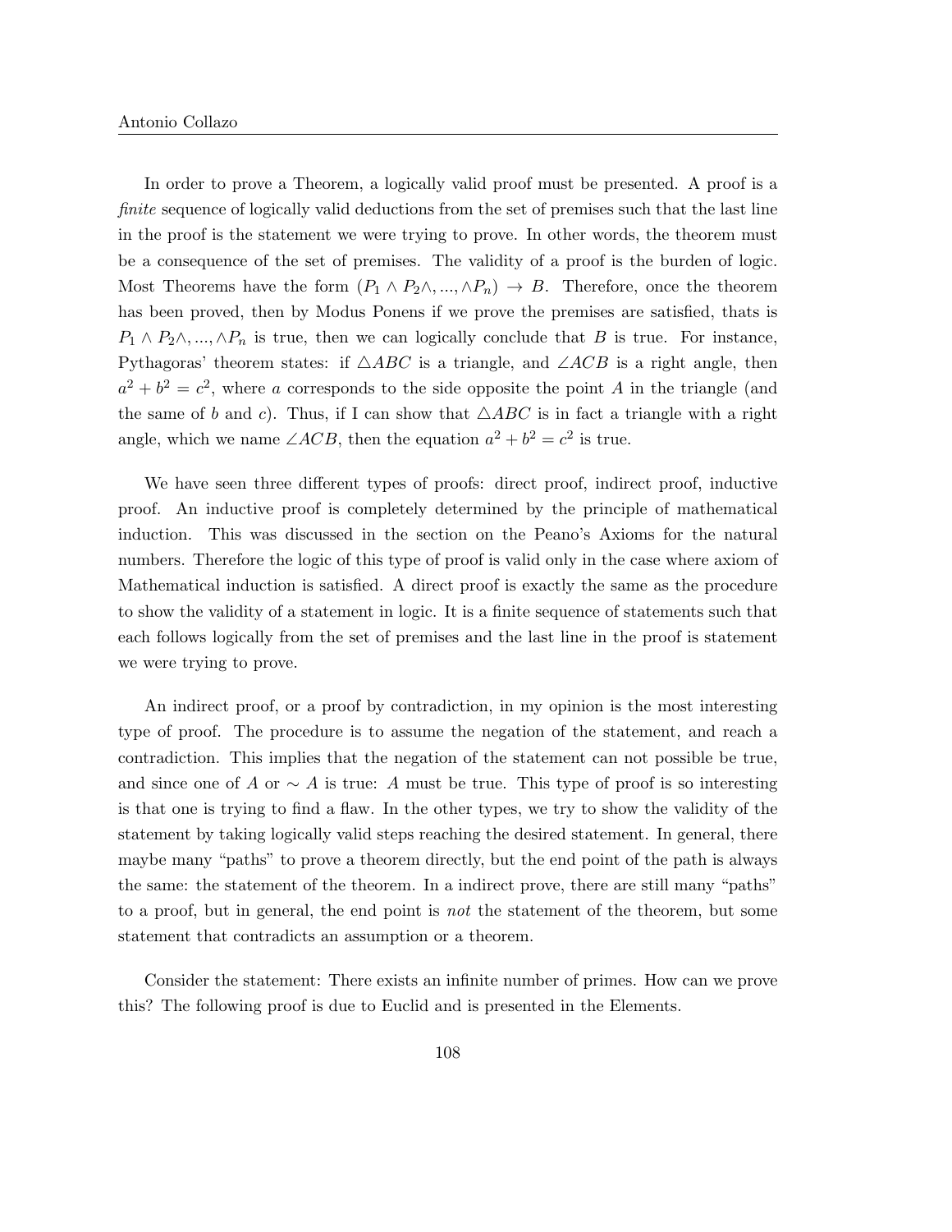In order to prove a Theorem, a logically valid proof must be presented. A proof is a *finite* sequence of logically valid deductions from the set of premises such that the last line in the proof is the statement we were trying to prove. In other words, the theorem must be a consequence of the set of premises. The validity of a proof is the burden of logic. Most Theorems have the form $(P_1 \wedge P_2 \wedge, ..., \wedge P_n) \rightarrow B$. Therefore, once the theorem has been proved, then by Modus Ponens if we prove the premises are satisfied, thats is $P_1 \wedge P_2 \wedge, ..., \wedge P_n$ is true, then we can logically conclude that $B$ is true. For instance, Pythagoras' theorem states: if $\triangle ABC$ is a triangle, and $\angle ACB$ is a right angle, then $a^2 + b^2 = c^2$, where $a$ corresponds to the side opposite the point $A$ in the triangle (and the same of $b$ and $c$). Thus, if I can show that $\triangle ABC$ is in fact a triangle with a right angle, which we name $\angle ACB$, then the equation $a^2 + b^2 = c^2$ is true.

We have seen three different types of proofs: direct proof, indirect proof, inductive proof. An inductive proof is completely determined by the principle of mathematical induction. This was discussed in the section on the Peano's Axioms for the natural numbers. Therefore the logic of this type of proof is valid only in the case where axiom of Mathematical induction is satisfied. A direct proof is exactly the same as the procedure to show the validity of a statement in logic. It is a finite sequence of statements such that each follows logically from the set of premises and the last line in the proof is statement we were trying to prove.

An indirect proof, or a proof by contradiction, in my opinion is the most interesting type of proof. The procedure is to assume the negation of the statement, and reach a contradiction. This implies that the negation of the statement can not possible be true, and since one of $A$ or $\sim A$ is true: $A$ must be true. This type of proof is so interesting is that one is trying to find a flaw. In the other types, we try to show the validity of the statement by taking logically valid steps reaching the desired statement. In general, there maybe many "paths" to prove a theorem directly, but the end point of the path is always the same: the statement of the theorem. In a indirect prove, there are still many "paths" to a proof, but in general, the end point is *not* the statement of the theorem, but some statement that contradicts an assumption or a theorem.

Consider the statement: There exists an infinite number of primes. How can we prove this? The following proof is due to Euclid and is presented in the Elements.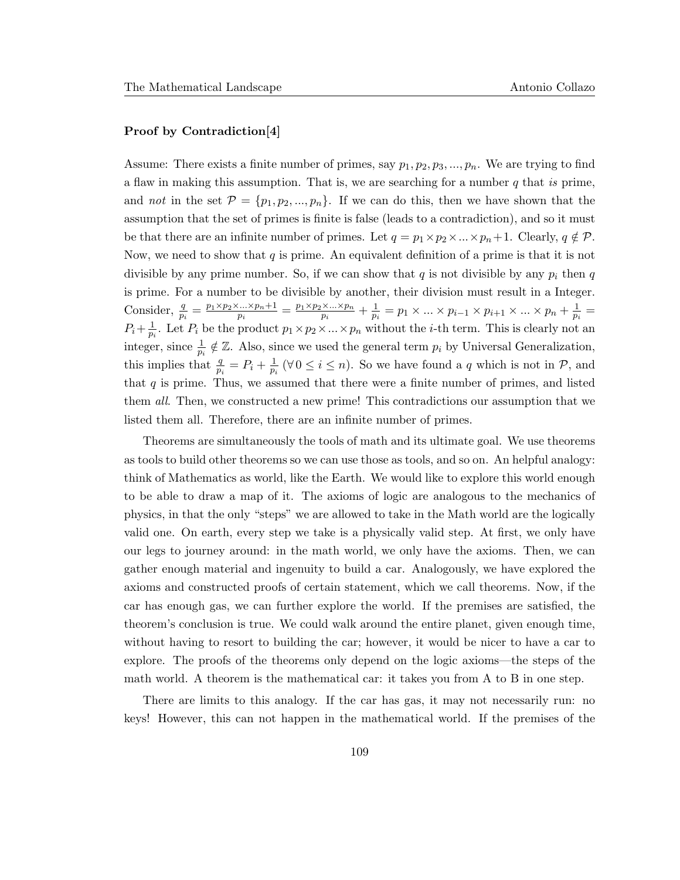**Proof by Contradiction[4]**

Assume: There exists a finite number of primes, say $p_1, p_2, p_3, ..., p_n$. We are trying to find a flaw in making this assumption. That is, we are searching for a number $q$ that *is* prime, and *not* in the set $\mathcal{P} = \{p_1, p_2, ..., p_n\}$. If we can do this, then we have shown that the assumption that the set of primes is finite is false (leads to a contradiction), and so it must be that there are an infinite number of primes. Let $q = p_1 \times p_2 \times ... \times p_n + 1$. Clearly, $q \notin \mathcal{P}$. Now, we need to show that $q$ is prime. An equivalent definition of a prime is that it is not divisible by any prime number. So, if we can show that $q$ is not divisible by any $p_i$ then $q$ is prime. For a number to be divisible by another, their division must result in a Integer. Consider, $\frac{q}{p_i} = \frac{p_1 \times p_2 \times ... \times p_n + 1}{p_i} = \frac{p_1 \times p_2 \times ... \times p_n}{p_i} + \frac{1}{p_i} = p_1 \times ... \times p_{i-1} \times p_{i+1} \times ... \times p_n + \frac{1}{p_i} = P_i + \frac{1}{p_i}$. Let $P_i$ be the product $p_1 \times p_2 \times ... \times p_n$ without the $i$-th term. This is clearly not an integer, since $\frac{1}{p_i} \notin \mathbb{Z}$. Also, since we used the general term $p_i$ by Universal Generalization, this implies that $\frac{q}{p_i} = P_i + \frac{1}{p_i}$ $(\forall\, 0 \leq i \leq n)$. So we have found a $q$ which is not in $\mathcal{P}$, and that $q$ is prime. Thus, we assumed that there were a finite number of primes, and listed them *all*. Then, we constructed a new prime! This contradictions our assumption that we listed them all. Therefore, there are an infinite number of primes.

Theorems are simultaneously the tools of math and its ultimate goal. We use theorems as tools to build other theorems so we can use those as tools, and so on. An helpful analogy: think of Mathematics as world, like the Earth. We would like to explore this world enough to be able to draw a map of it. The axioms of logic are analogous to the mechanics of physics, in that the only "steps" we are allowed to take in the Math world are the logically valid one. On earth, every step we take is a physically valid step. At first, we only have our legs to journey around: in the math world, we only have the axioms. Then, we can gather enough material and ingenuity to build a car. Analogously, we have explored the axioms and constructed proofs of certain statement, which we call theorems. Now, if the car has enough gas, we can further explore the world. If the premises are satisfied, the theorem's conclusion is true. We could walk around the entire planet, given enough time, without having to resort to building the car; however, it would be nicer to have a car to explore. The proofs of the theorems only depend on the logic axioms—the steps of the math world. A theorem is the mathematical car: it takes you from A to B in one step.

There are limits to this analogy. If the car has gas, it may not necessarily run: no keys! However, this can not happen in the mathematical world. If the premises of the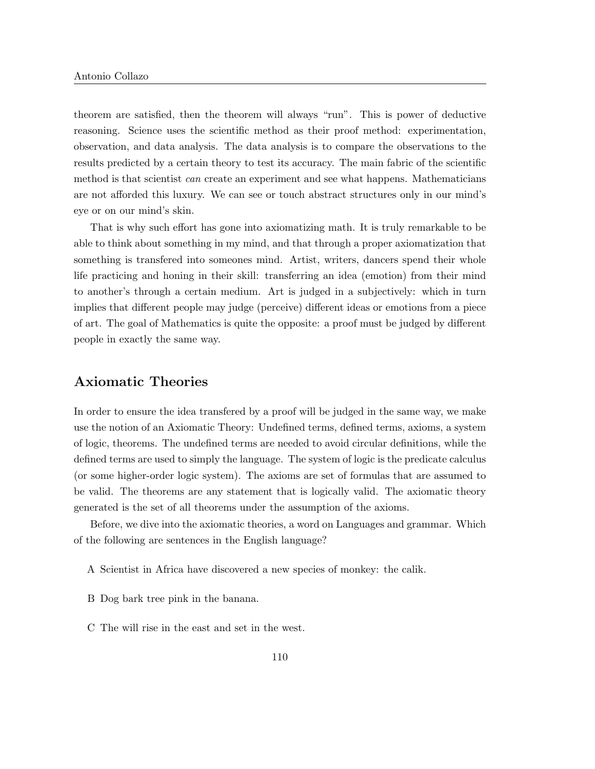theorem are satisfied, then the theorem will always "run". This is power of deductive reasoning. Science uses the scientific method as their proof method: experimentation, observation, and data analysis. The data analysis is to compare the observations to the results predicted by a certain theory to test its accuracy. The main fabric of the scientific method is that scientist *can* create an experiment and see what happens. Mathematicians are not afforded this luxury. We can see or touch abstract structures only in our mind's eye or on our mind's skin.

That is why such effort has gone into axiomatizing math. It is truly remarkable to be able to think about something in my mind, and that through a proper axiomatization that something is transfered into someones mind. Artist, writers, dancers spend their whole life practicing and honing in their skill: transferring an idea (emotion) from their mind to another's through a certain medium. Art is judged in a subjectively: which in turn implies that different people may judge (perceive) different ideas or emotions from a piece of art. The goal of Mathematics is quite the opposite: a proof must be judged by different people in exactly the same way.

## Axiomatic Theories

In order to ensure the idea transfered by a proof will be judged in the same way, we make use the notion of an Axiomatic Theory: Undefined terms, defined terms, axioms, a system of logic, theorems. The undefined terms are needed to avoid circular definitions, while the defined terms are used to simply the language. The system of logic is the predicate calculus (or some higher-order logic system). The axioms are set of formulas that are assumed to be valid. The theorems are any statement that is logically valid. The axiomatic theory generated is the set of all theorems under the assumption of the axioms.

Before, we dive into the axiomatic theories, a word on Languages and grammar. Which of the following are sentences in the English language?

A Scientist in Africa have discovered a new species of monkey: the calik.

B Dog bark tree pink in the banana.

C The will rise in the east and set in the west.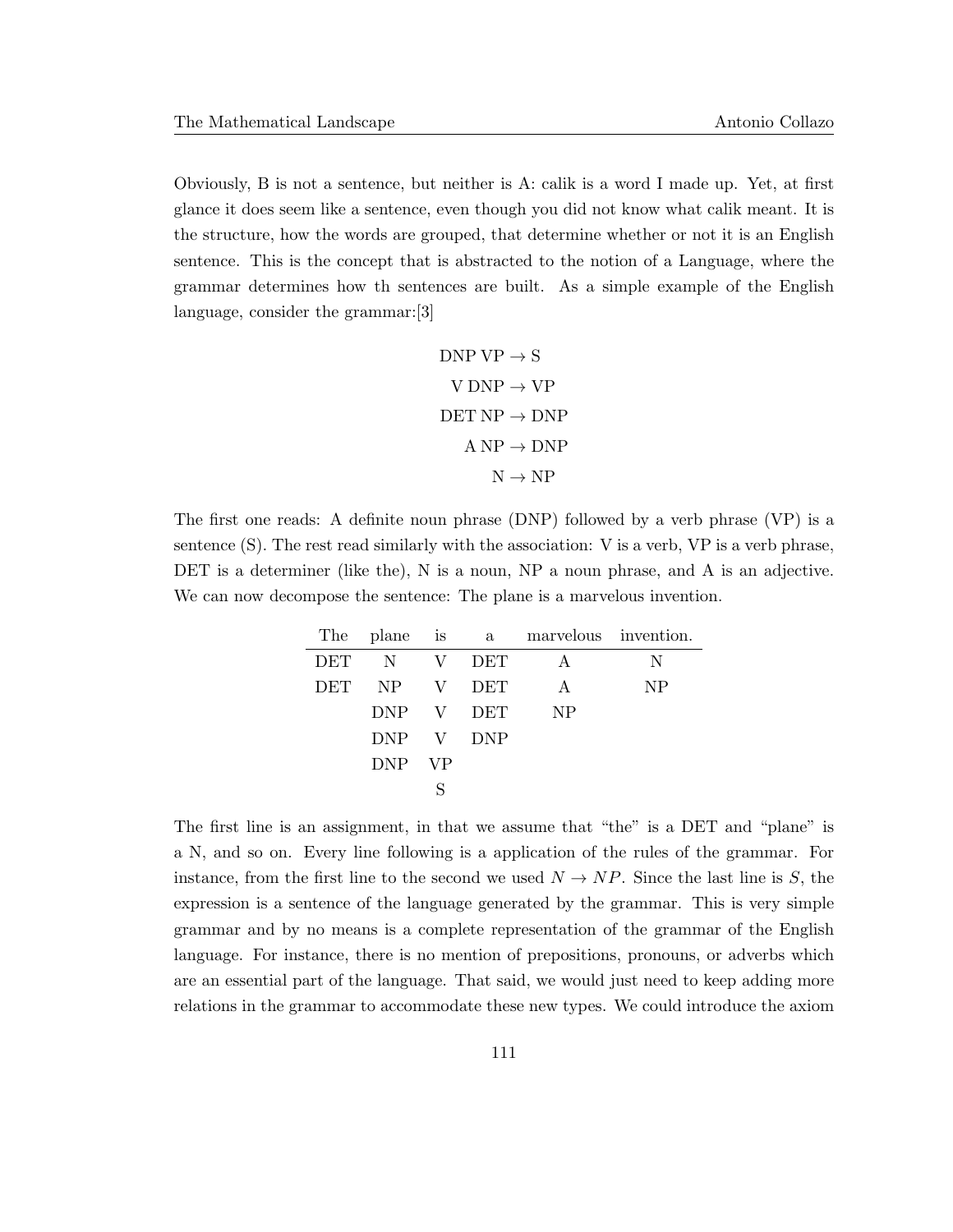Obviously, B is not a sentence, but neither is A: calik is a word I made up. Yet, at first glance it does seem like a sentence, even though you did not know what calik meant. It is the structure, how the words are grouped, that determine whether or not it is an English sentence. This is the concept that is abstracted to the notion of a Language, where the grammar determines how th sentences are built. As a simple example of the English language, consider the grammar:[3]

$$\text{DNP VP} \to \text{S}$$
$$\text{V DNP} \to \text{VP}$$
$$\text{DET NP} \to \text{DNP}$$
$$\text{A NP} \to \text{DNP}$$
$$\text{N} \to \text{NP}$$

The first one reads: A definite noun phrase (DNP) followed by a verb phrase (VP) is a sentence (S). The rest read similarly with the association: V is a verb, VP is a verb phrase, DET is a determiner (like the), N is a noun, NP a noun phrase, and A is an adjective. We can now decompose the sentence: The plane is a marvelous invention.

| The | plane | is | a | marvelous | invention. |
|---|---|---|---|---|---|
| DET | N | V | DET | A | N |
| DET | NP | V | DET | A | NP |
| | DNP | V | DET | NP | |
| | DNP | V | DNP | | |
| | DNP | VP | | | |
| | | S | | | |

The first line is an assignment, in that we assume that "the" is a DET and "plane" is a N, and so on. Every line following is a application of the rules of the grammar. For instance, from the first line to the second we used $N \to NP$. Since the last line is $S$, the expression is a sentence of the language generated by the grammar. This is very simple grammar and by no means is a complete representation of the grammar of the English language. For instance, there is no mention of prepositions, pronouns, or adverbs which are an essential part of the language. That said, we would just need to keep adding more relations in the grammar to accommodate these new types. We could introduce the axiom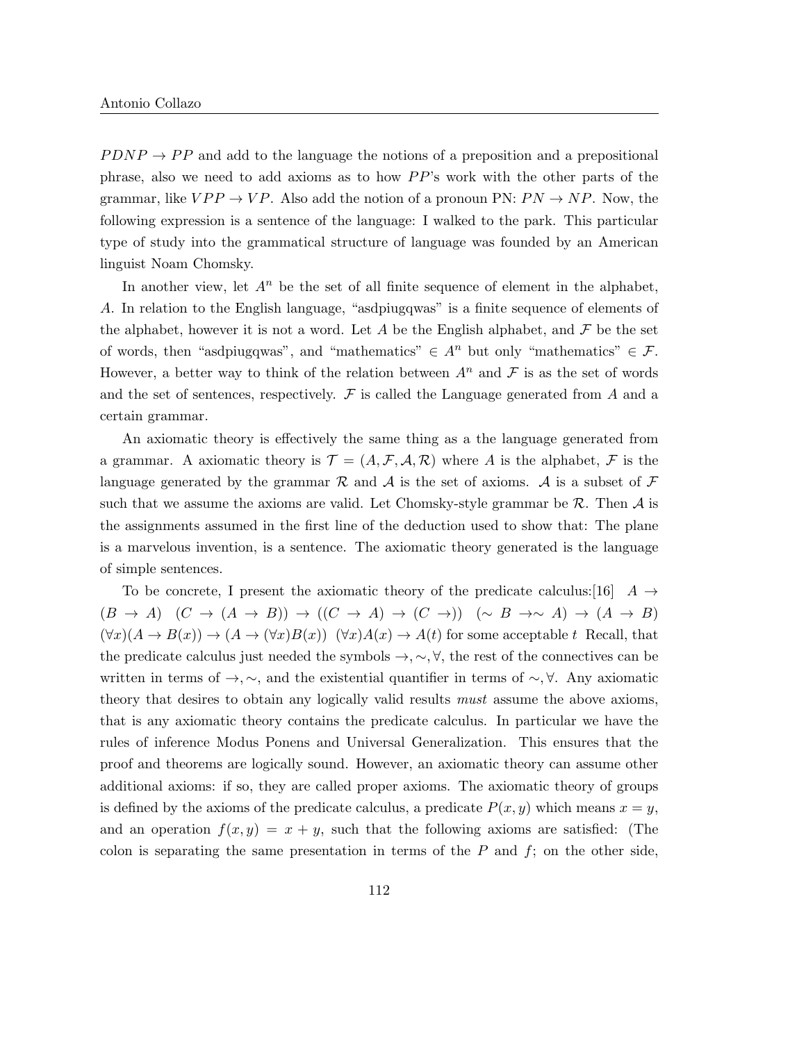$PDNP \to PP$ and add to the language the notions of a preposition and a prepositional phrase, also we need to add axioms as to how $PP$'s work with the other parts of the grammar, like $VPP \to VP$. Also add the notion of a pronoun PN: $PN \to NP$. Now, the following expression is a sentence of the language: I walked to the park. This particular type of study into the grammatical structure of language was founded by an American linguist Noam Chomsky.

In another view, let $A^n$ be the set of all finite sequence of element in the alphabet, $A$. In relation to the English language, "asdpiugqwas" is a finite sequence of elements of the alphabet, however it is not a word. Let $A$ be the English alphabet, and $\mathcal{F}$ be the set of words, then "asdpiugqwas", and "mathematics" $\in A^n$ but only "mathematics" $\in \mathcal{F}$. However, a better way to think of the relation between $A^n$ and $\mathcal{F}$ is as the set of words and the set of sentences, respectively. $\mathcal{F}$ is called the Language generated from $A$ and a certain grammar.

An axiomatic theory is effectively the same thing as a the language generated from a grammar. A axiomatic theory is $\mathcal{T} = (A, \mathcal{F}, \mathcal{A}, \mathcal{R})$ where $A$ is the alphabet, $\mathcal{F}$ is the language generated by the grammar $\mathcal{R}$ and $\mathcal{A}$ is the set of axioms. $\mathcal{A}$ is a subset of $\mathcal{F}$ such that we assume the axioms are valid. Let Chomsky-style grammar be $\mathcal{R}$. Then $\mathcal{A}$ is the assignments assumed in the first line of the deduction used to show that: The plane is a marvelous invention, is a sentence. The axiomatic theory generated is the language of simple sentences.

To be concrete, I present the axiomatic theory of the predicate calculus:[16] $A \to (B \to A)$ $(C \to (A \to B)) \to ((C \to A) \to (C \to))$ $(\sim B \to \sim A) \to (A \to B)$ $(\forall x)(A \to B(x)) \to (A \to (\forall x)B(x))$ $(\forall x)A(x) \to A(t)$ for some acceptable $t$ Recall, that the predicate calculus just needed the symbols $\to, \sim, \forall$, the rest of the connectives can be written in terms of $\to, \sim$, and the existential quantifier in terms of $\sim, \forall$. Any axiomatic theory that desires to obtain any logically valid results *must* assume the above axioms, that is any axiomatic theory contains the predicate calculus. In particular we have the rules of inference Modus Ponens and Universal Generalization. This ensures that the proof and theorems are logically sound. However, an axiomatic theory can assume other additional axioms: if so, they are called proper axioms. The axiomatic theory of groups is defined by the axioms of the predicate calculus, a predicate $P(x, y)$ which means $x = y$, and an operation $f(x, y) = x + y$, such that the following axioms are satisfied: (The colon is separating the same presentation in terms of the $P$ and $f$; on the other side,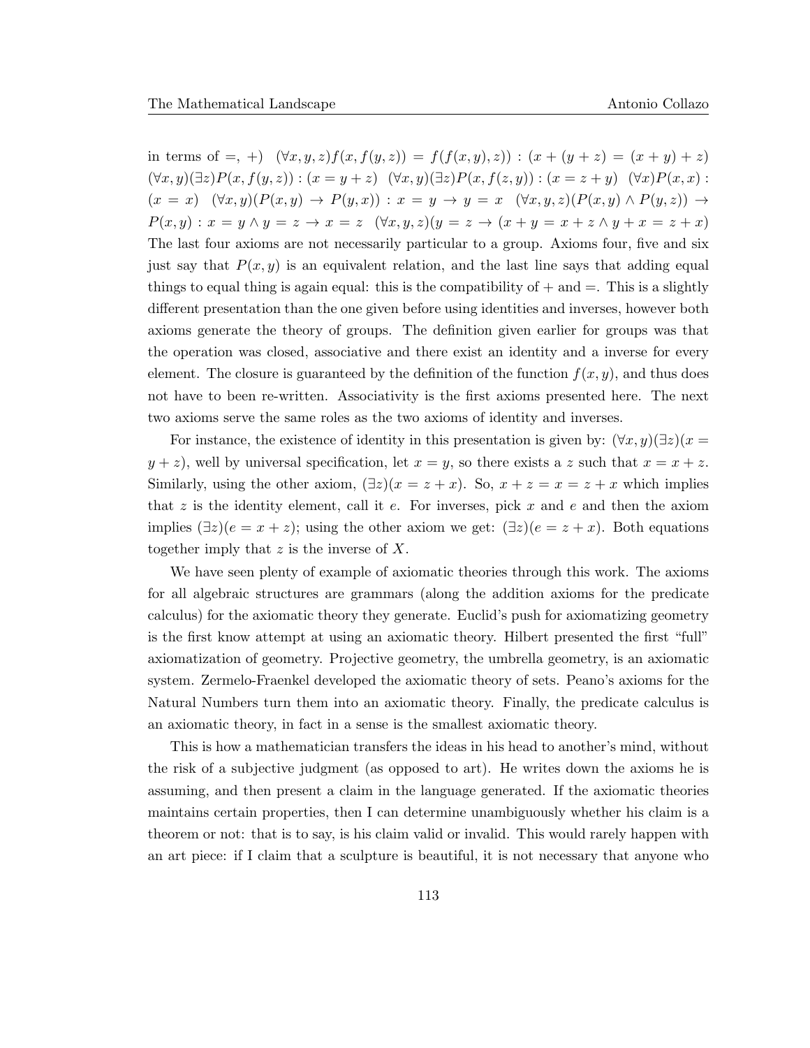in terms of $=, +$) $(\forall x, y, z) f(x, f(y, z)) = f(f(x, y), z)) : (x + (y + z) = (x + y) + z)$ $(\forall x, y)(\exists z) P(x, f(y, z)) : (x = y + z)$ $(\forall x, y)(\exists z) P(x, f(z, y)) : (x = z + y)$ $(\forall x) P(x, x) : (x = x)$ $(\forall x, y)(P(x, y) \rightarrow P(y, x)) : x = y \rightarrow y = x$ $(\forall x, y, z)(P(x, y) \wedge P(y, z)) \rightarrow P(x, y) : x = y \wedge y = z \rightarrow x = z$ $(\forall x, y, z)(y = z \rightarrow (x + y = x + z \wedge y + x = z + x)$ The last four axioms are not necessarily particular to a group. Axioms four, five and six just say that $P(x, y)$ is an equivalent relation, and the last line says that adding equal things to equal thing is again equal: this is the compatibility of $+$ and $=$. This is a slightly different presentation than the one given before using identities and inverses, however both axioms generate the theory of groups. The definition given earlier for groups was that the operation was closed, associative and there exist an identity and a inverse for every element. The closure is guaranteed by the definition of the function $f(x, y)$, and thus does not have to been re-written. Associativity is the first axioms presented here. The next two axioms serve the same roles as the two axioms of identity and inverses.

For instance, the existence of identity in this presentation is given by: $(\forall x, y)(\exists z)(x = y + z)$, well by universal specification, let $x = y$, so there exists a $z$ such that $x = x + z$. Similarly, using the other axiom, $(\exists z)(x = z + x)$. So, $x + z = x = z + x$ which implies that $z$ is the identity element, call it $e$. For inverses, pick $x$ and $e$ and then the axiom implies $(\exists z)(e = x + z)$; using the other axiom we get: $(\exists z)(e = z + x)$. Both equations together imply that $z$ is the inverse of $X$.

We have seen plenty of example of axiomatic theories through this work. The axioms for all algebraic structures are grammars (along the addition axioms for the predicate calculus) for the axiomatic theory they generate. Euclid's push for axiomatizing geometry is the first know attempt at using an axiomatic theory. Hilbert presented the first "full" axiomatization of geometry. Projective geometry, the umbrella geometry, is an axiomatic system. Zermelo-Fraenkel developed the axiomatic theory of sets. Peano's axioms for the Natural Numbers turn them into an axiomatic theory. Finally, the predicate calculus is an axiomatic theory, in fact in a sense is the smallest axiomatic theory.

This is how a mathematician transfers the ideas in his head to another's mind, without the risk of a subjective judgment (as opposed to art). He writes down the axioms he is assuming, and then present a claim in the language generated. If the axiomatic theories maintains certain properties, then I can determine unambiguously whether his claim is a theorem or not: that is to say, is his claim valid or invalid. This would rarely happen with an art piece: if I claim that a sculpture is beautiful, it is not necessary that anyone who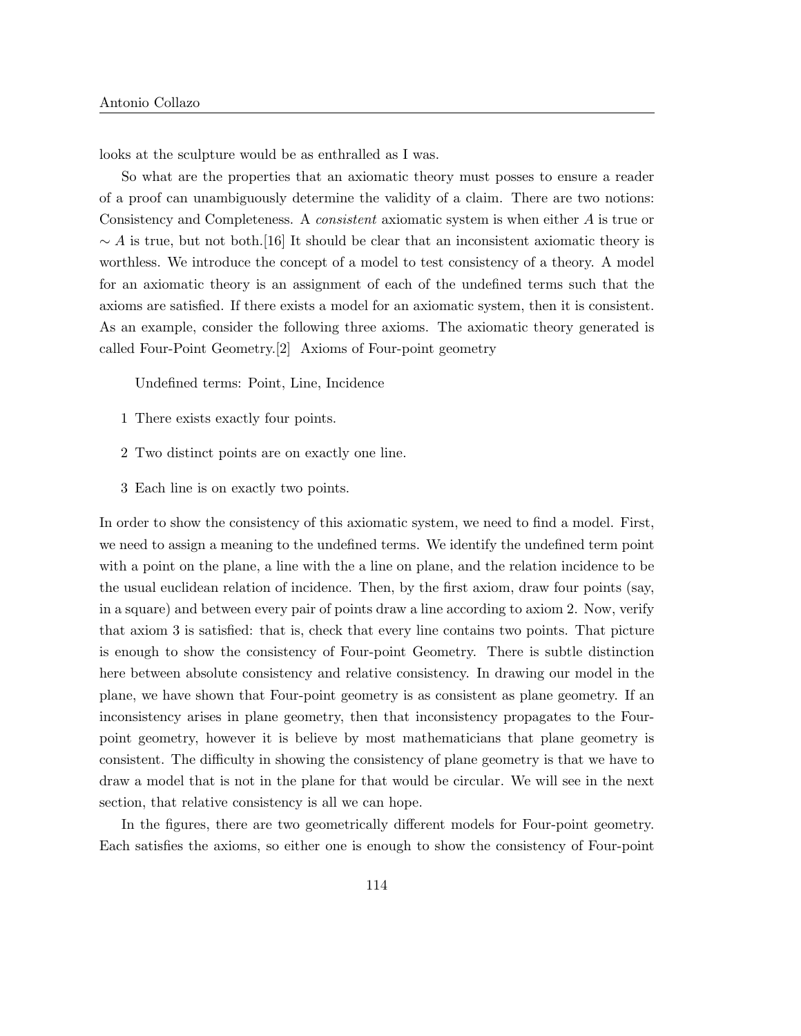looks at the sculpture would be as enthralled as I was.

So what are the properties that an axiomatic theory must posses to ensure a reader of a proof can unambiguously determine the validity of a claim. There are two notions: Consistency and Completeness. A *consistent* axiomatic system is when either $A$ is true or $\sim A$ is true, but not both.[16] It should be clear that an inconsistent axiomatic theory is worthless. We introduce the concept of a model to test consistency of a theory. A model for an axiomatic theory is an assignment of each of the undefined terms such that the axioms are satisfied. If there exists a model for an axiomatic system, then it is consistent. As an example, consider the following three axioms. The axiomatic theory generated is called Four-Point Geometry.[2] Axioms of Four-point geometry

Undefined terms: Point, Line, Incidence

1 There exists exactly four points.

2 Two distinct points are on exactly one line.

3 Each line is on exactly two points.

In order to show the consistency of this axiomatic system, we need to find a model. First, we need to assign a meaning to the undefined terms. We identify the undefined term point with a point on the plane, a line with the a line on plane, and the relation incidence to be the usual euclidean relation of incidence. Then, by the first axiom, draw four points (say, in a square) and between every pair of points draw a line according to axiom 2. Now, verify that axiom 3 is satisfied: that is, check that every line contains two points. That picture is enough to show the consistency of Four-point Geometry. There is subtle distinction here between absolute consistency and relative consistency. In drawing our model in the plane, we have shown that Four-point geometry is as consistent as plane geometry. If an inconsistency arises in plane geometry, then that inconsistency propagates to the Four-point geometry, however it is believe by most mathematicians that plane geometry is consistent. The difficulty in showing the consistency of plane geometry is that we have to draw a model that is not in the plane for that would be circular. We will see in the next section, that relative consistency is all we can hope.

In the figures, there are two geometrically different models for Four-point geometry. Each satisfies the axioms, so either one is enough to show the consistency of Four-point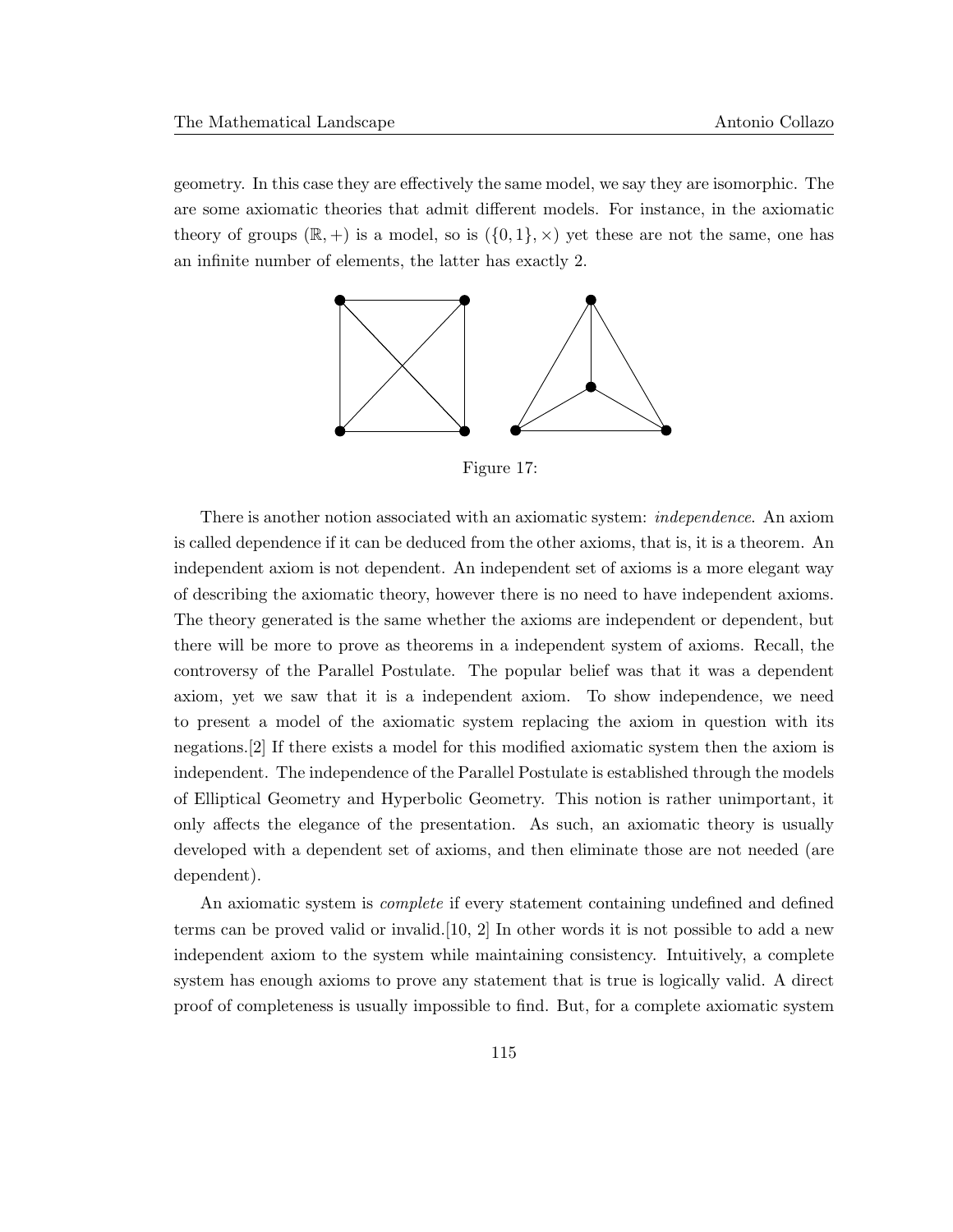geometry. In this case they are effectively the same model, we say they are isomorphic. The are some axiomatic theories that admit different models. For instance, in the axiomatic theory of groups $(\mathbb{R}, +)$ is a model, so is $(\{0, 1\}, \times)$ yet these are not the same, one has an infinite number of elements, the latter has exactly 2.

Figure 17:

There is another notion associated with an axiomatic system: *independence*. An axiom is called dependence if it can be deduced from the other axioms, that is, it is a theorem. An independent axiom is not dependent. An independent set of axioms is a more elegant way of describing the axiomatic theory, however there is no need to have independent axioms. The theory generated is the same whether the axioms are independent or dependent, but there will be more to prove as theorems in a independent system of axioms. Recall, the controversy of the Parallel Postulate. The popular belief was that it was a dependent axiom, yet we saw that it is a independent axiom. To show independence, we need to present a model of the axiomatic system replacing the axiom in question with its negations.[2] If there exists a model for this modified axiomatic system then the axiom is independent. The independence of the Parallel Postulate is established through the models of Elliptical Geometry and Hyperbolic Geometry. This notion is rather unimportant, it only affects the elegance of the presentation. As such, an axiomatic theory is usually developed with a dependent set of axioms, and then eliminate those are not needed (are dependent).

An axiomatic system is *complete* if every statement containing undefined and defined terms can be proved valid or invalid.[10, 2] In other words it is not possible to add a new independent axiom to the system while maintaining consistency. Intuitively, a complete system has enough axioms to prove any statement that is true is logically valid. A direct proof of completeness is usually impossible to find. But, for a complete axiomatic system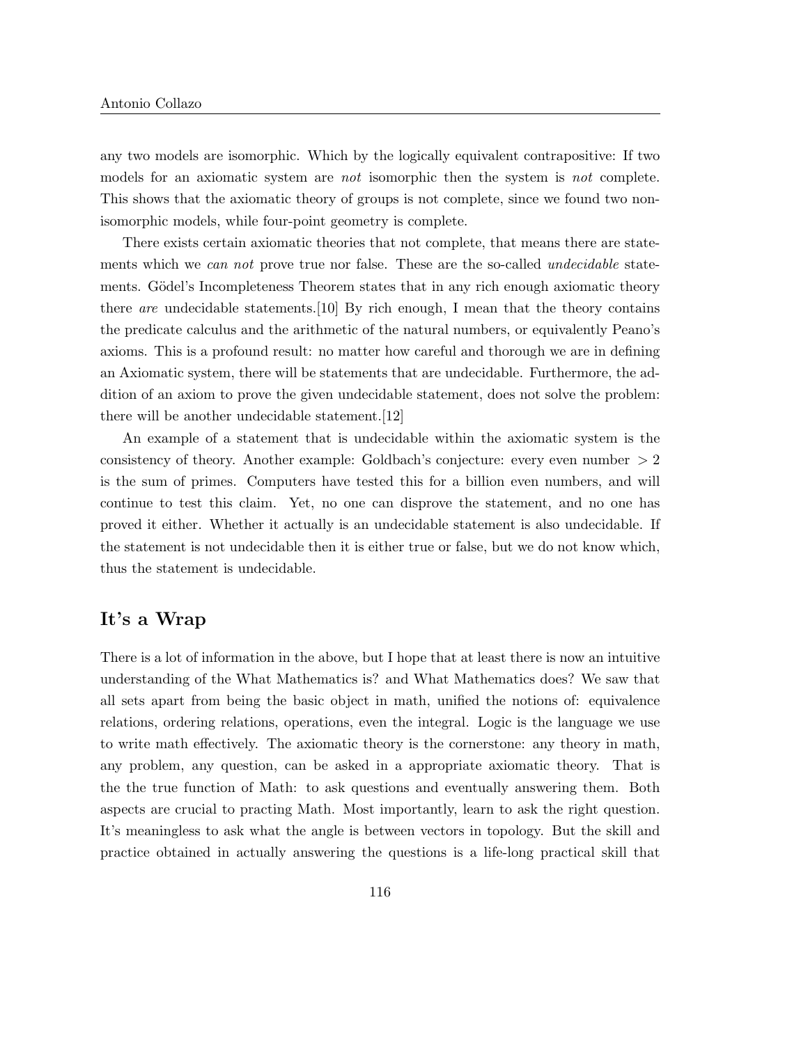any two models are isomorphic. Which by the logically equivalent contrapositive: If two models for an axiomatic system are *not* isomorphic then the system is *not* complete. This shows that the axiomatic theory of groups is not complete, since we found two non-isomorphic models, while four-point geometry is complete.

There exists certain axiomatic theories that not complete, that means there are statements which we *can not* prove true nor false. These are the so-called *undecidable* statements. Gödel's Incompleteness Theorem states that in any rich enough axiomatic theory there *are* undecidable statements.[10] By rich enough, I mean that the theory contains the predicate calculus and the arithmetic of the natural numbers, or equivalently Peano's axioms. This is a profound result: no matter how careful and thorough we are in defining an Axiomatic system, there will be statements that are undecidable. Furthermore, the addition of an axiom to prove the given undecidable statement, does not solve the problem: there will be another undecidable statement.[12]

An example of a statement that is undecidable within the axiomatic system is the consistency of theory. Another example: Goldbach's conjecture: every even number $> 2$ is the sum of primes. Computers have tested this for a billion even numbers, and will continue to test this claim. Yet, no one can disprove the statement, and no one has proved it either. Whether it actually is an undecidable statement is also undecidable. If the statement is not undecidable then it is either true or false, but we do not know which, thus the statement is undecidable.

## It's a Wrap

There is a lot of information in the above, but I hope that at least there is now an intuitive understanding of the What Mathematics is? and What Mathematics does? We saw that all sets apart from being the basic object in math, unified the notions of: equivalence relations, ordering relations, operations, even the integral. Logic is the language we use to write math effectively. The axiomatic theory is the cornerstone: any theory in math, any problem, any question, can be asked in a appropriate axiomatic theory. That is the the true function of Math: to ask questions and eventually answering them. Both aspects are crucial to practing Math. Most importantly, learn to ask the right question. It's meaningless to ask what the angle is between vectors in topology. But the skill and practice obtained in actually answering the questions is a life-long practical skill that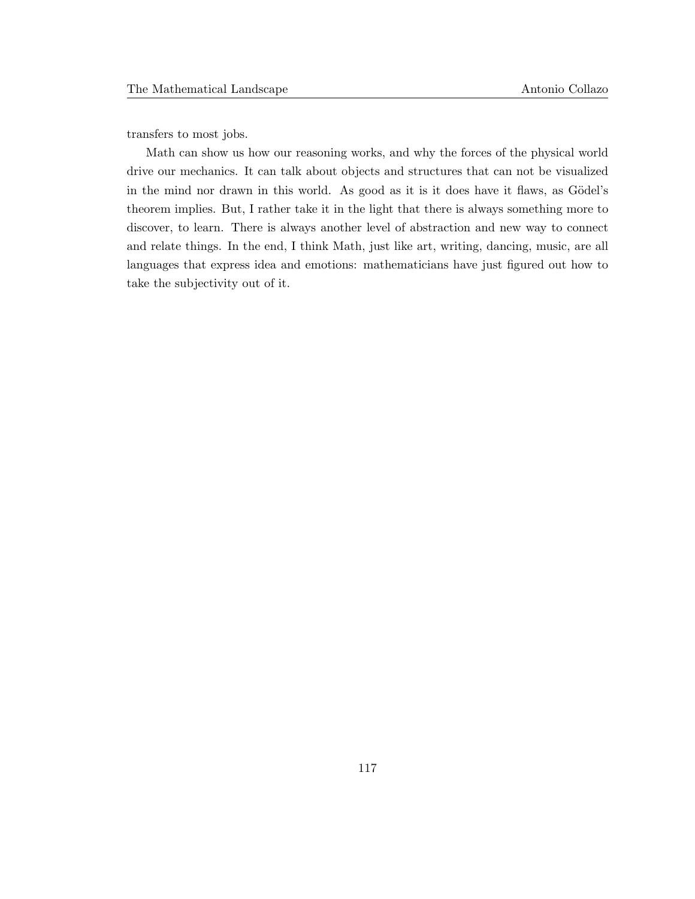transfers to most jobs.

Math can show us how our reasoning works, and why the forces of the physical world drive our mechanics. It can talk about objects and structures that can not be visualized in the mind nor drawn in this world. As good as it is it does have it flaws, as Gödel's theorem implies. But, I rather take it in the light that there is always something more to discover, to learn. There is always another level of abstraction and new way to connect and relate things. In the end, I think Math, just like art, writing, dancing, music, are all languages that express idea and emotions: mathematicians have just figured out how to take the subjectivity out of it.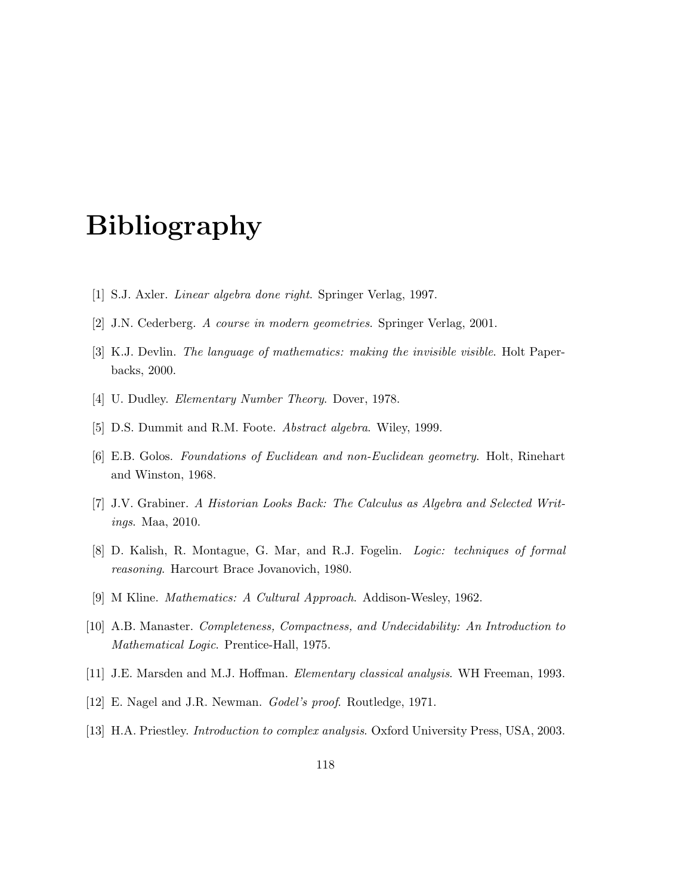# Bibliography

[1] S.J. Axler. *Linear algebra done right*. Springer Verlag, 1997.

[2] J.N. Cederberg. *A course in modern geometries*. Springer Verlag, 2001.

[3] K.J. Devlin. *The language of mathematics: making the invisible visible*. Holt Paperbacks, 2000.

[4] U. Dudley. *Elementary Number Theory*. Dover, 1978.

[5] D.S. Dummit and R.M. Foote. *Abstract algebra*. Wiley, 1999.

[6] E.B. Golos. *Foundations of Euclidean and non-Euclidean geometry*. Holt, Rinehart and Winston, 1968.

[7] J.V. Grabiner. *A Historian Looks Back: The Calculus as Algebra and Selected Writings*. Maa, 2010.

[8] D. Kalish, R. Montague, G. Mar, and R.J. Fogelin. *Logic: techniques of formal reasoning*. Harcourt Brace Jovanovich, 1980.

[9] M Kline. *Mathematics: A Cultural Approach*. Addison-Wesley, 1962.

[10] A.B. Manaster. *Completeness, Compactness, and Undecidability: An Introduction to Mathematical Logic*. Prentice-Hall, 1975.

[11] J.E. Marsden and M.J. Hoffman. *Elementary classical analysis*. WH Freeman, 1993.

[12] E. Nagel and J.R. Newman. *Godel's proof*. Routledge, 1971.

[13] H.A. Priestley. *Introduction to complex analysis*. Oxford University Press, USA, 2003.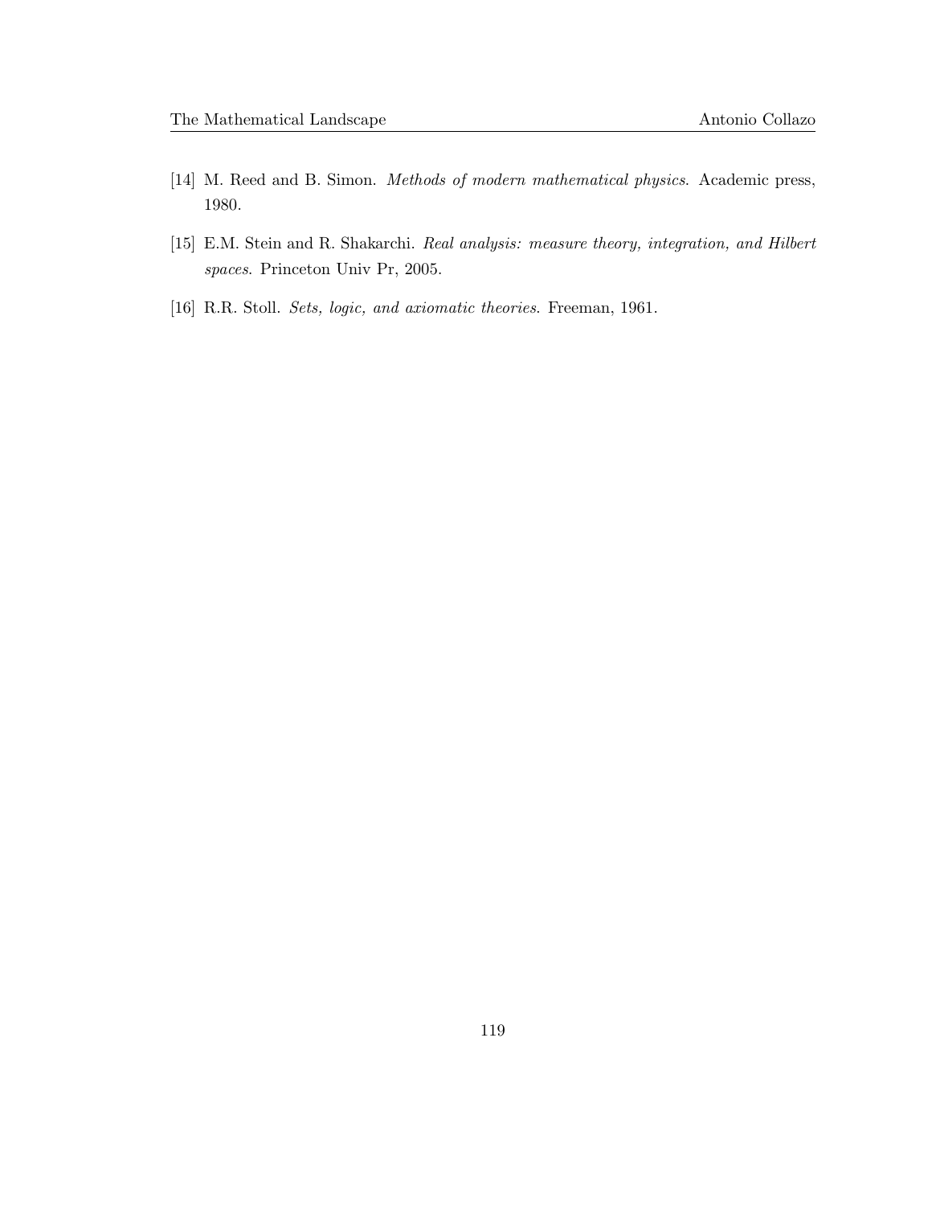[14] M. Reed and B. Simon. *Methods of modern mathematical physics*. Academic press, 1980.

[15] E.M. Stein and R. Shakarchi. *Real analysis: measure theory, integration, and Hilbert spaces*. Princeton Univ Pr, 2005.

[16] R.R. Stoll. *Sets, logic, and axiomatic theories*. Freeman, 1961.